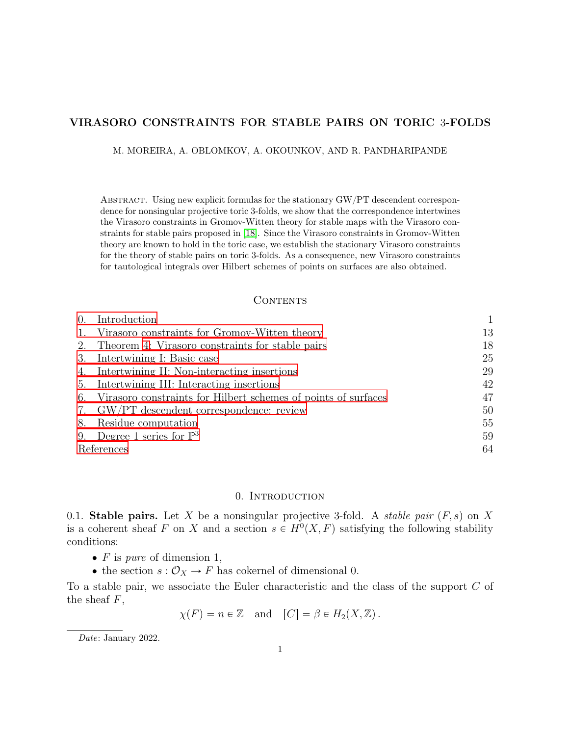# VIRASORO CONSTRAINTS FOR STABLE PAIRS ON TORIC 3-FOLDS

M. MOREIRA, A. OBLOMKOV, A. OKOUNKOV, AND R. PANDHARIPANDE

Abstract. Using new explicit formulas for the stationary GW/PT descendent correspondence for nonsingular projective toric 3-folds, we show that the correspondence intertwines the Virasoro constraints in Gromov-Witten theory for stable maps with the Virasoro constraints for stable pairs proposed in [18]. Since the Virasoro constraints in Gromov-Witten theory are known to hold in the toric case, we establish the stationary Virasoro constraints for the theory of stable pairs on toric 3-folds. As a consequence, new Virasoro constraints for tautological integrals over Hilbert schemes of points on surfaces are also obtained.

## Contents

| | |
|---|---|
| 0. Introduction | 1 |
| 1. Virasoro constraints for Gromov-Witten theory | 13 |
| 2. Theorem 4: Virasoro constraints for stable pairs | 18 |
| 3. Intertwining I: Basic case | 25 |
| 4. Intertwining II: Non-interacting insertions | 29 |
| 5. Intertwining III: Interacting insertions | 42 |
| 6. Virasoro constraints for Hilbert schemes of points of surfaces | 47 |
| 7. GW/PT descendent correspondence: review | 50 |
| 8. Residue computation | 55 |
| 9. Degree 1 series for $\mathbb{P}^3$ | 59 |
| References | 64 |

## 0. Introduction

**0.1. Stable pairs.** Let $X$ be a nonsingular projective 3-fold. A *stable pair* $(F, s)$ on $X$ is a coherent sheaf $F$ on $X$ and a section $s \in H^0(X, F)$ satisfying the following stability conditions:

- $F$ is *pure* of dimension 1,
- the section $s : \mathcal{O}_X \to F$ has cokernel of dimensional 0.

To a stable pair, we associate the Euler characteristic and the class of the support $C$ of the sheaf $F$,

$$\chi(F) = n \in \mathbb{Z} \quad \text{and} \quad [C] = \beta \in H_2(X, \mathbb{Z}) .$$

*Date*: January 2022.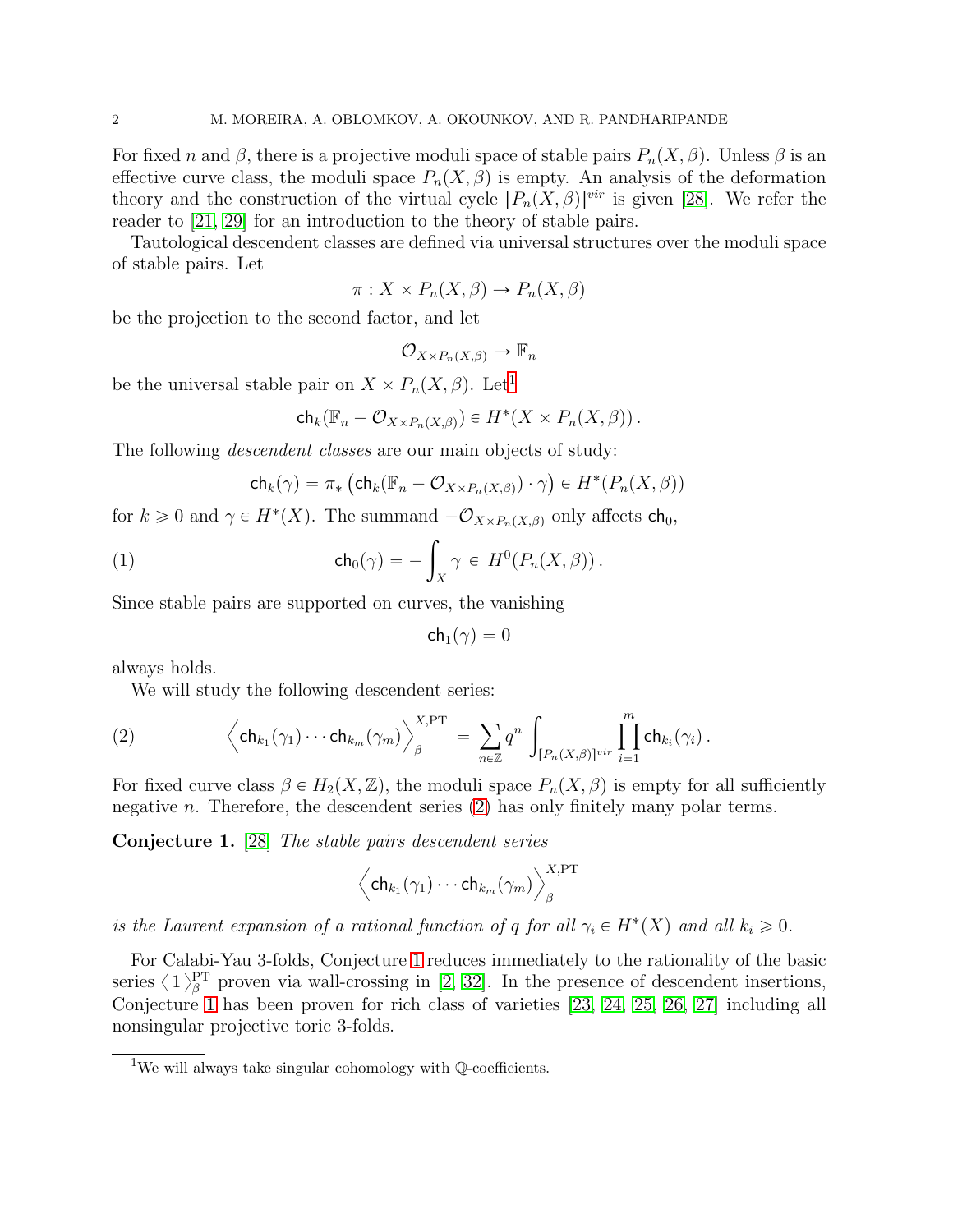For fixed $n$ and $\beta$, there is a projective moduli space of stable pairs $P_n(X, \beta)$. Unless $\beta$ is an effective curve class, the moduli space $P_n(X, \beta)$ is empty. An analysis of the deformation theory and the construction of the virtual cycle $[P_n(X, \beta)]^{vir}$ is given [28]. We refer the reader to [21, 29] for an introduction to the theory of stable pairs.

Tautological descendent classes are defined via universal structures over the moduli space of stable pairs. Let

$$\pi : X \times P_n(X, \beta) \to P_n(X, \beta)$$

be the projection to the second factor, and let

$$\mathcal{O}_{X \times P_n(X,\beta)} \to \mathbb{F}_n$$

be the universal stable pair on $X \times P_n(X, \beta)$. Let[1]

$$\mathsf{ch}_k(\mathbb{F}_n - \mathcal{O}_{X \times P_n(X,\beta)}) \in H^*(X \times P_n(X, \beta)) \,.$$

The following *descendent classes* are our main objects of study:

$$\mathsf{ch}_k(\gamma) = \pi_* \left(\mathsf{ch}_k(\mathbb{F}_n - \mathcal{O}_{X \times P_n(X,\beta)}) \cdot \gamma\right) \in H^*(P_n(X, \beta))$$

for $k \geqslant 0$ and $\gamma \in H^*(X)$. The summand $-\mathcal{O}_{X \times P_n(X,\beta)}$ only affects $\mathsf{ch}_0$,

$$\mathsf{ch}_0(\gamma) = -\int_X \gamma \, \in \, H^0(P_n(X, \beta)) \,. \tag{1}$$

Since stable pairs are supported on curves, the vanishing

$$\mathsf{ch}_1(\gamma) = 0$$

always holds.

We will study the following descendent series:

$$\Big\langle \mathsf{ch}_{k_1}(\gamma_1) \cdots \mathsf{ch}_{k_m}(\gamma_m) \Big\rangle_\beta^{X,\mathrm{PT}} = \sum_{n \in \mathbb{Z}} q^n \int_{[P_n(X,\beta)]^{vir}} \prod_{i=1}^m \mathsf{ch}_{k_i}(\gamma_i) \,. \tag{2}$$

For fixed curve class $\beta \in H_2(X, \mathbb{Z})$, the moduli space $P_n(X, \beta)$ is empty for all sufficiently negative $n$. Therefore, the descendent series (2) has only finitely many polar terms.

**Conjecture 1.** [28] *The stable pairs descendent series*

$$\Big\langle \mathsf{ch}_{k_1}(\gamma_1) \cdots \mathsf{ch}_{k_m}(\gamma_m) \Big\rangle_\beta^{X,\mathrm{PT}}$$

*is the Laurent expansion of a rational function of $q$ for all $\gamma_i \in H^*(X)$ and all $k_i \geqslant 0$.*

For Calabi-Yau 3-folds, Conjecture 1 reduces immediately to the rationality of the basic series $\langle 1 \rangle_\beta^{\mathrm{PT}}$ proven via wall-crossing in [2, 32]. In the presence of descendent insertions, Conjecture 1 has been proven for rich class of varieties [23, 24, 25, 26, 27] including all nonsingular projective toric 3-folds.

[1] We will always take singular cohomology with $\mathbb{Q}$-coefficients.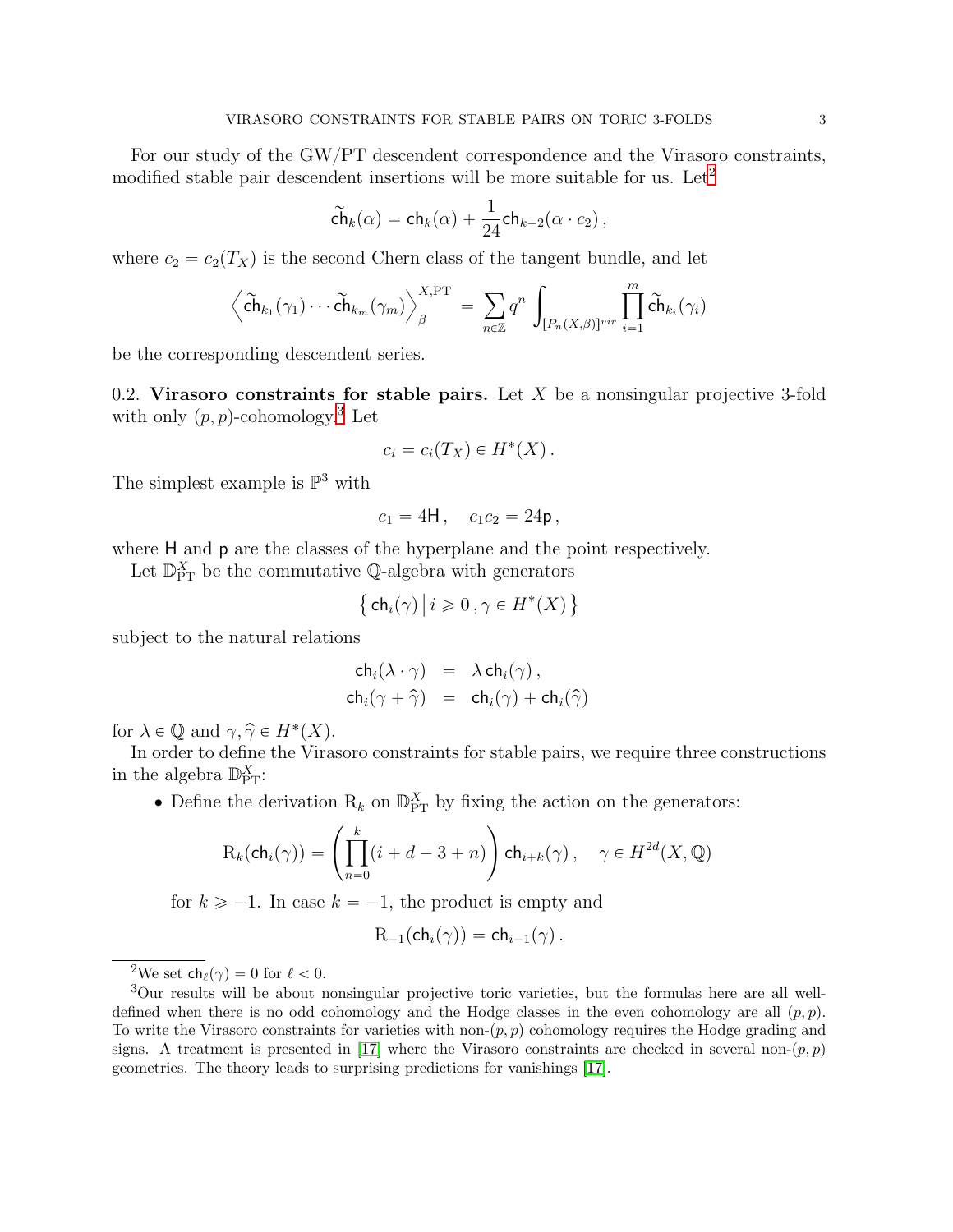For our study of the GW/PT descendent correspondence and the Virasoro constraints, modified stable pair descendent insertions will be more suitable for us. Let[2]

$$\widetilde{\mathsf{ch}}_k(\alpha) = \mathsf{ch}_k(\alpha) + \frac{1}{24}\mathsf{ch}_{k-2}(\alpha \cdot c_2)\,,$$

where $c_2 = c_2(T_X)$ is the second Chern class of the tangent bundle, and let

$$\left\langle \widetilde{\mathsf{ch}}_{k_1}(\gamma_1)\cdots\widetilde{\mathsf{ch}}_{k_m}(\gamma_m)\right\rangle_\beta^{X,\mathrm{PT}} = \sum_{n\in\mathbb{Z}} q^n \int_{[P_n(X,\beta)]^{vir}} \prod_{i=1}^m \widetilde{\mathsf{ch}}_{k_i}(\gamma_i)$$

be the corresponding descendent series.

0.2. **Virasoro constraints for stable pairs.** Let $X$ be a nonsingular projective 3-fold with only $(p,p)$-cohomology.[3] Let

$$c_i = c_i(T_X) \in H^*(X)\,.$$

The simplest example is $\mathbb{P}^3$ with

$$c_1 = 4\mathsf{H}\,, \quad c_1c_2 = 24\mathsf{p}\,,$$

where $\mathsf{H}$ and $\mathsf{p}$ are the classes of the hyperplane and the point respectively.

Let $\mathbb{D}_{\mathrm{PT}}^X$ be the commutative $\mathbb{Q}$-algebra with generators

$$\left\{ \mathsf{ch}_i(\gamma) \,\middle|\, i \geqslant 0\,, \gamma \in H^*(X) \right\}$$

subject to the natural relations

$$\begin{aligned} \mathsf{ch}_i(\lambda\cdot\gamma) &= \lambda\,\mathsf{ch}_i(\gamma)\,,\\ \mathsf{ch}_i(\gamma+\widehat{\gamma}) &= \mathsf{ch}_i(\gamma) + \mathsf{ch}_i(\widehat{\gamma}) \end{aligned}$$

for $\lambda \in \mathbb{Q}$ and $\gamma, \widehat{\gamma} \in H^*(X)$.

In order to define the Virasoro constraints for stable pairs, we require three constructions in the algebra $\mathbb{D}_{\mathrm{PT}}^X$:

- Define the derivation $\mathrm{R}_k$ on $\mathbb{D}_{\mathrm{PT}}^X$ by fixing the action on the generators:

$$\mathrm{R}_k(\mathsf{ch}_i(\gamma)) = \left(\prod_{n=0}^{k}(i+d-3+n)\right)\mathsf{ch}_{i+k}(\gamma)\,, \quad \gamma \in H^{2d}(X,\mathbb{Q})$$

  for $k \geqslant -1$. In case $k=-1$, the product is empty and

$$\mathrm{R}_{-1}(\mathsf{ch}_i(\gamma)) = \mathsf{ch}_{i-1}(\gamma)\,.$$

---

[2] We set $\mathsf{ch}_\ell(\gamma) = 0$ for $\ell < 0$.

[3] Our results will be about nonsingular projective toric varieties, but the formulas here are all well-defined when there is no odd cohomology and the Hodge classes in the even cohomology are all $(p,p)$. To write the Virasoro constraints for varieties with non-$(p,p)$ cohomology requires the Hodge grading and signs. A treatment is presented in [17] where the Virasoro constraints are checked in several non-$(p,p)$ geometries. The theory leads to surprising predictions for vanishings [17].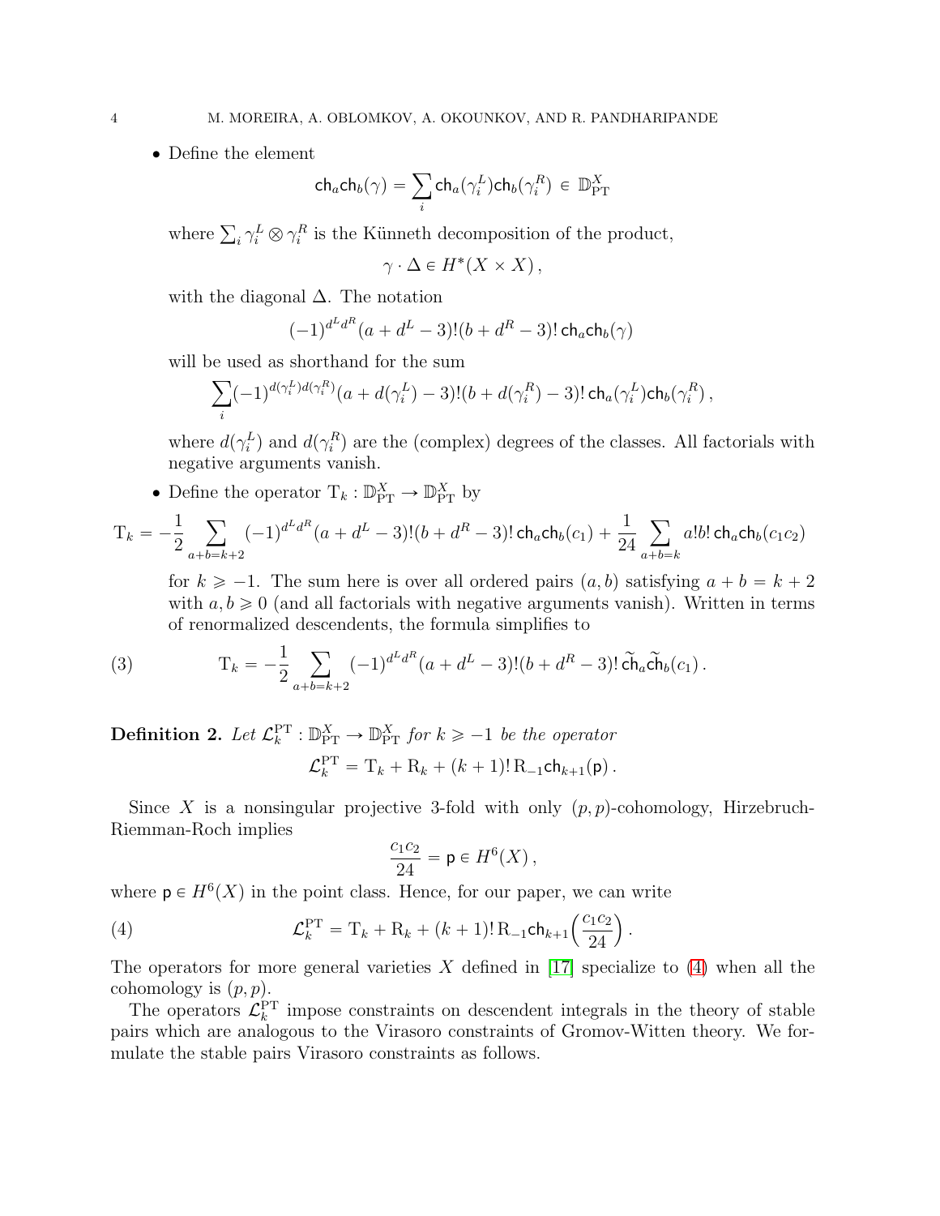- Define the element

$$\mathsf{ch}_a\mathsf{ch}_b(\gamma) = \sum_i \mathsf{ch}_a(\gamma_i^L)\mathsf{ch}_b(\gamma_i^R) \in \mathbb{D}_{\mathrm{PT}}^X$$

  where $\sum_i \gamma_i^L \otimes \gamma_i^R$ is the Künneth decomposition of the product,

$$\gamma \cdot \Delta \in H^*(X \times X)\,,$$

  with the diagonal $\Delta$. The notation

$$(-1)^{d^L d^R}(a + d^L - 3)!(b + d^R - 3)!\, \mathsf{ch}_a\mathsf{ch}_b(\gamma)$$

  will be used as shorthand for the sum

$$\sum_i (-1)^{d(\gamma_i^L)d(\gamma_i^R)}(a + d(\gamma_i^L) - 3)!(b + d(\gamma_i^R) - 3)!\, \mathsf{ch}_a(\gamma_i^L)\mathsf{ch}_b(\gamma_i^R)\,,$$

  where $d(\gamma_i^L)$ and $d(\gamma_i^R)$ are the (complex) degrees of the classes. All factorials with negative arguments vanish.

- Define the operator $\mathrm{T}_k : \mathbb{D}_{\mathrm{PT}}^X \to \mathbb{D}_{\mathrm{PT}}^X$ by

$$\mathrm{T}_k = -\frac{1}{2} \sum_{a+b=k+2} (-1)^{d^L d^R}(a + d^L - 3)!(b + d^R - 3)!\, \mathsf{ch}_a\mathsf{ch}_b(c_1) + \frac{1}{24} \sum_{a+b=k} a!b!\, \mathsf{ch}_a\mathsf{ch}_b(c_1c_2)$$

  for $k \geqslant -1$. The sum here is over all ordered pairs $(a, b)$ satisfying $a + b = k + 2$ with $a, b \geqslant 0$ (and all factorials with negative arguments vanish). Written in terms of renormalized descendents, the formula simplifies to

$$\mathrm{T}_k = -\frac{1}{2} \sum_{a+b=k+2} (-1)^{d^L d^R}(a + d^L - 3)!(b + d^R - 3)!\, \widetilde{\mathsf{ch}}_a\widetilde{\mathsf{ch}}_b(c_1)\,. \tag{3}$$

**Definition 2.** *Let $\mathcal{L}_k^{\mathrm{PT}} : \mathbb{D}_{\mathrm{PT}}^X \to \mathbb{D}_{\mathrm{PT}}^X$ for $k \geqslant -1$ be the operator*

$$\mathcal{L}_k^{\mathrm{PT}} = \mathrm{T}_k + \mathrm{R}_k + (k+1)!\, \mathrm{R}_{-1}\mathsf{ch}_{k+1}(\mathsf{p})\,.$$

Since $X$ is a nonsingular projective 3-fold with only $(p, p)$-cohomology, Hirzebruch-Riemman-Roch implies

$$\frac{c_1c_2}{24} = \mathsf{p} \in H^6(X)\,,$$

where $\mathsf{p} \in H^6(X)$ in the point class. Hence, for our paper, we can write

$$\mathcal{L}_k^{\mathrm{PT}} = \mathrm{T}_k + \mathrm{R}_k + (k+1)!\, \mathrm{R}_{-1}\mathsf{ch}_{k+1}\Big(\frac{c_1c_2}{24}\Big)\,. \tag{4}$$

The operators for more general varieties $X$ defined in [17] specialize to (4) when all the cohomology is $(p, p)$.

The operators $\mathcal{L}_k^{\mathrm{PT}}$ impose constraints on descendent integrals in the theory of stable pairs which are analogous to the Virasoro constraints of Gromov-Witten theory. We formulate the stable pairs Virasoro constraints as follows.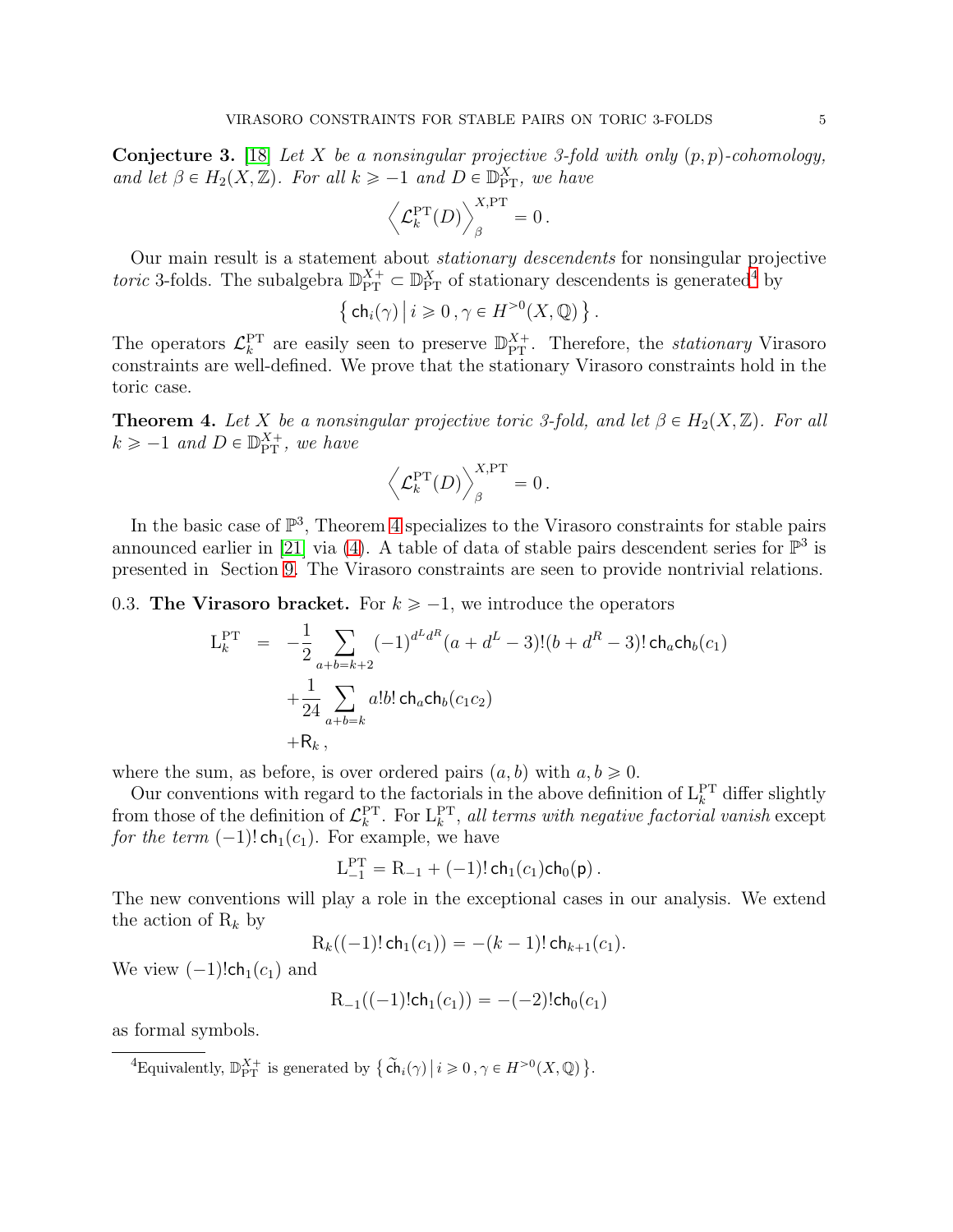**Conjecture 3.** [18] *Let $X$ be a nonsingular projective 3-fold with only $(p,p)$-cohomology, and let $\beta \in H_2(X,\mathbb{Z})$. For all $k \geqslant -1$ and $D \in \mathbb{D}^X_{\mathrm{PT}}$, we have*

$$\left\langle \mathcal{L}^{\mathrm{PT}}_k(D) \right\rangle^{X,\mathrm{PT}}_\beta = 0\,.$$

Our main result is a statement about *stationary descendents* for nonsingular projective *toric* 3-folds. The subalgebra $\mathbb{D}^{X+}_{\mathrm{PT}} \subset \mathbb{D}^X_{\mathrm{PT}}$ of stationary descendents is generated[4] by

$$\left\{\, \mathsf{ch}_i(\gamma) \,\middle|\, i \geqslant 0\,, \gamma \in H^{>0}(X,\mathbb{Q}) \,\right\}.$$

The operators $\mathcal{L}^{\mathrm{PT}}_k$ are easily seen to preserve $\mathbb{D}^{X+}_{\mathrm{PT}}$. Therefore, the *stationary* Virasoro constraints are well-defined. We prove that the stationary Virasoro constraints hold in the toric case.

**Theorem 4.** *Let $X$ be a nonsingular projective toric 3-fold, and let $\beta \in H_2(X,\mathbb{Z})$. For all $k \geqslant -1$ and $D \in \mathbb{D}^{X+}_{\mathrm{PT}}$, we have*

$$\left\langle \mathcal{L}^{\mathrm{PT}}_k(D) \right\rangle^{X,\mathrm{PT}}_\beta = 0\,.$$

In the basic case of $\mathbb{P}^3$, Theorem 4 specializes to the Virasoro constraints for stable pairs announced earlier in [21] via (4). A table of data of stable pairs descendent series for $\mathbb{P}^3$ is presented in Section 9. The Virasoro constraints are seen to provide nontrivial relations.

0.3. **The Virasoro bracket.** For $k \geqslant -1$, we introduce the operators

$$\begin{aligned}
\mathrm{L}^{\mathrm{PT}}_k \;=\; & -\frac{1}{2}\sum_{a+b=k+2}(-1)^{d^Ld^R}(a+d^L-3)!(b+d^R-3)!\,\mathsf{ch}_a\mathsf{ch}_b(c_1)\\
& +\frac{1}{24}\sum_{a+b=k} a!b!\,\mathsf{ch}_a\mathsf{ch}_b(c_1c_2)\\
& +\mathsf{R}_k\,,
\end{aligned}$$

where the sum, as before, is over ordered pairs $(a,b)$ with $a,b \geqslant 0$.

Our conventions with regard to the factorials in the above definition of $\mathrm{L}^{\mathrm{PT}}_k$ differ slightly from those of the definition of $\mathcal{L}^{\mathrm{PT}}_k$. For $\mathrm{L}^{\mathrm{PT}}_k$, *all terms with negative factorial vanish* except *for the term* $(-1)!\,\mathsf{ch}_1(c_1)$. For example, we have

$$\mathrm{L}^{\mathrm{PT}}_{-1} = \mathrm{R}_{-1} + (-1)!\,\mathsf{ch}_1(c_1)\mathsf{ch}_0(\mathsf{p})\,.$$

The new conventions will play a role in the exceptional cases in our analysis. We extend the action of $\mathrm{R}_k$ by

$$\mathrm{R}_k((-1)!\,\mathsf{ch}_1(c_1)) = -(k-1)!\,\mathsf{ch}_{k+1}(c_1).$$

We view $(-1)!\mathsf{ch}_1(c_1)$ and

$$\mathrm{R}_{-1}((-1)!\mathsf{ch}_1(c_1)) = -(-2)!\mathsf{ch}_0(c_1)$$

as formal symbols.

[4] Equivalently, $\mathbb{D}^{X+}_{\mathrm{PT}}$ is generated by $\left\{\, \widetilde{\mathsf{ch}}_i(\gamma) \,\middle|\, i \geqslant 0\,, \gamma \in H^{>0}(X,\mathbb{Q}) \,\right\}$.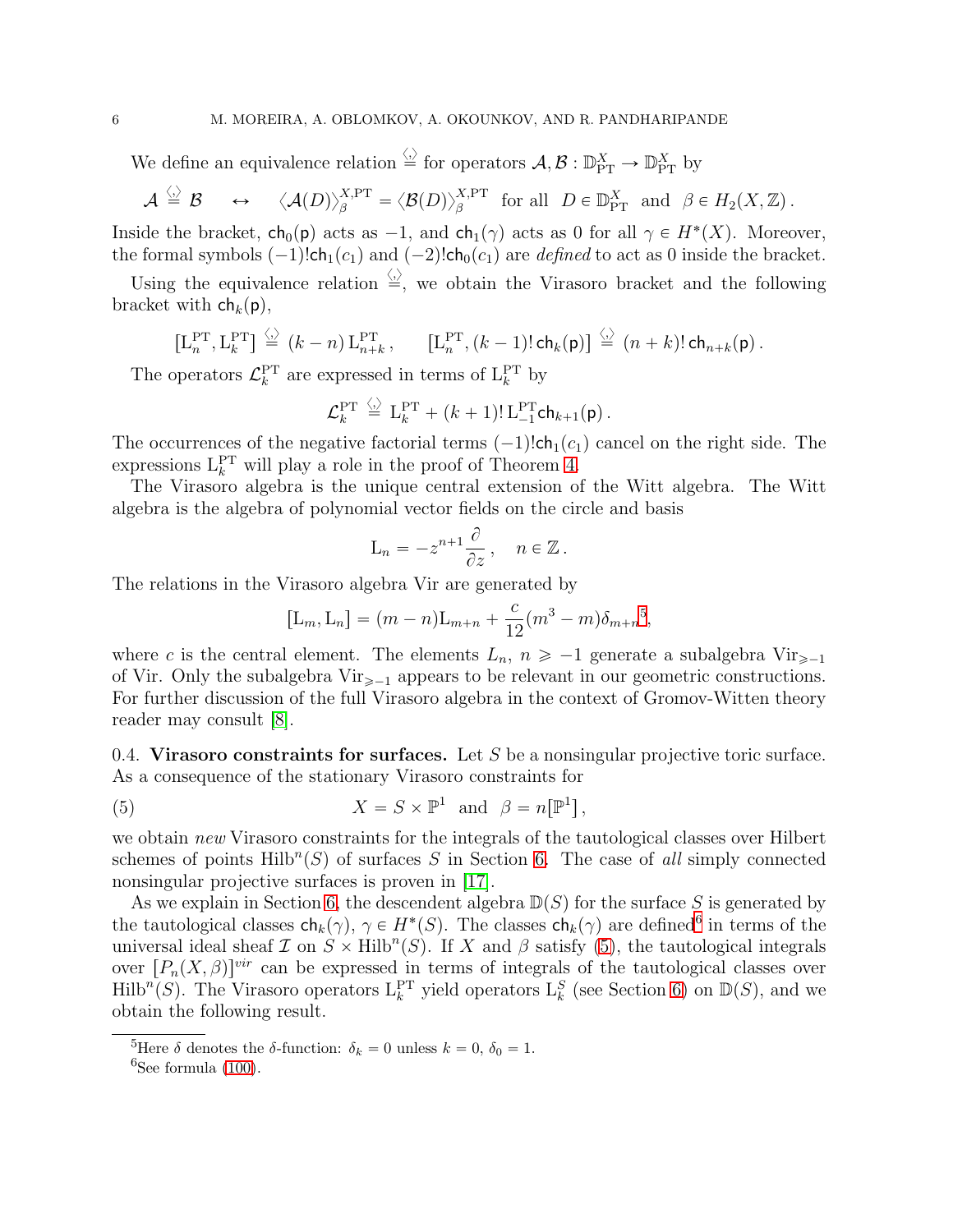We define an equivalence relation $\overset{\langle\cdot\rangle}{=}$ for operators $\mathcal{A}, \mathcal{B} : \mathbb{D}^X_{\mathrm{PT}} \to \mathbb{D}^X_{\mathrm{PT}}$ by

$$\mathcal{A} \overset{\langle\cdot\rangle}{=} \mathcal{B} \quad \leftrightarrow \quad \langle \mathcal{A}(D) \rangle^{X,\mathrm{PT}}_\beta = \langle \mathcal{B}(D) \rangle^{X,\mathrm{PT}}_\beta \ \text{ for all } \ D \in \mathbb{D}^X_{\mathrm{PT}} \ \text{ and } \ \beta \in H_2(X, \mathbb{Z}) \,.$$

Inside the bracket, $\mathsf{ch}_0(\mathsf{p})$ acts as $-1$, and $\mathsf{ch}_1(\gamma)$ acts as 0 for all $\gamma \in H^*(X)$. Moreover, the formal symbols $(-1)!\mathsf{ch}_1(c_1)$ and $(-2)!\mathsf{ch}_0(c_1)$ are *defined* to act as 0 inside the bracket.

Using the equivalence relation $\overset{\langle\cdot\rangle}{=}$, we obtain the Virasoro bracket and the following bracket with $\mathsf{ch}_k(\mathsf{p})$,

$$[\mathrm{L}^{\mathrm{PT}}_n, \mathrm{L}^{\mathrm{PT}}_k] \overset{\langle\cdot\rangle}{=} (k-n)\, \mathrm{L}^{\mathrm{PT}}_{n+k} \,, \qquad [\mathrm{L}^{\mathrm{PT}}_n, (k-1)!\, \mathsf{ch}_k(\mathsf{p})] \overset{\langle\cdot\rangle}{=} (n+k)!\, \mathsf{ch}_{n+k}(\mathsf{p}) \,.$$

The operators $\mathcal{L}^{\mathrm{PT}}_k$ are expressed in terms of $\mathrm{L}^{\mathrm{PT}}_k$ by

$$\mathcal{L}^{\mathrm{PT}}_k \overset{\langle\cdot\rangle}{=} \mathrm{L}^{\mathrm{PT}}_k + (k+1)!\, \mathrm{L}^{\mathrm{PT}}_{-1} \mathsf{ch}_{k+1}(\mathsf{p}) \,.$$

The occurrences of the negative factorial terms $(-1)!\mathsf{ch}_1(c_1)$ cancel on the right side. The expressions $\mathrm{L}^{\mathrm{PT}}_k$ will play a role in the proof of Theorem 4.

The Virasoro algebra is the unique central extension of the Witt algebra. The Witt algebra is the algebra of polynomial vector fields on the circle and basis

$$\mathrm{L}_n = -z^{n+1} \frac{\partial}{\partial z} \,, \quad n \in \mathbb{Z} \,.$$

The relations in the Virasoro algebra Vir are generated by

$$[\mathrm{L}_m, \mathrm{L}_n] = (m-n) \mathrm{L}_{m+n} + \frac{c}{12}(m^3 - m)\delta_{m+n}[5],$$

where $c$ is the central element. The elements $L_n$, $n \geqslant -1$ generate a subalgebra $\mathrm{Vir}_{\geqslant -1}$ of Vir. Only the subalgebra $\mathrm{Vir}_{\geqslant -1}$ appears to be relevant in our geometric constructions. For further discussion of the full Virasoro algebra in the context of Gromov-Witten theory reader may consult [8].

0.4. **Virasoro constraints for surfaces.** Let $S$ be a nonsingular projective toric surface. As a consequence of the stationary Virasoro constraints for

$$X = S \times \mathbb{P}^1 \ \text{ and } \ \beta = n[\mathbb{P}^1] \,, \tag{5}$$

we obtain *new* Virasoro constraints for the integrals of the tautological classes over Hilbert schemes of points $\mathrm{Hilb}^n(S)$ of surfaces $S$ in Section 6. The case of *all* simply connected nonsingular projective surfaces is proven in [17].

As we explain in Section 6, the descendent algebra $\mathbb{D}(S)$ for the surface $S$ is generated by the tautological classes $\mathsf{ch}_k(\gamma)$, $\gamma \in H^*(S)$. The classes $\mathsf{ch}_k(\gamma)$ are defined[6] in terms of the universal ideal sheaf $\mathcal{I}$ on $S \times \mathrm{Hilb}^n(S)$. If $X$ and $\beta$ satisfy (5), the tautological integrals over $[P_n(X, \beta)]^{vir}$ can be expressed in terms of integrals of the tautological classes over $\mathrm{Hilb}^n(S)$. The Virasoro operators $\mathrm{L}^{\mathrm{PT}}_k$ yield operators $\mathrm{L}^S_k$ (see Section 6) on $\mathbb{D}(S)$, and we obtain the following result.

---

[5] Here $\delta$ denotes the $\delta$-function: $\delta_k = 0$ unless $k = 0$, $\delta_0 = 1$.

[6] See formula (100).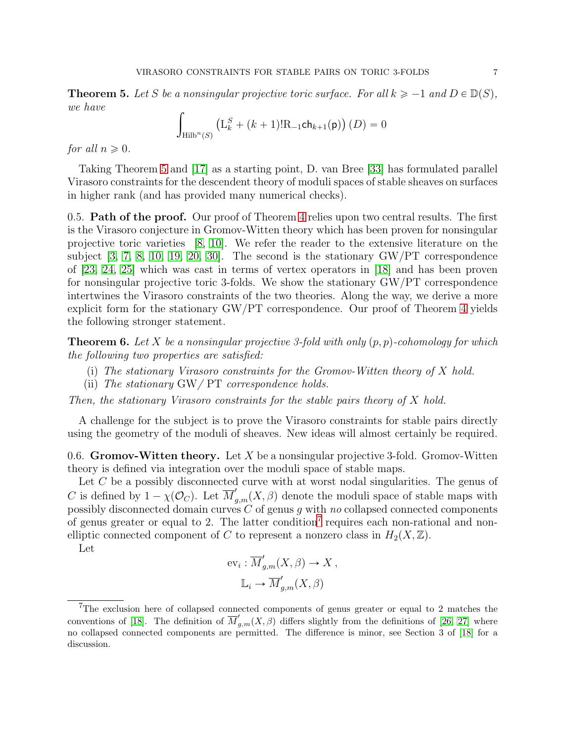**Theorem 5.** *Let $S$ be a nonsingular projective toric surface. For all $k \geqslant -1$ and $D \in \mathbb{D}(S)$, we have*

$$\int_{\mathrm{Hilb}^n(S)} \left(\mathrm{L}_k^S + (k+1)!\mathrm{R}_{-1}\mathsf{ch}_{k+1}(\mathsf{p})\right)(D) = 0$$

*for all $n \geqslant 0$.*

Taking Theorem 5 and [17] as a starting point, D. van Bree [33] has formulated parallel Virasoro constraints for the descendent theory of moduli spaces of stable sheaves on surfaces in higher rank (and has provided many numerical checks).

0.5. **Path of the proof.** Our proof of Theorem 4 relies upon two central results. The first is the Virasoro conjecture in Gromov-Witten theory which has been proven for nonsingular projective toric varieties [8, 10]. We refer the reader to the extensive literature on the subject [3, 7, 8, 10, 19, 20, 30]. The second is the stationary GW/PT correspondence of [23, 24, 25] which was cast in terms of vertex operators in [18] and has been proven for nonsingular projective toric 3-folds. We show the stationary GW/PT correspondence intertwines the Virasoro constraints of the two theories. Along the way, we derive a more explicit form for the stationary GW/PT correspondence. Our proof of Theorem 4 yields the following stronger statement.

**Theorem 6.** *Let $X$ be a nonsingular projective 3-fold with only $(p,p)$-cohomology for which the following two properties are satisfied:*

(i) *The stationary Virasoro constraints for the Gromov-Witten theory of $X$ hold.*
(ii) *The stationary* GW/ PT *correspondence holds.*

*Then, the stationary Virasoro constraints for the stable pairs theory of $X$ hold.*

A challenge for the subject is to prove the Virasoro constraints for stable pairs directly using the geometry of the moduli of sheaves. New ideas will almost certainly be required.

0.6. **Gromov-Witten theory.** Let $X$ be a nonsingular projective 3-fold. Gromov-Witten theory is defined via integration over the moduli space of stable maps.

Let $C$ be a possibly disconnected curve with at worst nodal singularities. The genus of $C$ is defined by $1 - \chi(\mathcal{O}_C)$. Let $\overline{M}'_{g,m}(X,\beta)$ denote the moduli space of stable maps with possibly disconnected domain curves $C$ of genus $g$ with *no* collapsed connected components of genus greater or equal to 2. The latter condition[7] requires each non-rational and non-elliptic connected component of $C$ to represent a nonzero class in $H_2(X,\mathbb{Z})$.

Let

$$\mathrm{ev}_i : \overline{M}'_{g,m}(X,\beta) \to X\,,$$
$$\mathbb{L}_i \to \overline{M}'_{g,m}(X,\beta)$$

[7] The exclusion here of collapsed connected components of genus greater or equal to 2 matches the conventions of [18]. The definition of $\overline{M}'_{g,m}(X,\beta)$ differs slightly from the definitions of [26, 27] where no collapsed connected components are permitted. The difference is minor, see Section 3 of [18] for a discussion.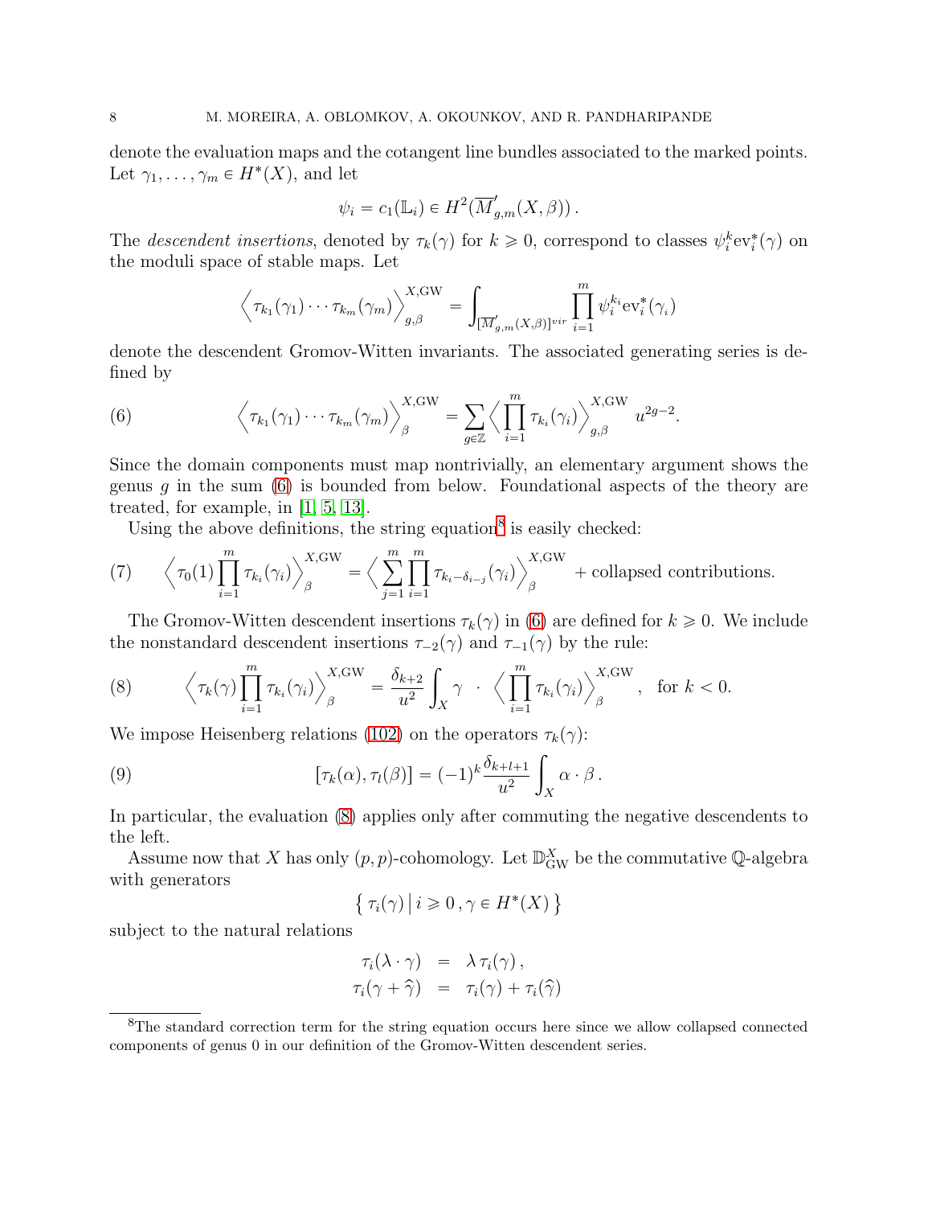denote the evaluation maps and the cotangent line bundles associated to the marked points. Let $\gamma_1, \ldots, \gamma_m \in H^*(X)$, and let

$$\psi_i = c_1(\mathbb{L}_i) \in H^2(\overline{M}'_{g,m}(X,\beta)) .$$

The *descendent insertions*, denoted by $\tau_k(\gamma)$ for $k \geqslant 0$, correspond to classes $\psi_i^k \mathrm{ev}_i^*(\gamma)$ on the moduli space of stable maps. Let

$$\Big\langle \tau_{k_1}(\gamma_1) \cdots \tau_{k_m}(\gamma_m) \Big\rangle_{g,\beta}^{X,\mathrm{GW}} = \int_{[\overline{M}'_{g,m}(X,\beta)]^{vir}} \prod_{i=1}^m \psi_i^{k_i} \mathrm{ev}_i^*(\gamma_i)$$

denote the descendent Gromov-Witten invariants. The associated generating series is defined by

$$\Big\langle \tau_{k_1}(\gamma_1) \cdots \tau_{k_m}(\gamma_m) \Big\rangle_{\beta}^{X,\mathrm{GW}} = \sum_{g \in \mathbb{Z}} \Big\langle \prod_{i=1}^m \tau_{k_i}(\gamma_i) \Big\rangle_{g,\beta}^{X,\mathrm{GW}} u^{2g-2}. \tag{6}$$

Since the domain components must map nontrivially, an elementary argument shows the genus $g$ in the sum (6) is bounded from below. Foundational aspects of the theory are treated, for example, in [1, 5, 13].

Using the above definitions, the string equation[8] is easily checked:

$$\Big\langle \tau_0(1) \prod_{i=1}^m \tau_{k_i}(\gamma_i) \Big\rangle_{\beta}^{X,\mathrm{GW}} = \Big\langle \sum_{j=1}^m \prod_{i=1}^m \tau_{k_i - \delta_{i-j}}(\gamma_i) \Big\rangle_{\beta}^{X,\mathrm{GW}} + \text{collapsed contributions.} \tag{7}$$

The Gromov-Witten descendent insertions $\tau_k(\gamma)$ in (6) are defined for $k \geqslant 0$. We include the nonstandard descendent insertions $\tau_{-2}(\gamma)$ and $\tau_{-1}(\gamma)$ by the rule:

$$\Big\langle \tau_k(\gamma) \prod_{i=1}^m \tau_{k_i}(\gamma_i) \Big\rangle_{\beta}^{X,\mathrm{GW}} = \frac{\delta_{k+2}}{u^2} \int_X \gamma \ \cdot \ \Big\langle \prod_{i=1}^m \tau_{k_i}(\gamma_i) \Big\rangle_{\beta}^{X,\mathrm{GW}}, \quad \text{for } k < 0. \tag{8}$$

We impose Heisenberg relations (102) on the operators $\tau_k(\gamma)$:

$$[\tau_k(\alpha), \tau_l(\beta)] = (-1)^k \frac{\delta_{k+l+1}}{u^2} \int_X \alpha \cdot \beta \,. \tag{9}$$

In particular, the evaluation (8) applies only after commuting the negative descendents to the left.

Assume now that $X$ has only $(p,p)$-cohomology. Let $\mathbb{D}_{\mathrm{GW}}^X$ be the commutative $\mathbb{Q}$-algebra with generators

$$\left\{ \tau_i(\gamma) \,\middle|\, i \geqslant 0 \,, \gamma \in H^*(X) \right\}$$

subject to the natural relations

$$\begin{aligned} \tau_i(\lambda \cdot \gamma) &= \lambda \, \tau_i(\gamma) \,, \\ \tau_i(\gamma + \widehat{\gamma}) &= \tau_i(\gamma) + \tau_i(\widehat{\gamma}) \end{aligned}$$

---

[8] The standard correction term for the string equation occurs here since we allow collapsed connected components of genus 0 in our definition of the Gromov-Witten descendent series.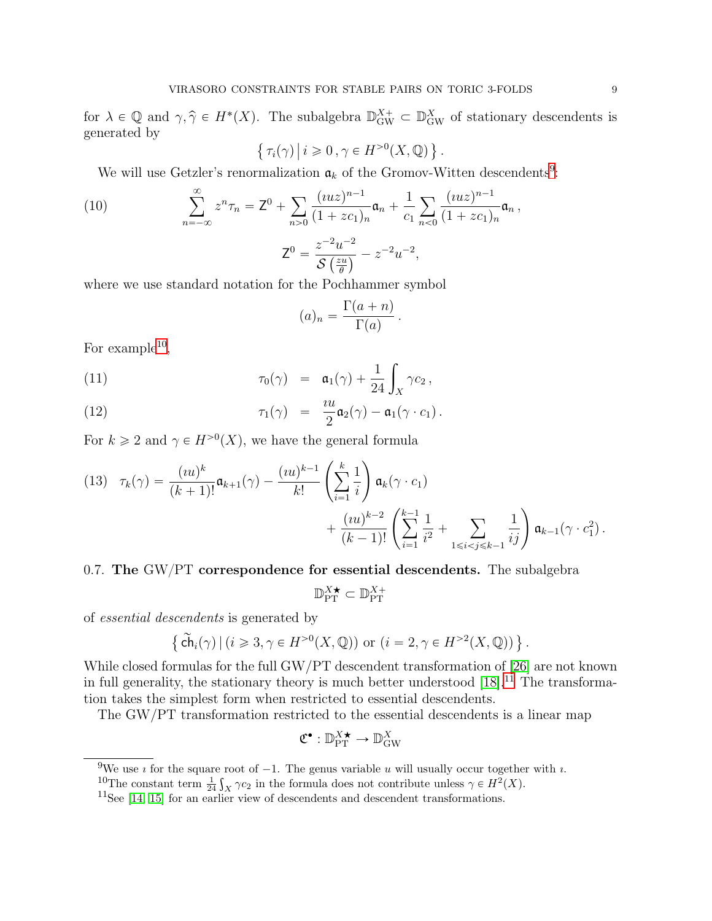for $\lambda \in \mathbb{Q}$ and $\gamma, \widehat{\gamma} \in H^*(X)$. The subalgebra $\mathbb{D}^{X+}_{\mathrm{GW}} \subset \mathbb{D}^{X}_{\mathrm{GW}}$ of stationary descendents is generated by

$$\left\{ \tau_i(\gamma) \,\middle|\, i \geqslant 0\,, \gamma \in H^{>0}(X, \mathbb{Q}) \right\}.$$

We will use Getzler's renormalization $\mathfrak{a}_k$ of the Gromov-Witten descendents[9]:

$$\sum_{n=-\infty}^{\infty} z^n \tau_n = \mathsf{Z}^0 + \sum_{n>0} \frac{(\imath u z)^{n-1}}{(1+zc_1)_n} \mathfrak{a}_n + \frac{1}{c_1} \sum_{n<0} \frac{(\imath u z)^{n-1}}{(1+zc_1)_n} \mathfrak{a}_n\,, \tag{10}$$

$$\mathsf{Z}^0 = \frac{z^{-2}u^{-2}}{\mathcal{S}\left(\frac{zu}{\theta}\right)} - z^{-2}u^{-2},$$

where we use standard notation for the Pochhammer symbol

$$(a)_n = \frac{\Gamma(a+n)}{\Gamma(a)}\,.$$

For example[10],

$$\tau_0(\gamma) \;=\; \mathfrak{a}_1(\gamma) + \frac{1}{24}\int_X \gamma c_2\,, \tag{11}$$

$$\tau_1(\gamma) \;=\; \frac{\imath u}{2}\mathfrak{a}_2(\gamma) - \mathfrak{a}_1(\gamma \cdot c_1)\,. \tag{12}$$

For $k \geqslant 2$ and $\gamma \in H^{>0}(X)$, we have the general formula

$$\tau_k(\gamma) = \frac{(\imath u)^k}{(k+1)!}\mathfrak{a}_{k+1}(\gamma) - \frac{(\imath u)^{k-1}}{k!}\left(\sum_{i=1}^{k}\frac{1}{i}\right)\mathfrak{a}_k(\gamma\cdot c_1) + \frac{(\imath u)^{k-2}}{(k-1)!}\left(\sum_{i=1}^{k-1}\frac{1}{i^2} + \sum_{1\leqslant i<j\leqslant k-1}\frac{1}{ij}\right)\mathfrak{a}_{k-1}(\gamma\cdot c_1^2)\,. \tag{13}$$

### 0.7. The GW/PT correspondence for essential descendents.

The subalgebra

$$\mathbb{D}^{X\star}_{\mathrm{PT}} \subset \mathbb{D}^{X+}_{\mathrm{PT}}$$

of *essential descendents* is generated by

$$\left\{ \widetilde{\mathsf{ch}}_i(\gamma) \,|\, (i \geqslant 3, \gamma \in H^{>0}(X,\mathbb{Q})) \text{ or } (i=2, \gamma \in H^{>2}(X,\mathbb{Q})) \right\}.$$

While closed formulas for the full GW/PT descendent transformation of [26] are not known in full generality, the stationary theory is much better understood [18].[11] The transformation takes the simplest form when restricted to essential descendents.

The GW/PT transformation restricted to the essential descendents is a linear map

$$\mathfrak{C}^\bullet : \mathbb{D}^{X\star}_{\mathrm{PT}} \to \mathbb{D}^{X}_{\mathrm{GW}}$$

---

[9] We use $\imath$ for the square root of $-1$. The genus variable $u$ will usually occur together with $\imath$.

[10] The constant term $\frac{1}{24}\int_X \gamma c_2$ in the formula does not contribute unless $\gamma \in H^2(X)$.

[11] See [14, 15] for an earlier view of descendents and descendent transformations.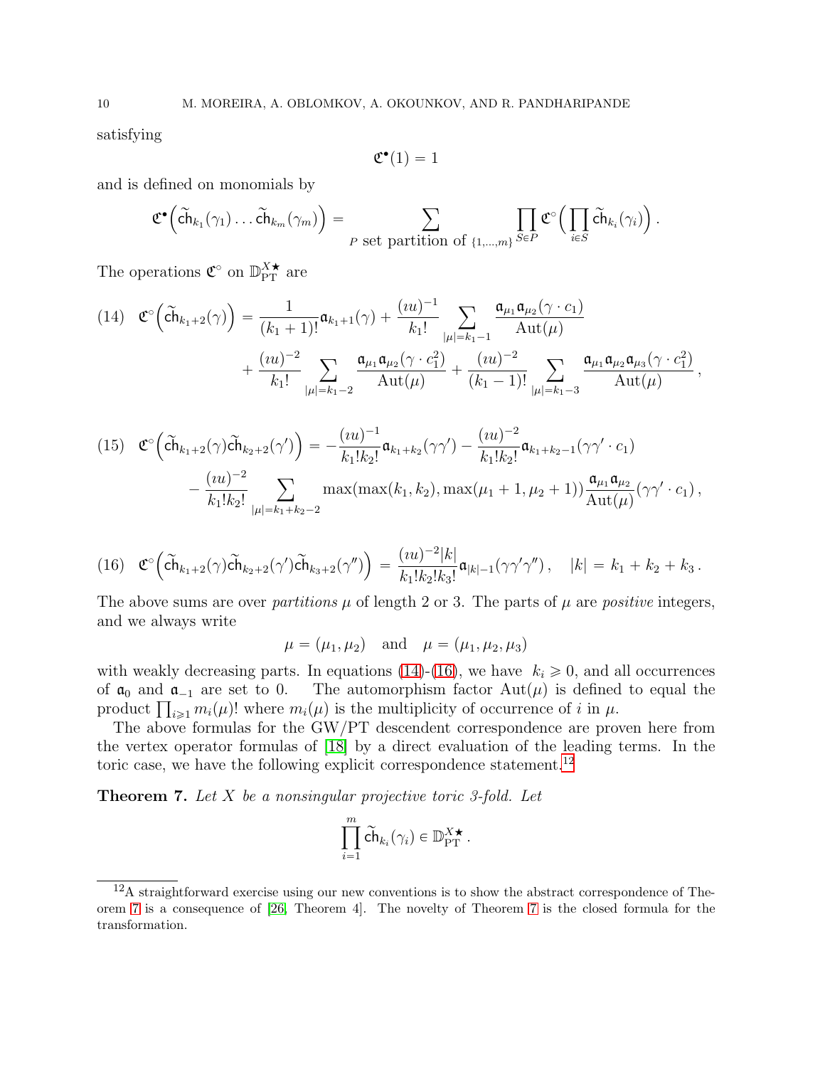satisfying

$$\mathfrak{C}^\bullet(1) = 1$$

and is defined on monomials by

$$\mathfrak{C}^\bullet\Big(\widetilde{\mathsf{ch}}_{k_1}(\gamma_1)\dots\widetilde{\mathsf{ch}}_{k_m}(\gamma_m)\Big) = \sum_{P \text{ set partition of } \{1,\dots,m\}} \prod_{S\in P} \mathfrak{C}^\circ\Big(\prod_{i\in S}\widetilde{\mathsf{ch}}_{k_i}(\gamma_i)\Big)\,.$$

The operations $\mathfrak{C}^\circ$ on $\mathbb{D}_{\mathrm{PT}}^{X\bigstar}$ are

$$\mathfrak{C}^\circ\Big(\widetilde{\mathsf{ch}}_{k_1+2}(\gamma)\Big) = \frac{1}{(k_1+1)!}\mathfrak{a}_{k_1+1}(\gamma) + \frac{(\imath u)^{-1}}{k_1!}\sum_{|\mu|=k_1-1}\frac{\mathfrak{a}_{\mu_1}\mathfrak{a}_{\mu_2}(\gamma\cdot c_1)}{\mathrm{Aut}(\mu)}$$
$$+\frac{(\imath u)^{-2}}{k_1!}\sum_{|\mu|=k_1-2}\frac{\mathfrak{a}_{\mu_1}\mathfrak{a}_{\mu_2}(\gamma\cdot c_1^2)}{\mathrm{Aut}(\mu)} + \frac{(\imath u)^{-2}}{(k_1-1)!}\sum_{|\mu|=k_1-3}\frac{\mathfrak{a}_{\mu_1}\mathfrak{a}_{\mu_2}\mathfrak{a}_{\mu_3}(\gamma\cdot c_1^2)}{\mathrm{Aut}(\mu)}\,, \tag{14}$$

$$\mathfrak{C}^\circ\Big(\widetilde{\mathsf{ch}}_{k_1+2}(\gamma)\widetilde{\mathsf{ch}}_{k_2+2}(\gamma')\Big) = -\frac{(\imath u)^{-1}}{k_1!k_2!}\mathfrak{a}_{k_1+k_2}(\gamma\gamma') - \frac{(\imath u)^{-2}}{k_1!k_2!}\mathfrak{a}_{k_1+k_2-1}(\gamma\gamma'\cdot c_1)$$
$$-\frac{(\imath u)^{-2}}{k_1!k_2!}\sum_{|\mu|=k_1+k_2-2}\max(\max(k_1,k_2),\max(\mu_1+1,\mu_2+1))\frac{\mathfrak{a}_{\mu_1}\mathfrak{a}_{\mu_2}}{\mathrm{Aut}(\mu)}(\gamma\gamma'\cdot c_1)\,, \tag{15}$$

$$\mathfrak{C}^\circ\Big(\widetilde{\mathsf{ch}}_{k_1+2}(\gamma)\widetilde{\mathsf{ch}}_{k_2+2}(\gamma')\widetilde{\mathsf{ch}}_{k_3+2}(\gamma'')\Big) = \frac{(\imath u)^{-2}|k|}{k_1!k_2!k_3!}\mathfrak{a}_{|k|-1}(\gamma\gamma'\gamma'')\,,\quad |k| = k_1+k_2+k_3\,. \tag{16}$$

The above sums are over *partitions* $\mu$ of length 2 or 3. The parts of $\mu$ are *positive* integers, and we always write

$$\mu = (\mu_1,\mu_2) \quad \text{and} \quad \mu = (\mu_1,\mu_2,\mu_3)$$

with weakly decreasing parts. In equations (14)-(16), we have $k_i \geqslant 0$, and all occurrences of $\mathfrak{a}_0$ and $\mathfrak{a}_{-1}$ are set to 0. The automorphism factor $\mathrm{Aut}(\mu)$ is defined to equal the product $\prod_{i\geqslant 1} m_i(\mu)!$ where $m_i(\mu)$ is the multiplicity of occurrence of $i$ in $\mu$.

The above formulas for the GW/PT descendent correspondence are proven here from the vertex operator formulas of [18] by a direct evaluation of the leading terms. In the toric case, we have the following explicit correspondence statement.[12]

**Theorem 7.** *Let $X$ be a nonsingular projective toric 3-fold. Let*

$$\prod_{i=1}^m \widetilde{\mathsf{ch}}_{k_i}(\gamma_i) \in \mathbb{D}_{\mathrm{PT}}^{X\bigstar}\,.$$

[12] A straightforward exercise using our new conventions is to show the abstract correspondence of Theorem 7 is a consequence of [26, Theorem 4]. The novelty of Theorem 7 is the closed formula for the transformation.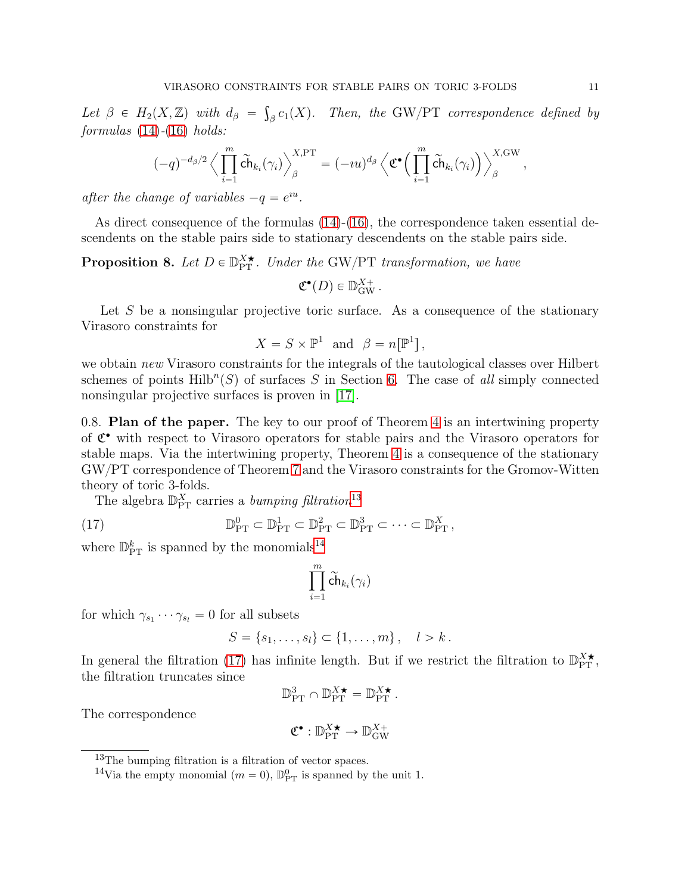*Let $\beta \in H_2(X,\mathbb{Z})$ with $d_\beta = \int_\beta c_1(X)$. Then, the* GW/PT *correspondence defined by formulas* (14)-(16) *holds:*

$$(-q)^{-d_\beta/2}\Big\langle \prod_{i=1}^m \widetilde{\mathsf{ch}}_{k_i}(\gamma_i)\Big\rangle_\beta^{X,\mathrm{PT}} = (-\imath u)^{d_\beta}\Big\langle \mathfrak{C}^\bullet\Big(\prod_{i=1}^m \widetilde{\mathsf{ch}}_{k_i}(\gamma_i)\Big)\Big\rangle_\beta^{X,\mathrm{GW}}\,,$$

*after the change of variables $-q = e^{\imath u}$.*

As direct consequence of the formulas (14)-(16), the correspondence taken essential descendents on the stable pairs side to stationary descendents on the stable pairs side.

**Proposition 8.** *Let $D \in \mathbb{D}_{\mathrm{PT}}^{X\bigstar}$. Under the* GW/PT *transformation, we have*

$$\mathfrak{C}^\bullet(D) \in \mathbb{D}_{\mathrm{GW}}^{X+}\,.$$

Let $S$ be a nonsingular projective toric surface. As a consequence of the stationary Virasoro constraints for

$$X = S\times \mathbb{P}^1 \ \text{ and } \ \beta = n[\mathbb{P}^1]\,,$$

we obtain *new* Virasoro constraints for the integrals of the tautological classes over Hilbert schemes of points $\mathrm{Hilb}^n(S)$ of surfaces $S$ in Section 6. The case of *all* simply connected nonsingular projective surfaces is proven in [17].

0.8. **Plan of the paper.** The key to our proof of Theorem 4 is an intertwining property of $\mathfrak{C}^\bullet$ with respect to Virasoro operators for stable pairs and the Virasoro operators for stable maps. Via the intertwining property, Theorem 4 is a consequence of the stationary GW/PT correspondence of Theorem 7 and the Virasoro constraints for the Gromov-Witten theory of toric 3-folds.

The algebra $\mathbb{D}_{\mathrm{PT}}^X$ carries a *bumping filtration*[13]

$$\mathbb{D}_{\mathrm{PT}}^0 \subset \mathbb{D}_{\mathrm{PT}}^1 \subset \mathbb{D}_{\mathrm{PT}}^2 \subset \mathbb{D}_{\mathrm{PT}}^3 \subset \cdots \subset \mathbb{D}_{\mathrm{PT}}^X\,, \tag{17}$$

where $\mathbb{D}_{\mathrm{PT}}^k$ is spanned by the monomials[14]

$$\prod_{i=1}^m \widetilde{\mathsf{ch}}_{k_i}(\gamma_i)$$

for which $\gamma_{s_1}\cdots\gamma_{s_l} = 0$ for all subsets

$$S = \{s_1,\ldots,s_l\} \subset \{1,\ldots,m\}\,,\quad l > k\,.$$

In general the filtration (17) has infinite length. But if we restrict the filtration to $\mathbb{D}_{\mathrm{PT}}^{X\bigstar}$, the filtration truncates since

$$\mathbb{D}_{\mathrm{PT}}^3 \cap \mathbb{D}_{\mathrm{PT}}^{X\bigstar} = \mathbb{D}_{\mathrm{PT}}^{X\bigstar}\,.$$

The correspondence

$$\mathfrak{C}^\bullet : \mathbb{D}_{\mathrm{PT}}^{X\bigstar} \to \mathbb{D}_{\mathrm{GW}}^{X+}$$

---

[13] The bumping filtration is a filtration of vector spaces.

[14] Via the empty monomial ($m = 0$), $\mathbb{D}_{\mathrm{PT}}^0$ is spanned by the unit 1.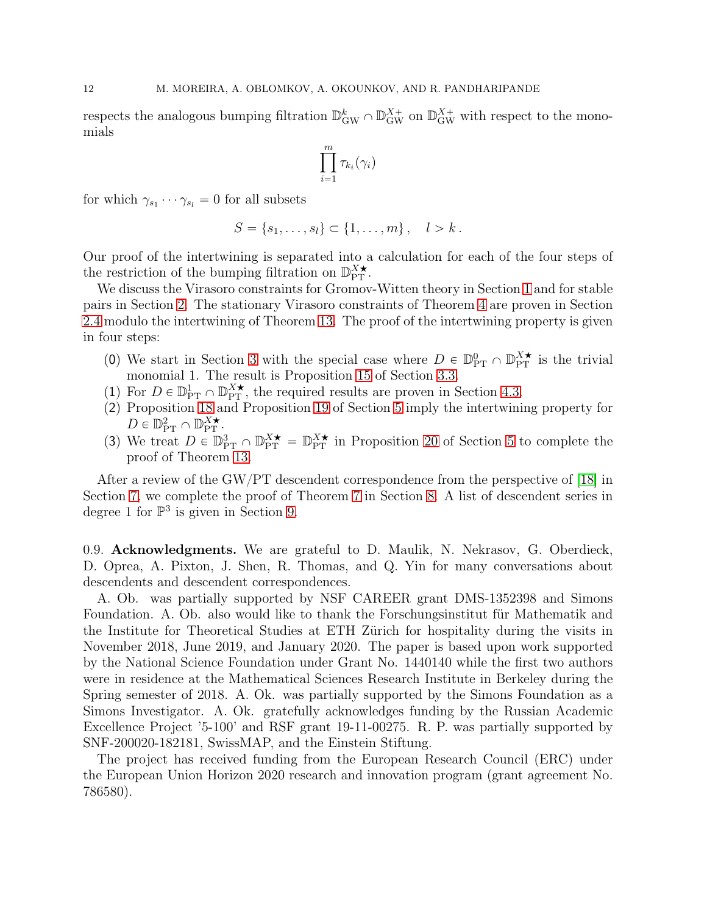respects the analogous bumping filtration $\mathbb{D}^k_{\mathrm{GW}} \cap \mathbb{D}^{X+}_{\mathrm{GW}}$ on $\mathbb{D}^{X+}_{\mathrm{GW}}$ with respect to the monomials

$$\prod_{i=1}^{m} \tau_{k_i}(\gamma_i)$$

for which $\gamma_{s_1} \cdots \gamma_{s_l} = 0$ for all subsets

$$S = \{s_1, \ldots, s_l\} \subset \{1, \ldots, m\}, \quad l > k\,.$$

Our proof of the intertwining is separated into a calculation for each of the four steps of the restriction of the bumping filtration on $\mathbb{D}^{X\star}_{\mathrm{PT}}$.

We discuss the Virasoro constraints for Gromov-Witten theory in Section 1 and for stable pairs in Section 2. The stationary Virasoro constraints of Theorem 4 are proven in Section 2.4 modulo the intertwining of Theorem 13. The proof of the intertwining property is given in four steps:

(0) We start in Section 3 with the special case where $D \in \mathbb{D}^0_{\mathrm{PT}} \cap \mathbb{D}^{X\star}_{\mathrm{PT}}$ is the trivial monomial 1. The result is Proposition 15 of Section 3.3.

(1) For $D \in \mathbb{D}^1_{\mathrm{PT}} \cap \mathbb{D}^{X\star}_{\mathrm{PT}}$, the required results are proven in Section 4.3.

(2) Proposition 18 and Proposition 19 of Section 5 imply the intertwining property for $D \in \mathbb{D}^2_{\mathrm{PT}} \cap \mathbb{D}^{X\star}_{\mathrm{PT}}$.

(3) We treat $D \in \mathbb{D}^3_{\mathrm{PT}} \cap \mathbb{D}^{X\star}_{\mathrm{PT}} = \mathbb{D}^{X\star}_{\mathrm{PT}}$ in Proposition 20 of Section 5 to complete the proof of Theorem 13.

After a review of the GW/PT descendent correspondence from the perspective of [18] in Section 7, we complete the proof of Theorem 7 in Section 8. A list of descendent series in degree 1 for $\mathbb{P}^3$ is given in Section 9.

0.9. **Acknowledgments.** We are grateful to D. Maulik, N. Nekrasov, G. Oberdieck, D. Oprea, A. Pixton, J. Shen, R. Thomas, and Q. Yin for many conversations about descendents and descendent correspondences.

A. Ob. was partially supported by NSF CAREER grant DMS-1352398 and Simons Foundation. A. Ob. also would like to thank the Forschungsinstitut für Mathematik and the Institute for Theoretical Studies at ETH Zürich for hospitality during the visits in November 2018, June 2019, and January 2020. The paper is based upon work supported by the National Science Foundation under Grant No. 1440140 while the first two authors were in residence at the Mathematical Sciences Research Institute in Berkeley during the Spring semester of 2018. A. Ok. was partially supported by the Simons Foundation as a Simons Investigator. A. Ok. gratefully acknowledges funding by the Russian Academic Excellence Project '5-100' and RSF grant 19-11-00275. R. P. was partially supported by SNF-200020-182181, SwissMAP, and the Einstein Stiftung.

The project has received funding from the European Research Council (ERC) under the European Union Horizon 2020 research and innovation program (grant agreement No. 786580).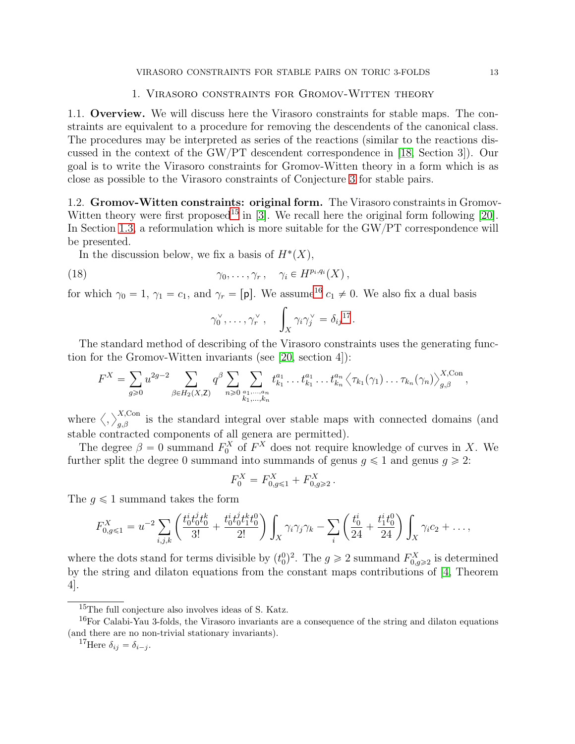## 1. Virasoro constraints for Gromov-Witten theory

**1.1. Overview.** We will discuss here the Virasoro constraints for stable maps. The constraints are equivalent to a procedure for removing the descendents of the canonical class. The procedures may be interpreted as series of the reactions (similar to the reactions discussed in the context of the GW/PT descendent correspondence in [18, Section 3]). Our goal is to write the Virasoro constraints for Gromov-Witten theory in a form which is as close as possible to the Virasoro constraints of Conjecture 3 for stable pairs.

**1.2. Gromov-Witten constraints: original form.** The Virasoro constraints in Gromov-Witten theory were first proposed[15] in [3]. We recall here the original form following [20]. In Section 1.3, a reformulation which is more suitable for the GW/PT correspondence will be presented.

In the discussion below, we fix a basis of $H^*(X)$,

$$\gamma_0, \ldots, \gamma_r\,, \quad \gamma_i \in H^{p_i,q_i}(X)\,, \tag{18}$$

for which $\gamma_0 = 1$, $\gamma_1 = c_1$, and $\gamma_r = [\mathsf{p}]$. We assume[16] $c_1 \neq 0$. We also fix a dual basis

$$\gamma_0^\vee, \ldots, \gamma_r^\vee\,, \quad \int_X \gamma_i \gamma_j^\vee = \delta_{ij}\text{[17]}.$$

The standard method of describing of the Virasoro constraints uses the generating function for the Gromov-Witten invariants (see [20, section 4]):

$$F^X = \sum_{g\geqslant 0} u^{2g-2} \sum_{\beta \in H_2(X,\mathsf{Z})} q^\beta \sum_{n \geqslant 0} \sum_{\substack{a_1,\ldots,a_n \\ k_1,\ldots,k_n}} t_{k_1}^{a_1} \ldots t_{k_1}^{a_1} \ldots t_{k_n}^{a_n} \left\langle \tau_{k_1}(\gamma_1) \ldots \tau_{k_n}(\gamma_n) \right\rangle_{g,\beta}^{X,\mathrm{Con}}\,,$$

where $\left\langle , \right\rangle_{g,\beta}^{X,\mathrm{Con}}$ is the standard integral over stable maps with connected domains (and stable contracted components of all genera are permitted).

The degree $\beta = 0$ summand $F_0^X$ of $F^X$ does not require knowledge of curves in $X$. We further split the degree 0 summand into summands of genus $g \leqslant 1$ and genus $g \geqslant 2$:

$$F_0^X = F_{0,g\leqslant 1}^X + F_{0,g\geqslant 2}^X\,.$$

The $g \leqslant 1$ summand takes the form

$$F_{0,g\leqslant 1}^X = u^{-2} \sum_{i,j,k} \left( \frac{t_0^i t_0^j t_0^k}{3!} + \frac{t_0^i t_0^j t_1^k t_0^0}{2!} \right) \int_X \gamma_i \gamma_j \gamma_k - \sum_i \left( \frac{t_0^i}{24} + \frac{t_1^i t_0^0}{24} \right) \int_X \gamma_i c_2 + \ldots\,,$$

where the dots stand for terms divisible by $(t_0^0)^2$. The $g \geqslant 2$ summand $F_{0,g\geqslant 2}^X$ is determined by the string and dilaton equations from the constant maps contributions of [4, Theorem 4].

---

[15] The full conjecture also involves ideas of S. Katz.

[16] For Calabi-Yau 3-folds, the Virasoro invariants are a consequence of the string and dilaton equations (and there are no non-trivial stationary invariants).

[17] Here $\delta_{ij} = \delta_{i-j}$.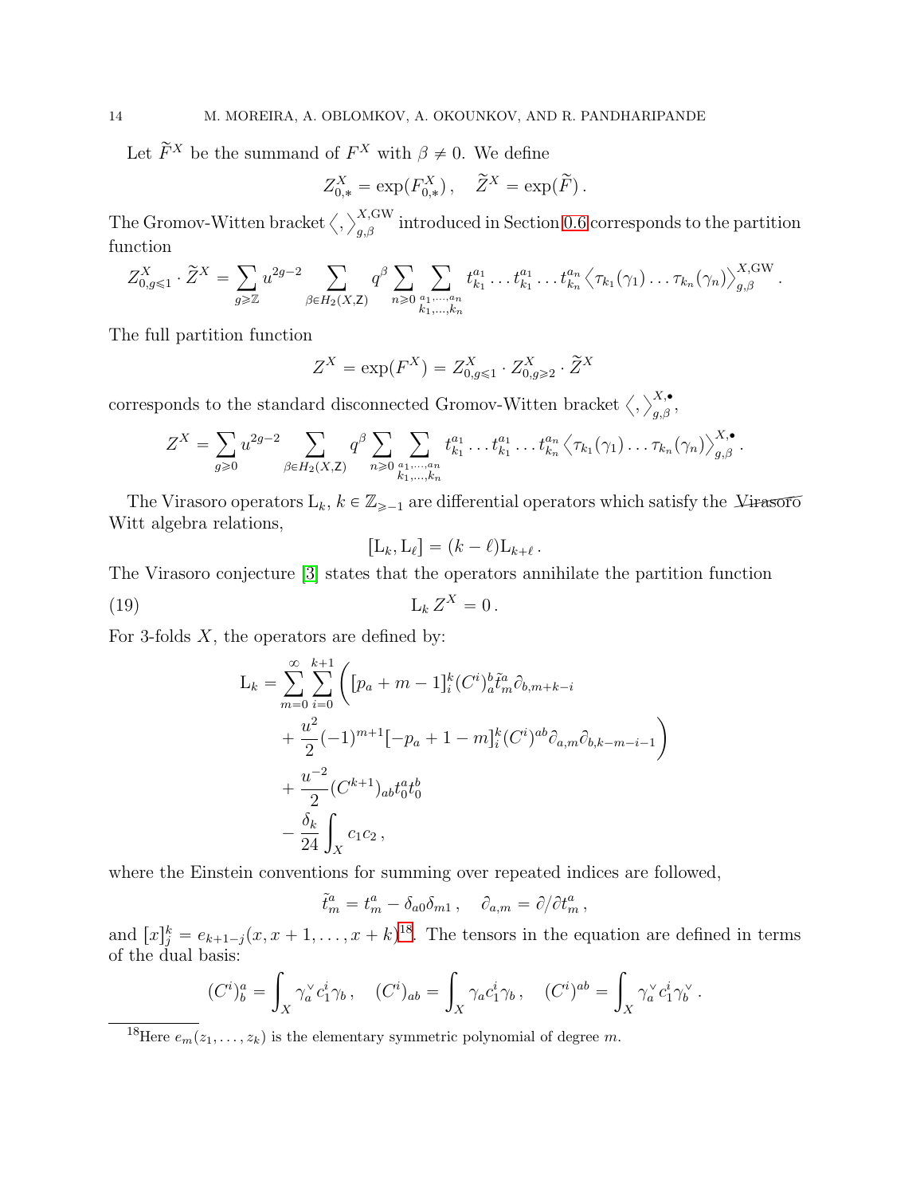Let $\widetilde{F}^X$ be the summand of $F^X$ with $\beta \neq 0$. We define

$$Z^X_{0,*} = \exp(F^X_{0,*})\,, \quad \widetilde{Z}^X = \exp(\widetilde{F})\,.$$

The Gromov-Witten bracket $\big\langle , \big\rangle^{X,\mathrm{GW}}_{g,\beta}$ introduced in Section 0.6 corresponds to the partition function

$$Z^X_{0,g\leqslant 1} \cdot \widetilde{Z}^X = \sum_{g \geqslant \mathbb{Z}} u^{2g-2} \sum_{\beta \in H_2(X,\mathsf{Z})} q^\beta \sum_{n\geqslant 0} \sum_{\substack{a_1,\dots,a_n \\ k_1,\dots,k_n}} t^{a_1}_{k_1} \dots t^{a_1}_{k_1} \dots t^{a_n}_{k_n} \big\langle \tau_{k_1}(\gamma_1) \dots \tau_{k_n}(\gamma_n) \big\rangle^{X,\mathrm{GW}}_{g,\beta}\,.$$

The full partition function

$$Z^X = \exp(F^X) = Z^X_{0,g\leqslant 1} \cdot Z^X_{0,g\geqslant 2} \cdot \widetilde{Z}^X$$

corresponds to the standard disconnected Gromov-Witten bracket $\big\langle , \big\rangle^{X,\bullet}_{g,\beta}$,

$$Z^X = \sum_{g \geqslant 0} u^{2g-2} \sum_{\beta \in H_2(X,\mathsf{Z})} q^\beta \sum_{n\geqslant 0} \sum_{\substack{a_1,\dots,a_n \\ k_1,\dots,k_n}} t^{a_1}_{k_1} \dots t^{a_1}_{k_1} \dots t^{a_n}_{k_n} \big\langle \tau_{k_1}(\gamma_1) \dots \tau_{k_n}(\gamma_n) \big\rangle^{X,\bullet}_{g,\beta}\,.$$

The Virasoro operators $\mathrm{L}_k$, $k \in \mathbb{Z}_{\geqslant -1}$ are differential operators which satisfy the ~~Virasoro~~ Witt algebra relations,

$$[\mathrm{L}_k, \mathrm{L}_\ell] = (k-\ell)\mathrm{L}_{k+\ell}\,.$$

The Virasoro conjecture [3] states that the operators annihilate the partition function

$$\mathrm{L}_k\, Z^X = 0\,. \tag{19}$$

For 3-folds $X$, the operators are defined by:

$$\begin{aligned}
\mathrm{L}_k = \sum_{m=0}^{\infty} \sum_{i=0}^{k+1} \Bigg( & [p_a + m - 1]^k_i (C^i)^b_a \tilde{t}^a_m \partial_{b,m+k-i} \\
& + \frac{u^2}{2} (-1)^{m+1} [-p_a + 1 - m]^k_i (C^i)^{ab} \partial_{a,m} \partial_{b,k-m-i-1} \Bigg) \\
& + \frac{u^{-2}}{2} (C^{k+1})_{ab} t^a_0 t^b_0 \\
& - \frac{\delta_k}{24} \int_X c_1 c_2\,,
\end{aligned}$$

where the Einstein conventions for summing over repeated indices are followed,

$$\tilde{t}^a_m = t^a_m - \delta_{a0}\delta_{m1}\,, \quad \partial_{a,m} = \partial/\partial t^a_m\,,$$

and $[x]^k_j = e_{k+1-j}(x, x+1, \dots, x+k)$[18]. The tensors in the equation are defined in terms of the dual basis:

$$(C^i)^a_b = \int_X \gamma^\vee_a c^i_1 \gamma_b\,, \quad (C^i)_{ab} = \int_X \gamma_a c^i_1 \gamma_b\,, \quad (C^i)^{ab} = \int_X \gamma^\vee_a c^i_1 \gamma^\vee_b\,.$$

[18] Here $e_m(z_1, \dots, z_k)$ is the elementary symmetric polynomial of degree $m$.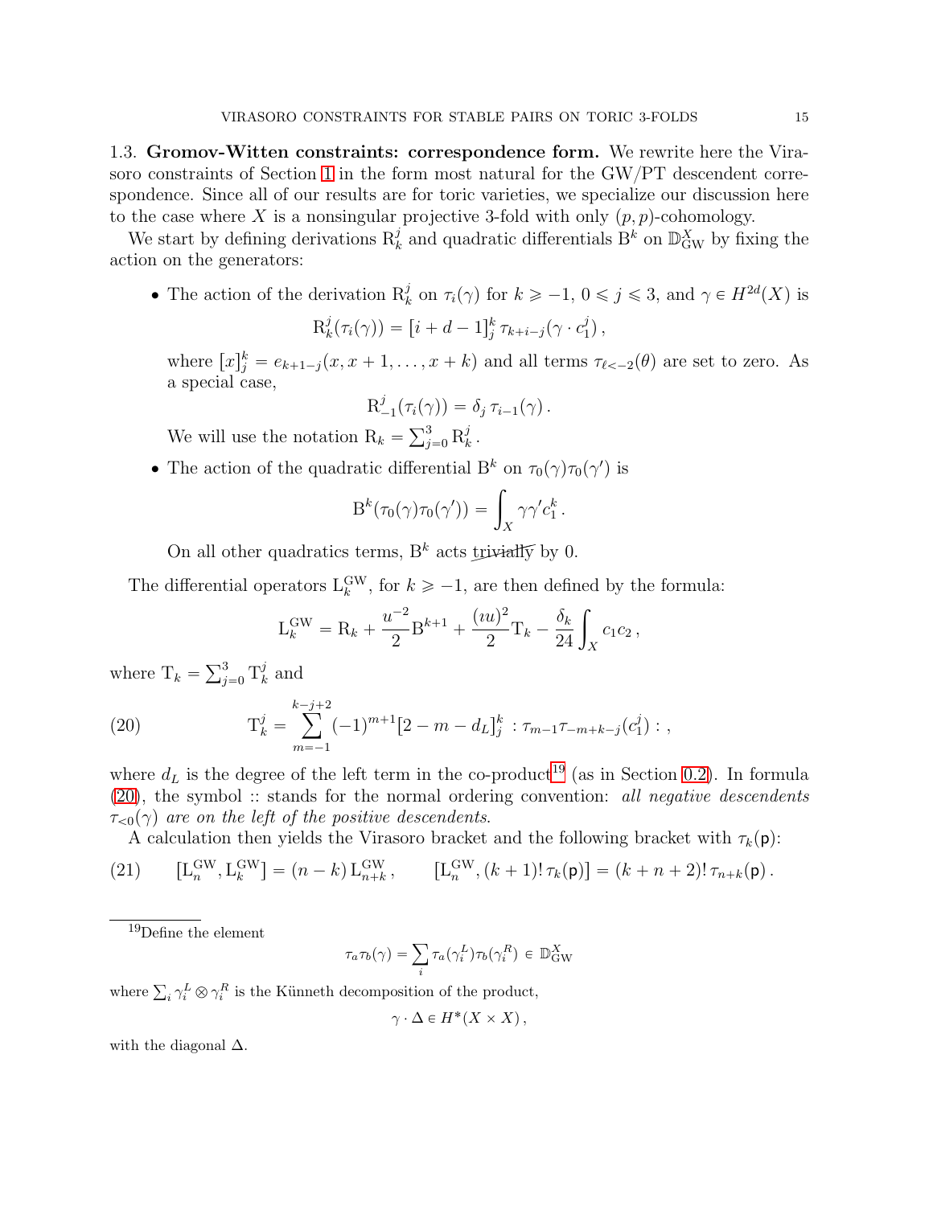1.3. **Gromov-Witten constraints: correspondence form.** We rewrite here the Virasoro constraints of Section 1 in the form most natural for the GW/PT descendent correspondence. Since all of our results are for toric varieties, we specialize our discussion here to the case where $X$ is a nonsingular projective 3-fold with only $(p,p)$-cohomology.

We start by defining derivations $\mathrm{R}_k^j$ and quadratic differentials $\mathrm{B}^k$ on $\mathbb{D}_{\mathrm{GW}}^X$ by fixing the action on the generators:

- The action of the derivation $\mathrm{R}_k^j$ on $\tau_i(\gamma)$ for $k \geqslant -1$, $0 \leqslant j \leqslant 3$, and $\gamma \in H^{2d}(X)$ is
$$\mathrm{R}_k^j(\tau_i(\gamma)) = [i+d-1]_j^k\, \tau_{k+i-j}(\gamma \cdot c_1^j)\,,$$
where $[x]_j^k = e_{k+1-j}(x, x+1, \ldots, x+k)$ and all terms $\tau_{\ell<-2}(\theta)$ are set to zero. As a special case,
$$\mathrm{R}_{-1}^j(\tau_i(\gamma)) = \delta_j\, \tau_{i-1}(\gamma)\,.$$
We will use the notation $\mathrm{R}_k = \sum_{j=0}^3 \mathrm{R}_k^j$.

- The action of the quadratic differential $\mathrm{B}^k$ on $\tau_0(\gamma)\tau_0(\gamma')$ is
$$\mathrm{B}^k(\tau_0(\gamma)\tau_0(\gamma')) = \int_X \gamma\gamma' c_1^k\,.$$
On all other quadratics terms, $\mathrm{B}^k$ acts ~~trivially~~ by 0.

The differential operators $\mathrm{L}_k^{\mathrm{GW}}$, for $k \geqslant -1$, are then defined by the formula:
$$\mathrm{L}_k^{\mathrm{GW}} = \mathrm{R}_k + \frac{u^{-2}}{2}\mathrm{B}^{k+1} + \frac{(\imath u)^2}{2}\mathrm{T}_k - \frac{\delta_k}{24}\int_X c_1 c_2\,,$$
where $\mathrm{T}_k = \sum_{j=0}^3 \mathrm{T}_k^j$ and

$$\mathrm{T}_k^j = \sum_{m=-1}^{k-j+2} (-1)^{m+1}[2-m-d_L]_j^k \; : \tau_{m-1}\tau_{-m+k-j}(c_1^j) : \,, \tag{20}$$

where $d_L$ is the degree of the left term in the co-product[19] (as in Section 0.2). In formula (20), the symbol :: stands for the normal ordering convention: *all negative descendents $\tau_{<0}(\gamma)$ are on the left of the positive descendents*.

A calculation then yields the Virasoro bracket and the following bracket with $\tau_k(\mathsf{p})$:

$$[\mathrm{L}_n^{\mathrm{GW}}, \mathrm{L}_k^{\mathrm{GW}}] = (n-k)\,\mathrm{L}_{n+k}^{\mathrm{GW}}\,, \qquad [\mathrm{L}_n^{\mathrm{GW}}, (k+1)!\,\tau_k(\mathsf{p})] = (k+n+2)!\,\tau_{n+k}(\mathsf{p})\,. \tag{21}$$

---

[19] Define the element
$$\tau_a\tau_b(\gamma) = \sum_i \tau_a(\gamma_i^L)\tau_b(\gamma_i^R) \in \mathbb{D}_{\mathrm{GW}}^X$$
where $\sum_i \gamma_i^L \otimes \gamma_i^R$ is the Künneth decomposition of the product,
$$\gamma \cdot \Delta \in H^*(X \times X)\,,$$
with the diagonal $\Delta$.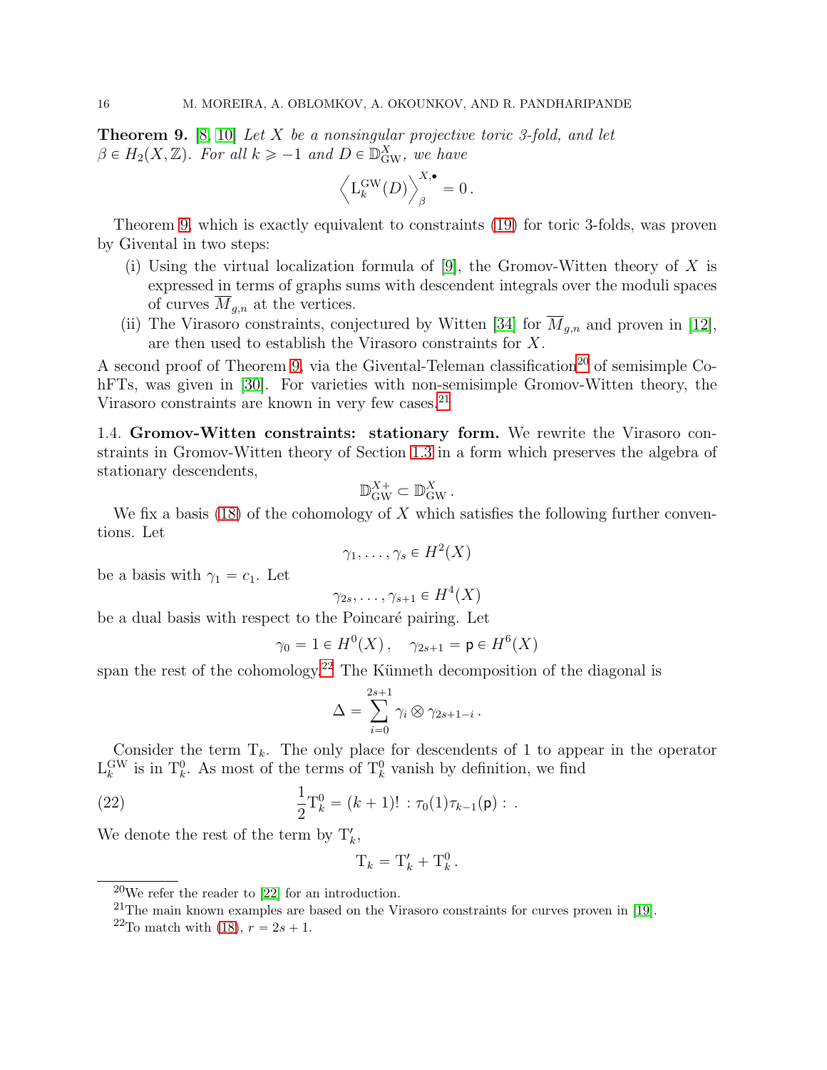**Theorem 9.** [8, 10] *Let $X$ be a nonsingular projective toric 3-fold, and let $\beta \in H_2(X, \mathbb{Z})$. For all $k \geqslant -1$ and $D \in \mathbb{D}^X_{\mathrm{GW}}$, we have*

$$\left\langle \mathrm{L}^{\mathrm{GW}}_k(D) \right\rangle^{X,\bullet}_{\beta} = 0\,.$$

Theorem 9, which is exactly equivalent to constraints (19) for toric 3-folds, was proven by Givental in two steps:

(i) Using the virtual localization formula of [9], the Gromov-Witten theory of $X$ is expressed in terms of graphs sums with descendent integrals over the moduli spaces of curves $\overline{M}_{g,n}$ at the vertices.

(ii) The Virasoro constraints, conjectured by Witten [34] for $\overline{M}_{g,n}$ and proven in [12], are then used to establish the Virasoro constraints for $X$.

A second proof of Theorem 9, via the Givental-Teleman classification[20] of semisimple CohFTs, was given in [30]. For varieties with non-semisimple Gromov-Witten theory, the Virasoro constraints are known in very few cases.[21]

1.4. **Gromov-Witten constraints: stationary form.** We rewrite the Virasoro constraints in Gromov-Witten theory of Section 1.3 in a form which preserves the algebra of stationary descendents,

$$\mathbb{D}^{X+}_{\mathrm{GW}} \subset \mathbb{D}^X_{\mathrm{GW}}\,.$$

We fix a basis (18) of the cohomology of $X$ which satisfies the following further conventions. Let

$$\gamma_1, \ldots, \gamma_s \in H^2(X)$$

be a basis with $\gamma_1 = c_1$. Let

$$\gamma_{2s}, \ldots, \gamma_{s+1} \in H^4(X)$$

be a dual basis with respect to the Poincaré pairing. Let

$$\gamma_0 = 1 \in H^0(X)\,, \quad \gamma_{2s+1} = \mathsf{p} \in H^6(X)$$

span the rest of the cohomology.[22] The Künneth decomposition of the diagonal is

$$\Delta = \sum_{i=0}^{2s+1} \gamma_i \otimes \gamma_{2s+1-i}\,.$$

Consider the term $\mathrm{T}_k$. The only place for descendents of 1 to appear in the operator $\mathrm{L}^{\mathrm{GW}}_k$ is in $\mathrm{T}^0_k$. As most of the terms of $\mathrm{T}^0_k$ vanish by definition, we find

$$\frac{1}{2}\mathrm{T}^0_k = (k+1)! \, : \tau_0(1)\tau_{k-1}(\mathsf{p}) : \,. \tag{22}$$

We denote the rest of the term by $\mathrm{T}'_k$,

$$\mathrm{T}_k = \mathrm{T}'_k + \mathrm{T}^0_k\,.$$

---

[20] We refer the reader to [22] for an introduction.

[21] The main known examples are based on the Virasoro constraints for curves proven in [19].

[22] To match with (18), $r = 2s + 1$.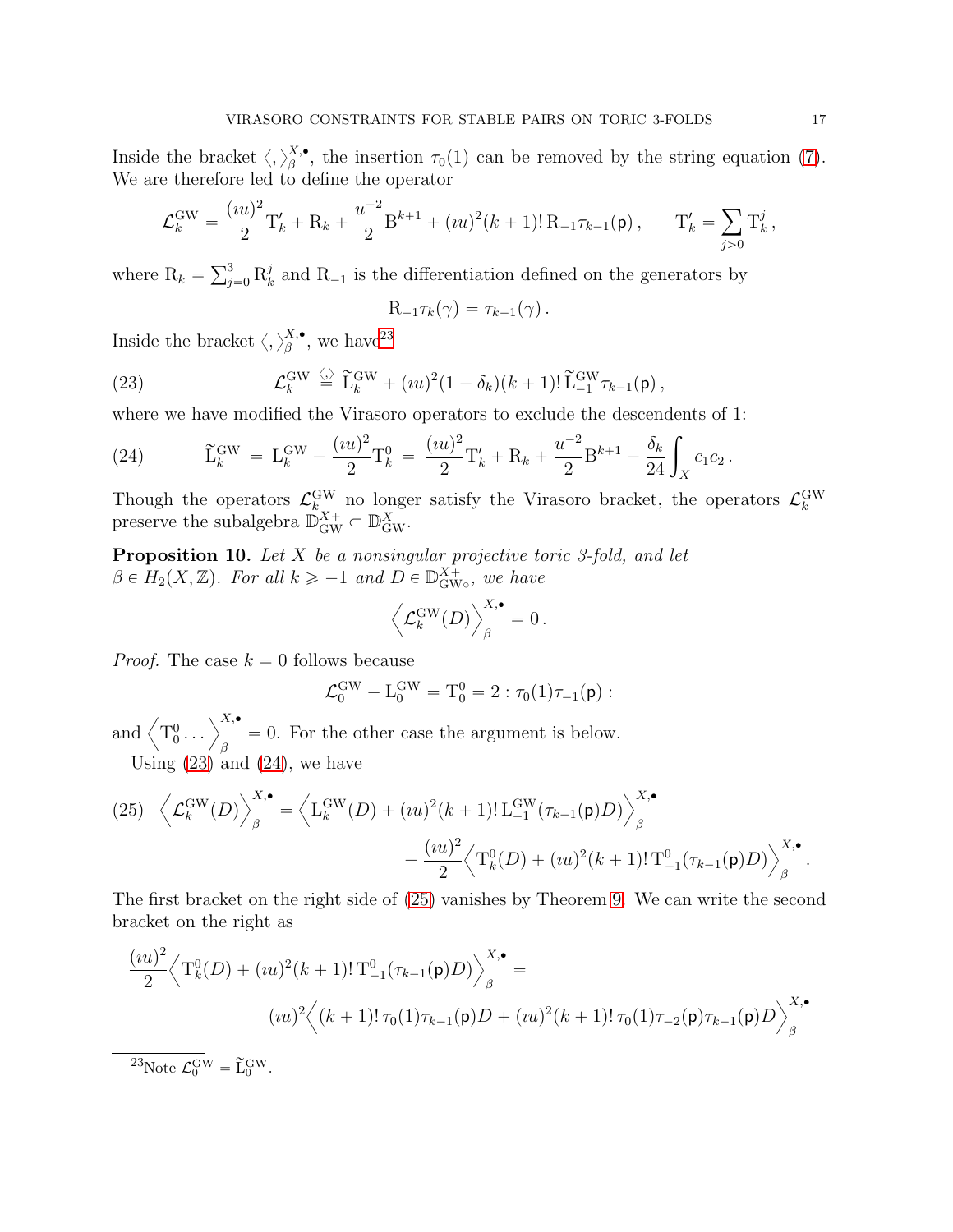Inside the bracket $\langle , \rangle_\beta^{X,\bullet}$, the insertion $\tau_0(1)$ can be removed by the string equation (7). We are therefore led to define the operator

$$\mathcal{L}_k^{\mathrm{GW}} = \frac{(\imath u)^2}{2}\mathrm{T}'_k + \mathrm{R}_k + \frac{u^{-2}}{2}\mathrm{B}^{k+1} + (\imath u)^2(k+1)!\,\mathrm{R}_{-1}\tau_{k-1}(\mathsf{p})\,, \qquad \mathrm{T}'_k = \sum_{j>0}\mathrm{T}_k^j\,,$$

where $\mathrm{R}_k = \sum_{j=0}^3 \mathrm{R}_k^j$ and $\mathrm{R}_{-1}$ is the differentiation defined on the generators by

$$\mathrm{R}_{-1}\tau_k(\gamma) = \tau_{k-1}(\gamma)\,.$$

Inside the bracket $\langle , \rangle_\beta^{X,\bullet}$, we have[23]

$$\mathcal{L}_k^{\mathrm{GW}} \overset{\langle,\rangle}{=} \widetilde{\mathrm{L}}_k^{\mathrm{GW}} + (\imath u)^2(1-\delta_k)(k+1)!\,\widetilde{\mathrm{L}}_{-1}^{\mathrm{GW}}\tau_{k-1}(\mathsf{p})\,, \tag{23}$$

where we have modified the Virasoro operators to exclude the descendents of 1:

$$\widetilde{\mathrm{L}}_k^{\mathrm{GW}} = \mathrm{L}_k^{\mathrm{GW}} - \frac{(\imath u)^2}{2}\mathrm{T}_k^0 = \frac{(\imath u)^2}{2}\mathrm{T}'_k + \mathrm{R}_k + \frac{u^{-2}}{2}\mathrm{B}^{k+1} - \frac{\delta_k}{24}\int_X c_1c_2\,. \tag{24}$$

Though the operators $\mathcal{L}_k^{\mathrm{GW}}$ no longer satisfy the Virasoro bracket, the operators $\mathcal{L}_k^{\mathrm{GW}}$ preserve the subalgebra $\mathbb{D}_{\mathrm{GW}}^{X+} \subset \mathbb{D}_{\mathrm{GW}}^X$.

**Proposition 10.** *Let $X$ be a nonsingular projective toric 3-fold, and let $\beta \in H_2(X,\mathbb{Z})$. For all $k \geqslant -1$ and $D \in \mathbb{D}_{\mathrm{GW}\circ}^{X+}$, we have*

$$\left\langle \mathcal{L}_k^{\mathrm{GW}}(D)\right\rangle_\beta^{X,\bullet} = 0\,.$$

*Proof.* The case $k=0$ follows because

$$\mathcal{L}_0^{\mathrm{GW}} - \mathrm{L}_0^{\mathrm{GW}} = \mathrm{T}_0^0 = 2 : \tau_0(1)\tau_{-1}(\mathsf{p}) :$$

and $\left\langle \mathrm{T}_0^0 \dots \right\rangle_\beta^{X,\bullet} = 0$. For the other case the argument is below.

Using (23) and (24), we have

$$\begin{aligned}\left\langle \mathcal{L}_k^{\mathrm{GW}}(D)\right\rangle_\beta^{X,\bullet} &= \left\langle \mathrm{L}_k^{\mathrm{GW}}(D) + (\imath u)^2(k+1)!\,\mathrm{L}_{-1}^{\mathrm{GW}}(\tau_{k-1}(\mathsf{p})D)\right\rangle_\beta^{X,\bullet} \\ &\quad - \frac{(\imath u)^2}{2}\left\langle \mathrm{T}_k^0(D) + (\imath u)^2(k+1)!\,\mathrm{T}_{-1}^0(\tau_{k-1}(\mathsf{p})D)\right\rangle_\beta^{X,\bullet}.\end{aligned} \tag{25}$$

The first bracket on the right side of (25) vanishes by Theorem 9. We can write the second bracket on the right as

$$\begin{aligned}&\frac{(\imath u)^2}{2}\left\langle \mathrm{T}_k^0(D) + (\imath u)^2(k+1)!\,\mathrm{T}_{-1}^0(\tau_{k-1}(\mathsf{p})D)\right\rangle_\beta^{X,\bullet} = \\ &\qquad (\imath u)^2\left\langle (k+1)!\,\tau_0(1)\tau_{k-1}(\mathsf{p})D + (\imath u)^2(k+1)!\,\tau_0(1)\tau_{-2}(\mathsf{p})\tau_{k-1}(\mathsf{p})D\right\rangle_\beta^{X,\bullet}\end{aligned}$$

[23] Note $\mathcal{L}_0^{\mathrm{GW}} = \widetilde{\mathrm{L}}_0^{\mathrm{GW}}$.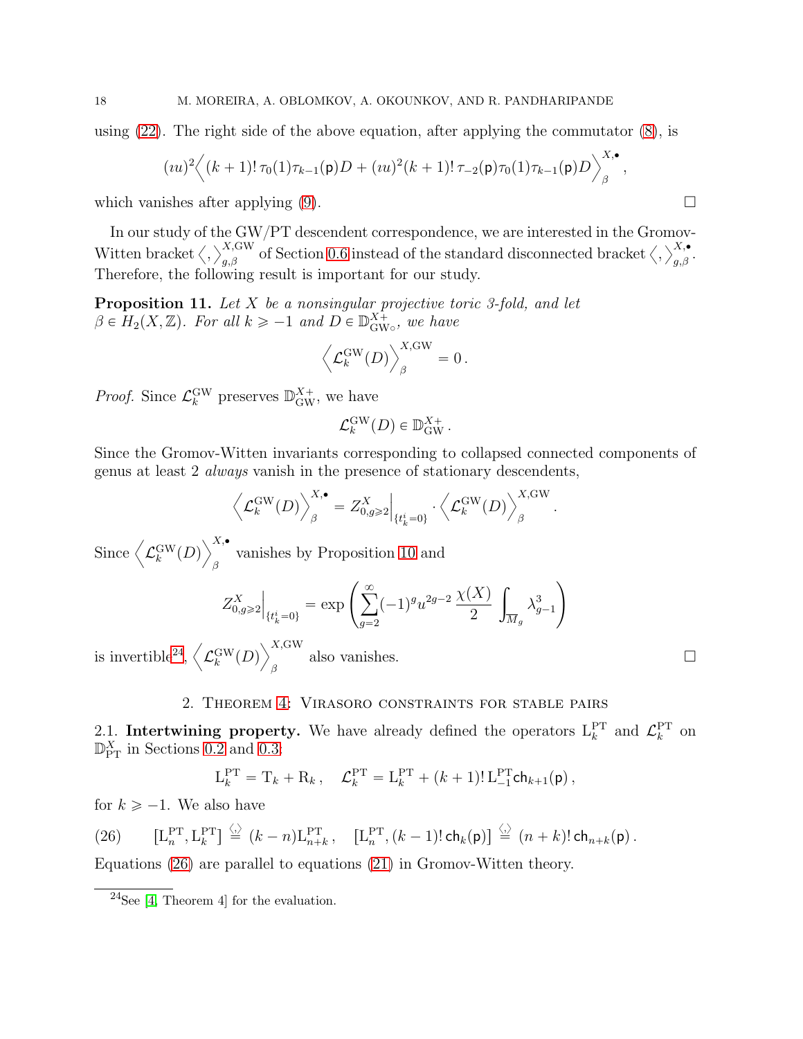using (22). The right side of the above equation, after applying the commutator (8), is

$$(\imath u)^2 \Big\langle (k+1)!\,\tau_0(1)\tau_{k-1}(\mathsf{p})D + (\imath u)^2 (k+1)!\,\tau_{-2}(\mathsf{p})\tau_0(1)\tau_{k-1}(\mathsf{p})D \Big\rangle_\beta^{X,\bullet},$$

which vanishes after applying (9). $\square$

In our study of the GW/PT descendent correspondence, we are interested in the Gromov-Witten bracket $\langle , \rangle_{g,\beta}^{X,\mathrm{GW}}$ of Section 0.6 instead of the standard disconnected bracket $\langle , \rangle_{g,\beta}^{X,\bullet}$. Therefore, the following result is important for our study.

**Proposition 11.** *Let $X$ be a nonsingular projective toric 3-fold, and let $\beta \in H_2(X,\mathbb{Z})$. For all $k \geqslant -1$ and $D \in \mathbb{D}^{X+}_{\mathrm{GW}\circ}$, we have*

$$\Big\langle \mathcal{L}_k^{\mathrm{GW}}(D) \Big\rangle_\beta^{X,\mathrm{GW}} = 0\,.$$

*Proof.* Since $\mathcal{L}_k^{\mathrm{GW}}$ preserves $\mathbb{D}^{X+}_{\mathrm{GW}}$, we have

$$\mathcal{L}_k^{\mathrm{GW}}(D) \in \mathbb{D}^{X+}_{\mathrm{GW}}\,.$$

Since the Gromov-Witten invariants corresponding to collapsed connected components of genus at least 2 *always* vanish in the presence of stationary descendents,

$$\Big\langle \mathcal{L}_k^{\mathrm{GW}}(D) \Big\rangle_\beta^{X,\bullet} = Z^X_{0,g\geqslant 2}\Big|_{\{t^i_k=0\}} \cdot \Big\langle \mathcal{L}_k^{\mathrm{GW}}(D) \Big\rangle_\beta^{X,\mathrm{GW}}\,.$$

Since $\Big\langle \mathcal{L}_k^{\mathrm{GW}}(D) \Big\rangle_\beta^{X,\bullet}$ vanishes by Proposition 10 and

$$Z^X_{0,g\geqslant 2}\Big|_{\{t^i_k=0\}} = \exp\left( \sum_{g=2}^{\infty} (-1)^g u^{2g-2}\, \frac{\chi(X)}{2} \int_{\overline{M}_g} \lambda_{g-1}^3 \right)$$

is invertible[24], $\Big\langle \mathcal{L}_k^{\mathrm{GW}}(D) \Big\rangle_\beta^{X,\mathrm{GW}}$ also vanishes. $\square$

## 2. Theorem 4: Virasoro constraints for stable pairs

2.1. **Intertwining property.** We have already defined the operators $\mathrm{L}_k^{\mathrm{PT}}$ and $\mathcal{L}_k^{\mathrm{PT}}$ on $\mathbb{D}^X_{\mathrm{PT}}$ in Sections 0.2 and 0.3:

$$\mathrm{L}_k^{\mathrm{PT}} = \mathrm{T}_k + \mathrm{R}_k\,, \quad \mathcal{L}_k^{\mathrm{PT}} = \mathrm{L}_k^{\mathrm{PT}} + (k+1)!\,\mathrm{L}_{-1}^{\mathrm{PT}}\mathsf{ch}_{k+1}(\mathsf{p})\,,$$

for $k \geqslant -1$. We also have

$$[\mathrm{L}_n^{\mathrm{PT}}, \mathrm{L}_k^{\mathrm{PT}}] \overset{\langle , \rangle}{=} (k-n)\mathrm{L}_{n+k}^{\mathrm{PT}}\,, \quad [\mathrm{L}_n^{\mathrm{PT}}, (k-1)!\,\mathsf{ch}_k(\mathsf{p})] \overset{\langle , \rangle}{=} (n+k)!\,\mathsf{ch}_{n+k}(\mathsf{p})\,. \tag{26}$$

Equations (26) are parallel to equations (21) in Gromov-Witten theory.

[24] See [4, Theorem 4] for the evaluation.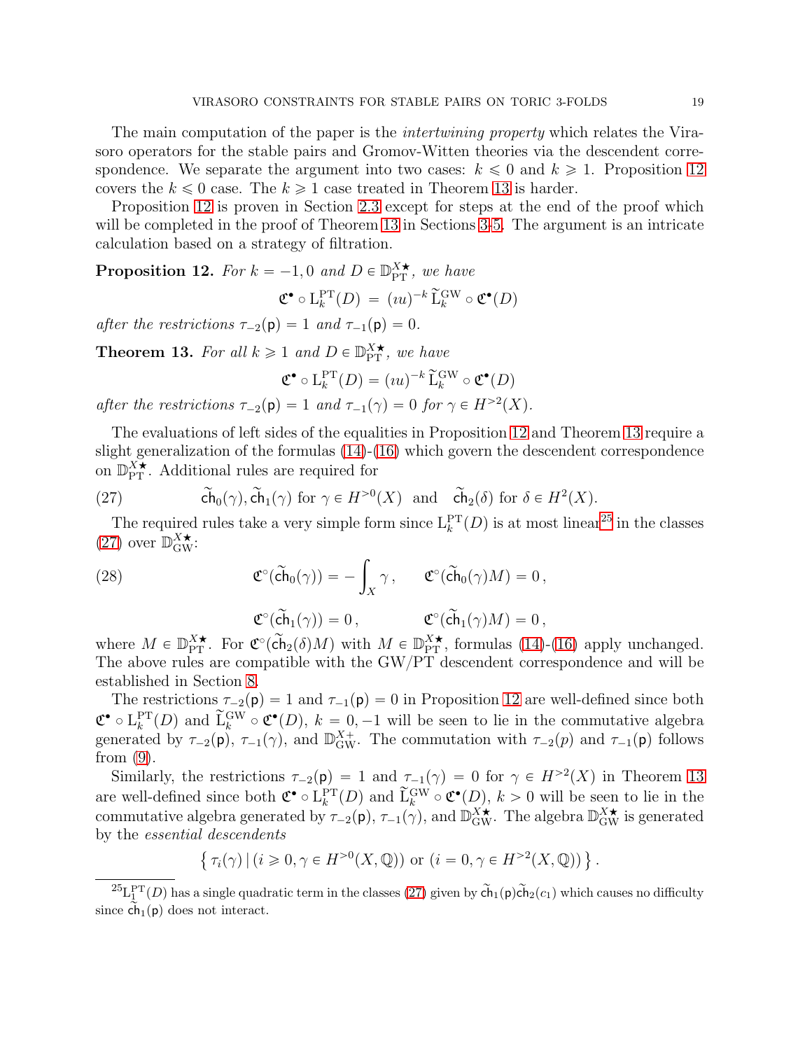The main computation of the paper is the *intertwining property* which relates the Virasoro operators for the stable pairs and Gromov-Witten theories via the descendent correspondence. We separate the argument into two cases: $k \leqslant 0$ and $k \geqslant 1$. Proposition 12 covers the $k \leqslant 0$ case. The $k \geqslant 1$ case treated in Theorem 13 is harder.

Proposition 12 is proven in Section 2.3 except for steps at the end of the proof which will be completed in the proof of Theorem 13 in Sections 3-5. The argument is an intricate calculation based on a strategy of filtration.

**Proposition 12.** *For $k = -1, 0$ and $D \in \mathbb{D}_{\mathrm{PT}}^{X\bigstar}$, we have*

$$\mathfrak{C}^{\bullet} \circ \mathrm{L}_k^{\mathrm{PT}}(D) \;=\; (\imath u)^{-k}\, \widetilde{\mathrm{L}}_k^{\mathrm{GW}} \circ \mathfrak{C}^{\bullet}(D)$$

*after the restrictions $\tau_{-2}(\mathsf{p}) = 1$ and $\tau_{-1}(\mathsf{p}) = 0$.*

**Theorem 13.** *For all $k \geqslant 1$ and $D \in \mathbb{D}_{\mathrm{PT}}^{X\bigstar}$, we have*

$$\mathfrak{C}^{\bullet} \circ \mathrm{L}_k^{\mathrm{PT}}(D) = (\imath u)^{-k}\, \widetilde{\mathrm{L}}_k^{\mathrm{GW}} \circ \mathfrak{C}^{\bullet}(D)$$

*after the restrictions $\tau_{-2}(\mathsf{p}) = 1$ and $\tau_{-1}(\gamma) = 0$ for $\gamma \in H^{>2}(X)$.*

The evaluations of left sides of the equalities in Proposition 12 and Theorem 13 require a slight generalization of the formulas (14)-(16) which govern the descendent correspondence on $\mathbb{D}_{\mathrm{PT}}^{X\bigstar}$. Additional rules are required for

$$\widetilde{\mathsf{ch}}_0(\gamma), \widetilde{\mathsf{ch}}_1(\gamma) \text{ for } \gamma \in H^{>0}(X) \quad \text{and} \quad \widetilde{\mathsf{ch}}_2(\delta) \text{ for } \delta \in H^2(X). \tag{27}$$

The required rules take a very simple form since $\mathrm{L}_k^{\mathrm{PT}}(D)$ is at most linear[25] in the classes (27) over $\mathbb{D}_{\mathrm{GW}}^{X\bigstar}$:

$$\mathfrak{C}^{\circ}(\widetilde{\mathsf{ch}}_0(\gamma)) = -\int_X \gamma\,, \qquad \mathfrak{C}^{\circ}(\widetilde{\mathsf{ch}}_0(\gamma)M) = 0\,, \tag{28}$$

$$\mathfrak{C}^{\circ}(\widetilde{\mathsf{ch}}_1(\gamma)) = 0\,, \qquad\qquad \mathfrak{C}^{\circ}(\widetilde{\mathsf{ch}}_1(\gamma)M) = 0\,,$$

where $M \in \mathbb{D}_{\mathrm{PT}}^{X\bigstar}$. For $\mathfrak{C}^{\circ}(\widetilde{\mathsf{ch}}_2(\delta)M)$ with $M \in \mathbb{D}_{\mathrm{PT}}^{X\bigstar}$, formulas (14)-(16) apply unchanged. The above rules are compatible with the GW/PT descendent correspondence and will be established in Section 8.

The restrictions $\tau_{-2}(\mathsf{p}) = 1$ and $\tau_{-1}(\mathsf{p}) = 0$ in Proposition 12 are well-defined since both $\mathfrak{C}^{\bullet} \circ \mathrm{L}_k^{\mathrm{PT}}(D)$ and $\widetilde{\mathrm{L}}_k^{\mathrm{GW}} \circ \mathfrak{C}^{\bullet}(D)$, $k = 0, -1$ will be seen to lie in the commutative algebra generated by $\tau_{-2}(\mathsf{p})$, $\tau_{-1}(\gamma)$, and $\mathbb{D}_{\mathrm{GW}}^{X+}$. The commutation with $\tau_{-2}(p)$ and $\tau_{-1}(\mathsf{p})$ follows from (9).

Similarly, the restrictions $\tau_{-2}(\mathsf{p}) = 1$ and $\tau_{-1}(\gamma) = 0$ for $\gamma \in H^{>2}(X)$ in Theorem 13 are well-defined since both $\mathfrak{C}^{\bullet} \circ \mathrm{L}_k^{\mathrm{PT}}(D)$ and $\widetilde{\mathrm{L}}_k^{\mathrm{GW}} \circ \mathfrak{C}^{\bullet}(D)$, $k > 0$ will be seen to lie in the commutative algebra generated by $\tau_{-2}(\mathsf{p})$, $\tau_{-1}(\gamma)$, and $\mathbb{D}_{\mathrm{GW}}^{X\bigstar}$. The algebra $\mathbb{D}_{\mathrm{GW}}^{X\bigstar}$ is generated by the *essential descendents*

$$\left\{\, \tau_i(\gamma) \,|\, (i \geqslant 0, \gamma \in H^{>0}(X, \mathbb{Q})) \text{ or } (i = 0, \gamma \in H^{>2}(X, \mathbb{Q})) \,\right\}.$$

---

[25] $\mathrm{L}_1^{\mathrm{PT}}(D)$ has a single quadratic term in the classes (27) given by $\widetilde{\mathsf{ch}}_1(\mathsf{p})\widetilde{\mathsf{ch}}_2(c_1)$ which causes no difficulty since $\widetilde{\mathsf{ch}}_1(\mathsf{p})$ does not interact.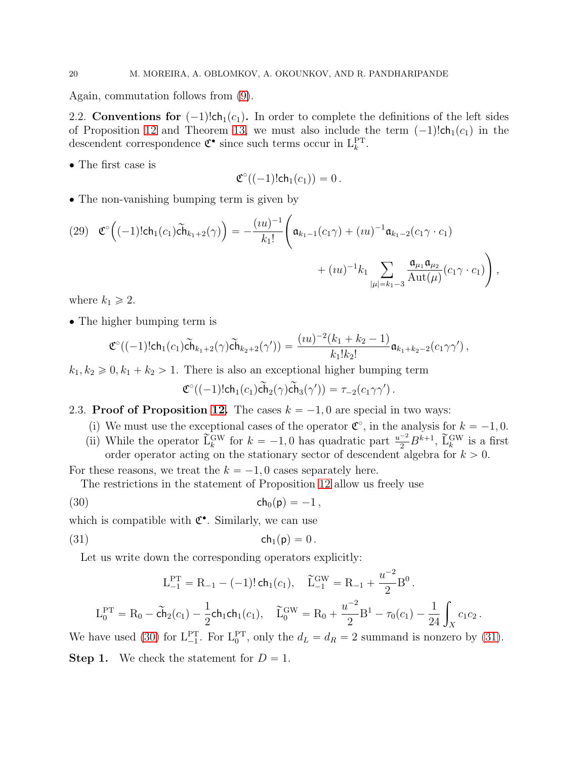Again, commutation follows from (9).

2.2. **Conventions for $(-1)!\mathsf{ch}_1(c_1)$.** In order to complete the definitions of the left sides of Proposition 12 and Theorem 13, we must also include the term $(-1)!\mathsf{ch}_1(c_1)$ in the descendent correspondence $\mathfrak{C}^\bullet$ since such terms occur in $\mathrm{L}_k^{\mathrm{PT}}$.

- The first case is

$$\mathfrak{C}^\circ((-1)!\mathsf{ch}_1(c_1)) = 0\,.$$

- The non-vanishing bumping term is given by

$$\mathfrak{C}^\circ\Big((-1)!\mathsf{ch}_1(c_1)\widetilde{\mathsf{ch}}_{k_1+2}(\gamma)\Big) = -\frac{(\imath u)^{-1}}{k_1!}\Bigg(\mathfrak{a}_{k_1-1}(c_1\gamma) + (\imath u)^{-1}\mathfrak{a}_{k_1-2}(c_1\gamma\cdot c_1) + (\imath u)^{-1}k_1\sum_{|\mu|=k_1-3}\frac{\mathfrak{a}_{\mu_1}\mathfrak{a}_{\mu_2}}{\mathrm{Aut}(\mu)}(c_1\gamma\cdot c_1)\Bigg)\,, \tag{29}$$

where $k_1 \geqslant 2$.

- The higher bumping term is

$$\mathfrak{C}^\circ((-1)!\mathsf{ch}_1(c_1)\widetilde{\mathsf{ch}}_{k_1+2}(\gamma)\widetilde{\mathsf{ch}}_{k_2+2}(\gamma')) = \frac{(\imath u)^{-2}(k_1+k_2-1)}{k_1!k_2!}\mathfrak{a}_{k_1+k_2-2}(c_1\gamma\gamma')\,,$$

$k_1, k_2 \geqslant 0, k_1+k_2 > 1$. There is also an exceptional higher bumping term

$$\mathfrak{C}^\circ((-1)!\mathsf{ch}_1(c_1)\widetilde{\mathsf{ch}}_2(\gamma)\widetilde{\mathsf{ch}}_3(\gamma')) = \tau_{-2}(c_1\gamma\gamma')\,.$$

2.3. **Proof of Proposition 12.** The cases $k=-1,0$ are special in two ways:

(i) We must use the exceptional cases of the operator $\mathfrak{C}^\circ$, in the analysis for $k=-1,0$.

(ii) While the operator $\widetilde{\mathrm{L}}_k^{\mathrm{GW}}$ for $k=-1,0$ has quadratic part $\frac{u^{-2}}{2}B^{k+1}$, $\widetilde{\mathrm{L}}_k^{\mathrm{GW}}$ is a first order operator acting on the stationary sector of descendent algebra for $k>0$.

For these reasons, we treat the $k=-1,0$ cases separately here.

The restrictions in the statement of Proposition 12 allow us freely use

$$\mathsf{ch}_0(\mathsf{p}) = -1\,, \tag{30}$$

which is compatible with $\mathfrak{C}^\bullet$. Similarly, we can use

$$\mathsf{ch}_1(\mathsf{p}) = 0\,. \tag{31}$$

Let us write down the corresponding operators explicitly:

$$\mathrm{L}_{-1}^{\mathrm{PT}} = \mathrm{R}_{-1} - (-1)!\,\mathsf{ch}_1(c_1), \quad \widetilde{\mathrm{L}}_{-1}^{\mathrm{GW}} = \mathrm{R}_{-1} + \frac{u^{-2}}{2}\mathrm{B}^0\,.$$

$$\mathrm{L}_0^{\mathrm{PT}} = \mathrm{R}_0 - \widetilde{\mathsf{ch}}_2(c_1) - \frac{1}{2}\mathsf{ch}_1\mathsf{ch}_1(c_1), \quad \widetilde{\mathrm{L}}_0^{\mathrm{GW}} = \mathrm{R}_0 + \frac{u^{-2}}{2}\mathrm{B}^1 - \tau_0(c_1) - \frac{1}{24}\int_X c_1c_2\,.$$

We have used (30) for $\mathrm{L}_{-1}^{\mathrm{PT}}$. For $\mathrm{L}_0^{\mathrm{PT}}$, only the $d_L = d_R = 2$ summand is nonzero by (31).

**Step 1.** We check the statement for $D=1$.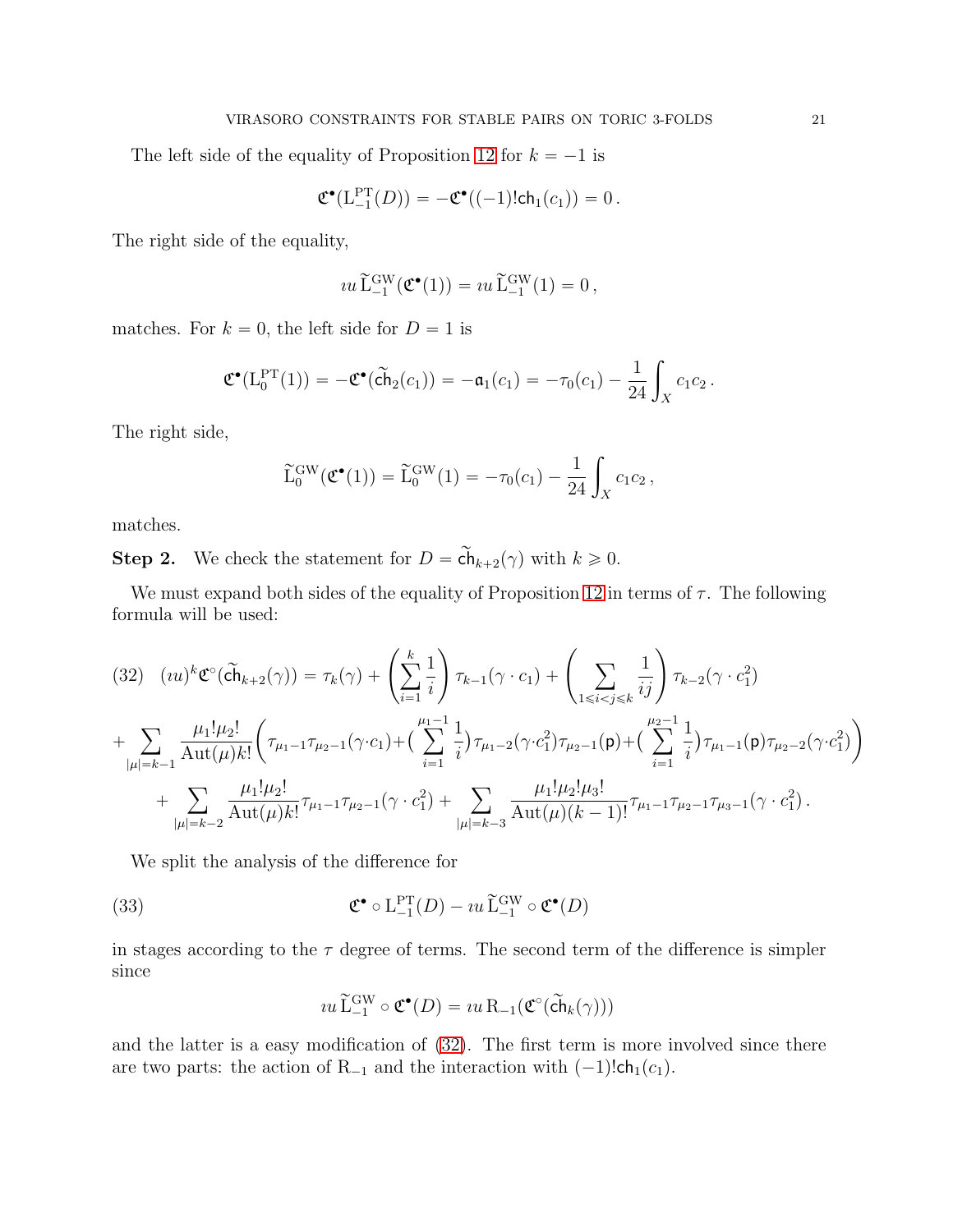The left side of the equality of Proposition 12 for $k = -1$ is

$$\mathfrak{C}^\bullet(\mathrm{L}^{\mathrm{PT}}_{-1}(D)) = -\mathfrak{C}^\bullet((-1)!\mathsf{ch}_1(c_1)) = 0\,.$$

The right side of the equality,

$$\imath u\, \widetilde{\mathrm{L}}^{\mathrm{GW}}_{-1}(\mathfrak{C}^\bullet(1)) = \imath u\, \widetilde{\mathrm{L}}^{\mathrm{GW}}_{-1}(1) = 0\,,$$

matches. For $k = 0$, the left side for $D = 1$ is

$$\mathfrak{C}^\bullet(\mathrm{L}^{\mathrm{PT}}_0(1)) = -\mathfrak{C}^\bullet(\widetilde{\mathsf{ch}}_2(c_1)) = -\mathfrak{a}_1(c_1) = -\tau_0(c_1) - \frac{1}{24}\int_X c_1 c_2\,.$$

The right side,

$$\widetilde{\mathrm{L}}^{\mathrm{GW}}_0(\mathfrak{C}^\bullet(1)) = \widetilde{\mathrm{L}}^{\mathrm{GW}}_0(1) = -\tau_0(c_1) - \frac{1}{24}\int_X c_1 c_2\,,$$

matches.

**Step 2.** We check the statement for $D = \widetilde{\mathsf{ch}}_{k+2}(\gamma)$ with $k \geqslant 0$.

We must expand both sides of the equality of Proposition 12 in terms of $\tau$. The following formula will be used:

$$(32)\quad (\imath u)^k \mathfrak{C}^\circ(\widetilde{\mathsf{ch}}_{k+2}(\gamma)) = \tau_k(\gamma) + \left(\sum_{i=1}^{k}\frac{1}{i}\right)\tau_{k-1}(\gamma\cdot c_1) + \left(\sum_{1\leqslant i<j\leqslant k}\frac{1}{ij}\right)\tau_{k-2}(\gamma\cdot c_1^2)$$
$$+\sum_{|\mu|=k-1}\frac{\mu_1!\mu_2!}{\mathrm{Aut}(\mu)k!}\Bigg(\tau_{\mu_1-1}\tau_{\mu_2-1}(\gamma\cdot c_1)+\Big(\sum_{i=1}^{\mu_1-1}\frac{1}{i}\Big)\tau_{\mu_1-2}(\gamma\cdot c_1^2)\tau_{\mu_2-1}(\mathsf{p})+\Big(\sum_{i=1}^{\mu_2-1}\frac{1}{i}\Big)\tau_{\mu_1-1}(\mathsf{p})\tau_{\mu_2-2}(\gamma\cdot c_1^2)\Bigg)$$
$$+\sum_{|\mu|=k-2}\frac{\mu_1!\mu_2!}{\mathrm{Aut}(\mu)k!}\tau_{\mu_1-1}\tau_{\mu_2-1}(\gamma\cdot c_1^2) + \sum_{|\mu|=k-3}\frac{\mu_1!\mu_2!\mu_3!}{\mathrm{Aut}(\mu)(k-1)!}\tau_{\mu_1-1}\tau_{\mu_2-1}\tau_{\mu_3-1}(\gamma\cdot c_1^2)\,.$$

We split the analysis of the difference for

$$(33)\qquad \mathfrak{C}^\bullet\circ \mathrm{L}^{\mathrm{PT}}_{-1}(D) - \imath u\, \widetilde{\mathrm{L}}^{\mathrm{GW}}_{-1}\circ\mathfrak{C}^\bullet(D)$$

in stages according to the $\tau$ degree of terms. The second term of the difference is simpler since

$$\imath u\, \widetilde{\mathrm{L}}^{\mathrm{GW}}_{-1}\circ\mathfrak{C}^\bullet(D) = \imath u\, \mathrm{R}_{-1}(\mathfrak{C}^\circ(\widetilde{\mathsf{ch}}_k(\gamma)))$$

and the latter is a easy modification of (32). The first term is more involved since there are two parts: the action of $\mathrm{R}_{-1}$ and the interaction with $(-1)!\mathsf{ch}_1(c_1)$.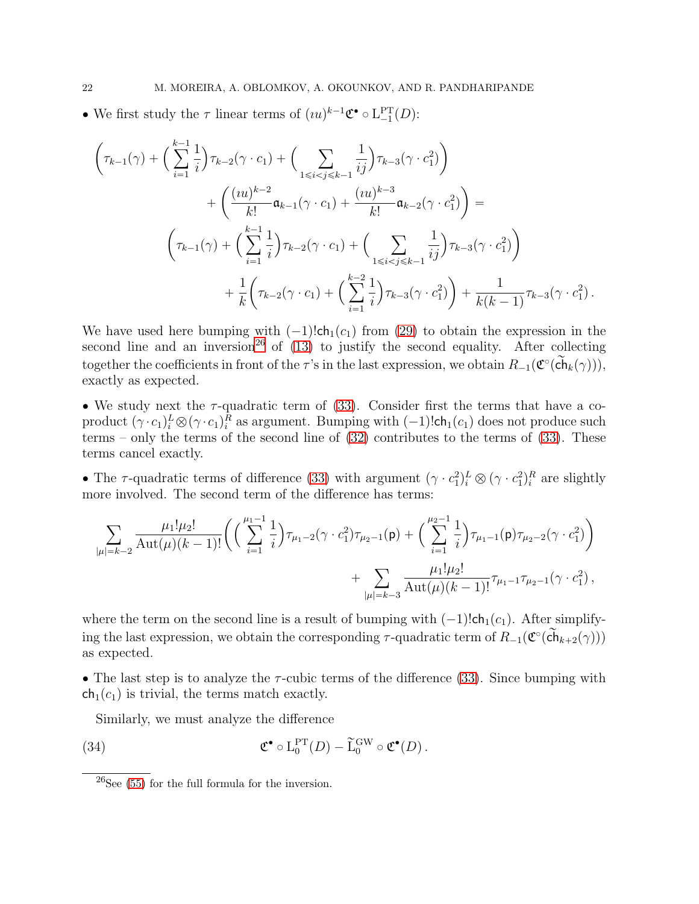• We first study the $\tau$ linear terms of $(\imath u)^{k-1}\mathfrak{C}^\bullet \circ \mathrm{L}^{\mathrm{PT}}_{-1}(D)$:

$$
\begin{aligned}
\bigg(\tau_{k-1}(\gamma) + \Big(\sum_{i=1}^{k-1}\frac{1}{i}\Big)\tau_{k-2}(\gamma\cdot c_1) + \Big(\sum_{1\leqslant i<j\leqslant k-1}\frac{1}{ij}\Big)\tau_{k-3}(\gamma\cdot c_1^2)\bigg)&\\
+\bigg(\frac{(\imath u)^{k-2}}{k!}\mathfrak{a}_{k-1}(\gamma\cdot c_1) + \frac{(\imath u)^{k-3}}{k!}\mathfrak{a}_{k-2}(\gamma\cdot c_1^2)\bigg) &=\\
\bigg(\tau_{k-1}(\gamma) + \Big(\sum_{i=1}^{k-1}\frac{1}{i}\Big)\tau_{k-2}(\gamma\cdot c_1) + \Big(\sum_{1\leqslant i<j\leqslant k-1}\frac{1}{ij}\Big)\tau_{k-3}(\gamma\cdot c_1^2)\bigg)&\\
+\frac{1}{k}\bigg(\tau_{k-2}(\gamma\cdot c_1) + \Big(\sum_{i=1}^{k-2}\frac{1}{i}\Big)\tau_{k-3}(\gamma\cdot c_1^2)\bigg) + \frac{1}{k(k-1)}\tau_{k-3}(\gamma\cdot c_1^2)\,.&
\end{aligned}
$$

We have used here bumping with $(-1)!\mathsf{ch}_1(c_1)$ from (29) to obtain the expression in the second line and an inversion[26] of (13) to justify the second equality. After collecting together the coefficients in front of the $\tau$'s in the last expression, we obtain $R_{-1}(\mathfrak{C}^\circ(\widetilde{\mathsf{ch}}_k(\gamma)))$, exactly as expected.

• We study next the $\tau$-quadratic term of (33). Consider first the terms that have a coproduct $(\gamma\cdot c_1)_i^L\otimes(\gamma\cdot c_1)_i^R$ as argument. Bumping with $(-1)!\mathsf{ch}_1(c_1)$ does not produce such terms – only the terms of the second line of (32) contributes to the terms of (33). These terms cancel exactly.

• The $\tau$-quadratic terms of difference (33) with argument $(\gamma\cdot c_1^2)_i^L\otimes(\gamma\cdot c_1^2)_i^R$ are slightly more involved. The second term of the difference has terms:

$$
\begin{aligned}
\sum_{|\mu|=k-2}\frac{\mu_1!\mu_2!}{\mathrm{Aut}(\mu)(k-1)!}\bigg(\Big(\sum_{i=1}^{\mu_1-1}\frac{1}{i}\Big)\tau_{\mu_1-2}(\gamma\cdot c_1^2)\tau_{\mu_2-1}(\mathsf{p}) + \Big(\sum_{i=1}^{\mu_2-1}\frac{1}{i}\Big)\tau_{\mu_1-1}(\mathsf{p})\tau_{\mu_2-2}(\gamma\cdot c_1^2)\bigg)&\\
+\sum_{|\mu|=k-3}\frac{\mu_1!\mu_2!}{\mathrm{Aut}(\mu)(k-1)!}\tau_{\mu_1-1}\tau_{\mu_2-1}(\gamma\cdot c_1^2)\,,&
\end{aligned}
$$

where the term on the second line is a result of bumping with $(-1)!\mathsf{ch}_1(c_1)$. After simplifying the last expression, we obtain the corresponding $\tau$-quadratic term of $R_{-1}(\mathfrak{C}^\circ(\widetilde{\mathsf{ch}}_{k+2}(\gamma)))$ as expected.

• The last step is to analyze the $\tau$-cubic terms of the difference (33). Since bumping with $\mathsf{ch}_1(c_1)$ is trivial, the terms match exactly.

Similarly, we must analyze the difference

$$
\mathfrak{C}^\bullet\circ\mathrm{L}^{\mathrm{PT}}_0(D) - \widetilde{\mathrm{L}}^{\mathrm{GW}}_0\circ\mathfrak{C}^\bullet(D)\,. \tag{34}
$$

---

[26]See (55) for the full formula for the inversion.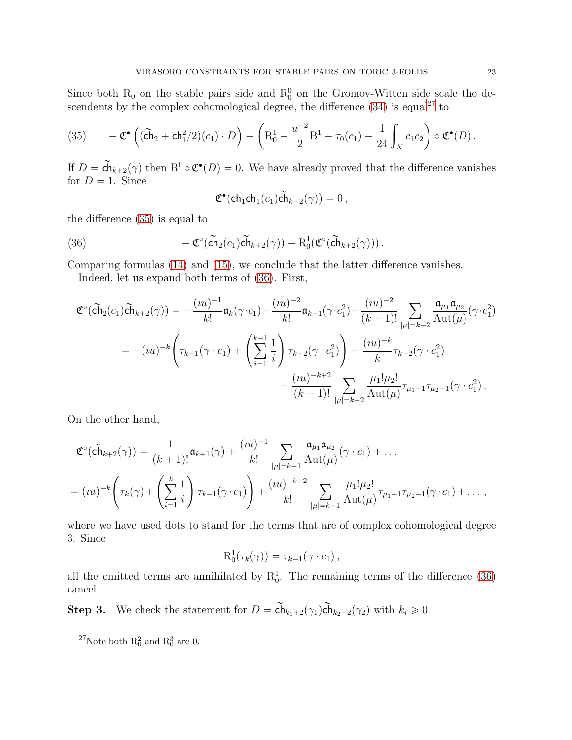Since both $\mathrm{R}_0$ on the stable pairs side and $\mathrm{R}_0^0$ on the Gromov-Witten side scale the descendents by the complex cohomological degree, the difference (34) is equal[27] to

$$
(35) \qquad -\mathfrak{C}^\bullet\left((\widetilde{\mathsf{ch}}_2 + \mathsf{ch}_1^2/2)(c_1)\cdot D\right) - \left(\mathrm{R}_0^1 + \frac{u^{-2}}{2}\mathrm{B}^1 - \tau_0(c_1) - \frac{1}{24}\int_X c_1c_2\right)\circ \mathfrak{C}^\bullet(D)\,.
$$

If $D = \widetilde{\mathsf{ch}}_{k+2}(\gamma)$ then $\mathrm{B}^1 \circ \mathfrak{C}^\bullet(D) = 0$. We have already proved that the difference vanishes for $D = 1$. Since

$$
\mathfrak{C}^\bullet(\mathsf{ch}_1\mathsf{ch}_1(c_1)\widetilde{\mathsf{ch}}_{k+2}(\gamma)) = 0\,,
$$

the difference (35) is equal to

$$
(36) \qquad -\mathfrak{C}^\circ(\widetilde{\mathsf{ch}}_2(c_1)\widetilde{\mathsf{ch}}_{k+2}(\gamma)) - \mathrm{R}_0^1(\mathfrak{C}^\circ(\widetilde{\mathsf{ch}}_{k+2}(\gamma)))\,.
$$

Comparing formulas (14) and (15), we conclude that the latter difference vanishes.

Indeed, let us expand both terms of (36). First,

$$
\begin{aligned}
\mathfrak{C}^\circ(\widetilde{\mathsf{ch}}_2(c_1)\widetilde{\mathsf{ch}}_{k+2}(\gamma)) &= -\frac{(\imath u)^{-1}}{k!}\mathfrak{a}_k(\gamma\cdot c_1) - \frac{(\imath u)^{-2}}{k!}\mathfrak{a}_{k-1}(\gamma\cdot c_1^2) - \frac{(\imath u)^{-2}}{(k-1)!}\sum_{|\mu|=k-2}\frac{\mathfrak{a}_{\mu_1}\mathfrak{a}_{\mu_2}}{\mathrm{Aut}(\mu)}(\gamma\cdot c_1^2) \\
&= -(\imath u)^{-k}\left(\tau_{k-1}(\gamma\cdot c_1) + \left(\sum_{i=1}^{k-1}\frac{1}{i}\right)\tau_{k-2}(\gamma\cdot c_1^2)\right) - \frac{(\imath u)^{-k}}{k}\tau_{k-2}(\gamma\cdot c_1^2) \\
&\qquad - \frac{(\imath u)^{-k+2}}{(k-1)!}\sum_{|\mu|=k-2}\frac{\mu_1!\mu_2!}{\mathrm{Aut}(\mu)}\tau_{\mu_1-1}\tau_{\mu_2-1}(\gamma\cdot c_1^2)\,.
\end{aligned}
$$

On the other hand,

$$
\begin{aligned}
&\mathfrak{C}^\circ(\widetilde{\mathsf{ch}}_{k+2}(\gamma)) = \frac{1}{(k+1)!}\mathfrak{a}_{k+1}(\gamma) + \frac{(\imath u)^{-1}}{k!}\sum_{|\mu|=k-1}\frac{\mathfrak{a}_{\mu_1}\mathfrak{a}_{\mu_2}}{\mathrm{Aut}(\mu)}(\gamma\cdot c_1) + \ldots \\
&= (\imath u)^{-k}\left(\tau_k(\gamma) + \left(\sum_{i=1}^{k}\frac{1}{i}\right)\tau_{k-1}(\gamma\cdot c_1)\right) + \frac{(\imath u)^{-k+2}}{k!}\sum_{|\mu|=k-1}\frac{\mu_1!\mu_2!}{\mathrm{Aut}(\mu)}\tau_{\mu_1-1}\tau_{\mu_2-1}(\gamma\cdot c_1) + \ldots\,,
\end{aligned}
$$

where we have used dots to stand for the terms that are of complex cohomological degree 3. Since

$$
\mathrm{R}_0^1(\tau_k(\gamma)) = \tau_{k-1}(\gamma\cdot c_1)\,,
$$

all the omitted terms are annihilated by $\mathrm{R}_0^1$. The remaining terms of the difference (36) cancel.

**Step 3.** We check the statement for $D = \widetilde{\mathsf{ch}}_{k_1+2}(\gamma_1)\widetilde{\mathsf{ch}}_{k_2+2}(\gamma_2)$ with $k_i \geqslant 0$.

[27] Note both $\mathrm{R}_0^2$ and $\mathrm{R}_0^3$ are 0.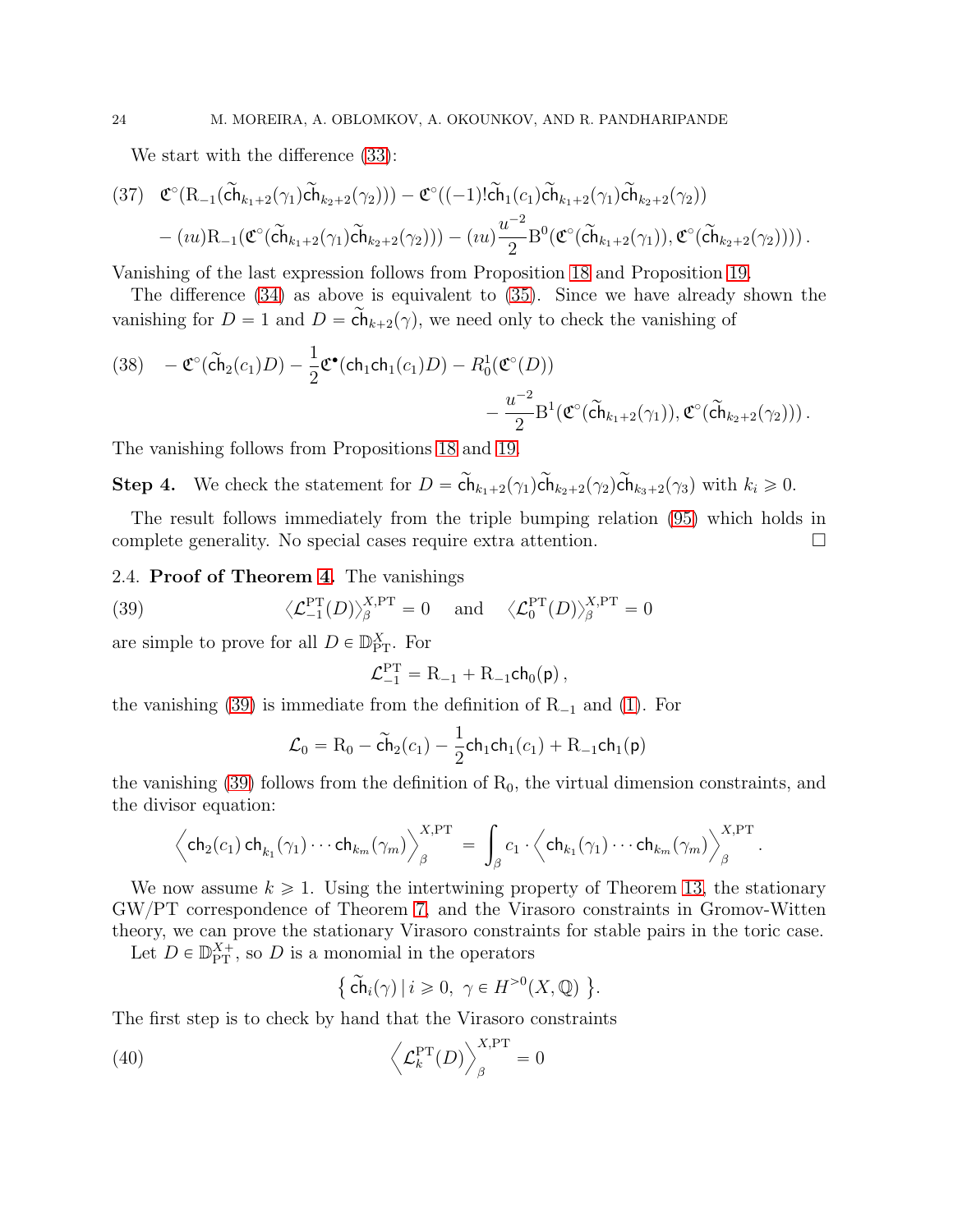We start with the difference (33):

$$\text{(37)}\quad \mathfrak{C}^\circ(\mathrm{R}_{-1}(\widetilde{\mathsf{ch}}_{k_1+2}(\gamma_1)\widetilde{\mathsf{ch}}_{k_2+2}(\gamma_2))) - \mathfrak{C}^\circ((-1)!\widetilde{\mathsf{ch}}_1(c_1)\widetilde{\mathsf{ch}}_{k_1+2}(\gamma_1)\widetilde{\mathsf{ch}}_{k_2+2}(\gamma_2))$$
$$- (\imath u)\mathrm{R}_{-1}(\mathfrak{C}^\circ(\widetilde{\mathsf{ch}}_{k_1+2}(\gamma_1)\widetilde{\mathsf{ch}}_{k_2+2}(\gamma_2))) - (\imath u)\frac{u^{-2}}{2}\mathrm{B}^0(\mathfrak{C}^\circ(\widetilde{\mathsf{ch}}_{k_1+2}(\gamma_1)), \mathfrak{C}^\circ(\widetilde{\mathsf{ch}}_{k_2+2}(\gamma_2))))\,.$$

Vanishing of the last expression follows from Proposition 18 and Proposition 19.

The difference (34) as above is equivalent to (35). Since we have already shown the vanishing for $D = 1$ and $D = \widetilde{\mathsf{ch}}_{k+2}(\gamma)$, we need only to check the vanishing of

$$\text{(38)}\quad -\mathfrak{C}^\circ(\widetilde{\mathsf{ch}}_2(c_1)D) - \frac{1}{2}\mathfrak{C}^\bullet(\mathsf{ch}_1\mathsf{ch}_1(c_1)D) - R_0^1(\mathfrak{C}^\circ(D))$$
$$- \frac{u^{-2}}{2}\mathrm{B}^1(\mathfrak{C}^\circ(\widetilde{\mathsf{ch}}_{k_1+2}(\gamma_1)), \mathfrak{C}^\circ(\widetilde{\mathsf{ch}}_{k_2+2}(\gamma_2)))\,.$$

The vanishing follows from Propositions 18 and 19.

**Step 4.** We check the statement for $D = \widetilde{\mathsf{ch}}_{k_1+2}(\gamma_1)\widetilde{\mathsf{ch}}_{k_2+2}(\gamma_2)\widetilde{\mathsf{ch}}_{k_3+2}(\gamma_3)$ with $k_i \geqslant 0$.

The result follows immediately from the triple bumping relation (95) which holds in complete generality. No special cases require extra attention. □

2.4. **Proof of Theorem 4.** The vanishings

$$\text{(39)}\qquad \langle \mathcal{L}_{-1}^{\mathrm{PT}}(D)\rangle_\beta^{X,\mathrm{PT}} = 0 \quad \text{and} \quad \langle \mathcal{L}_0^{\mathrm{PT}}(D)\rangle_\beta^{X,\mathrm{PT}} = 0$$

are simple to prove for all $D \in \mathbb{D}_{\mathrm{PT}}^X$. For

$$\mathcal{L}_{-1}^{\mathrm{PT}} = \mathrm{R}_{-1} + \mathrm{R}_{-1}\mathsf{ch}_0(\mathsf{p})\,,$$

the vanishing (39) is immediate from the definition of $\mathrm{R}_{-1}$ and (1). For

$$\mathcal{L}_0 = \mathrm{R}_0 - \widetilde{\mathsf{ch}}_2(c_1) - \frac{1}{2}\mathsf{ch}_1\mathsf{ch}_1(c_1) + \mathrm{R}_{-1}\mathsf{ch}_1(\mathsf{p})$$

the vanishing (39) follows from the definition of $\mathrm{R}_0$, the virtual dimension constraints, and the divisor equation:

$$\Big\langle \mathsf{ch}_2(c_1)\,\mathsf{ch}_{k_1}(\gamma_1)\cdots\mathsf{ch}_{k_m}(\gamma_m)\Big\rangle_\beta^{X,\mathrm{PT}} = \int_\beta c_1 \cdot \Big\langle \mathsf{ch}_{k_1}(\gamma_1)\cdots\mathsf{ch}_{k_m}(\gamma_m)\Big\rangle_\beta^{X,\mathrm{PT}}\,.$$

We now assume $k \geqslant 1$. Using the intertwining property of Theorem 13, the stationary GW/PT correspondence of Theorem 7, and the Virasoro constraints in Gromov-Witten theory, we can prove the stationary Virasoro constraints for stable pairs in the toric case.

Let $D \in \mathbb{D}_{\mathrm{PT}}^{X+}$, so $D$ is a monomial in the operators

$$\left\{\, \widetilde{\mathsf{ch}}_i(\gamma)\,|\, i \geqslant 0,\ \gamma \in H^{>0}(X, \mathbb{Q})\,\right\}.$$

The first step is to check by hand that the Virasoro constraints

$$\text{(40)}\qquad \Big\langle \mathcal{L}_k^{\mathrm{PT}}(D)\Big\rangle_\beta^{X,\mathrm{PT}} = 0$$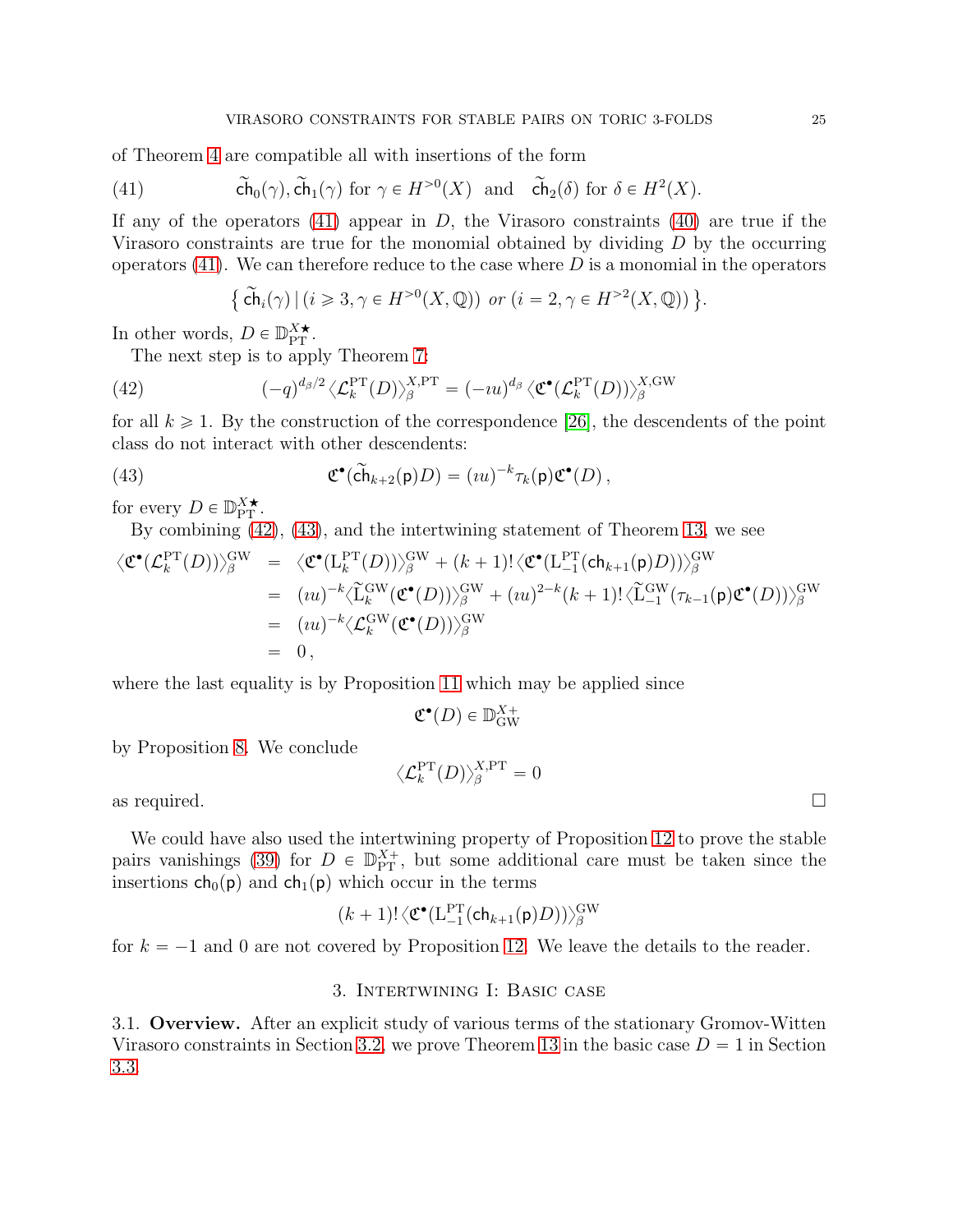of Theorem 4 are compatible all with insertions of the form

$$\widetilde{\mathsf{ch}}_0(\gamma), \widetilde{\mathsf{ch}}_1(\gamma) \text{ for } \gamma \in H^{>0}(X) \text{ and } \widetilde{\mathsf{ch}}_2(\delta) \text{ for } \delta \in H^2(X). \tag{41}$$

If any of the operators (41) appear in $D$, the Virasoro constraints (40) are true if the Virasoro constraints are true for the monomial obtained by dividing $D$ by the occurring operators (41). We can therefore reduce to the case where $D$ is a monomial in the operators

$$\left\{ \widetilde{\mathsf{ch}}_i(\gamma) \,|\, (i \geqslant 3, \gamma \in H^{>0}(X, \mathbb{Q})) \text{ or } (i = 2, \gamma \in H^{>2}(X, \mathbb{Q})) \right\}.$$

In other words, $D \in \mathbb{D}_{\mathrm{PT}}^{X\bigstar}$.

The next step is to apply Theorem 7:

$$(-q)^{d_\beta/2} \langle \mathcal{L}_k^{\mathrm{PT}}(D) \rangle_\beta^{X,\mathrm{PT}} = (-\imath u)^{d_\beta} \langle \mathfrak{C}^\bullet(\mathcal{L}_k^{\mathrm{PT}}(D)) \rangle_\beta^{X,\mathrm{GW}} \tag{42}$$

for all $k \geqslant 1$. By the construction of the correspondence [26], the descendents of the point class do not interact with other descendents:

$$\mathfrak{C}^\bullet(\widetilde{\mathsf{ch}}_{k+2}(\mathsf{p})D) = (\imath u)^{-k} \tau_k(\mathsf{p}) \mathfrak{C}^\bullet(D)\,, \tag{43}$$

for every $D \in \mathbb{D}_{\mathrm{PT}}^{X\bigstar}$.

By combining (42), (43), and the intertwining statement of Theorem 13, we see

$$\begin{aligned}
\langle \mathfrak{C}^\bullet(\mathcal{L}_k^{\mathrm{PT}}(D)) \rangle_\beta^{\mathrm{GW}} &= \langle \mathfrak{C}^\bullet(\mathrm{L}_k^{\mathrm{PT}}(D)) \rangle_\beta^{\mathrm{GW}} + (k+1)! \langle \mathfrak{C}^\bullet(\mathrm{L}_{-1}^{\mathrm{PT}}(\mathsf{ch}_{k+1}(\mathsf{p})D)) \rangle_\beta^{\mathrm{GW}} \\
&= (\imath u)^{-k} \langle \widetilde{\mathrm{L}}_k^{\mathrm{GW}}(\mathfrak{C}^\bullet(D)) \rangle_\beta^{\mathrm{GW}} + (\imath u)^{2-k}(k+1)! \langle \widetilde{\mathrm{L}}_{-1}^{\mathrm{GW}}(\tau_{k-1}(\mathsf{p}) \mathfrak{C}^\bullet(D)) \rangle_\beta^{\mathrm{GW}} \\
&= (\imath u)^{-k} \langle \mathcal{L}_k^{\mathrm{GW}}(\mathfrak{C}^\bullet(D)) \rangle_\beta^{\mathrm{GW}} \\
&= 0\,,
\end{aligned}$$

where the last equality is by Proposition 11 which may be applied since

$$\mathfrak{C}^\bullet(D) \in \mathbb{D}_{\mathrm{GW}}^{X+}$$

by Proposition 8. We conclude

$$\langle \mathcal{L}_k^{\mathrm{PT}}(D) \rangle_\beta^{X,\mathrm{PT}} = 0$$

as required. □

We could have also used the intertwining property of Proposition 12 to prove the stable pairs vanishings (39) for $D \in \mathbb{D}_{\mathrm{PT}}^{X+}$, but some additional care must be taken since the insertions $\mathsf{ch}_0(\mathsf{p})$ and $\mathsf{ch}_1(\mathsf{p})$ which occur in the terms

$$(k+1)! \langle \mathfrak{C}^\bullet(\mathrm{L}_{-1}^{\mathrm{PT}}(\mathsf{ch}_{k+1}(\mathsf{p})D)) \rangle_\beta^{\mathrm{GW}}$$

for $k = -1$ and $0$ are not covered by Proposition 12. We leave the details to the reader.

## 3. Intertwining I: Basic case

**3.1. Overview.** After an explicit study of various terms of the stationary Gromov-Witten Virasoro constraints in Section 3.2, we prove Theorem 13 in the basic case $D = 1$ in Section 3.3.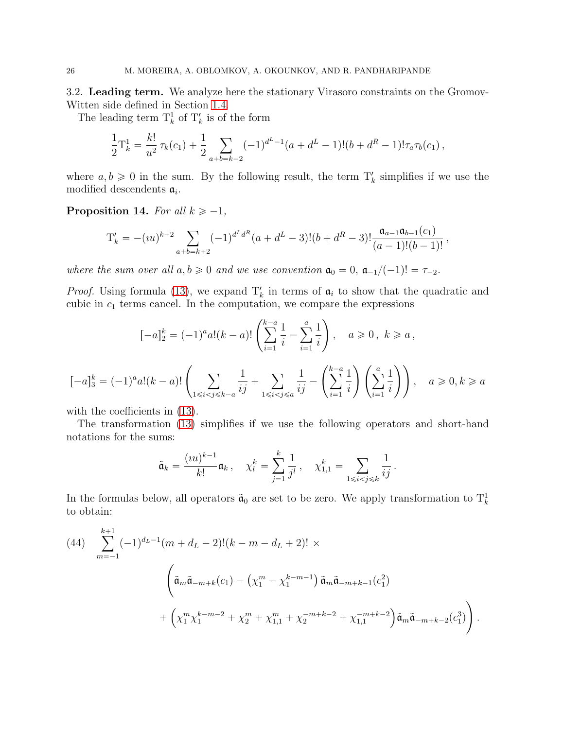### 3.2. Leading term.

We analyze here the stationary Virasoro constraints on the Gromov-Witten side defined in Section 1.4.

The leading term $\mathrm{T}_k^1$ of $\mathrm{T}_k'$ is of the form

$$\frac{1}{2}\mathrm{T}_k^1 = \frac{k!}{u^2}\,\tau_k(c_1) + \frac{1}{2}\sum_{a+b=k-2}(-1)^{d^L-1}(a+d^L-1)!(b+d^R-1)!\tau_a\tau_b(c_1)\,,$$

where $a,b \geqslant 0$ in the sum. By the following result, the term $\mathrm{T}_k'$ simplifies if we use the modified descendents $\mathfrak{a}_i$.

**Proposition 14.** *For all $k \geqslant -1$,*

$$\mathrm{T}_k' = -(\imath u)^{k-2}\sum_{a+b=k+2}(-1)^{d^L d^R}(a+d^L-3)!(b+d^R-3)!\frac{\mathfrak{a}_{a-1}\mathfrak{a}_{b-1}(c_1)}{(a-1)!(b-1)!}\,,$$

*where the sum over all $a,b \geqslant 0$ and we use convention $\mathfrak{a}_0 = 0$, $\mathfrak{a}_{-1}/(-1)! = \tau_{-2}$.*

*Proof.* Using formula (13), we expand $\mathrm{T}_k'$ in terms of $\mathfrak{a}_i$ to show that the quadratic and cubic in $c_1$ terms cancel. In the computation, we compare the expressions

$$[-a]_2^k = (-1)^a a!(k-a)!\left(\sum_{i=1}^{k-a}\frac{1}{i} - \sum_{i=1}^{a}\frac{1}{i}\right), \quad a \geqslant 0\,,\ k \geqslant a\,,$$

$$[-a]_3^k = (-1)^a a!(k-a)!\left(\sum_{1\leqslant i<j\leqslant k-a}\frac{1}{ij} + \sum_{1\leqslant i<j\leqslant a}\frac{1}{ij} - \left(\sum_{i=1}^{k-a}\frac{1}{i}\right)\left(\sum_{i=1}^{a}\frac{1}{i}\right)\right), \quad a \geqslant 0, k \geqslant a$$

with the coefficients in (13).

The transformation (13) simplifies if we use the following operators and short-hand notations for the sums:

$$\tilde{\mathfrak{a}}_k = \frac{(\imath u)^{k-1}}{k!}\mathfrak{a}_k\,, \quad \chi_l^k = \sum_{j=1}^{k}\frac{1}{j^l}\,, \quad \chi_{1,1}^k = \sum_{1\leqslant i<j\leqslant k}\frac{1}{ij}\,.$$

In the formulas below, all operators $\tilde{\mathfrak{a}}_0$ are set to be zero. We apply transformation to $\mathrm{T}_k^1$ to obtain:

$$\begin{aligned}(44)\quad \sum_{m=-1}^{k+1}(-1)^{d_L-1}(m+d_L-2)!(k-m-d_L+2)!\,\times \\ \Bigg(\tilde{\mathfrak{a}}_m\tilde{\mathfrak{a}}_{-m+k}(c_1) - \left(\chi_1^m - \chi_1^{k-m-1}\right)\tilde{\mathfrak{a}}_m\tilde{\mathfrak{a}}_{-m+k-1}(c_1^2) \\ + \left(\chi_1^m\chi_1^{k-m-2} + \chi_2^m + \chi_{1,1}^m + \chi_2^{-m+k-2} + \chi_{1,1}^{-m+k-2}\right)\tilde{\mathfrak{a}}_m\tilde{\mathfrak{a}}_{-m+k-2}(c_1^3)\Bigg)\,.\end{aligned}$$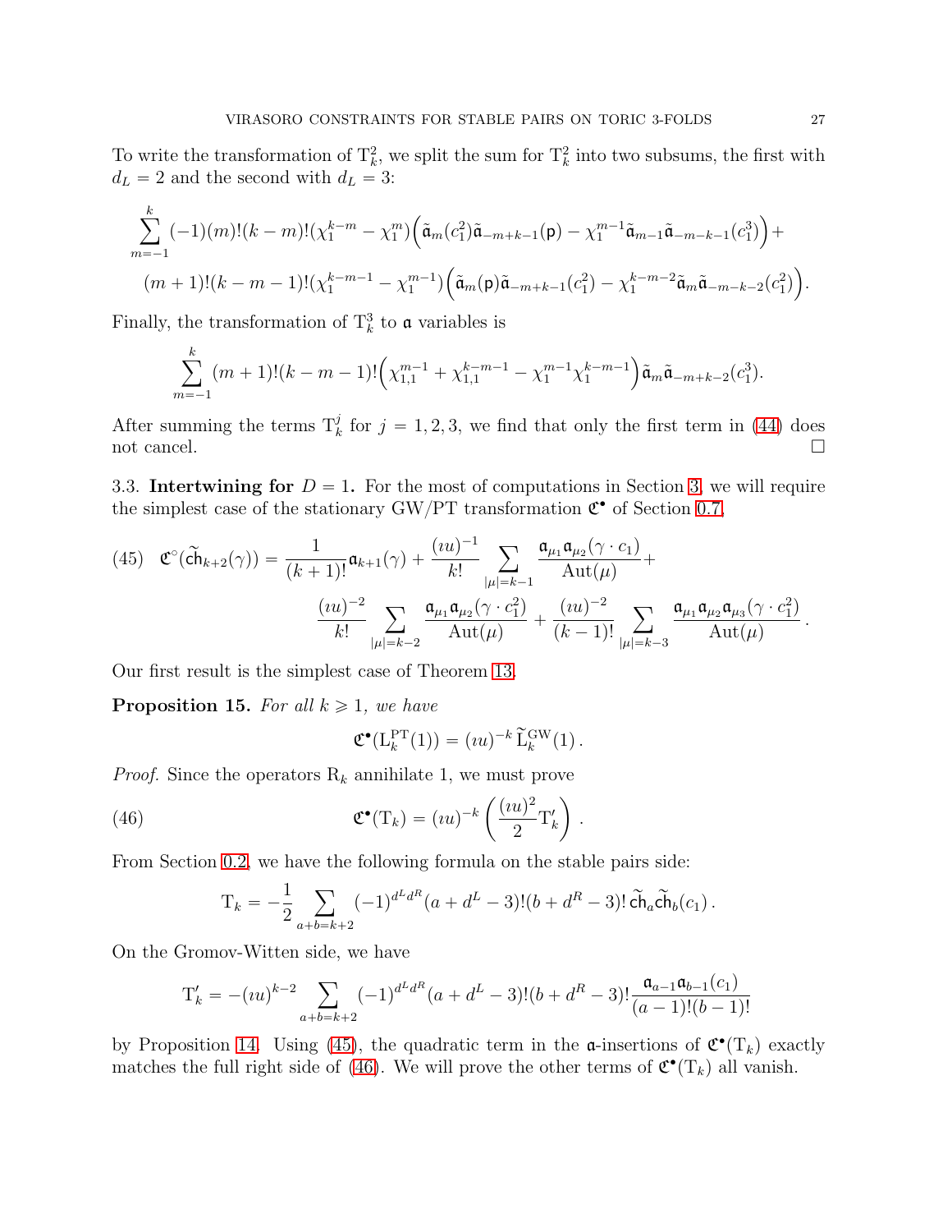To write the transformation of $\mathrm{T}_k^2$, we split the sum for $\mathrm{T}_k^2$ into two subsums, the first with $d_L = 2$ and the second with $d_L = 3$:

$$\sum_{m=-1}^{k} (-1)(m)!(k-m)!(\chi_1^{k-m} - \chi_1^m)\Big(\tilde{\mathfrak{a}}_m(c_1^2)\tilde{\mathfrak{a}}_{-m+k-1}(\mathsf{p}) - \chi_1^{m-1}\tilde{\mathfrak{a}}_{m-1}\tilde{\mathfrak{a}}_{-m-k-1}(c_1^3)\Big) +$$
$$(m+1)!(k-m-1)!(\chi_1^{k-m-1} - \chi_1^{m-1})\Big(\tilde{\mathfrak{a}}_m(\mathsf{p})\tilde{\mathfrak{a}}_{-m+k-1}(c_1^2) - \chi_1^{k-m-2}\tilde{\mathfrak{a}}_m\tilde{\mathfrak{a}}_{-m-k-2}(c_1^2)\Big).$$

Finally, the transformation of $\mathrm{T}_k^3$ to $\mathfrak{a}$ variables is

$$\sum_{m=-1}^{k} (m+1)!(k-m-1)!\Big(\chi_{1,1}^{m-1} + \chi_{1,1}^{k-m-1} - \chi_1^{m-1}\chi_1^{k-m-1}\Big)\tilde{\mathfrak{a}}_m\tilde{\mathfrak{a}}_{-m+k-2}(c_1^3).$$

After summing the terms $\mathrm{T}_k^j$ for $j = 1, 2, 3$, we find that only the first term in (44) does not cancel. $\square$

3.3. **Intertwining for $D = 1$.** For the most of computations in Section 3, we will require the simplest case of the stationary GW/PT transformation $\mathfrak{C}^\bullet$ of Section 0.7.

$$(45)\quad \mathfrak{C}^\circ(\widetilde{\mathsf{ch}}_{k+2}(\gamma)) = \frac{1}{(k+1)!}\mathfrak{a}_{k+1}(\gamma) + \frac{(\imath u)^{-1}}{k!}\sum_{|\mu|=k-1}\frac{\mathfrak{a}_{\mu_1}\mathfrak{a}_{\mu_2}(\gamma\cdot c_1)}{\mathrm{Aut}(\mu)} +$$
$$\frac{(\imath u)^{-2}}{k!}\sum_{|\mu|=k-2}\frac{\mathfrak{a}_{\mu_1}\mathfrak{a}_{\mu_2}(\gamma\cdot c_1^2)}{\mathrm{Aut}(\mu)} + \frac{(\imath u)^{-2}}{(k-1)!}\sum_{|\mu|=k-3}\frac{\mathfrak{a}_{\mu_1}\mathfrak{a}_{\mu_2}\mathfrak{a}_{\mu_3}(\gamma\cdot c_1^2)}{\mathrm{Aut}(\mu)}.$$

Our first result is the simplest case of Theorem 13.

**Proposition 15.** *For all $k \geqslant 1$, we have*

$$\mathfrak{C}^\bullet(\mathrm{L}_k^{\mathrm{PT}}(1)) = (\imath u)^{-k}\,\widetilde{\mathrm{L}}_k^{\mathrm{GW}}(1)\,.$$

*Proof.* Since the operators $\mathrm{R}_k$ annihilate 1, we must prove

$$(46)\qquad \mathfrak{C}^\bullet(\mathrm{T}_k) = (\imath u)^{-k}\left(\frac{(\imath u)^2}{2}\mathrm{T}_k'\right).$$

From Section 0.2, we have the following formula on the stable pairs side:

$$\mathrm{T}_k = -\frac{1}{2}\sum_{a+b=k+2}(-1)^{d^L d^R}(a+d^L-3)!(b+d^R-3)!\,\widetilde{\mathsf{ch}}_a\widetilde{\mathsf{ch}}_b(c_1)\,.$$

On the Gromov-Witten side, we have

$$\mathrm{T}_k' = -(\imath u)^{k-2}\sum_{a+b=k+2}(-1)^{d^L d^R}(a+d^L-3)!(b+d^R-3)!\frac{\mathfrak{a}_{a-1}\mathfrak{a}_{b-1}(c_1)}{(a-1)!(b-1)!}$$

by Proposition 14. Using (45), the quadratic term in the $\mathfrak{a}$-insertions of $\mathfrak{C}^\bullet(\mathrm{T}_k)$ exactly matches the full right side of (46). We will prove the other terms of $\mathfrak{C}^\bullet(\mathrm{T}_k)$ all vanish.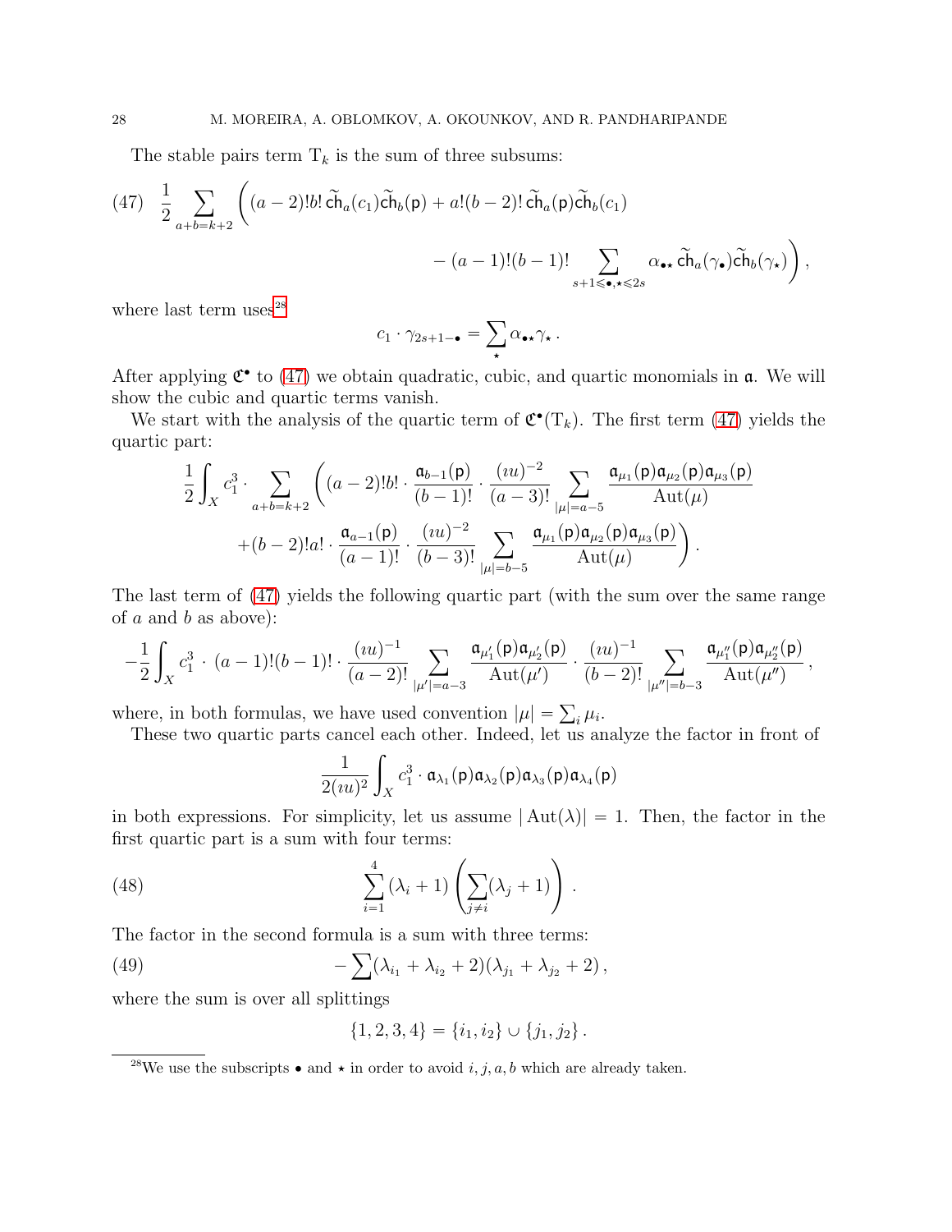The stable pairs term $\mathrm{T}_k$ is the sum of three subsums:

$$\frac{1}{2}\sum_{a+b=k+2}\Bigg((a-2)!b!\,\widetilde{\mathsf{ch}}_a(c_1)\widetilde{\mathsf{ch}}_b(\mathsf{p}) + a!(b-2)!\,\widetilde{\mathsf{ch}}_a(\mathsf{p})\widetilde{\mathsf{ch}}_b(c_1) \\ - (a-1)!(b-1)!\sum_{s+1\leqslant \bullet,\star\leqslant 2s}\alpha_{\bullet\star}\,\widetilde{\mathsf{ch}}_a(\gamma_\bullet)\widetilde{\mathsf{ch}}_b(\gamma_\star)\Bigg), \tag{47}$$

where last term uses[28]

$$c_1\cdot\gamma_{2s+1-\bullet} = \sum_\star \alpha_{\bullet\star}\gamma_\star\,.$$

After applying $\mathfrak{C}^\bullet$ to (47) we obtain quadratic, cubic, and quartic monomials in $\mathfrak{a}$. We will show the cubic and quartic terms vanish.

We start with the analysis of the quartic term of $\mathfrak{C}^\bullet(\mathrm{T}_k)$. The first term (47) yields the quartic part:

$$\frac{1}{2}\int_X c_1^3\cdot\sum_{a+b=k+2}\Bigg((a-2)!b!\cdot\frac{\mathfrak{a}_{b-1}(\mathsf{p})}{(b-1)!}\cdot\frac{(\imath u)^{-2}}{(a-3)!}\sum_{|\mu|=a-5}\frac{\mathfrak{a}_{\mu_1}(\mathsf{p})\mathfrak{a}_{\mu_2}(\mathsf{p})\mathfrak{a}_{\mu_3}(\mathsf{p})}{\mathrm{Aut}(\mu)} \\ +(b-2)!a!\cdot\frac{\mathfrak{a}_{a-1}(\mathsf{p})}{(a-1)!}\cdot\frac{(\imath u)^{-2}}{(b-3)!}\sum_{|\mu|=b-5}\frac{\mathfrak{a}_{\mu_1}(\mathsf{p})\mathfrak{a}_{\mu_2}(\mathsf{p})\mathfrak{a}_{\mu_3}(\mathsf{p})}{\mathrm{Aut}(\mu)}\Bigg)\,.$$

The last term of (47) yields the following quartic part (with the sum over the same range of $a$ and $b$ as above):

$$-\frac{1}{2}\int_X c_1^3\cdot(a-1)!(b-1)!\cdot\frac{(\imath u)^{-1}}{(a-2)!}\sum_{|\mu'|=a-3}\frac{\mathfrak{a}_{\mu'_1}(\mathsf{p})\mathfrak{a}_{\mu'_2}(\mathsf{p})}{\mathrm{Aut}(\mu')}\cdot\frac{(\imath u)^{-1}}{(b-2)!}\sum_{|\mu''|=b-3}\frac{\mathfrak{a}_{\mu''_1}(\mathsf{p})\mathfrak{a}_{\mu''_2}(\mathsf{p})}{\mathrm{Aut}(\mu'')}\,,$$

where, in both formulas, we have used convention $|\mu| = \sum_i \mu_i$.

These two quartic parts cancel each other. Indeed, let us analyze the factor in front of

$$\frac{1}{2(\imath u)^2}\int_X c_1^3\cdot\mathfrak{a}_{\lambda_1}(\mathsf{p})\mathfrak{a}_{\lambda_2}(\mathsf{p})\mathfrak{a}_{\lambda_3}(\mathsf{p})\mathfrak{a}_{\lambda_4}(\mathsf{p})$$

in both expressions. For simplicity, let us assume $|\mathrm{Aut}(\lambda)| = 1$. Then, the factor in the first quartic part is a sum with four terms:

$$\sum_{i=1}^4(\lambda_i+1)\left(\sum_{j\neq i}(\lambda_j+1)\right)\,. \tag{48}$$

The factor in the second formula is a sum with three terms:

$$-\sum(\lambda_{i_1}+\lambda_{i_2}+2)(\lambda_{j_1}+\lambda_{j_2}+2)\,, \tag{49}$$

where the sum is over all splittings

$$\{1,2,3,4\} = \{i_1,i_2\}\cup\{j_1,j_2\}\,.$$

[28] We use the subscripts $\bullet$ and $\star$ in order to avoid $i, j, a, b$ which are already taken.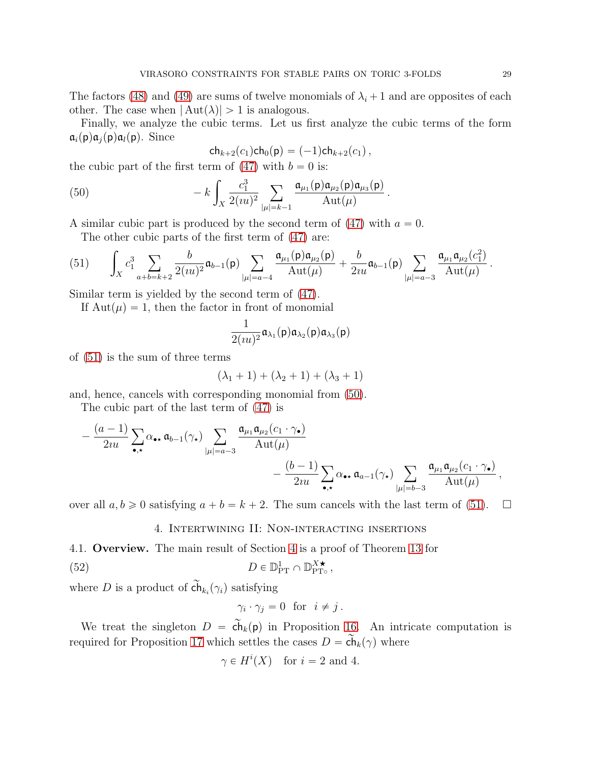The factors (48) and (49) are sums of twelve monomials of $\lambda_i + 1$ and are opposites of each other. The case when $|\operatorname{Aut}(\lambda)| > 1$ is analogous.

Finally, we analyze the cubic terms. Let us first analyze the cubic terms of the form $\mathfrak{a}_i(\mathsf{p})\mathfrak{a}_j(\mathsf{p})\mathfrak{a}_l(\mathsf{p})$. Since

$$\mathsf{ch}_{k+2}(c_1)\mathsf{ch}_0(\mathsf{p}) = (-1)\mathsf{ch}_{k+2}(c_1)\,,$$

the cubic part of the first term of (47) with $b = 0$ is:

$$-k\int_X \frac{c_1^3}{2(\imath u)^2}\sum_{|\mu|=k-1}\frac{\mathfrak{a}_{\mu_1}(\mathsf{p})\mathfrak{a}_{\mu_2}(\mathsf{p})\mathfrak{a}_{\mu_3}(\mathsf{p})}{\operatorname{Aut}(\mu)}\,. \tag{50}$$

A similar cubic part is produced by the second term of (47) with $a = 0$.

The other cubic parts of the first term of (47) are:

$$\int_X c_1^3 \sum_{a+b=k+2}\frac{b}{2(\imath u)^2}\mathfrak{a}_{b-1}(\mathsf{p})\sum_{|\mu|=a-4}\frac{\mathfrak{a}_{\mu_1}(\mathsf{p})\mathfrak{a}_{\mu_2}(\mathsf{p})}{\operatorname{Aut}(\mu)} + \frac{b}{2\imath u}\mathfrak{a}_{b-1}(\mathsf{p})\sum_{|\mu|=a-3}\frac{\mathfrak{a}_{\mu_1}\mathfrak{a}_{\mu_2}(c_1^2)}{\operatorname{Aut}(\mu)}\,. \tag{51}$$

Similar term is yielded by the second term of (47).

If $\operatorname{Aut}(\mu) = 1$, then the factor in front of monomial

$$\frac{1}{2(\imath u)^2}\mathfrak{a}_{\lambda_1}(\mathsf{p})\mathfrak{a}_{\lambda_2}(\mathsf{p})\mathfrak{a}_{\lambda_3}(\mathsf{p})$$

of (51) is the sum of three terms

$$(\lambda_1 + 1) + (\lambda_2 + 1) + (\lambda_3 + 1)$$

and, hence, cancels with corresponding monomial from (50).

The cubic part of the last term of (47) is

$$-\frac{(a-1)}{2\imath u}\sum_{\bullet,\star}\alpha_{\bullet\star}\,\mathfrak{a}_{b-1}(\gamma_\star)\sum_{|\mu|=a-3}\frac{\mathfrak{a}_{\mu_1}\mathfrak{a}_{\mu_2}(c_1\cdot\gamma_\bullet)}{\operatorname{Aut}(\mu)}$$
$$-\frac{(b-1)}{2\imath u}\sum_{\bullet,\star}\alpha_{\bullet\star}\,\mathfrak{a}_{a-1}(\gamma_\star)\sum_{|\mu|=b-3}\frac{\mathfrak{a}_{\mu_1}\mathfrak{a}_{\mu_2}(c_1\cdot\gamma_\bullet)}{\operatorname{Aut}(\mu)}\,,$$

over all $a, b \geqslant 0$ satisfying $a + b = k + 2$. The sum cancels with the last term of (51). $\square$

## 4. Intertwining II: Non-interacting insertions

**4.1. Overview.** The main result of Section 4 is a proof of Theorem 13 for

$$D \in \mathbb{D}^1_{\mathrm{PT}} \cap \mathbb{D}^{X\bigstar}_{\mathrm{PT}^\circ}\,, \tag{52}$$

where $D$ is a product of $\widetilde{\mathsf{ch}}_{k_i}(\gamma_i)$ satisfying

$$\gamma_i \cdot \gamma_j = 0 \quad \text{for} \quad i \neq j\,.$$

We treat the singleton $D = \widetilde{\mathsf{ch}}_k(\mathsf{p})$ in Proposition 16. An intricate computation is required for Proposition 17 which settles the cases $D = \widetilde{\mathsf{ch}}_k(\gamma)$ where

$$\gamma \in H^i(X) \quad \text{for } i = 2 \text{ and } 4.$$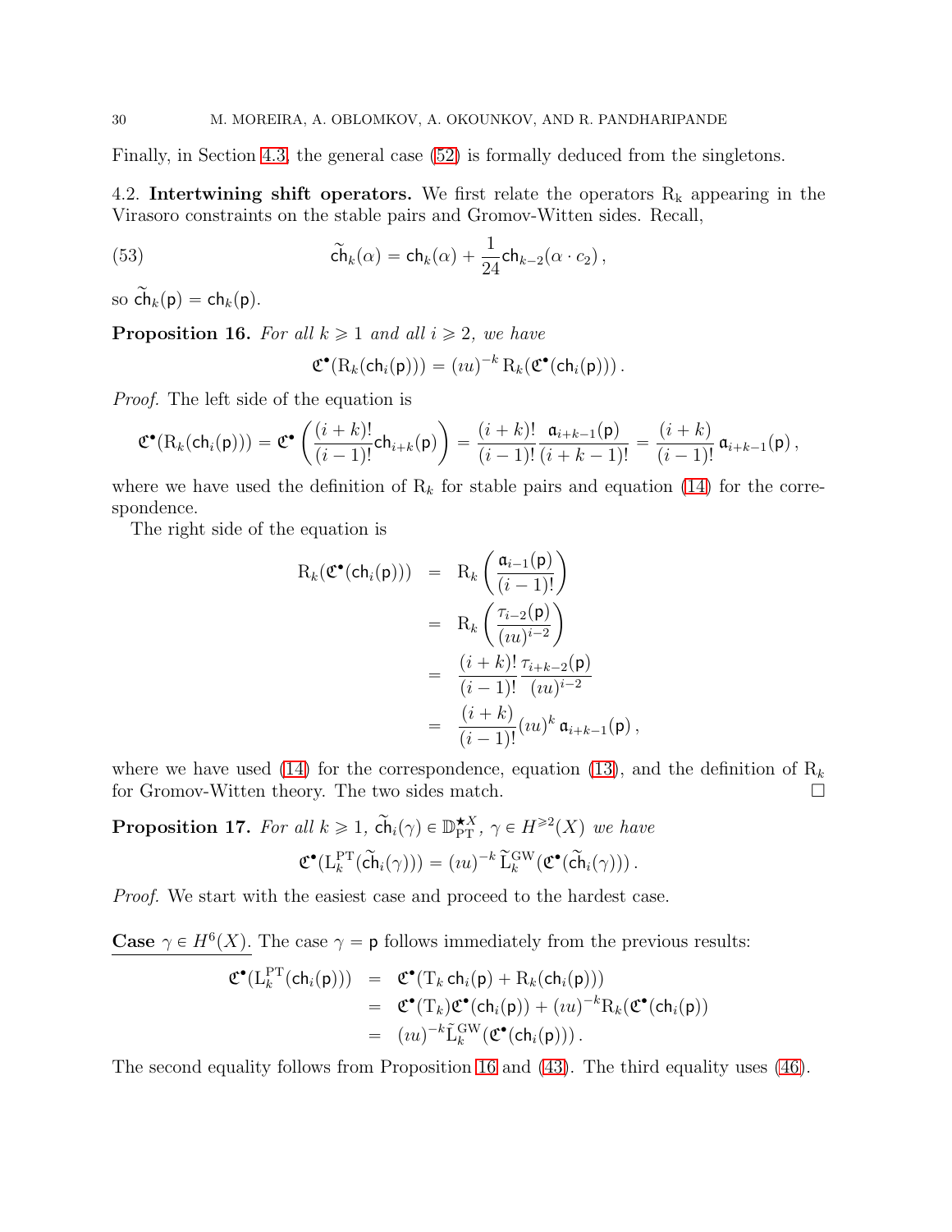Finally, in Section 4.3, the general case (52) is formally deduced from the singletons.

4.2. **Intertwining shift operators.** We first relate the operators $\mathrm{R_k}$ appearing in the Virasoro constraints on the stable pairs and Gromov-Witten sides. Recall,

$$\widetilde{\mathsf{ch}}_k(\alpha) = \mathsf{ch}_k(\alpha) + \frac{1}{24}\mathsf{ch}_{k-2}(\alpha \cdot c_2)\,, \tag{53}$$

so $\widetilde{\mathsf{ch}}_k(\mathsf{p}) = \mathsf{ch}_k(\mathsf{p})$.

**Proposition 16.** *For all $k \geqslant 1$ and all $i \geqslant 2$, we have*

$$\mathfrak{C}^\bullet(\mathrm{R}_k(\mathsf{ch}_i(\mathsf{p}))) = (\imath u)^{-k}\,\mathrm{R}_k(\mathfrak{C}^\bullet(\mathsf{ch}_i(\mathsf{p})))\,.$$

*Proof.* The left side of the equation is

$$\mathfrak{C}^\bullet(\mathrm{R}_k(\mathsf{ch}_i(\mathsf{p}))) = \mathfrak{C}^\bullet\left(\frac{(i+k)!}{(i-1)!}\mathsf{ch}_{i+k}(\mathsf{p})\right) = \frac{(i+k)!}{(i-1)!}\frac{\mathfrak{a}_{i+k-1}(\mathsf{p})}{(i+k-1)!} = \frac{(i+k)}{(i-1)!}\,\mathfrak{a}_{i+k-1}(\mathsf{p})\,,$$

where we have used the definition of $\mathrm{R}_k$ for stable pairs and equation (14) for the correspondence.

The right side of the equation is

$$\begin{aligned}
\mathrm{R}_k(\mathfrak{C}^\bullet(\mathsf{ch}_i(\mathsf{p}))) &= \mathrm{R}_k\left(\frac{\mathfrak{a}_{i-1}(\mathsf{p})}{(i-1)!}\right)\\
&= \mathrm{R}_k\left(\frac{\tau_{i-2}(\mathsf{p})}{(\imath u)^{i-2}}\right)\\
&= \frac{(i+k)!}{(i-1)!}\frac{\tau_{i+k-2}(\mathsf{p})}{(\imath u)^{i-2}}\\
&= \frac{(i+k)}{(i-1)!}(\imath u)^k\,\mathfrak{a}_{i+k-1}(\mathsf{p})\,,
\end{aligned}$$

where we have used (14) for the correspondence, equation (13), and the definition of $\mathrm{R}_k$ for Gromov-Witten theory. The two sides match. $\square$

**Proposition 17.** *For all $k \geqslant 1$, $\widetilde{\mathsf{ch}}_i(\gamma) \in \mathbb{D}_{\mathrm{PT}}^{\star X}$, $\gamma \in H^{\geqslant 2}(X)$ we have*

$$\mathfrak{C}^\bullet(\mathrm{L}_k^{\mathrm{PT}}(\widetilde{\mathsf{ch}}_i(\gamma))) = (\imath u)^{-k}\,\widetilde{\mathrm{L}}_k^{\mathrm{GW}}(\mathfrak{C}^\bullet(\widetilde{\mathsf{ch}}_i(\gamma)))\,.$$

*Proof.* We start with the easiest case and proceed to the hardest case.

<u>**Case** $\gamma \in H^6(X)$.</u> The case $\gamma = \mathsf{p}$ follows immediately from the previous results:

$$\begin{aligned}
\mathfrak{C}^\bullet(\mathrm{L}_k^{\mathrm{PT}}(\mathsf{ch}_i(\mathsf{p}))) &= \mathfrak{C}^\bullet(\mathrm{T}_k\,\mathsf{ch}_i(\mathsf{p}) + \mathrm{R}_k(\mathsf{ch}_i(\mathsf{p})))\\
&= \mathfrak{C}^\bullet(\mathrm{T}_k)\mathfrak{C}^\bullet(\mathsf{ch}_i(\mathsf{p})) + (\imath u)^{-k}\mathrm{R}_k(\mathfrak{C}^\bullet(\mathsf{ch}_i(\mathsf{p}))\\
&= (\imath u)^{-k}\widetilde{\mathrm{L}}_k^{\mathrm{GW}}(\mathfrak{C}^\bullet(\mathsf{ch}_i(\mathsf{p})))\,.
\end{aligned}$$

The second equality follows from Proposition 16 and (43). The third equality uses (46).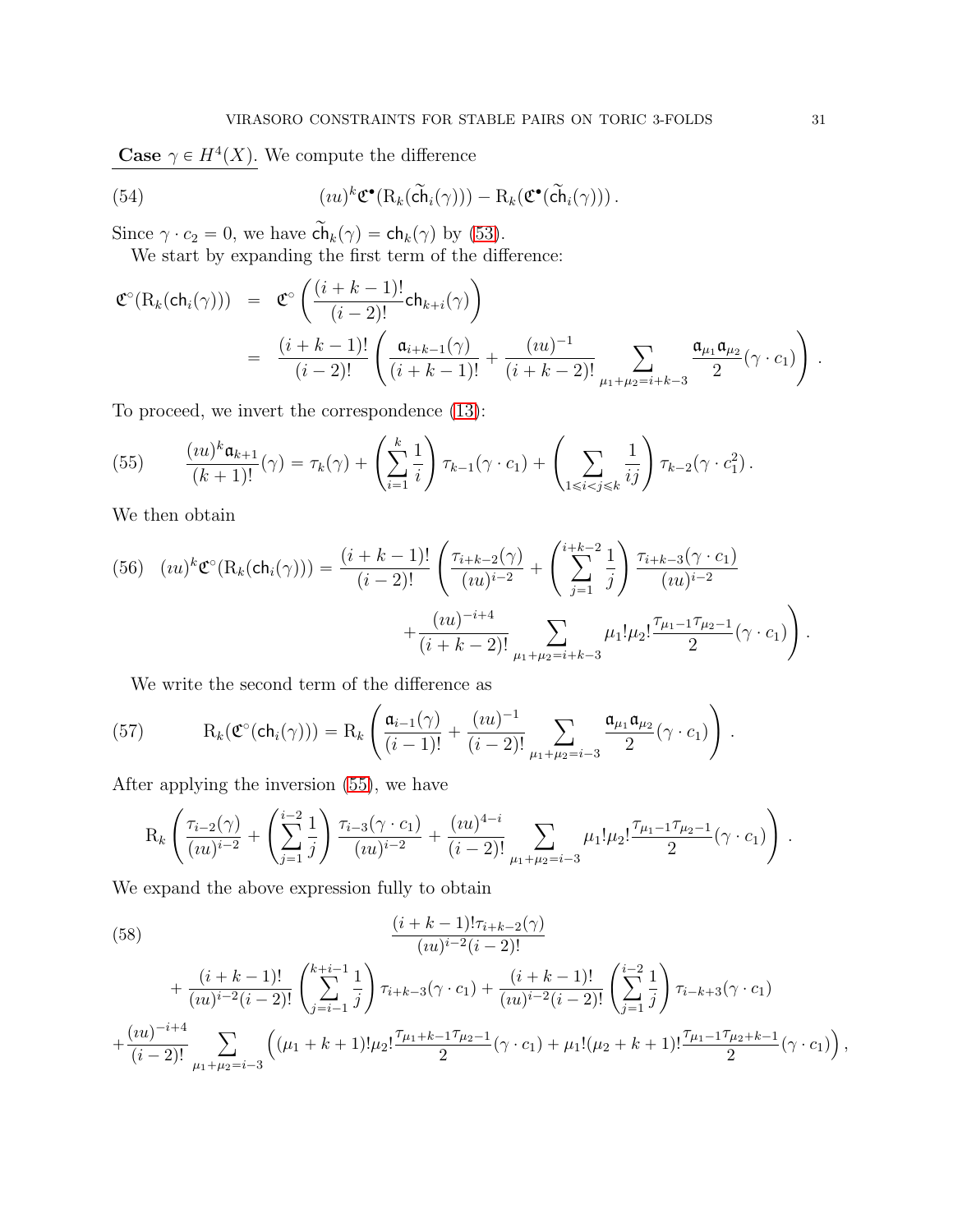<u>**Case** $\gamma \in H^4(X)$.</u> We compute the difference

$$(\imath u)^k \mathfrak{C}^{\bullet}(\mathrm{R}_k(\widetilde{\mathsf{ch}}_i(\gamma))) - \mathrm{R}_k(\mathfrak{C}^{\bullet}(\widetilde{\mathsf{ch}}_i(\gamma)))\,. \tag{54}$$

Since $\gamma \cdot c_2 = 0$, we have $\widetilde{\mathsf{ch}}_k(\gamma) = \mathsf{ch}_k(\gamma)$ by (53).

We start by expanding the first term of the difference:

$$\begin{aligned}
\mathfrak{C}^{\circ}(\mathrm{R}_k(\mathsf{ch}_i(\gamma))) &= \mathfrak{C}^{\circ}\left(\frac{(i+k-1)!}{(i-2)!}\mathsf{ch}_{k+i}(\gamma)\right) \\
&= \frac{(i+k-1)!}{(i-2)!}\left(\frac{\mathfrak{a}_{i+k-1}(\gamma)}{(i+k-1)!} + \frac{(\imath u)^{-1}}{(i+k-2)!}\sum_{\mu_1+\mu_2=i+k-3}\frac{\mathfrak{a}_{\mu_1}\mathfrak{a}_{\mu_2}}{2}(\gamma\cdot c_1)\right)\,.
\end{aligned}$$

To proceed, we invert the correspondence (13):

$$\frac{(\imath u)^k \mathfrak{a}_{k+1}}{(k+1)!}(\gamma) = \tau_k(\gamma) + \left(\sum_{i=1}^{k}\frac{1}{i}\right)\tau_{k-1}(\gamma\cdot c_1) + \left(\sum_{1\leqslant i<j\leqslant k}\frac{1}{ij}\right)\tau_{k-2}(\gamma\cdot c_1^2)\,. \tag{55}$$

We then obtain

$$\begin{aligned}
(\imath u)^k \mathfrak{C}^{\circ}(\mathrm{R}_k(\mathsf{ch}_i(\gamma))) = \frac{(i+k-1)!}{(i-2)!}&\left(\frac{\tau_{i+k-2}(\gamma)}{(\imath u)^{i-2}} + \left(\sum_{j=1}^{i+k-2}\frac{1}{j}\right)\frac{\tau_{i+k-3}(\gamma\cdot c_1)}{(\imath u)^{i-2}}\right. \\
&\left. + \frac{(\imath u)^{-i+4}}{(i+k-2)!}\sum_{\mu_1+\mu_2=i+k-3}\mu_1!\mu_2!\frac{\tau_{\mu_1-1}\tau_{\mu_2-1}}{2}(\gamma\cdot c_1)\right)\,.
\end{aligned} \tag{56}$$

We write the second term of the difference as

$$\mathrm{R}_k(\mathfrak{C}^{\circ}(\mathsf{ch}_i(\gamma))) = \mathrm{R}_k\left(\frac{\mathfrak{a}_{i-1}(\gamma)}{(i-1)!} + \frac{(\imath u)^{-1}}{(i-2)!}\sum_{\mu_1+\mu_2=i-3}\frac{\mathfrak{a}_{\mu_1}\mathfrak{a}_{\mu_2}}{2}(\gamma\cdot c_1)\right)\,. \tag{57}$$

After applying the inversion (55), we have

$$\mathrm{R}_k\left(\frac{\tau_{i-2}(\gamma)}{(\imath u)^{i-2}} + \left(\sum_{j=1}^{i-2}\frac{1}{j}\right)\frac{\tau_{i-3}(\gamma\cdot c_1)}{(\imath u)^{i-2}} + \frac{(\imath u)^{4-i}}{(i-2)!}\sum_{\mu_1+\mu_2=i-3}\mu_1!\mu_2!\frac{\tau_{\mu_1-1}\tau_{\mu_2-1}}{2}(\gamma\cdot c_1)\right)\,.$$

We expand the above expression fully to obtain

$$\begin{aligned}
&\frac{(i+k-1)!\tau_{i+k-2}(\gamma)}{(\imath u)^{i-2}(i-2)!} \\
&+ \frac{(i+k-1)!}{(\imath u)^{i-2}(i-2)!}\left(\sum_{j=i-1}^{k+i-1}\frac{1}{j}\right)\tau_{i+k-3}(\gamma\cdot c_1) + \frac{(i+k-1)!}{(\imath u)^{i-2}(i-2)!}\left(\sum_{j=1}^{i-2}\frac{1}{j}\right)\tau_{i-k+3}(\gamma\cdot c_1) \\
&+ \frac{(\imath u)^{-i+4}}{(i-2)!}\sum_{\mu_1+\mu_2=i-3}\left((\mu_1+k+1)!\mu_2!\frac{\tau_{\mu_1+k-1}\tau_{\mu_2-1}}{2}(\gamma\cdot c_1) + \mu_1!(\mu_2+k+1)!\frac{\tau_{\mu_1-1}\tau_{\mu_2+k-1}}{2}(\gamma\cdot c_1)\right),
\end{aligned} \tag{58}$$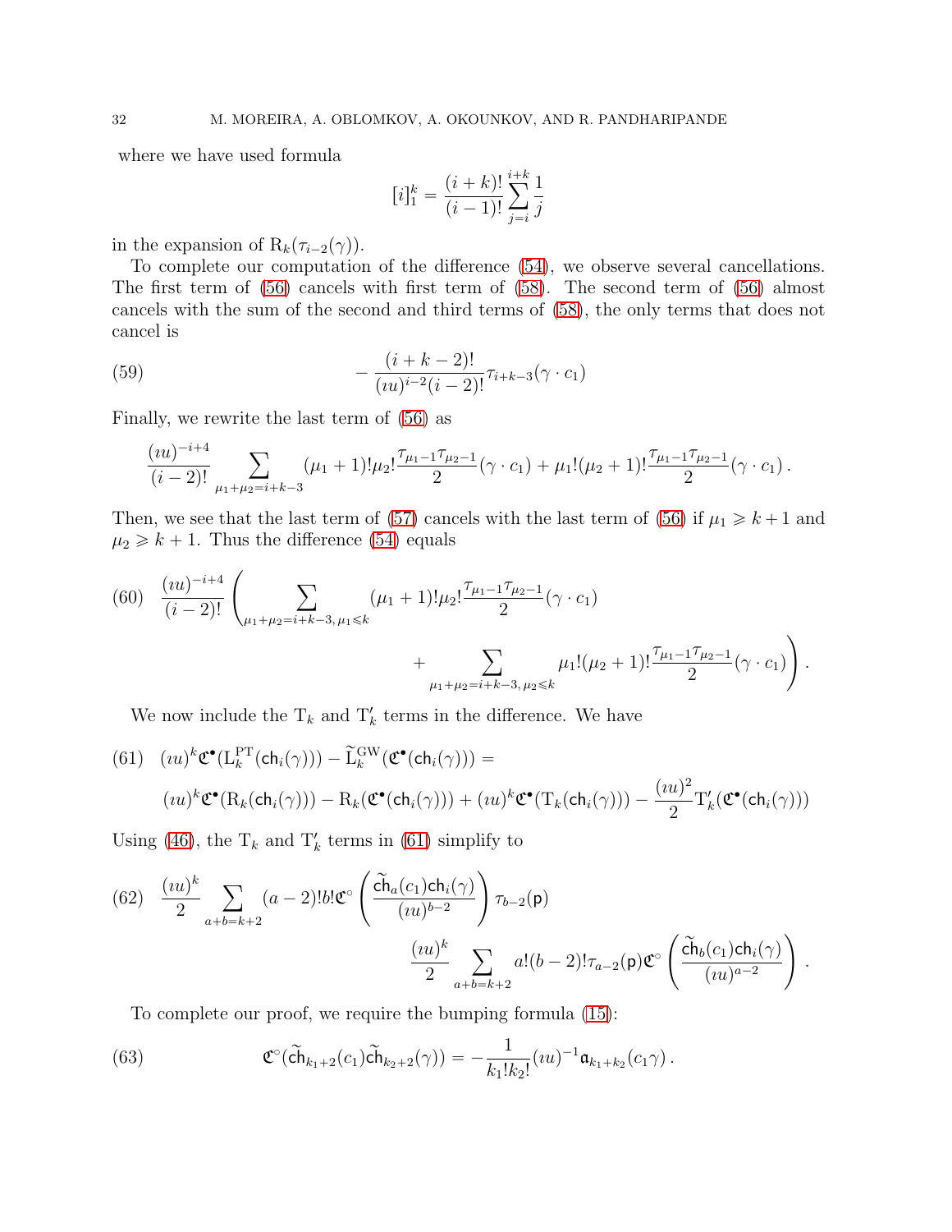where we have used formula

$$[i]_1^k = \frac{(i+k)!}{(i-1)!} \sum_{j=i}^{i+k} \frac{1}{j}$$

in the expansion of $\mathrm{R}_k(\tau_{i-2}(\gamma))$.

To complete our computation of the difference (54), we observe several cancellations. The first term of (56) cancels with first term of (58). The second term of (56) almost cancels with the sum of the second and third terms of (58), the only terms that does not cancel is

$$- \frac{(i+k-2)!}{(\imath u)^{i-2}(i-2)!} \tau_{i+k-3}(\gamma \cdot c_1) \tag{59}$$

Finally, we rewrite the last term of (56) as

$$\frac{(\imath u)^{-i+4}}{(i-2)!} \sum_{\mu_1+\mu_2=i+k-3} (\mu_1+1)!\mu_2! \frac{\tau_{\mu_1-1}\tau_{\mu_2-1}}{2}(\gamma \cdot c_1) + \mu_1!(\mu_2+1)! \frac{\tau_{\mu_1-1}\tau_{\mu_2-1}}{2}(\gamma \cdot c_1)\,.$$

Then, we see that the last term of (57) cancels with the last term of (56) if $\mu_1 \geqslant k+1$ and $\mu_2 \geqslant k+1$. Thus the difference (54) equals

$$\frac{(\imath u)^{-i+4}}{(i-2)!} \Bigg( \sum_{\mu_1+\mu_2=i+k-3,\, \mu_1 \leqslant k} (\mu_1+1)!\mu_2! \frac{\tau_{\mu_1-1}\tau_{\mu_2-1}}{2}(\gamma \cdot c_1) + \sum_{\mu_1+\mu_2=i+k-3,\, \mu_2 \leqslant k} \mu_1!(\mu_2+1)! \frac{\tau_{\mu_1-1}\tau_{\mu_2-1}}{2}(\gamma \cdot c_1) \Bigg)\,. \tag{60}$$

We now include the $\mathrm{T}_k$ and $\mathrm{T}'_k$ terms in the difference. We have

$$\begin{aligned}
&(\imath u)^k \mathfrak{C}^\bullet(\mathrm{L}_k^{\mathrm{PT}}(\mathsf{ch}_i(\gamma))) - \widetilde{\mathrm{L}}_k^{\mathrm{GW}}(\mathfrak{C}^\bullet(\mathsf{ch}_i(\gamma))) = \\
&(\imath u)^k \mathfrak{C}^\bullet(\mathrm{R}_k(\mathsf{ch}_i(\gamma))) - \mathrm{R}_k(\mathfrak{C}^\bullet(\mathsf{ch}_i(\gamma))) + (\imath u)^k \mathfrak{C}^\bullet(\mathrm{T}_k(\mathsf{ch}_i(\gamma))) - \frac{(\imath u)^2}{2}\mathrm{T}'_k(\mathfrak{C}^\bullet(\mathsf{ch}_i(\gamma)))
\end{aligned} \tag{61}$$

Using (46), the $\mathrm{T}_k$ and $\mathrm{T}'_k$ terms in (61) simplify to

$$\frac{(\imath u)^k}{2} \sum_{a+b=k+2} (a-2)!b!\mathfrak{C}^\circ\left(\frac{\widetilde{\mathsf{ch}}_a(c_1)\mathsf{ch}_i(\gamma)}{(\imath u)^{b-2}}\right)\tau_{b-2}(\mathsf{p}) \qquad \frac{(\imath u)^k}{2} \sum_{a+b=k+2} a!(b-2)!\tau_{a-2}(\mathsf{p})\mathfrak{C}^\circ\left(\frac{\widetilde{\mathsf{ch}}_b(c_1)\mathsf{ch}_i(\gamma)}{(\imath u)^{a-2}}\right)\,. \tag{62}$$

To complete our proof, we require the bumping formula (15):

$$\mathfrak{C}^\circ(\widetilde{\mathsf{ch}}_{k_1+2}(c_1)\widetilde{\mathsf{ch}}_{k_2+2}(\gamma)) = -\frac{1}{k_1!k_2!}(\imath u)^{-1}\mathfrak{a}_{k_1+k_2}(c_1\gamma)\,. \tag{63}$$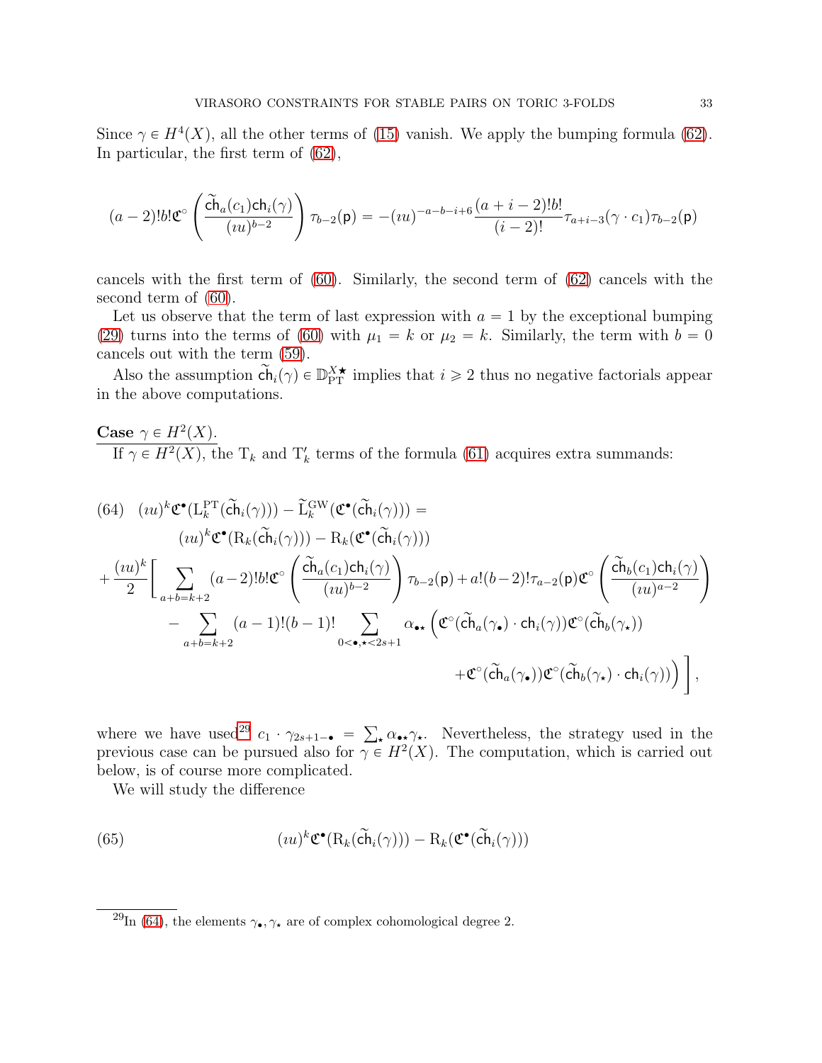Since $\gamma \in H^4(X)$, all the other terms of (15) vanish. We apply the bumping formula (62). In particular, the first term of (62),

$$(a-2)!b!\mathfrak{C}^\circ\left(\frac{\widetilde{\mathsf{ch}}_a(c_1)\mathsf{ch}_i(\gamma)}{(\imath u)^{b-2}}\right)\tau_{b-2}(\mathsf{p}) = -(\imath u)^{-a-b-i+6}\frac{(a+i-2)!b!}{(i-2)!}\tau_{a+i-3}(\gamma\cdot c_1)\tau_{b-2}(\mathsf{p})$$

cancels with the first term of (60). Similarly, the second term of (62) cancels with the second term of (60).

Let us observe that the term of last expression with $a=1$ by the exceptional bumping (29) turns into the terms of (60) with $\mu_1 = k$ or $\mu_2 = k$. Similarly, the term with $b=0$ cancels out with the term (59).

Also the assumption $\widetilde{\mathsf{ch}}_i(\gamma) \in \mathbb{D}_{\mathrm{PT}}^{X\bigstar}$ implies that $i \geqslant 2$ thus no negative factorials appear in the above computations.

**Case $\gamma \in H^2(X)$.**

If $\gamma \in H^2(X)$, the $\mathrm{T}_k$ and $\mathrm{T}'_k$ terms of the formula (61) acquires extra summands:

$$
\begin{aligned}
(64)\quad & (\imath u)^k\mathfrak{C}^\bullet(\mathrm{L}_k^{\mathrm{PT}}(\widetilde{\mathsf{ch}}_i(\gamma))) - \widetilde{\mathrm{L}}_k^{\mathrm{GW}}(\mathfrak{C}^\bullet(\widetilde{\mathsf{ch}}_i(\gamma))) = \\
&\qquad (\imath u)^k\mathfrak{C}^\bullet(\mathrm{R}_k(\widetilde{\mathsf{ch}}_i(\gamma))) - \mathrm{R}_k(\mathfrak{C}^\bullet(\widetilde{\mathsf{ch}}_i(\gamma))) \\
&+\frac{(\imath u)^k}{2}\Bigg[\sum_{a+b=k+2}(a-2)!b!\mathfrak{C}^\circ\left(\frac{\widetilde{\mathsf{ch}}_a(c_1)\mathsf{ch}_i(\gamma)}{(\imath u)^{b-2}}\right)\tau_{b-2}(\mathsf{p}) + a!(b-2)!\tau_{a-2}(\mathsf{p})\mathfrak{C}^\circ\left(\frac{\widetilde{\mathsf{ch}}_b(c_1)\mathsf{ch}_i(\gamma)}{(\imath u)^{a-2}}\right) \\
&\qquad - \sum_{a+b=k+2}(a-1)!(b-1)!\sum_{0<\bullet,\star<2s+1}\alpha_{\bullet\star}\Big(\mathfrak{C}^\circ(\widetilde{\mathsf{ch}}_a(\gamma_\bullet)\cdot\mathsf{ch}_i(\gamma))\mathfrak{C}^\circ(\widetilde{\mathsf{ch}}_b(\gamma_\star)) \\
&\qquad\qquad + \mathfrak{C}^\circ(\widetilde{\mathsf{ch}}_a(\gamma_\bullet))\mathfrak{C}^\circ(\widetilde{\mathsf{ch}}_b(\gamma_\star)\cdot\mathsf{ch}_i(\gamma))\Big)\Bigg],
\end{aligned}
$$

where we have used[29] $c_1 \cdot \gamma_{2s+1-\bullet} = \sum_\star \alpha_{\bullet\star}\gamma_\star$. Nevertheless, the strategy used in the previous case can be pursued also for $\gamma \in H^2(X)$. The computation, which is carried out below, is of course more complicated.

We will study the difference

$$(65)\qquad (\imath u)^k\mathfrak{C}^\bullet(\mathrm{R}_k(\widetilde{\mathsf{ch}}_i(\gamma))) - \mathrm{R}_k(\mathfrak{C}^\bullet(\widetilde{\mathsf{ch}}_i(\gamma)))$$

[29] In (64), the elements $\gamma_\bullet, \gamma_\star$ are of complex cohomological degree 2.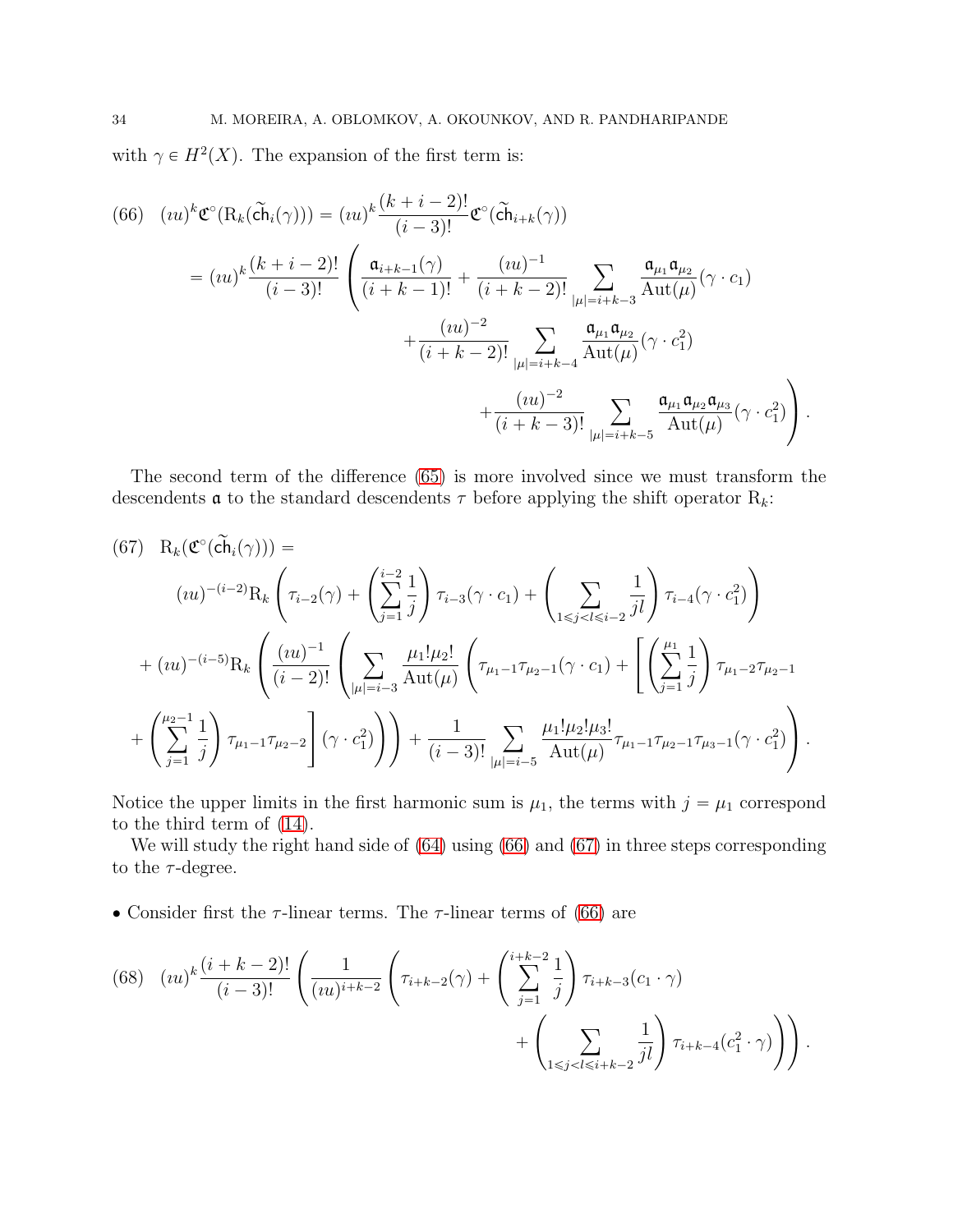with $\gamma \in H^2(X)$. The expansion of the first term is:

$$
\begin{aligned}
(66)\quad (\imath u)^k \mathfrak{C}^\circ(\mathrm{R}_k(\widetilde{\mathsf{ch}}_i(\gamma))) &= (\imath u)^k \frac{(k+i-2)!}{(i-3)!} \mathfrak{C}^\circ(\widetilde{\mathsf{ch}}_{i+k}(\gamma)) \\
&= (\imath u)^k \frac{(k+i-2)!}{(i-3)!} \left( \frac{\mathfrak{a}_{i+k-1}(\gamma)}{(i+k-1)!} + \frac{(\imath u)^{-1}}{(i+k-2)!} \sum_{|\mu|=i+k-3} \frac{\mathfrak{a}_{\mu_1}\mathfrak{a}_{\mu_2}}{\mathrm{Aut}(\mu)}(\gamma \cdot c_1) \right. \\
&\qquad + \frac{(\imath u)^{-2}}{(i+k-2)!} \sum_{|\mu|=i+k-4} \frac{\mathfrak{a}_{\mu_1}\mathfrak{a}_{\mu_2}}{\mathrm{Aut}(\mu)}(\gamma \cdot c_1^2) \\
&\qquad \left. + \frac{(\imath u)^{-2}}{(i+k-3)!} \sum_{|\mu|=i+k-5} \frac{\mathfrak{a}_{\mu_1}\mathfrak{a}_{\mu_2}\mathfrak{a}_{\mu_3}}{\mathrm{Aut}(\mu)}(\gamma \cdot c_1^2) \right).
\end{aligned}
$$

The second term of the difference (65) is more involved since we must transform the descendents $\mathfrak{a}$ to the standard descendents $\tau$ before applying the shift operator $\mathrm{R}_k$:

$$
\begin{aligned}
(67)\quad & \mathrm{R}_k(\mathfrak{C}^\circ(\widetilde{\mathsf{ch}}_i(\gamma))) = \\
& (\imath u)^{-(i-2)} \mathrm{R}_k \left( \tau_{i-2}(\gamma) + \left( \sum_{j=1}^{i-2} \frac{1}{j} \right) \tau_{i-3}(\gamma \cdot c_1) + \left( \sum_{1 \leqslant j < l \leqslant i-2} \frac{1}{jl} \right) \tau_{i-4}(\gamma \cdot c_1^2) \right) \\
& + (\imath u)^{-(i-5)} \mathrm{R}_k \left( \frac{(\imath u)^{-1}}{(i-2)!} \left( \sum_{|\mu|=i-3} \frac{\mu_1!\mu_2!}{\mathrm{Aut}(\mu)} \left( \tau_{\mu_1-1}\tau_{\mu_2-1}(\gamma \cdot c_1) + \left[ \left( \sum_{j=1}^{\mu_1} \frac{1}{j} \right) \tau_{\mu_1-2}\tau_{\mu_2-1} \right. \right. \right. \right. \\
& \left. \left. \left. \left. + \left( \sum_{j=1}^{\mu_2-1} \frac{1}{j} \right) \tau_{\mu_1-1}\tau_{\mu_2-2} \right] (\gamma \cdot c_1^2) \right) \right) + \frac{1}{(i-3)!} \sum_{|\mu|=i-5} \frac{\mu_1!\mu_2!\mu_3!}{\mathrm{Aut}(\mu)} \tau_{\mu_1-1}\tau_{\mu_2-1}\tau_{\mu_3-1}(\gamma \cdot c_1^2) \right).
\end{aligned}
$$

Notice the upper limits in the first harmonic sum is $\mu_1$, the terms with $j = \mu_1$ correspond to the third term of (14).

We will study the right hand side of (64) using (66) and (67) in three steps corresponding to the $\tau$-degree.

- Consider first the $\tau$-linear terms. The $\tau$-linear terms of (66) are

$$
\begin{aligned}
(68)\quad (\imath u)^k \frac{(i+k-2)!}{(i-3)!} & \left( \frac{1}{(\imath u)^{i+k-2}} \left( \tau_{i+k-2}(\gamma) + \left( \sum_{j=1}^{i+k-2} \frac{1}{j} \right) \tau_{i+k-3}(c_1 \cdot \gamma) \right. \right. \\
& \left. \left. + \left( \sum_{1 \leqslant j < l \leqslant i+k-2} \frac{1}{jl} \right) \tau_{i+k-4}(c_1^2 \cdot \gamma) \right) \right).
\end{aligned}
$$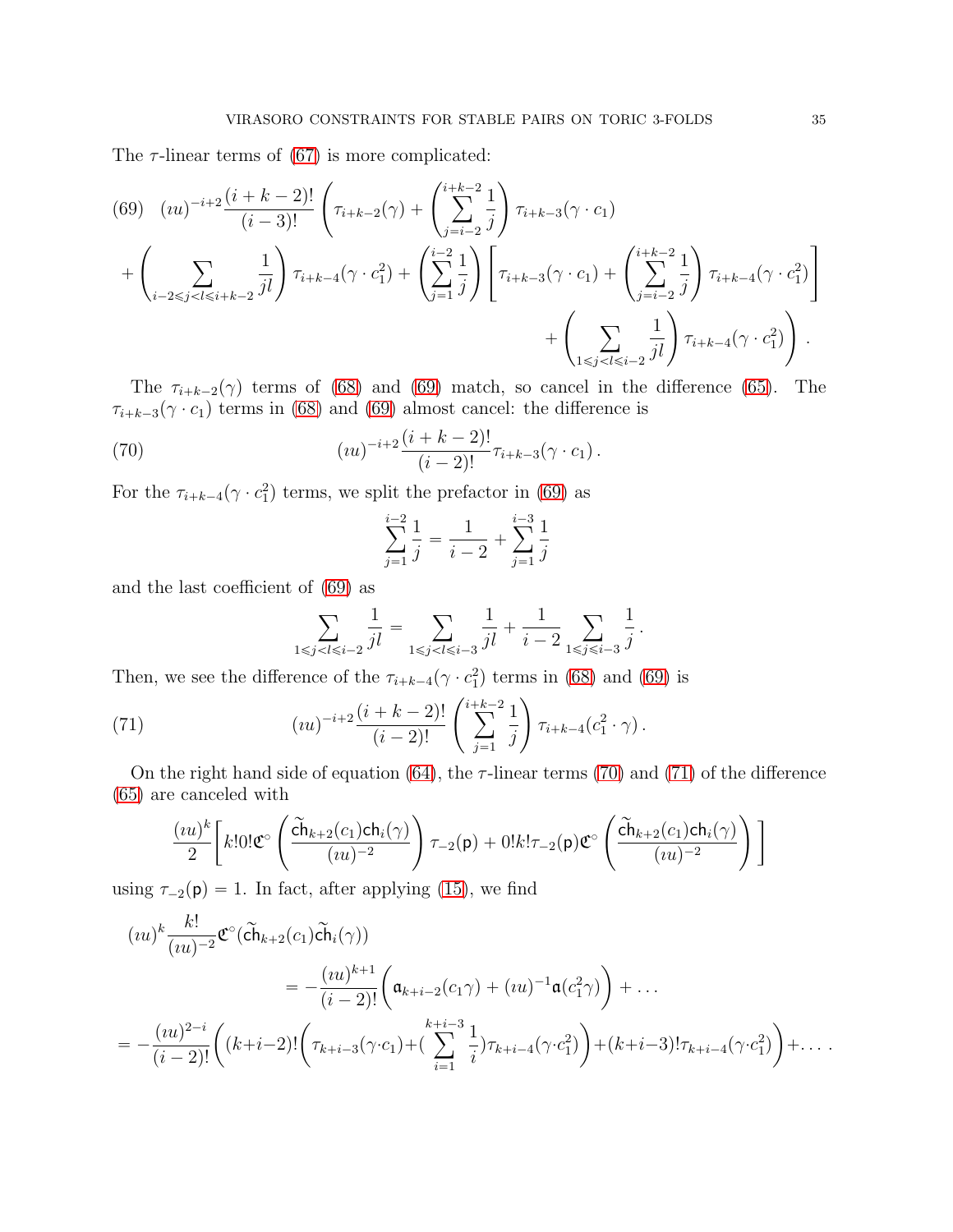The $\tau$-linear terms of (67) is more complicated:

$$
\begin{aligned}
(69)\quad & (\imath u)^{-i+2}\frac{(i+k-2)!}{(i-3)!}\left(\tau_{i+k-2}(\gamma)+\left(\sum_{j=i-2}^{i+k-2}\frac{1}{j}\right)\tau_{i+k-3}(\gamma\cdot c_1)\right.\\
&+\left(\sum_{i-2\leqslant j<l\leqslant i+k-2}\frac{1}{jl}\right)\tau_{i+k-4}(\gamma\cdot c_1^2)+\left(\sum_{j=1}^{i-2}\frac{1}{j}\right)\left[\tau_{i+k-3}(\gamma\cdot c_1)+\left(\sum_{j=i-2}^{i+k-2}\frac{1}{j}\right)\tau_{i+k-4}(\gamma\cdot c_1^2)\right]\\
&\left.+\left(\sum_{1\leqslant j<l\leqslant i-2}\frac{1}{jl}\right)\tau_{i+k-4}(\gamma\cdot c_1^2)\right).
\end{aligned}
$$

The $\tau_{i+k-2}(\gamma)$ terms of (68) and (69) match, so cancel in the difference (65). The $\tau_{i+k-3}(\gamma\cdot c_1)$ terms in (68) and (69) almost cancel: the difference is

$$
(\imath u)^{-i+2}\frac{(i+k-2)!}{(i-2)!}\tau_{i+k-3}(\gamma\cdot c_1)\,. \tag{70}
$$

For the $\tau_{i+k-4}(\gamma\cdot c_1^2)$ terms, we split the prefactor in (69) as

$$
\sum_{j=1}^{i-2}\frac{1}{j}=\frac{1}{i-2}+\sum_{j=1}^{i-3}\frac{1}{j}
$$

and the last coefficient of (69) as

$$
\sum_{1\leqslant j<l\leqslant i-2}\frac{1}{jl}=\sum_{1\leqslant j<l\leqslant i-3}\frac{1}{jl}+\frac{1}{i-2}\sum_{1\leqslant j\leqslant i-3}\frac{1}{j}\,.
$$

Then, we see the difference of the $\tau_{i+k-4}(\gamma\cdot c_1^2)$ terms in (68) and (69) is

$$
(\imath u)^{-i+2}\frac{(i+k-2)!}{(i-2)!}\left(\sum_{j=1}^{i+k-2}\frac{1}{j}\right)\tau_{i+k-4}(c_1^2\cdot\gamma)\,. \tag{71}
$$

On the right hand side of equation (64), the $\tau$-linear terms (70) and (71) of the difference (65) are canceled with

$$
\frac{(\imath u)^k}{2}\left[k!0!\mathfrak{C}^\circ\left(\frac{\widetilde{\mathsf{ch}}_{k+2}(c_1)\mathsf{ch}_i(\gamma)}{(\imath u)^{-2}}\right)\tau_{-2}(\mathsf{p})+0!k!\tau_{-2}(\mathsf{p})\mathfrak{C}^\circ\left(\frac{\widetilde{\mathsf{ch}}_{k+2}(c_1)\mathsf{ch}_i(\gamma)}{(\imath u)^{-2}}\right)\right]
$$

using $\tau_{-2}(\mathsf{p})=1$. In fact, after applying (15), we find

$$
\begin{aligned}
(\imath u)^k&\frac{k!}{(\imath u)^{-2}}\mathfrak{C}^\circ(\widetilde{\mathsf{ch}}_{k+2}(c_1)\widetilde{\mathsf{ch}}_i(\gamma))\\
&=-\frac{(\imath u)^{k+1}}{(i-2)!}\left(\mathfrak{a}_{k+i-2}(c_1\gamma)+(\imath u)^{-1}\mathfrak{a}(c_1^2\gamma)\right)+\ldots\\
&=-\frac{(\imath u)^{2-i}}{(i-2)!}\left((k+i-2)!\left(\tau_{k+i-3}(\gamma\cdot c_1)+\left(\sum_{i=1}^{k+i-3}\frac{1}{i}\right)\tau_{k+i-4}(\gamma\cdot c_1^2)\right)+(k+i-3)!\tau_{k+i-4}(\gamma\cdot c_1^2)\right)+\ldots\,.
\end{aligned}
$$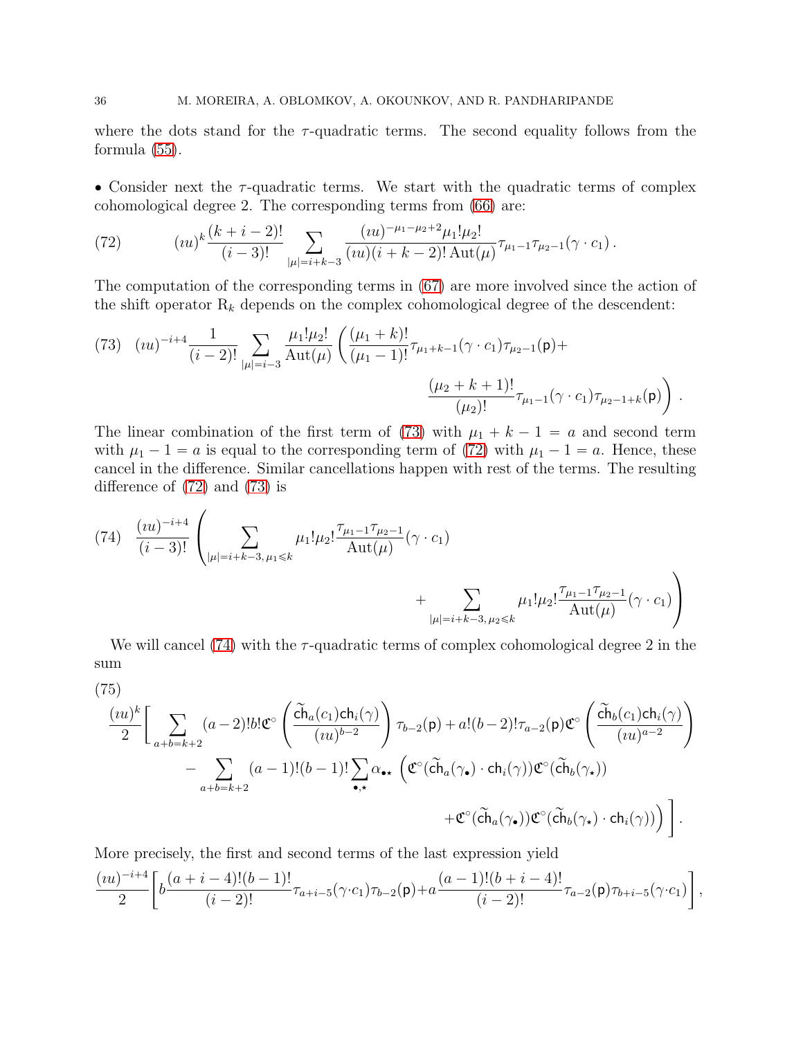where the dots stand for the $\tau$-quadratic terms. The second equality follows from the formula (55).

• Consider next the $\tau$-quadratic terms. We start with the quadratic terms of complex cohomological degree 2. The corresponding terms from (66) are:

$$(\imath u)^k \frac{(k+i-2)!}{(i-3)!} \sum_{|\mu|=i+k-3} \frac{(\imath u)^{-\mu_1-\mu_2+2}\mu_1!\mu_2!}{(\imath u)(i+k-2)!\,\mathrm{Aut}(\mu)} \tau_{\mu_1-1}\tau_{\mu_2-1}(\gamma\cdot c_1)\,. \tag{72}$$

The computation of the corresponding terms in (67) are more involved since the action of the shift operator $\mathrm{R}_k$ depends on the complex cohomological degree of the descendent:

$$(\imath u)^{-i+4}\frac{1}{(i-2)!}\sum_{|\mu|=i-3}\frac{\mu_1!\mu_2!}{\mathrm{Aut}(\mu)}\left(\frac{(\mu_1+k)!}{(\mu_1-1)!}\tau_{\mu_1+k-1}(\gamma\cdot c_1)\tau_{\mu_2-1}(\mathsf{p})+\right.$$
$$\left.\frac{(\mu_2+k+1)!}{(\mu_2)!}\tau_{\mu_1-1}(\gamma\cdot c_1)\tau_{\mu_2-1+k}(\mathsf{p})\right)\,. \tag{73}$$

The linear combination of the first term of (73) with $\mu_1+k-1=a$ and second term with $\mu_1-1=a$ is equal to the corresponding term of (72) with $\mu_1-1=a$. Hence, these cancel in the difference. Similar cancellations happen with rest of the terms. The resulting difference of (72) and (73) is

$$\frac{(\imath u)^{-i+4}}{(i-3)!}\left(\sum_{|\mu|=i+k-3,\,\mu_1\leqslant k}\mu_1!\mu_2!\frac{\tau_{\mu_1-1}\tau_{\mu_2-1}}{\mathrm{Aut}(\mu)}(\gamma\cdot c_1)\right.$$
$$\left.+\sum_{|\mu|=i+k-3,\,\mu_2\leqslant k}\mu_1!\mu_2!\frac{\tau_{\mu_1-1}\tau_{\mu_2-1}}{\mathrm{Aut}(\mu)}(\gamma\cdot c_1)\right) \tag{74}$$

We will cancel (74) with the $\tau$-quadratic terms of complex cohomological degree 2 in the sum

$$\frac{(\imath u)^k}{2}\Bigg[\sum_{a+b=k+2}(a-2)!b!\mathfrak{C}^\circ\left(\frac{\widetilde{\mathsf{ch}}_a(c_1)\mathsf{ch}_i(\gamma)}{(\imath u)^{b-2}}\right)\tau_{b-2}(\mathsf{p})+a!(b-2)!\tau_{a-2}(\mathsf{p})\mathfrak{C}^\circ\left(\frac{\widetilde{\mathsf{ch}}_b(c_1)\mathsf{ch}_i(\gamma)}{(\imath u)^{a-2}}\right)$$
$$-\sum_{a+b=k+2}(a-1)!(b-1)!\sum_{\bullet,\star}\alpha_{\bullet\star}\Big(\mathfrak{C}^\circ(\widetilde{\mathsf{ch}}_a(\gamma_\bullet)\cdot\mathsf{ch}_i(\gamma))\mathfrak{C}^\circ(\widetilde{\mathsf{ch}}_b(\gamma_\star))$$
$$+\mathfrak{C}^\circ(\widetilde{\mathsf{ch}}_a(\gamma_\bullet))\mathfrak{C}^\circ(\widetilde{\mathsf{ch}}_b(\gamma_\star)\cdot\mathsf{ch}_i(\gamma))\Big)\Bigg]\,. \tag{75}$$

More precisely, the first and second terms of the last expression yield

$$\frac{(\imath u)^{-i+4}}{2}\left[b\frac{(a+i-4)!(b-1)!}{(i-2)!}\tau_{a+i-5}(\gamma\cdot c_1)\tau_{b-2}(\mathsf{p})+a\frac{(a-1)!(b+i-4)!}{(i-2)!}\tau_{a-2}(\mathsf{p})\tau_{b+i-5}(\gamma\cdot c_1)\right],$$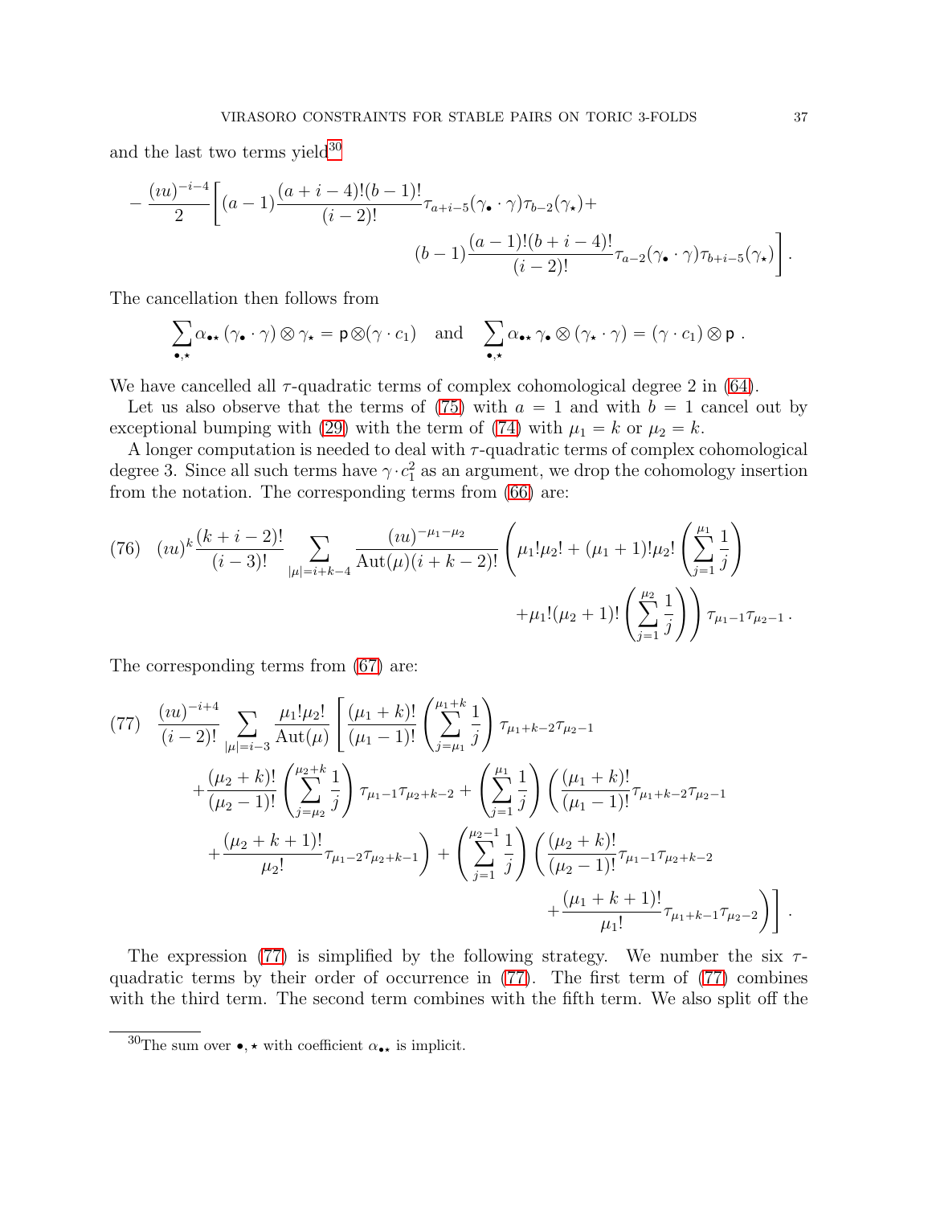and the last two terms yield[30]

$$-\frac{(\imath u)^{-i-4}}{2}\Bigg[(a-1)\frac{(a+i-4)!(b-1)!}{(i-2)!}\tau_{a+i-5}(\gamma_\bullet\cdot\gamma)\tau_{b-2}(\gamma_\star)+ \\ (b-1)\frac{(a-1)!(b+i-4)!}{(i-2)!}\tau_{a-2}(\gamma_\bullet\cdot\gamma)\tau_{b+i-5}(\gamma_\star)\Bigg].$$

The cancellation then follows from

$$\sum_{\bullet,\star}\alpha_{\bullet\star}\,(\gamma_\bullet\cdot\gamma)\otimes\gamma_\star=\mathsf{p}\otimes(\gamma\cdot c_1)\quad\text{and}\quad\sum_{\bullet,\star}\alpha_{\bullet\star}\,\gamma_\bullet\otimes(\gamma_\star\cdot\gamma)=(\gamma\cdot c_1)\otimes\mathsf{p}\,.$$

We have cancelled all $\tau$-quadratic terms of complex cohomological degree 2 in (64).

Let us also observe that the terms of (75) with $a=1$ and with $b=1$ cancel out by exceptional bumping with (29) with the term of (74) with $\mu_1=k$ or $\mu_2=k$.

A longer computation is needed to deal with $\tau$-quadratic terms of complex cohomological degree 3. Since all such terms have $\gamma\cdot c_1^2$ as an argument, we drop the cohomology insertion from the notation. The corresponding terms from (66) are:

$$(76)\quad (\imath u)^k\frac{(k+i-2)!}{(i-3)!}\sum_{|\mu|=i+k-4}\frac{(\imath u)^{-\mu_1-\mu_2}}{\mathrm{Aut}(\mu)(i+k-2)!}\left(\mu_1!\mu_2!+(\mu_1+1)!\mu_2!\left(\sum_{j=1}^{\mu_1}\frac{1}{j}\right)\right. \\ \left.+\mu_1!(\mu_2+1)!\left(\sum_{j=1}^{\mu_2}\frac{1}{j}\right)\right)\tau_{\mu_1-1}\tau_{\mu_2-1}\,.$$

The corresponding terms from (67) are:

$$(77)\quad \frac{(\imath u)^{-i+4}}{(i-2)!}\sum_{|\mu|=i-3}\frac{\mu_1!\mu_2!}{\mathrm{Aut}(\mu)}\Bigg[\frac{(\mu_1+k)!}{(\mu_1-1)!}\left(\sum_{j=\mu_1}^{\mu_1+k}\frac{1}{j}\right)\tau_{\mu_1+k-2}\tau_{\mu_2-1} \\ +\frac{(\mu_2+k)!}{(\mu_2-1)!}\left(\sum_{j=\mu_2}^{\mu_2+k}\frac{1}{j}\right)\tau_{\mu_1-1}\tau_{\mu_2+k-2}+\left(\sum_{j=1}^{\mu_1}\frac{1}{j}\right)\left(\frac{(\mu_1+k)!}{(\mu_1-1)!}\tau_{\mu_1+k-2}\tau_{\mu_2-1}\right. \\ \left.+\frac{(\mu_2+k+1)!}{\mu_2!}\tau_{\mu_1-2}\tau_{\mu_2+k-1}\right)+\left(\sum_{j=1}^{\mu_2-1}\frac{1}{j}\right)\left(\frac{(\mu_2+k)!}{(\mu_2-1)!}\tau_{\mu_1-1}\tau_{\mu_2+k-2}\right. \\ \left.+\frac{(\mu_1+k+1)!}{\mu_1!}\tau_{\mu_1+k-1}\tau_{\mu_2-2}\right)\Bigg]\,.$$

The expression (77) is simplified by the following strategy. We number the six $\tau$-quadratic terms by their order of occurrence in (77). The first term of (77) combines with the third term. The second term combines with the fifth term. We also split off the

[30] The sum over $\bullet,\star$ with coefficient $\alpha_{\bullet\star}$ is implicit.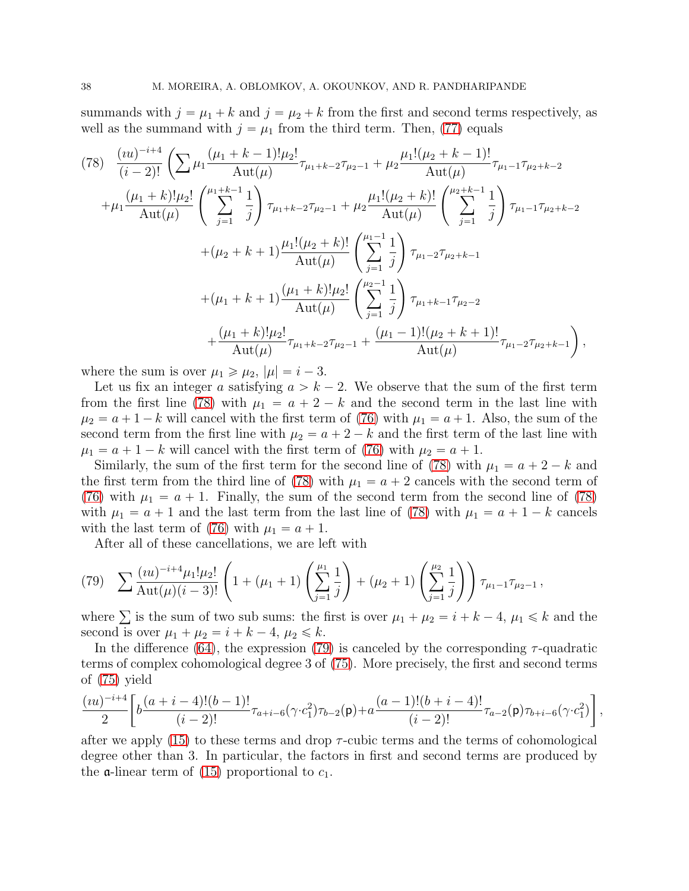summands with $j = \mu_1 + k$ and $j = \mu_2 + k$ from the first and second terms respectively, as well as the summand with $j = \mu_1$ from the third term. Then, (77) equals

$$
\begin{aligned}
(78)\quad & \frac{(\imath u)^{-i+4}}{(i-2)!}\Bigg(\sum \mu_1 \frac{(\mu_1+k-1)!\mu_2!}{\mathrm{Aut}(\mu)}\tau_{\mu_1+k-2}\tau_{\mu_2-1} + \mu_2\frac{\mu_1!(\mu_2+k-1)!}{\mathrm{Aut}(\mu)}\tau_{\mu_1-1}\tau_{\mu_2+k-2} \\
& +\mu_1\frac{(\mu_1+k)!\mu_2!}{\mathrm{Aut}(\mu)}\left(\sum_{j=1}^{\mu_1+k-1}\frac{1}{j}\right)\tau_{\mu_1+k-2}\tau_{\mu_2-1} + \mu_2\frac{\mu_1!(\mu_2+k)!}{\mathrm{Aut}(\mu)}\left(\sum_{j=1}^{\mu_2+k-1}\frac{1}{j}\right)\tau_{\mu_1-1}\tau_{\mu_2+k-2} \\
& \qquad +(\mu_2+k+1)\frac{\mu_1!(\mu_2+k)!}{\mathrm{Aut}(\mu)}\left(\sum_{j=1}^{\mu_1-1}\frac{1}{j}\right)\tau_{\mu_1-2}\tau_{\mu_2+k-1} \\
& \qquad +(\mu_1+k+1)\frac{(\mu_1+k)!\mu_2!}{\mathrm{Aut}(\mu)}\left(\sum_{j=1}^{\mu_2-1}\frac{1}{j}\right)\tau_{\mu_1+k-1}\tau_{\mu_2-2} \\
& \qquad +\frac{(\mu_1+k)!\mu_2!}{\mathrm{Aut}(\mu)}\tau_{\mu_1+k-2}\tau_{\mu_2-1} + \frac{(\mu_1-1)!(\mu_2+k+1)!}{\mathrm{Aut}(\mu)}\tau_{\mu_1-2}\tau_{\mu_2+k-1}\Bigg),
\end{aligned}
$$

where the sum is over $\mu_1 \geqslant \mu_2$, $|\mu| = i-3$.

Let us fix an integer $a$ satisfying $a > k-2$. We observe that the sum of the first term from the first line (78) with $\mu_1 = a+2-k$ and the second term in the last line with $\mu_2 = a+1-k$ will cancel with the first term of (76) with $\mu_1 = a+1$. Also, the sum of the second term from the first line with $\mu_2 = a+2-k$ and the first term of the last line with $\mu_1 = a+1-k$ will cancel with the first term of (76) with $\mu_2 = a+1$.

Similarly, the sum of the first term for the second line of (78) with $\mu_1 = a+2-k$ and the first term from the third line of (78) with $\mu_1 = a+2$ cancels with the second term of (76) with $\mu_1 = a+1$. Finally, the sum of the second term from the second line of (78) with $\mu_1 = a+1$ and the last term from the last line of (78) with $\mu_1 = a+1-k$ cancels with the last term of (76) with $\mu_1 = a+1$.

After all of these cancellations, we are left with

$$
(79)\quad \sum \frac{(\imath u)^{-i+4}\mu_1!\mu_2!}{\mathrm{Aut}(\mu)(i-3)!}\left(1+(\mu_1+1)\left(\sum_{j=1}^{\mu_1}\frac{1}{j}\right)+(\mu_2+1)\left(\sum_{j=1}^{\mu_2}\frac{1}{j}\right)\right)\tau_{\mu_1-1}\tau_{\mu_2-1},
$$

where $\sum$ is the sum of two sub sums: the first is over $\mu_1+\mu_2 = i+k-4$, $\mu_1 \leqslant k$ and the second is over $\mu_1+\mu_2 = i+k-4$, $\mu_2 \leqslant k$.

In the difference (64), the expression (79) is canceled by the corresponding $\tau$-quadratic terms of complex cohomological degree 3 of (75). More precisely, the first and second terms of (75) yield

$$
\frac{(\imath u)^{-i+4}}{2}\left[b\frac{(a+i-4)!(b-1)!}{(i-2)!}\tau_{a+i-6}(\gamma\cdot c_1^2)\tau_{b-2}(\mathsf{p})+a\frac{(a-1)!(b+i-4)!}{(i-2)!}\tau_{a-2}(\mathsf{p})\tau_{b+i-6}(\gamma\cdot c_1^2)\right],
$$

after we apply (15) to these terms and drop $\tau$-cubic terms and the terms of cohomological degree other than 3. In particular, the factors in first and second terms are produced by the $\mathfrak{a}$-linear term of (15) proportional to $c_1$.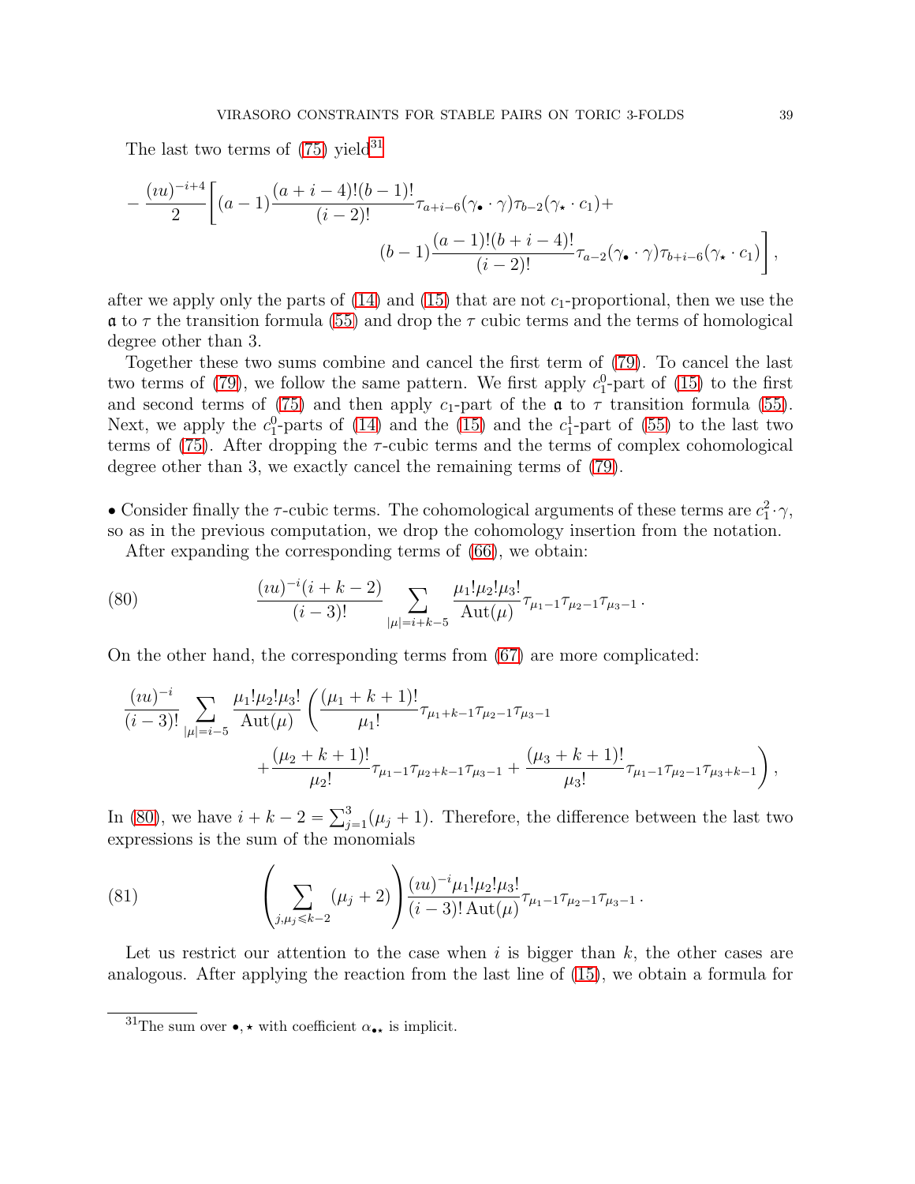The last two terms of (75) yield[31]

$$-\frac{(\imath u)^{-i+4}}{2}\Bigg[(a-1)\frac{(a+i-4)!(b-1)!}{(i-2)!}\tau_{a+i-6}(\gamma_\bullet\cdot\gamma)\tau_{b-2}(\gamma_\star\cdot c_1)+$$
$$(b-1)\frac{(a-1)!(b+i-4)!}{(i-2)!}\tau_{a-2}(\gamma_\bullet\cdot\gamma)\tau_{b+i-6}(\gamma_\star\cdot c_1)\Bigg],$$

after we apply only the parts of (14) and (15) that are not $c_1$-proportional, then we use the $\mathfrak{a}$ to $\tau$ the transition formula (55) and drop the $\tau$ cubic terms and the terms of homological degree other than 3.

Together these two sums combine and cancel the first term of (79). To cancel the last two terms of (79), we follow the same pattern. We first apply $c_1^0$-part of (15) to the first and second terms of (75) and then apply $c_1$-part of the $\mathfrak{a}$ to $\tau$ transition formula (55). Next, we apply the $c_1^0$-parts of (14) and the (15) and the $c_1^1$-part of (55) to the last two terms of (75). After dropping the $\tau$-cubic terms and the terms of complex cohomological degree other than 3, we exactly cancel the remaining terms of (79).

• Consider finally the $\tau$-cubic terms. The cohomological arguments of these terms are $c_1^2\cdot\gamma$, so as in the previous computation, we drop the cohomology insertion from the notation.

After expanding the corresponding terms of (66), we obtain:

$$\frac{(\imath u)^{-i}(i+k-2)}{(i-3)!}\sum_{|\mu|=i+k-5}\frac{\mu_1!\mu_2!\mu_3!}{\mathrm{Aut}(\mu)}\tau_{\mu_1-1}\tau_{\mu_2-1}\tau_{\mu_3-1}\,. \tag{80}$$

On the other hand, the corresponding terms from (67) are more complicated:

$$\frac{(\imath u)^{-i}}{(i-3)!}\sum_{|\mu|=i-5}\frac{\mu_1!\mu_2!\mu_3!}{\mathrm{Aut}(\mu)}\Bigg(\frac{(\mu_1+k+1)!}{\mu_1!}\tau_{\mu_1+k-1}\tau_{\mu_2-1}\tau_{\mu_3-1}$$
$$+\frac{(\mu_2+k+1)!}{\mu_2!}\tau_{\mu_1-1}\tau_{\mu_2+k-1}\tau_{\mu_3-1}+\frac{(\mu_3+k+1)!}{\mu_3!}\tau_{\mu_1-1}\tau_{\mu_2-1}\tau_{\mu_3+k-1}\Bigg),$$

In (80), we have $i+k-2=\sum_{j=1}^3(\mu_j+1)$. Therefore, the difference between the last two expressions is the sum of the monomials

$$\left(\sum_{j,\mu_j\leqslant k-2}(\mu_j+2)\right)\frac{(\imath u)^{-i}\mu_1!\mu_2!\mu_3!}{(i-3)!\,\mathrm{Aut}(\mu)}\tau_{\mu_1-1}\tau_{\mu_2-1}\tau_{\mu_3-1}\,. \tag{81}$$

Let us restrict our attention to the case when $i$ is bigger than $k$, the other cases are analogous. After applying the reaction from the last line of (15), we obtain a formula for

[31] The sum over $\bullet,\star$ with coefficient $\alpha_{\bullet\star}$ is implicit.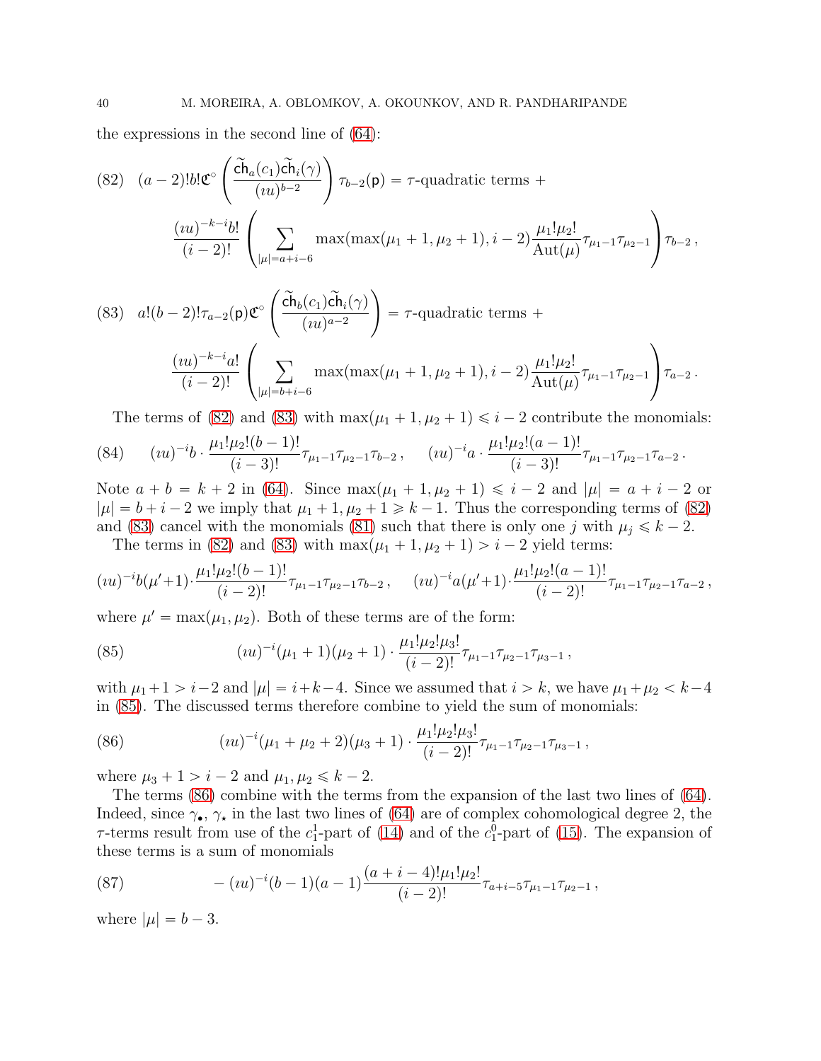the expressions in the second line of (64):

$$(82)\quad (a-2)!b!\mathfrak{C}^\circ\left(\frac{\widetilde{\mathsf{ch}}_a(c_1)\widetilde{\mathsf{ch}}_i(\gamma)}{(\imath u)^{b-2}}\right)\tau_{b-2}(\mathsf{p}) = \tau\text{-quadratic terms} +$$

$$\frac{(\imath u)^{-k-i}b!}{(i-2)!}\left(\sum_{|\mu|=a+i-6}\max(\max(\mu_1+1,\mu_2+1),i-2)\frac{\mu_1!\mu_2!}{\mathrm{Aut}(\mu)}\tau_{\mu_1-1}\tau_{\mu_2-1}\right)\tau_{b-2}\,,$$

$$(83)\quad a!(b-2)!\tau_{a-2}(\mathsf{p})\mathfrak{C}^\circ\left(\frac{\widetilde{\mathsf{ch}}_b(c_1)\widetilde{\mathsf{ch}}_i(\gamma)}{(\imath u)^{a-2}}\right) = \tau\text{-quadratic terms} +$$

$$\frac{(\imath u)^{-k-i}a!}{(i-2)!}\left(\sum_{|\mu|=b+i-6}\max(\max(\mu_1+1,\mu_2+1),i-2)\frac{\mu_1!\mu_2!}{\mathrm{Aut}(\mu)}\tau_{\mu_1-1}\tau_{\mu_2-1}\right)\tau_{a-2}\,.$$

The terms of (82) and (83) with $\max(\mu_1+1,\mu_2+1)\leqslant i-2$ contribute the monomials:

$$(84)\qquad (\imath u)^{-i}b\cdot\frac{\mu_1!\mu_2!(b-1)!}{(i-3)!}\tau_{\mu_1-1}\tau_{\mu_2-1}\tau_{b-2}\,,\qquad (\imath u)^{-i}a\cdot\frac{\mu_1!\mu_2!(a-1)!}{(i-3)!}\tau_{\mu_1-1}\tau_{\mu_2-1}\tau_{a-2}\,.$$

Note $a+b=k+2$ in (64). Since $\max(\mu_1+1,\mu_2+1)\leqslant i-2$ and $|\mu|=a+i-2$ or $|\mu|=b+i-2$ we imply that $\mu_1+1,\mu_2+1\geqslant k-1$. Thus the corresponding terms of (82) and (83) cancel with the monomials (81) such that there is only one $j$ with $\mu_j\leqslant k-2$.

The terms in (82) and (83) with $\max(\mu_1+1,\mu_2+1)>i-2$ yield terms:

$$(\imath u)^{-i}b(\mu'+1)\cdot\frac{\mu_1!\mu_2!(b-1)!}{(i-2)!}\tau_{\mu_1-1}\tau_{\mu_2-1}\tau_{b-2}\,,\qquad (\imath u)^{-i}a(\mu'+1)\cdot\frac{\mu_1!\mu_2!(a-1)!}{(i-2)!}\tau_{\mu_1-1}\tau_{\mu_2-1}\tau_{a-2}\,,$$

where $\mu'=\max(\mu_1,\mu_2)$. Both of these terms are of the form:

$$(85)\qquad (\imath u)^{-i}(\mu_1+1)(\mu_2+1)\cdot\frac{\mu_1!\mu_2!\mu_3!}{(i-2)!}\tau_{\mu_1-1}\tau_{\mu_2-1}\tau_{\mu_3-1}\,,$$

with $\mu_1+1>i-2$ and $|\mu|=i+k-4$. Since we assumed that $i>k$, we have $\mu_1+\mu_2<k-4$ in (85). The discussed terms therefore combine to yield the sum of monomials:

$$(86)\qquad (\imath u)^{-i}(\mu_1+\mu_2+2)(\mu_3+1)\cdot\frac{\mu_1!\mu_2!\mu_3!}{(i-2)!}\tau_{\mu_1-1}\tau_{\mu_2-1}\tau_{\mu_3-1}\,,$$

where $\mu_3+1>i-2$ and $\mu_1,\mu_2\leqslant k-2$.

The terms (86) combine with the terms from the expansion of the last two lines of (64). Indeed, since $\gamma_\bullet$, $\gamma_\star$ in the last two lines of (64) are of complex cohomological degree 2, the $\tau$-terms result from use of the $c_1^1$-part of (14) and of the $c_1^0$-part of (15). The expansion of these terms is a sum of monomials

$$(87)\qquad -(\imath u)^{-i}(b-1)(a-1)\frac{(a+i-4)!\mu_1!\mu_2!}{(i-2)!}\tau_{a+i-5}\tau_{\mu_1-1}\tau_{\mu_2-1}\,,$$

where $|\mu|=b-3$.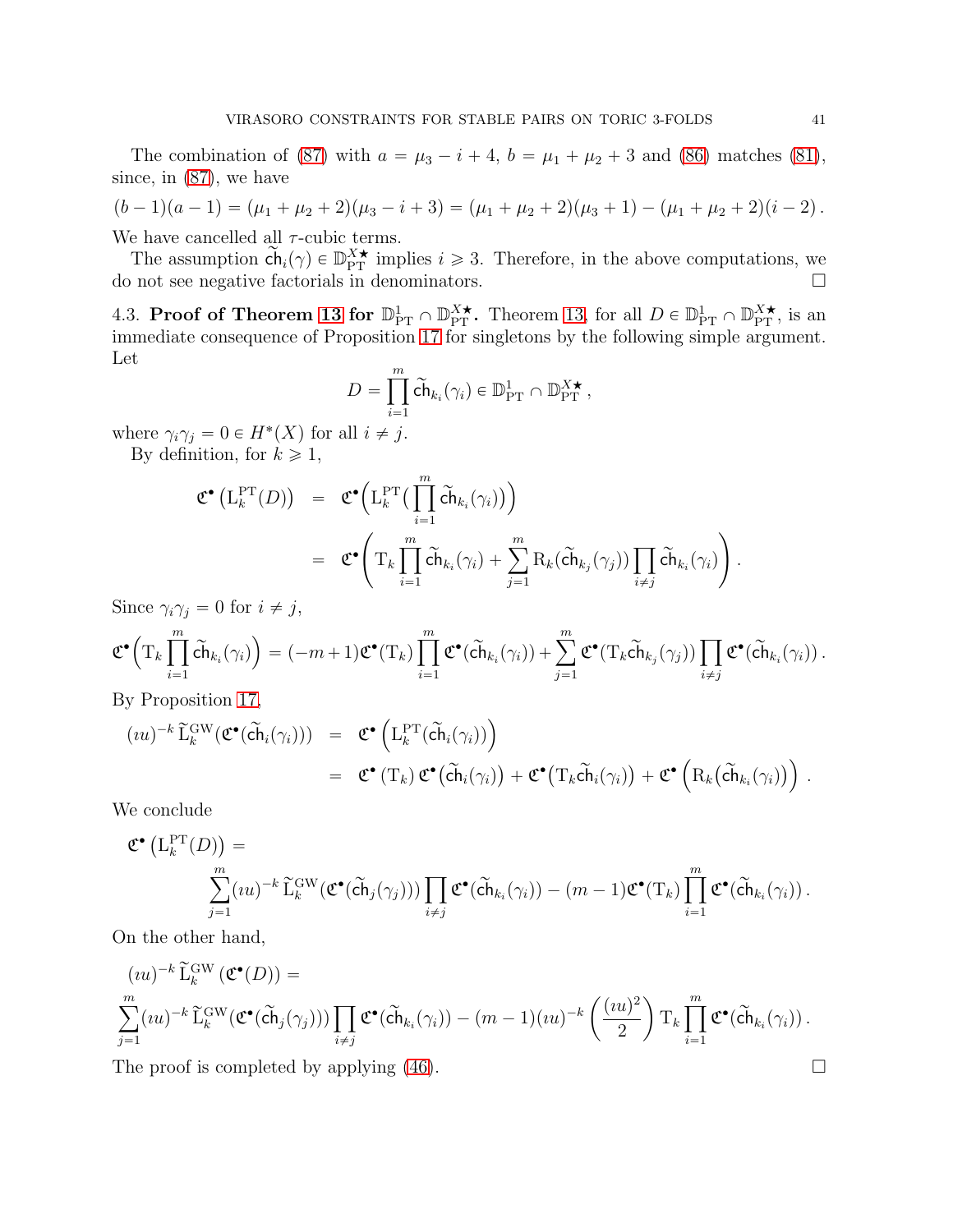The combination of (87) with $a = \mu_3 - i + 4$, $b = \mu_1 + \mu_2 + 3$ and (86) matches (81), since, in (87), we have

$$(b-1)(a-1) = (\mu_1+\mu_2+2)(\mu_3 - i + 3) = (\mu_1+\mu_2+2)(\mu_3+1) - (\mu_1+\mu_2+2)(i-2)\,.$$

We have cancelled all $\tau$-cubic terms.

The assumption $\widetilde{\mathsf{ch}}_i(\gamma) \in \mathbb{D}_{\mathrm{PT}}^{X\bigstar}$ implies $i \geqslant 3$. Therefore, in the above computations, we do not see negative factorials in denominators. ☐

4.3. **Proof of Theorem 13 for $\mathbb{D}^1_{\mathrm{PT}} \cap \mathbb{D}^{X\bigstar}_{\mathrm{PT}}$.** Theorem 13, for all $D \in \mathbb{D}^1_{\mathrm{PT}} \cap \mathbb{D}^{X\bigstar}_{\mathrm{PT}}$, is an immediate consequence of Proposition 17 for singletons by the following simple argument. Let

$$D = \prod_{i=1}^{m} \widetilde{\mathsf{ch}}_{k_i}(\gamma_i) \in \mathbb{D}^1_{\mathrm{PT}} \cap \mathbb{D}^{X\bigstar}_{\mathrm{PT}}\,,$$

where $\gamma_i\gamma_j = 0 \in H^*(X)$ for all $i \neq j$.

By definition, for $k \geqslant 1$,

$$\begin{aligned}
\mathfrak{C}^\bullet\left(\mathrm{L}_k^{\mathrm{PT}}(D)\right) &= \mathfrak{C}^\bullet\Big(\mathrm{L}_k^{\mathrm{PT}}\big(\prod_{i=1}^{m} \widetilde{\mathsf{ch}}_{k_i}(\gamma_i)\big)\Big) \\
&= \mathfrak{C}^\bullet\left(\mathrm{T}_k \prod_{i=1}^{m} \widetilde{\mathsf{ch}}_{k_i}(\gamma_i) + \sum_{j=1}^{m} \mathrm{R}_k(\widetilde{\mathsf{ch}}_{k_j}(\gamma_j)) \prod_{i\neq j} \widetilde{\mathsf{ch}}_{k_i}(\gamma_i)\right).
\end{aligned}$$

Since $\gamma_i\gamma_j = 0$ for $i \neq j$,

$$\mathfrak{C}^\bullet\Big(\mathrm{T}_k \prod_{i=1}^{m} \widetilde{\mathsf{ch}}_{k_i}(\gamma_i)\Big) = (-m+1)\mathfrak{C}^\bullet(\mathrm{T}_k)\prod_{i=1}^{m} \mathfrak{C}^\bullet(\widetilde{\mathsf{ch}}_{k_i}(\gamma_i)) + \sum_{j=1}^{m} \mathfrak{C}^\bullet(\mathrm{T}_k\widetilde{\mathsf{ch}}_{k_j}(\gamma_j)) \prod_{i\neq j} \mathfrak{C}^\bullet(\widetilde{\mathsf{ch}}_{k_i}(\gamma_i))\,.$$

By Proposition 17,

$$\begin{aligned}
(\imath u)^{-k}\, \widetilde{\mathrm{L}}_k^{\mathrm{GW}}(\mathfrak{C}^\bullet(\widetilde{\mathsf{ch}}_i(\gamma_i))) &= \mathfrak{C}^\bullet\left(\mathrm{L}_k^{\mathrm{PT}}(\widetilde{\mathsf{ch}}_i(\gamma_i))\right) \\
&= \mathfrak{C}^\bullet\left(\mathrm{T}_k\right) \mathfrak{C}^\bullet\big(\widetilde{\mathsf{ch}}_i(\gamma_i)\big) + \mathfrak{C}^\bullet\big(\mathrm{T}_k\widetilde{\mathsf{ch}}_i(\gamma_i)\big) + \mathfrak{C}^\bullet\left(\mathrm{R}_k\big(\widetilde{\mathsf{ch}}_{k_i}(\gamma_i)\big)\right)\,.
\end{aligned}$$

We conclude

$$\mathfrak{C}^\bullet\left(\mathrm{L}_k^{\mathrm{PT}}(D)\right) = \sum_{j=1}^{m} (\imath u)^{-k}\, \widetilde{\mathrm{L}}_k^{\mathrm{GW}}(\mathfrak{C}^\bullet(\widetilde{\mathsf{ch}}_j(\gamma_j))) \prod_{i\neq j} \mathfrak{C}^\bullet(\widetilde{\mathsf{ch}}_{k_i}(\gamma_i)) - (m-1)\mathfrak{C}^\bullet(\mathrm{T}_k)\prod_{i=1}^{m} \mathfrak{C}^\bullet(\widetilde{\mathsf{ch}}_{k_i}(\gamma_i))\,.$$

On the other hand,

$$(\imath u)^{-k}\, \widetilde{\mathrm{L}}_k^{\mathrm{GW}}\left(\mathfrak{C}^\bullet(D)\right) = \sum_{j=1}^{m} (\imath u)^{-k}\, \widetilde{\mathrm{L}}_k^{\mathrm{GW}}(\mathfrak{C}^\bullet(\widetilde{\mathsf{ch}}_j(\gamma_j))) \prod_{i\neq j} \mathfrak{C}^\bullet(\widetilde{\mathsf{ch}}_{k_i}(\gamma_i)) - (m-1)(\imath u)^{-k}\left(\frac{(\imath u)^2}{2}\right)\mathrm{T}_k \prod_{i=1}^{m} \mathfrak{C}^\bullet(\widetilde{\mathsf{ch}}_{k_i}(\gamma_i))\,.$$

The proof is completed by applying (46). ☐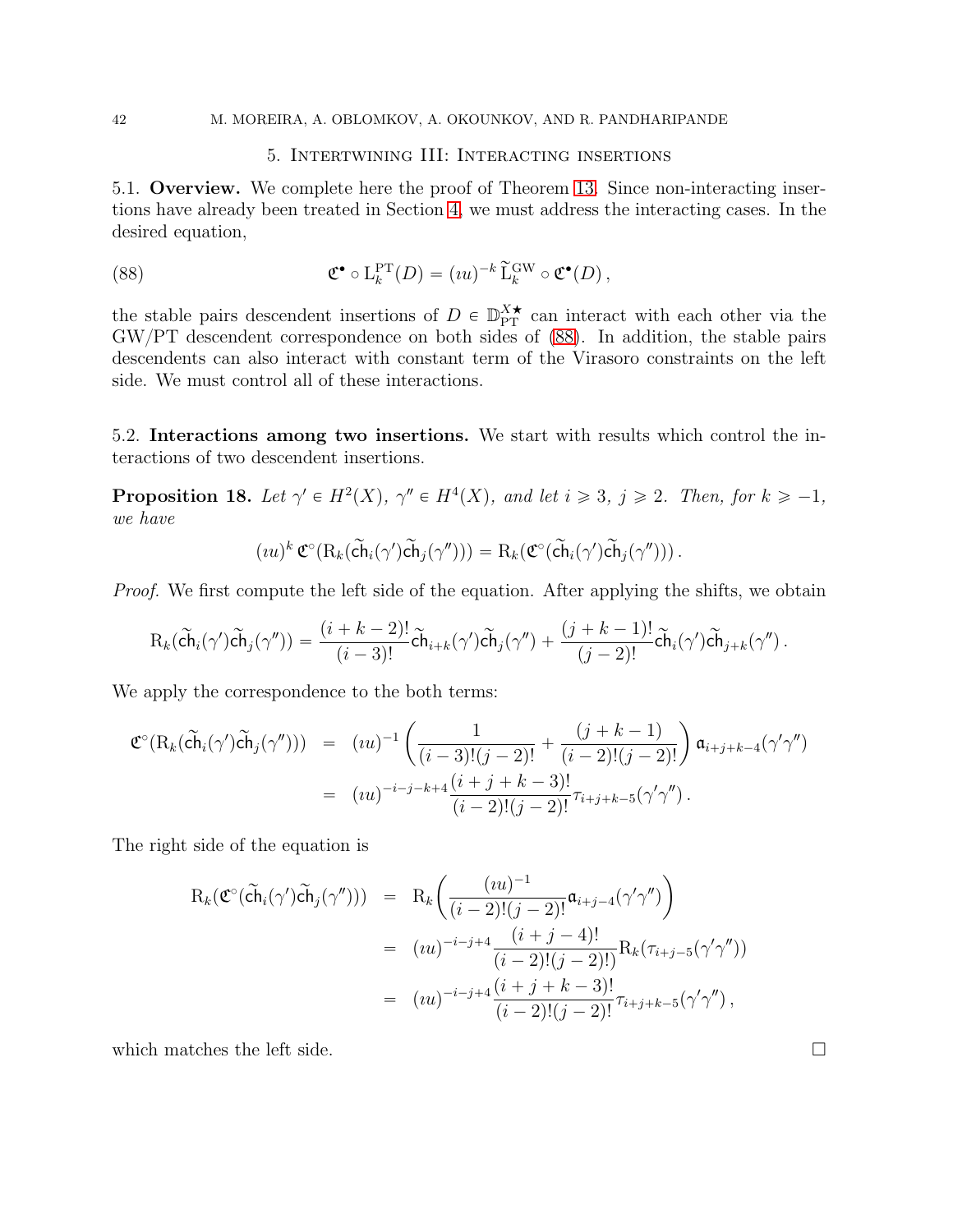## 5. Intertwining III: Interacting insertions

**5.1. Overview.** We complete here the proof of Theorem 13. Since non-interacting insertions have already been treated in Section 4, we must address the interacting cases. In the desired equation,

$$\mathfrak{C}^\bullet \circ \mathrm{L}_k^{\mathrm{PT}}(D) = (\imath u)^{-k}\, \widetilde{\mathrm{L}}_k^{\mathrm{GW}} \circ \mathfrak{C}^\bullet(D)\,, \tag{88}$$

the stable pairs descendent insertions of $D \in \mathbb{D}_{\mathrm{PT}}^{X\bigstar}$ can interact with each other via the GW/PT descendent correspondence on both sides of (88). In addition, the stable pairs descendents can also interact with constant term of the Virasoro constraints on the left side. We must control all of these interactions.

**5.2. Interactions among two insertions.** We start with results which control the interactions of two descendent insertions.

**Proposition 18.** *Let $\gamma' \in H^2(X)$, $\gamma'' \in H^4(X)$, and let $i \geqslant 3$, $j \geqslant 2$. Then, for $k \geqslant -1$, we have*

$$(\imath u)^k\, \mathfrak{C}^\circ(\mathrm{R}_k(\widetilde{\mathsf{ch}}_i(\gamma')\widetilde{\mathsf{ch}}_j(\gamma''))) = \mathrm{R}_k(\mathfrak{C}^\circ(\widetilde{\mathsf{ch}}_i(\gamma')\widetilde{\mathsf{ch}}_j(\gamma'')))\,.$$

*Proof.* We first compute the left side of the equation. After applying the shifts, we obtain

$$\mathrm{R}_k(\widetilde{\mathsf{ch}}_i(\gamma')\widetilde{\mathsf{ch}}_j(\gamma'')) = \frac{(i+k-2)!}{(i-3)!}\widetilde{\mathsf{ch}}_{i+k}(\gamma')\widetilde{\mathsf{ch}}_j(\gamma'') + \frac{(j+k-1)!}{(j-2)!}\widetilde{\mathsf{ch}}_i(\gamma')\widetilde{\mathsf{ch}}_{j+k}(\gamma'')\,.$$

We apply the correspondence to the both terms:

$$\begin{aligned}
\mathfrak{C}^\circ(\mathrm{R}_k(\widetilde{\mathsf{ch}}_i(\gamma')\widetilde{\mathsf{ch}}_j(\gamma''))) &= (\imath u)^{-1}\left(\frac{1}{(i-3)!(j-2)!} + \frac{(j+k-1)}{(i-2)!(j-2)!}\right)\mathfrak{a}_{i+j+k-4}(\gamma'\gamma'') \\
&= (\imath u)^{-i-j-k+4}\frac{(i+j+k-3)!}{(i-2)!(j-2)!}\tau_{i+j+k-5}(\gamma'\gamma'')\,.
\end{aligned}$$

The right side of the equation is

$$\begin{aligned}
\mathrm{R}_k(\mathfrak{C}^\circ(\widetilde{\mathsf{ch}}_i(\gamma')\widetilde{\mathsf{ch}}_j(\gamma''))) &= \mathrm{R}_k\left(\frac{(\imath u)^{-1}}{(i-2)!(j-2)!}\mathfrak{a}_{i+j-4}(\gamma'\gamma'')\right) \\
&= (\imath u)^{-i-j+4}\frac{(i+j-4)!}{(i-2)!(j-2)!)}\mathrm{R}_k(\tau_{i+j-5}(\gamma'\gamma'')) \\
&= (\imath u)^{-i-j+4}\frac{(i+j+k-3)!}{(i-2)!(j-2)!}\tau_{i+j+k-5}(\gamma'\gamma'')\,,
\end{aligned}$$

which matches the left side. $\square$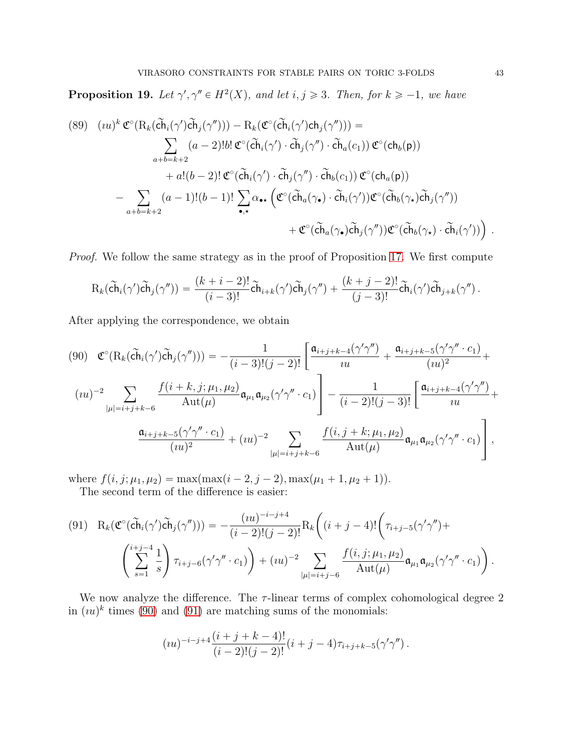**Proposition 19.** *Let $\gamma', \gamma'' \in H^2(X)$, and let $i, j \geqslant 3$. Then, for $k \geqslant -1$, we have*

$$
\begin{aligned}
(89)\quad (\imath u)^k\, \mathfrak{C}^\circ(\mathrm{R}_k(\widetilde{\mathsf{ch}}_i(\gamma')\widetilde{\mathsf{ch}}_j(\gamma''))) - \mathrm{R}_k(\mathfrak{C}^\circ(\widetilde{\mathsf{ch}}_i(\gamma')\mathsf{ch}_j(\gamma''))) = \\
\sum_{a+b=k+2} (a-2)!b!\, \mathfrak{C}^\circ(\widetilde{\mathsf{ch}}_i(\gamma')\cdot\widetilde{\mathsf{ch}}_j(\gamma'')\cdot\widetilde{\mathsf{ch}}_a(c_1))\, \mathfrak{C}^\circ(\mathsf{ch}_b(\mathsf{p})) \\
+ a!(b-2)!\, \mathfrak{C}^\circ(\widetilde{\mathsf{ch}}_i(\gamma')\cdot\widetilde{\mathsf{ch}}_j(\gamma'')\cdot\widetilde{\mathsf{ch}}_b(c_1))\, \mathfrak{C}^\circ(\mathsf{ch}_a(\mathsf{p})) \\
- \sum_{a+b=k+2}(a-1)!(b-1)!\sum_{\bullet,\star}\alpha_{\bullet\star}\Big(\mathfrak{C}^\circ(\widetilde{\mathsf{ch}}_a(\gamma_\bullet)\cdot\widetilde{\mathsf{ch}}_i(\gamma'))\mathfrak{C}^\circ(\widetilde{\mathsf{ch}}_b(\gamma_\star)\widetilde{\mathsf{ch}}_j(\gamma'')) \\
+ \mathfrak{C}^\circ(\widetilde{\mathsf{ch}}_a(\gamma_\bullet)\widetilde{\mathsf{ch}}_j(\gamma''))\mathfrak{C}^\circ(\widetilde{\mathsf{ch}}_b(\gamma_\star)\cdot\widetilde{\mathsf{ch}}_i(\gamma'))\Big)\,.
\end{aligned}
$$

*Proof.* We follow the same strategy as in the proof of Proposition 17. We first compute

$$
\mathrm{R}_k(\widetilde{\mathsf{ch}}_i(\gamma')\widetilde{\mathsf{ch}}_j(\gamma'')) = \frac{(k+i-2)!}{(i-3)!}\widetilde{\mathsf{ch}}_{i+k}(\gamma')\widetilde{\mathsf{ch}}_j(\gamma'') + \frac{(k+j-2)!}{(j-3)!}\widetilde{\mathsf{ch}}_i(\gamma')\widetilde{\mathsf{ch}}_{j+k}(\gamma'')\,.
$$

After applying the correspondence, we obtain

$$
\begin{aligned}
(90)\quad \mathfrak{C}^\circ(\mathrm{R}_k(\widetilde{\mathsf{ch}}_i(\gamma')\widetilde{\mathsf{ch}}_j(\gamma''))) = -\frac{1}{(i-3)!(j-2)!}\Bigg[\frac{\mathfrak{a}_{i+j+k-4}(\gamma'\gamma'')}{\imath u} + \frac{\mathfrak{a}_{i+j+k-5}(\gamma'\gamma''\cdot c_1)}{(\imath u)^2} + \\
(\imath u)^{-2}\sum_{|\mu|=i+j+k-6}\frac{f(i+k,j;\mu_1,\mu_2)}{\mathrm{Aut}(\mu)}\mathfrak{a}_{\mu_1}\mathfrak{a}_{\mu_2}(\gamma'\gamma''\cdot c_1)\Bigg] - \frac{1}{(i-2)!(j-3)!}\Bigg[\frac{\mathfrak{a}_{i+j+k-4}(\gamma'\gamma'')}{\imath u} + \\
\frac{\mathfrak{a}_{i+j+k-5}(\gamma'\gamma''\cdot c_1)}{(\imath u)^2} + (\imath u)^{-2}\sum_{|\mu|=i+j+k-6}\frac{f(i,j+k;\mu_1,\mu_2)}{\mathrm{Aut}(\mu)}\mathfrak{a}_{\mu_1}\mathfrak{a}_{\mu_2}(\gamma'\gamma''\cdot c_1)\Bigg],
\end{aligned}
$$

where $f(i,j;\mu_1,\mu_2) = \max(\max(i-2,j-2),\max(\mu_1+1,\mu_2+1))$.

The second term of the difference is easier:

$$
\begin{aligned}
(91)\quad \mathrm{R}_k(\mathfrak{C}^\circ(\widetilde{\mathsf{ch}}_i(\gamma')\widetilde{\mathsf{ch}}_j(\gamma''))) = -\frac{(\imath u)^{-i-j+4}}{(i-2)!(j-2)!}\mathrm{R}_k\Bigg((i+j-4)!\Bigg(\tau_{i+j-5}(\gamma'\gamma'') + \\
\left(\sum_{s=1}^{i+j-4}\frac{1}{s}\right)\tau_{i+j-6}(\gamma'\gamma''\cdot c_1)\Bigg) + (\imath u)^{-2}\sum_{|\mu|=i+j-6}\frac{f(i,j;\mu_1,\mu_2)}{\mathrm{Aut}(\mu)}\mathfrak{a}_{\mu_1}\mathfrak{a}_{\mu_2}(\gamma'\gamma''\cdot c_1)\Bigg).
\end{aligned}
$$

We now analyze the difference. The $\tau$-linear terms of complex cohomological degree 2 in $(\imath u)^k$ times (90) and (91) are matching sums of the monomials:

$$
(\imath u)^{-i-j+4}\frac{(i+j+k-4)!}{(i-2)!(j-2)!}(i+j-4)\tau_{i+j+k-5}(\gamma'\gamma'')\,.
$$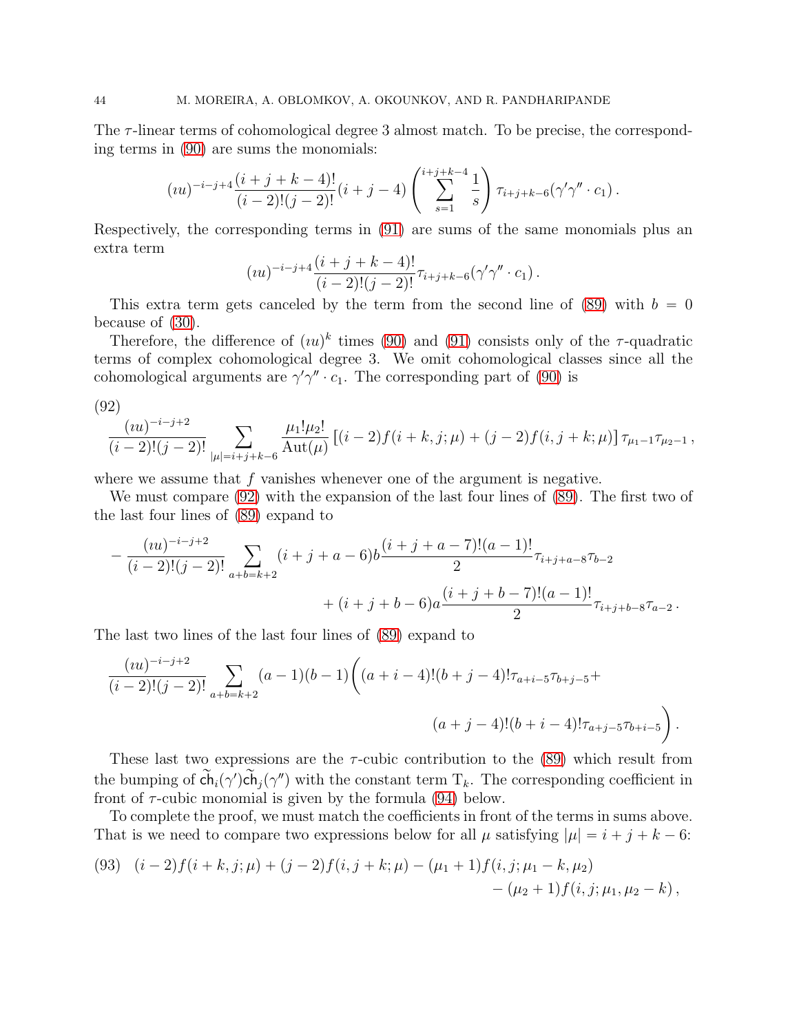The $\tau$-linear terms of cohomological degree 3 almost match. To be precise, the corresponding terms in (90) are sums the monomials:

$$(\imath u)^{-i-j+4}\frac{(i+j+k-4)!}{(i-2)!(j-2)!}(i+j-4)\left(\sum_{s=1}^{i+j+k-4}\frac{1}{s}\right)\tau_{i+j+k-6}(\gamma'\gamma''\cdot c_1)\,.$$

Respectively, the corresponding terms in (91) are sums of the same monomials plus an extra term

$$(\imath u)^{-i-j+4}\frac{(i+j+k-4)!}{(i-2)!(j-2)!}\tau_{i+j+k-6}(\gamma'\gamma''\cdot c_1)\,.$$

This extra term gets canceled by the term from the second line of (89) with $b=0$ because of (30).

Therefore, the difference of $(\imath u)^k$ times (90) and (91) consists only of the $\tau$-quadratic terms of complex cohomological degree 3. We omit cohomological classes since all the cohomological arguments are $\gamma'\gamma''\cdot c_1$. The corresponding part of (90) is

(92)
$$\frac{(\imath u)^{-i-j+2}}{(i-2)!(j-2)!}\sum_{|\mu|=i+j+k-6}\frac{\mu_1!\mu_2!}{\mathrm{Aut}(\mu)}\left[(i-2)f(i+k,j;\mu)+(j-2)f(i,j+k;\mu)\right]\tau_{\mu_1-1}\tau_{\mu_2-1}\,,$$

where we assume that $f$ vanishes whenever one of the argument is negative.

We must compare (92) with the expansion of the last four lines of (89). The first two of the last four lines of (89) expand to

$$-\frac{(\imath u)^{-i-j+2}}{(i-2)!(j-2)!}\sum_{a+b=k+2}(i+j+a-6)b\frac{(i+j+a-7)!(a-1)!}{2}\tau_{i+j+a-8}\tau_{b-2}$$
$$+(i+j+b-6)a\frac{(i+j+b-7)!(a-1)!}{2}\tau_{i+j+b-8}\tau_{a-2}\,.$$

The last two lines of the last four lines of (89) expand to

$$\frac{(\imath u)^{-i-j+2}}{(i-2)!(j-2)!}\sum_{a+b=k+2}(a-1)(b-1)\Bigg((a+i-4)!(b+j-4)!\tau_{a+i-5}\tau_{b+j-5}+$$
$$(a+j-4)!(b+i-4)!\tau_{a+j-5}\tau_{b+i-5}\Bigg)\,.$$

These last two expressions are the $\tau$-cubic contribution to the (89) which result from the bumping of $\widetilde{\mathsf{ch}}_i(\gamma')\widetilde{\mathsf{ch}}_j(\gamma'')$ with the constant term $\mathrm{T}_k$. The corresponding coefficient in front of $\tau$-cubic monomial is given by the formula (94) below.

To complete the proof, we must match the coefficients in front of the terms in sums above. That is we need to compare two expressions below for all $\mu$ satisfying $|\mu|=i+j+k-6$:

$$(93)\quad (i-2)f(i+k,j;\mu)+(j-2)f(i,j+k;\mu)-(\mu_1+1)f(i,j;\mu_1-k,\mu_2)$$
$$-(\mu_2+1)f(i,j;\mu_1,\mu_2-k)\,,$$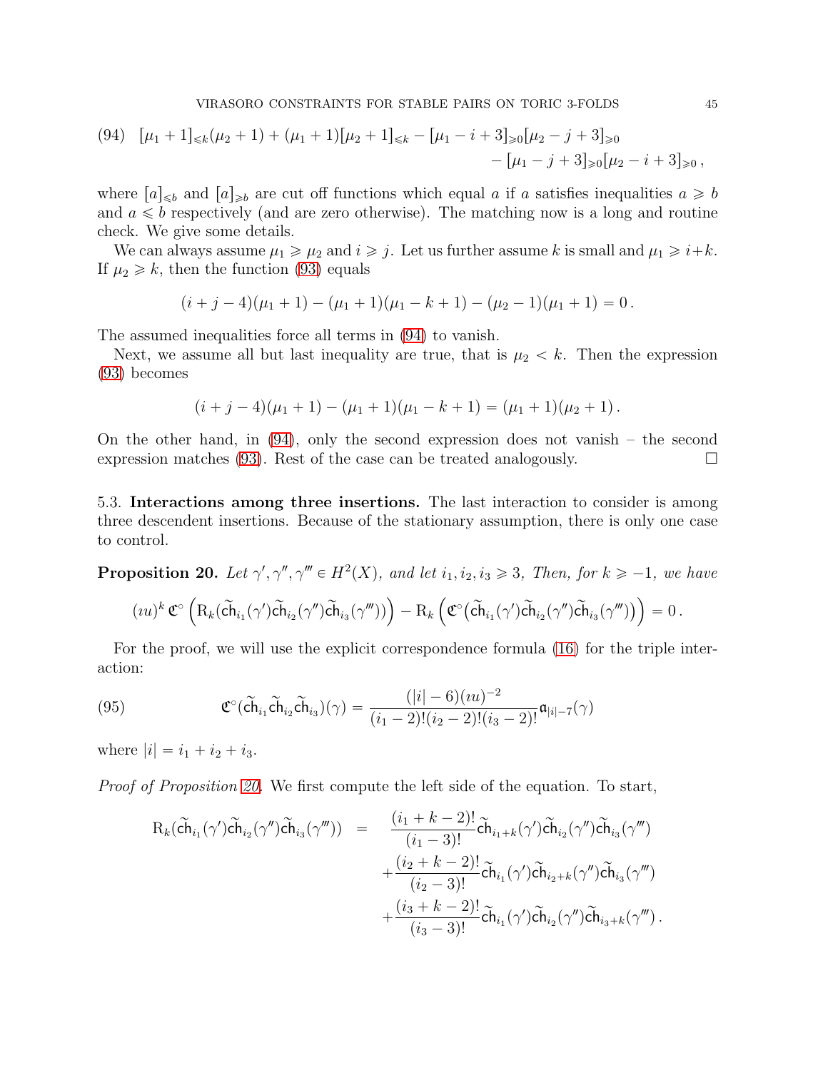$$
\text{(94)} \quad [\mu_1+1]_{\leqslant k}(\mu_2+1) + (\mu_1+1)[\mu_2+1]_{\leqslant k} - [\mu_1 - i + 3]_{\geqslant 0}[\mu_2 - j + 3]_{\geqslant 0} \\ - [\mu_1 - j + 3]_{\geqslant 0}[\mu_2 - i + 3]_{\geqslant 0}\,,
$$

where $[a]_{\leqslant b}$ and $[a]_{\geqslant b}$ are cut off functions which equal $a$ if $a$ satisfies inequalities $a \geqslant b$ and $a \leqslant b$ respectively (and are zero otherwise). The matching now is a long and routine check. We give some details.

We can always assume $\mu_1 \geqslant \mu_2$ and $i \geqslant j$. Let us further assume $k$ is small and $\mu_1 \geqslant i+k$. If $\mu_2 \geqslant k$, then the function (93) equals

$$
(i+j-4)(\mu_1+1) - (\mu_1+1)(\mu_1-k+1) - (\mu_2-1)(\mu_1+1) = 0\,.
$$

The assumed inequalities force all terms in (94) to vanish.

Next, we assume all but last inequality are true, that is $\mu_2 < k$. Then the expression (93) becomes

$$
(i+j-4)(\mu_1+1) - (\mu_1+1)(\mu_1-k+1) = (\mu_1+1)(\mu_2+1)\,.
$$

On the other hand, in (94), only the second expression does not vanish – the second expression matches (93). Rest of the case can be treated analogously. $\square$

5.3. **Interactions among three insertions.** The last interaction to consider is among three descendent insertions. Because of the stationary assumption, there is only one case to control.

**Proposition 20.** *Let $\gamma', \gamma'', \gamma''' \in H^2(X)$, and let $i_1, i_2, i_3 \geqslant 3$, Then, for $k \geqslant -1$, we have*

$$
(\imath u)^k\, \mathfrak{C}^\circ\left(\mathrm{R}_k(\widetilde{\mathsf{ch}}_{i_1}(\gamma')\widetilde{\mathsf{ch}}_{i_2}(\gamma'')\widetilde{\mathsf{ch}}_{i_3}(\gamma'''))\right) - \mathrm{R}_k\left(\mathfrak{C}^\circ(\widetilde{\mathsf{ch}}_{i_1}(\gamma')\widetilde{\mathsf{ch}}_{i_2}(\gamma'')\widetilde{\mathsf{ch}}_{i_3}(\gamma'''))\right) = 0\,.
$$

For the proof, we will use the explicit correspondence formula (16) for the triple interaction:

$$
\text{(95)} \qquad \mathfrak{C}^\circ(\widetilde{\mathsf{ch}}_{i_1}\widetilde{\mathsf{ch}}_{i_2}\widetilde{\mathsf{ch}}_{i_3})(\gamma) = \frac{(|i|-6)(\imath u)^{-2}}{(i_1-2)!(i_2-2)!(i_3-2)!}\mathfrak{a}_{|i|-7}(\gamma)
$$

where $|i| = i_1 + i_2 + i_3$.

*Proof of Proposition 20.* We first compute the left side of the equation. To start,

$$
\begin{aligned}
\mathrm{R}_k(\widetilde{\mathsf{ch}}_{i_1}(\gamma')\widetilde{\mathsf{ch}}_{i_2}(\gamma'')\widetilde{\mathsf{ch}}_{i_3}(\gamma''')) \;=\;& \frac{(i_1+k-2)!}{(i_1-3)!}\widetilde{\mathsf{ch}}_{i_1+k}(\gamma')\widetilde{\mathsf{ch}}_{i_2}(\gamma'')\widetilde{\mathsf{ch}}_{i_3}(\gamma''') \\
&+ \frac{(i_2+k-2)!}{(i_2-3)!}\widetilde{\mathsf{ch}}_{i_1}(\gamma')\widetilde{\mathsf{ch}}_{i_2+k}(\gamma'')\widetilde{\mathsf{ch}}_{i_3}(\gamma''') \\
&+ \frac{(i_3+k-2)!}{(i_3-3)!}\widetilde{\mathsf{ch}}_{i_1}(\gamma')\widetilde{\mathsf{ch}}_{i_2}(\gamma'')\widetilde{\mathsf{ch}}_{i_3+k}(\gamma''')\,.
\end{aligned}
$$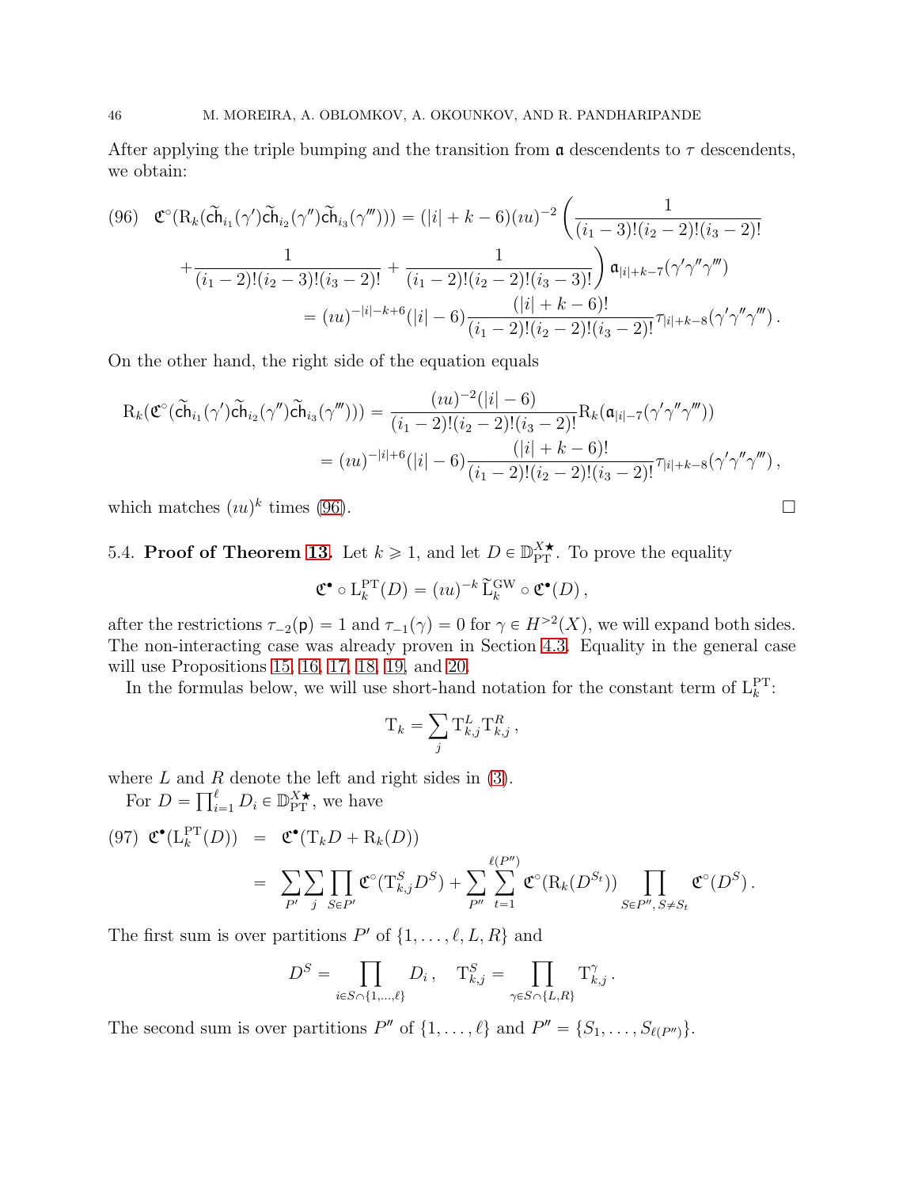After applying the triple bumping and the transition from $\mathfrak{a}$ descendents to $\tau$ descendents, we obtain:

$$
\begin{aligned}
(96)\quad \mathfrak{C}^\circ(\mathrm{R}_k(\widetilde{\mathsf{ch}}_{i_1}(\gamma')\widetilde{\mathsf{ch}}_{i_2}(\gamma'')\widetilde{\mathsf{ch}}_{i_3}(\gamma'''))) &= (|i|+k-6)(\imath u)^{-2}\left(\frac{1}{(i_1-3)!(i_2-2)!(i_3-2)!}\right. \\
&\quad \left. +\frac{1}{(i_1-2)!(i_2-3)!(i_3-2)!}+\frac{1}{(i_1-2)!(i_2-2)!(i_3-3)!}\right)\mathfrak{a}_{|i|+k-7}(\gamma'\gamma''\gamma''') \\
&= (\imath u)^{-|i|-k+6}(|i|-6)\frac{(|i|+k-6)!}{(i_1-2)!(i_2-2)!(i_3-2)!}\tau_{|i|+k-8}(\gamma'\gamma''\gamma''')\,.
\end{aligned}
$$

On the other hand, the right side of the equation equals

$$
\begin{aligned}
\mathrm{R}_k(\mathfrak{C}^\circ(\widetilde{\mathsf{ch}}_{i_1}(\gamma')\widetilde{\mathsf{ch}}_{i_2}(\gamma'')\widetilde{\mathsf{ch}}_{i_3}(\gamma'''))) &= \frac{(\imath u)^{-2}(|i|-6)}{(i_1-2)!(i_2-2)!(i_3-2)!}\mathrm{R}_k(\mathfrak{a}_{|i|-7}(\gamma'\gamma''\gamma''')) \\
&= (\imath u)^{-|i|+6}(|i|-6)\frac{(|i|+k-6)!}{(i_1-2)!(i_2-2)!(i_3-2)!}\tau_{|i|+k-8}(\gamma'\gamma''\gamma''')\,,
\end{aligned}
$$

which matches $(\imath u)^k$ times (96). $\square$

5.4. **Proof of Theorem 13.** Let $k \geqslant 1$, and let $D \in \mathbb{D}_{\mathrm{PT}}^{X\star}$. To prove the equality

$$
\mathfrak{C}^\bullet \circ \mathrm{L}_k^{\mathrm{PT}}(D) = (\imath u)^{-k}\,\widetilde{\mathrm{L}}_k^{\mathrm{GW}} \circ \mathfrak{C}^\bullet(D)\,,
$$

after the restrictions $\tau_{-2}(\mathsf{p}) = 1$ and $\tau_{-1}(\gamma) = 0$ for $\gamma \in H^{>2}(X)$, we will expand both sides. The non-interacting case was already proven in Section 4.3. Equality in the general case will use Propositions 15, 16, 17, 18, 19, and 20.

In the formulas below, we will use short-hand notation for the constant term of $\mathrm{L}_k^{\mathrm{PT}}$:

$$
\mathrm{T}_k = \sum_j \mathrm{T}_{k,j}^L \mathrm{T}_{k,j}^R\,,
$$

where $L$ and $R$ denote the left and right sides in (3).

For $D = \prod_{i=1}^{\ell} D_i \in \mathbb{D}_{\mathrm{PT}}^{X\star}$, we have

$$
\begin{aligned}
(97)\quad \mathfrak{C}^\bullet(\mathrm{L}_k^{\mathrm{PT}}(D)) &= \mathfrak{C}^\bullet(\mathrm{T}_k D + \mathrm{R}_k(D)) \\
&= \sum_{P'}\sum_j \prod_{S\in P'} \mathfrak{C}^\circ(\mathrm{T}_{k,j}^S D^S) + \sum_{P''}\sum_{t=1}^{\ell(P'')} \mathfrak{C}^\circ(\mathrm{R}_k(D^{S_t})) \prod_{S\in P'',\, S\neq S_t} \mathfrak{C}^\circ(D^S)\,.
\end{aligned}
$$

The first sum is over partitions $P'$ of $\{1,\ldots,\ell,L,R\}$ and

$$
D^S = \prod_{i\in S\cap\{1,\ldots,\ell\}} D_i\,,\quad \mathrm{T}_{k,j}^S = \prod_{\gamma\in S\cap\{L,R\}} \mathrm{T}_{k,j}^\gamma\,.
$$

The second sum is over partitions $P''$ of $\{1,\ldots,\ell\}$ and $P'' = \{S_1,\ldots,S_{\ell(P'')}\}$.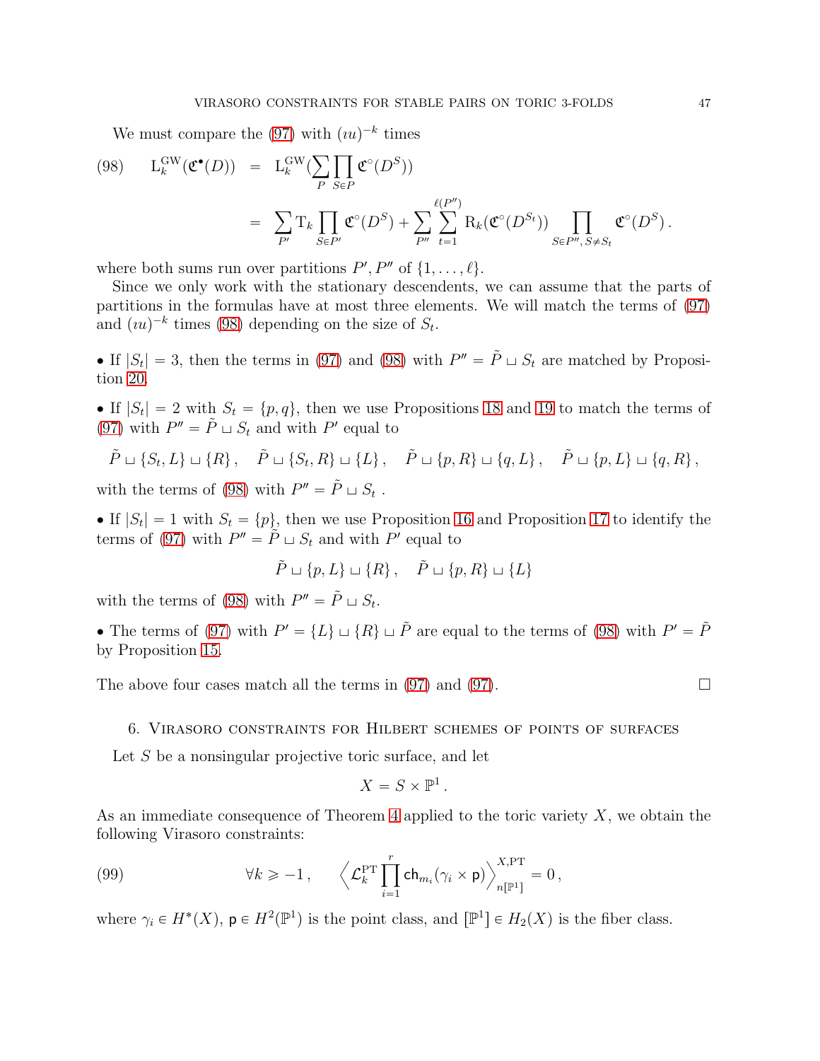We must compare the (97) with $(\imath u)^{-k}$ times

$$
\begin{aligned}
(98) \qquad \mathrm{L}_k^{\mathrm{GW}}(\mathfrak{C}^\bullet(D)) &= \mathrm{L}_k^{\mathrm{GW}}\Big(\sum_P \prod_{S\in P} \mathfrak{C}^\circ(D^S)\Big) \\
&= \sum_{P'} \mathrm{T}_k \prod_{S\in P'} \mathfrak{C}^\circ(D^S) + \sum_{P''} \sum_{t=1}^{\ell(P'')} \mathrm{R}_k(\mathfrak{C}^\circ(D^{S_t})) \prod_{S\in P'',\, S\neq S_t} \mathfrak{C}^\circ(D^S)\,.
\end{aligned}
$$

where both sums run over partitions $P', P''$ of $\{1,\ldots,\ell\}$.

Since we only work with the stationary descendents, we can assume that the parts of partitions in the formulas have at most three elements. We will match the terms of (97) and $(\imath u)^{-k}$ times (98) depending on the size of $S_t$.

- If $|S_t| = 3$, then the terms in (97) and (98) with $P'' = \tilde{P} \sqcup S_t$ are matched by Proposition 20.

- If $|S_t| = 2$ with $S_t = \{p,q\}$, then we use Propositions 18 and 19 to match the terms of (97) with $P'' = \tilde{P} \sqcup S_t$ and with $P'$ equal to

$$
\tilde{P} \sqcup \{S_t, L\} \sqcup \{R\}\,, \quad \tilde{P} \sqcup \{S_t, R\} \sqcup \{L\}\,, \quad \tilde{P} \sqcup \{p, R\} \sqcup \{q, L\}\,, \quad \tilde{P} \sqcup \{p, L\} \sqcup \{q, R\}\,,
$$

with the terms of (98) with $P'' = \tilde{P} \sqcup S_t$ .

- If $|S_t| = 1$ with $S_t = \{p\}$, then we use Proposition 16 and Proposition 17 to identify the terms of (97) with $P'' = \tilde{P} \sqcup S_t$ and with $P'$ equal to

$$
\tilde{P} \sqcup \{p, L\} \sqcup \{R\}\,, \quad \tilde{P} \sqcup \{p, R\} \sqcup \{L\}
$$

with the terms of (98) with $P'' = \tilde{P} \sqcup S_t$.

- The terms of (97) with $P' = \{L\} \sqcup \{R\} \sqcup \tilde{P}$ are equal to the terms of (98) with $P' = \tilde{P}$ by Proposition 15.

The above four cases match all the terms in (97) and (97). $\square$

## 6. Virasoro constraints for Hilbert schemes of points of surfaces

Let $S$ be a nonsingular projective toric surface, and let

$$
X = S \times \mathbb{P}^1\,.
$$

As an immediate consequence of Theorem 4 applied to the toric variety $X$, we obtain the following Virasoro constraints:

$$
(99) \qquad \forall k \geqslant -1\,, \qquad \Big\langle \mathcal{L}_k^{\mathrm{PT}} \prod_{i=1}^r \mathsf{ch}_{m_i}(\gamma_i \times \mathsf{p}) \Big\rangle_{n[\mathbb{P}^1]}^{X,\mathrm{PT}} = 0\,,
$$

where $\gamma_i \in H^*(X)$, $\mathsf{p} \in H^2(\mathbb{P}^1)$ is the point class, and $[\mathbb{P}^1] \in H_2(X)$ is the fiber class.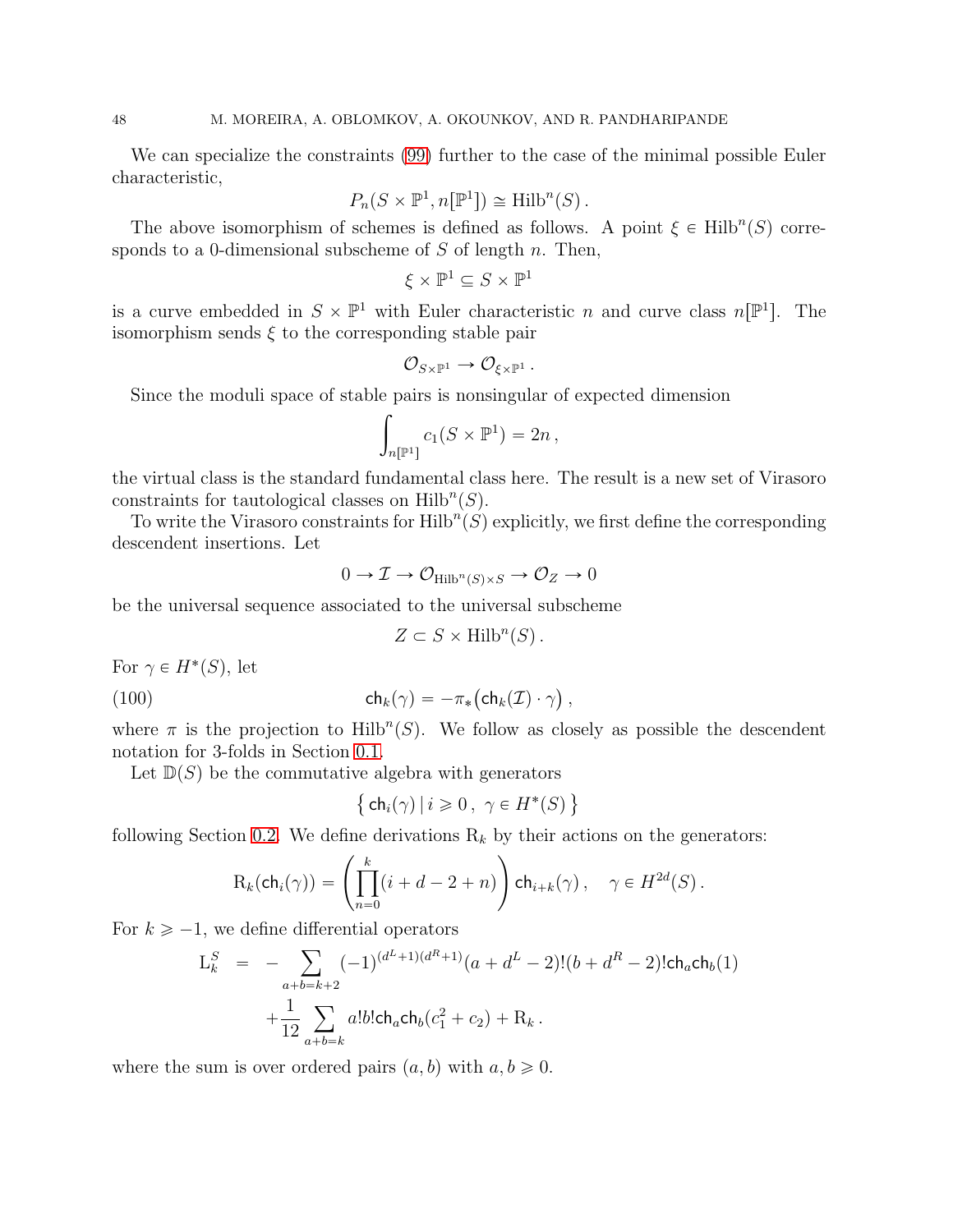We can specialize the constraints (99) further to the case of the minimal possible Euler characteristic,

$$P_n(S \times \mathbb{P}^1, n[\mathbb{P}^1]) \cong \mathrm{Hilb}^n(S)\,.$$

The above isomorphism of schemes is defined as follows. A point $\xi \in \mathrm{Hilb}^n(S)$ corresponds to a 0-dimensional subscheme of $S$ of length $n$. Then,

$$\xi \times \mathbb{P}^1 \subseteq S \times \mathbb{P}^1$$

is a curve embedded in $S \times \mathbb{P}^1$ with Euler characteristic $n$ and curve class $n[\mathbb{P}^1]$. The isomorphism sends $\xi$ to the corresponding stable pair

$$\mathcal{O}_{S\times\mathbb{P}^1} \to \mathcal{O}_{\xi\times\mathbb{P}^1}\,.$$

Since the moduli space of stable pairs is nonsingular of expected dimension

$$\int_{n[\mathbb{P}^1]} c_1(S \times \mathbb{P}^1) = 2n\,,$$

the virtual class is the standard fundamental class here. The result is a new set of Virasoro constraints for tautological classes on $\mathrm{Hilb}^n(S)$.

To write the Virasoro constraints for $\mathrm{Hilb}^n(S)$ explicitly, we first define the corresponding descendent insertions. Let

$$0 \to \mathcal{I} \to \mathcal{O}_{\mathrm{Hilb}^n(S)\times S} \to \mathcal{O}_Z \to 0$$

be the universal sequence associated to the universal subscheme

$$Z \subset S \times \mathrm{Hilb}^n(S)\,.$$

For $\gamma \in H^*(S)$, let

$$\mathsf{ch}_k(\gamma) = -\pi_*\big(\mathsf{ch}_k(\mathcal{I})\cdot\gamma\big)\,, \tag{100}$$

where $\pi$ is the projection to $\mathrm{Hilb}^n(S)$. We follow as closely as possible the descendent notation for 3-folds in Section 0.1.

Let $\mathbb{D}(S)$ be the commutative algebra with generators

$$\big\{\, \mathsf{ch}_i(\gamma) \,|\, i \geqslant 0\,,\ \gamma \in H^*(S)\,\big\}$$

following Section 0.2. We define derivations $\mathrm{R}_k$ by their actions on the generators:

$$\mathrm{R}_k(\mathsf{ch}_i(\gamma)) = \left(\prod_{n=0}^{k}(i+d-2+n)\right)\mathsf{ch}_{i+k}(\gamma)\,, \quad \gamma \in H^{2d}(S)\,.$$

For $k \geqslant -1$, we define differential operators

$$\begin{aligned}\mathrm{L}_k^S \;\; &= \;\; -\sum_{a+b=k+2}(-1)^{(d^L+1)(d^R+1)}(a+d^L-2)!(b+d^R-2)!\mathsf{ch}_a\mathsf{ch}_b(1)\\ &\quad +\frac{1}{12}\sum_{a+b=k} a!b!\mathsf{ch}_a\mathsf{ch}_b(c_1^2+c_2) + \mathrm{R}_k\,.\end{aligned}$$

where the sum is over ordered pairs $(a,b)$ with $a,b \geqslant 0$.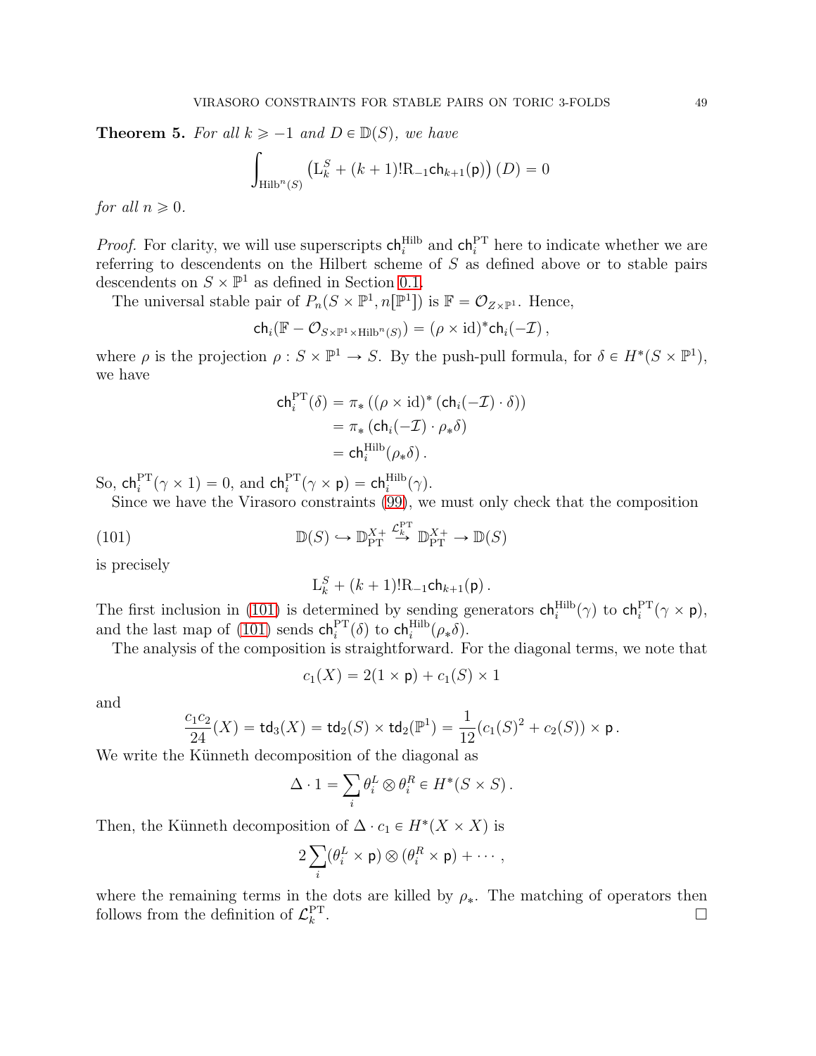**Theorem 5.** *For all $k \geqslant -1$ and $D \in \mathbb{D}(S)$, we have*

$$\int_{\mathrm{Hilb}^n(S)} \left(\mathrm{L}_k^S + (k+1)!\mathrm{R}_{-1}\mathsf{ch}_{k+1}(\mathsf{p})\right)(D) = 0$$

*for all $n \geqslant 0$.*

*Proof.* For clarity, we will use superscripts $\mathsf{ch}_i^{\mathrm{Hilb}}$ and $\mathsf{ch}_i^{\mathrm{PT}}$ here to indicate whether we are referring to descendents on the Hilbert scheme of $S$ as defined above or to stable pairs descendents on $S \times \mathbb{P}^1$ as defined in Section 0.1.

The universal stable pair of $P_n(S \times \mathbb{P}^1, n[\mathbb{P}^1])$ is $\mathbb{F} = \mathcal{O}_{Z \times \mathbb{P}^1}$. Hence,

$$\mathsf{ch}_i(\mathbb{F} - \mathcal{O}_{S \times \mathbb{P}^1 \times \mathrm{Hilb}^n(S)}) = (\rho \times \mathrm{id})^* \mathsf{ch}_i(-\mathcal{I})\,,$$

where $\rho$ is the projection $\rho : S \times \mathbb{P}^1 \to S$. By the push-pull formula, for $\delta \in H^*(S \times \mathbb{P}^1)$, we have

$$\begin{aligned}
\mathsf{ch}_i^{\mathrm{PT}}(\delta) &= \pi_*\left((\rho \times \mathrm{id})^*\left(\mathsf{ch}_i(-\mathcal{I}) \cdot \delta\right)\right) \\
&= \pi_*\left(\mathsf{ch}_i(-\mathcal{I}) \cdot \rho_*\delta\right) \\
&= \mathsf{ch}_i^{\mathrm{Hilb}}(\rho_*\delta)\,.
\end{aligned}$$

So, $\mathsf{ch}_i^{\mathrm{PT}}(\gamma \times 1) = 0$, and $\mathsf{ch}_i^{\mathrm{PT}}(\gamma \times \mathsf{p}) = \mathsf{ch}_i^{\mathrm{Hilb}}(\gamma)$.

Since we have the Virasoro constraints (99), we must only check that the composition

$$\mathbb{D}(S) \hookrightarrow \mathbb{D}_{\mathrm{PT}}^{X+} \xrightarrow{\mathcal{L}_k^{\mathrm{PT}}} \mathbb{D}_{\mathrm{PT}}^{X+} \to \mathbb{D}(S) \tag{101}$$

is precisely

$$\mathrm{L}_k^S + (k+1)!\mathrm{R}_{-1}\mathsf{ch}_{k+1}(\mathsf{p})\,.$$

The first inclusion in (101) is determined by sending generators $\mathsf{ch}_i^{\mathrm{Hilb}}(\gamma)$ to $\mathsf{ch}_i^{\mathrm{PT}}(\gamma \times \mathsf{p})$, and the last map of (101) sends $\mathsf{ch}_i^{\mathrm{PT}}(\delta)$ to $\mathsf{ch}_i^{\mathrm{Hilb}}(\rho_*\delta)$.

The analysis of the composition is straightforward. For the diagonal terms, we note that

$$c_1(X) = 2(1 \times \mathsf{p}) + c_1(S) \times 1$$

and

$$\frac{c_1 c_2}{24}(X) = \mathsf{td}_3(X) = \mathsf{td}_2(S) \times \mathsf{td}_2(\mathbb{P}^1) = \frac{1}{12}(c_1(S)^2 + c_2(S)) \times \mathsf{p}\,.$$

We write the Künneth decomposition of the diagonal as

$$\Delta \cdot 1 = \sum_i \theta_i^L \otimes \theta_i^R \in H^*(S \times S)\,.$$

Then, the Künneth decomposition of $\Delta \cdot c_1 \in H^*(X \times X)$ is

$$2\sum_i (\theta_i^L \times \mathsf{p}) \otimes (\theta_i^R \times \mathsf{p}) + \cdots\,,$$

where the remaining terms in the dots are killed by $\rho_*$. The matching of operators then follows from the definition of $\mathcal{L}_k^{\mathrm{PT}}$. $\square$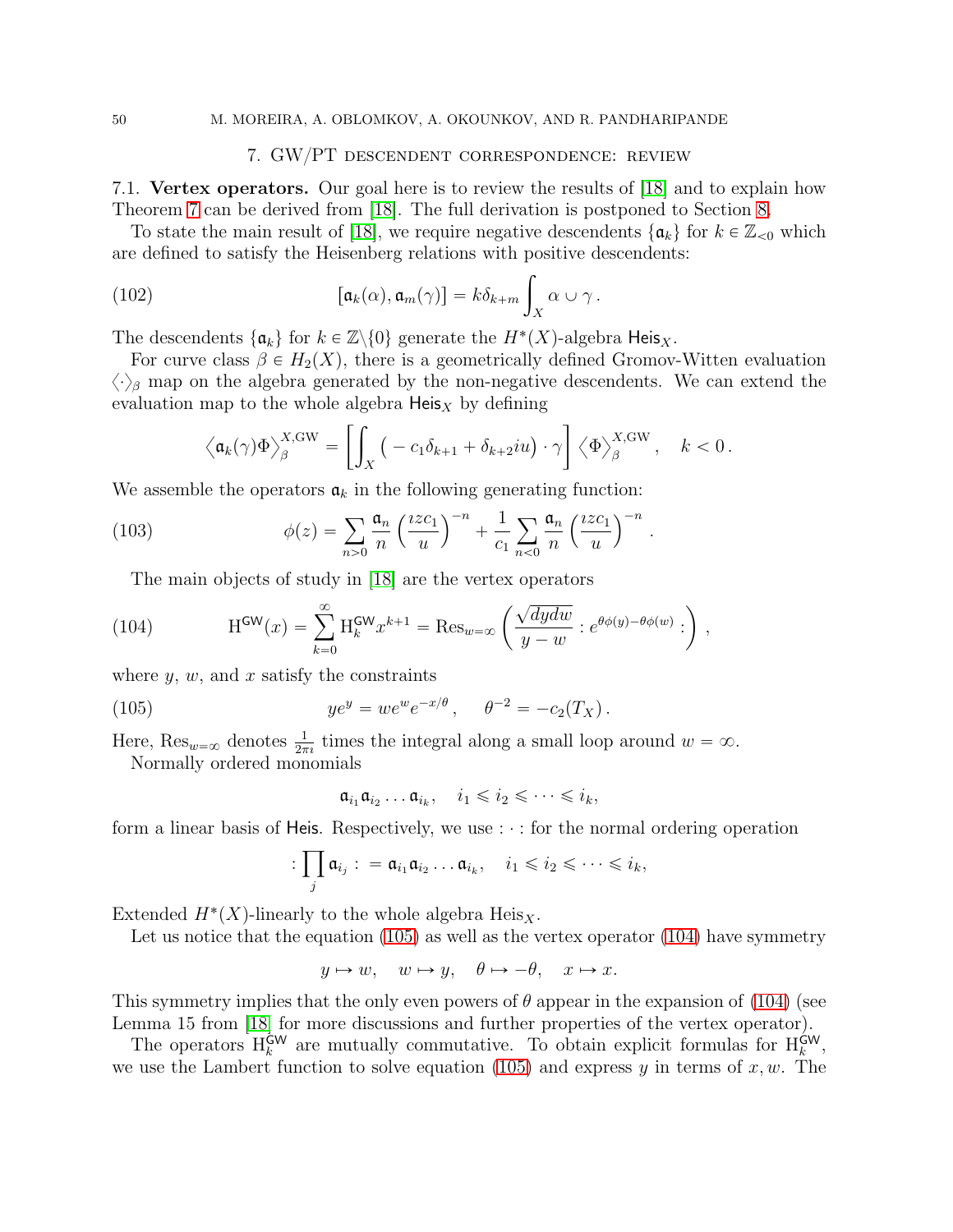## 7. GW/PT descendent correspondence: review

### 7.1. Vertex operators.

**7.1. Vertex operators.** Our goal here is to review the results of [18] and to explain how Theorem 7 can be derived from [18]. The full derivation is postponed to Section 8.

To state the main result of [18], we require negative descendents $\{\mathfrak{a}_k\}$ for $k \in \mathbb{Z}_{<0}$ which are defined to satisfy the Heisenberg relations with positive descendents:

$$[\mathfrak{a}_k(\alpha), \mathfrak{a}_m(\gamma)] = k\delta_{k+m} \int_X \alpha \cup \gamma \,. \tag{102}$$

The descendents $\{\mathfrak{a}_k\}$ for $k \in \mathbb{Z}\backslash\{0\}$ generate the $H^*(X)$-algebra $\mathsf{Heis}_X$.

For curve class $\beta \in H_2(X)$, there is a geometrically defined Gromov-Witten evaluation $\langle \cdot \rangle_\beta$ map on the algebra generated by the non-negative descendents. We can extend the evaluation map to the whole algebra $\mathsf{Heis}_X$ by defining

$$\left\langle \mathfrak{a}_k(\gamma)\Phi \right\rangle_\beta^{X,\mathrm{GW}} = \left[ \int_X \left( -c_1\delta_{k+1} + \delta_{k+2} iu \right) \cdot \gamma \right] \left\langle \Phi \right\rangle_\beta^{X,\mathrm{GW}}, \quad k < 0 \,.$$

We assemble the operators $\mathfrak{a}_k$ in the following generating function:

$$\phi(z) = \sum_{n>0} \frac{\mathfrak{a}_n}{n} \left( \frac{izc_1}{u} \right)^{-n} + \frac{1}{c_1} \sum_{n<0} \frac{\mathfrak{a}_n}{n} \left( \frac{izc_1}{u} \right)^{-n} \,. \tag{103}$$

The main objects of study in [18] are the vertex operators

$$\mathrm{H}^{\mathsf{GW}}(x) = \sum_{k=0}^{\infty} \mathrm{H}_k^{\mathsf{GW}} x^{k+1} = \mathrm{Res}_{w=\infty} \left( \frac{\sqrt{dydw}}{y-w} : e^{\theta\phi(y) - \theta\phi(w)} : \right) , \tag{104}$$

where $y$, $w$, and $x$ satisfy the constraints

$$ye^y = we^w e^{-x/\theta} \,, \quad \theta^{-2} = -c_2(T_X) \,. \tag{105}$$

Here, $\mathrm{Res}_{w=\infty}$ denotes $\frac{1}{2\pi i}$ times the integral along a small loop around $w = \infty$.

Normally ordered monomials

$$\mathfrak{a}_{i_1}\mathfrak{a}_{i_2}\ldots\mathfrak{a}_{i_k}, \quad i_1 \leqslant i_2 \leqslant \cdots \leqslant i_k,$$

form a linear basis of $\mathsf{Heis}$. Respectively, we use $: \cdot :$ for the normal ordering operation

$$: \prod_j \mathfrak{a}_{i_j} : = \mathfrak{a}_{i_1}\mathfrak{a}_{i_2}\ldots\mathfrak{a}_{i_k}, \quad i_1 \leqslant i_2 \leqslant \cdots \leqslant i_k,$$

Extended $H^*(X)$-linearly to the whole algebra $\mathrm{Heis}_X$.

Let us notice that the equation (105) as well as the vertex operator (104) have symmetry

$$y \mapsto w, \quad w \mapsto y, \quad \theta \mapsto -\theta, \quad x \mapsto x.$$

This symmetry implies that the only even powers of $\theta$ appear in the expansion of (104) (see Lemma 15 from [18] for more discussions and further properties of the vertex operator).

The operators $\mathrm{H}_k^{\mathsf{GW}}$ are mutually commutative. To obtain explicit formulas for $\mathrm{H}_k^{\mathsf{GW}}$, we use the Lambert function to solve equation (105) and express $y$ in terms of $x, w$. The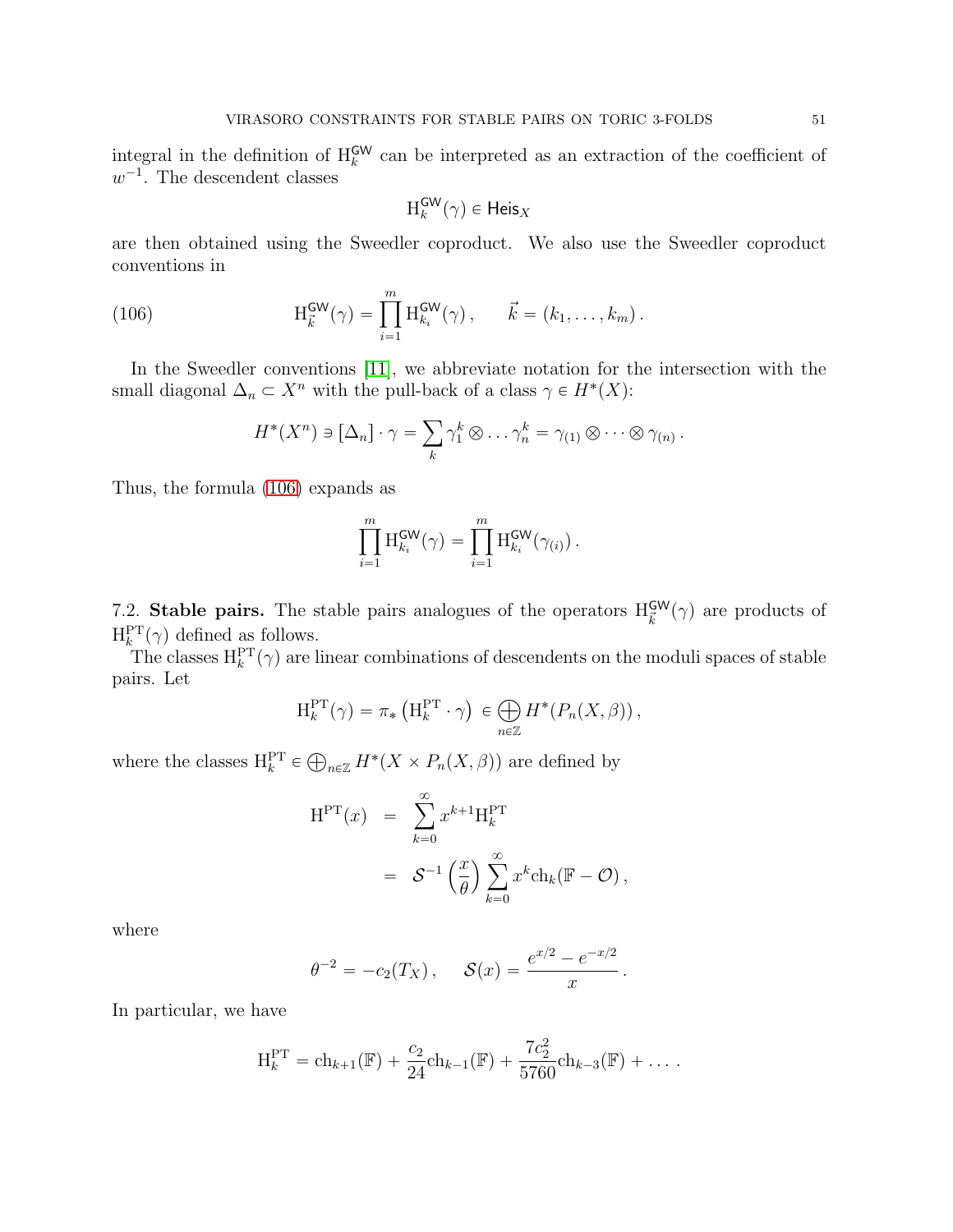integral in the definition of $\mathrm{H}_k^{\mathsf{GW}}$ can be interpreted as an extraction of the coefficient of $w^{-1}$. The descendent classes

$$\mathrm{H}_k^{\mathsf{GW}}(\gamma) \in \mathsf{Heis}_X$$

are then obtained using the Sweedler coproduct. We also use the Sweedler coproduct conventions in

$$\mathrm{H}_{\vec{k}}^{\mathsf{GW}}(\gamma) = \prod_{i=1}^{m} \mathrm{H}_{k_i}^{\mathsf{GW}}(\gamma)\,, \qquad \vec{k} = (k_1, \ldots, k_m)\,. \tag{106}$$

In the Sweedler conventions [11], we abbreviate notation for the intersection with the small diagonal $\Delta_n \subset X^n$ with the pull-back of a class $\gamma \in H^*(X)$:

$$H^*(X^n) \ni [\Delta_n] \cdot \gamma = \sum_k \gamma_1^k \otimes \ldots \gamma_n^k = \gamma_{(1)} \otimes \cdots \otimes \gamma_{(n)}\,.$$

Thus, the formula (106) expands as

$$\prod_{i=1}^{m} \mathrm{H}_{k_i}^{\mathsf{GW}}(\gamma) = \prod_{i=1}^{m} \mathrm{H}_{k_i}^{\mathsf{GW}}(\gamma_{(i)})\,.$$

7.2. **Stable pairs.** The stable pairs analogues of the operators $\mathrm{H}_{\vec{k}}^{\mathsf{GW}}(\gamma)$ are products of $\mathrm{H}_k^{\mathrm{PT}}(\gamma)$ defined as follows.

The classes $\mathrm{H}_k^{\mathrm{PT}}(\gamma)$ are linear combinations of descendents on the moduli spaces of stable pairs. Let

$$\mathrm{H}_k^{\mathrm{PT}}(\gamma) = \pi_*\left(\mathrm{H}_k^{\mathrm{PT}} \cdot \gamma\right) \in \bigoplus_{n \in \mathbb{Z}} H^*(P_n(X, \beta))\,,$$

where the classes $\mathrm{H}_k^{\mathrm{PT}} \in \bigoplus_{n \in \mathbb{Z}} H^*(X \times P_n(X, \beta))$ are defined by

$$\begin{aligned}
\mathrm{H}^{\mathrm{PT}}(x) &= \sum_{k=0}^{\infty} x^{k+1} \mathrm{H}_k^{\mathrm{PT}} \\
&= \mathcal{S}^{-1}\left(\frac{x}{\theta}\right) \sum_{k=0}^{\infty} x^k \mathrm{ch}_k(\mathbb{F} - \mathcal{O})\,,
\end{aligned}$$

where

$$\theta^{-2} = -c_2(T_X)\,, \qquad \mathcal{S}(x) = \frac{e^{x/2} - e^{-x/2}}{x}\,.$$

In particular, we have

$$\mathrm{H}_k^{\mathrm{PT}} = \mathrm{ch}_{k+1}(\mathbb{F}) + \frac{c_2}{24}\mathrm{ch}_{k-1}(\mathbb{F}) + \frac{7c_2^2}{5760}\mathrm{ch}_{k-3}(\mathbb{F}) + \ldots\,.$$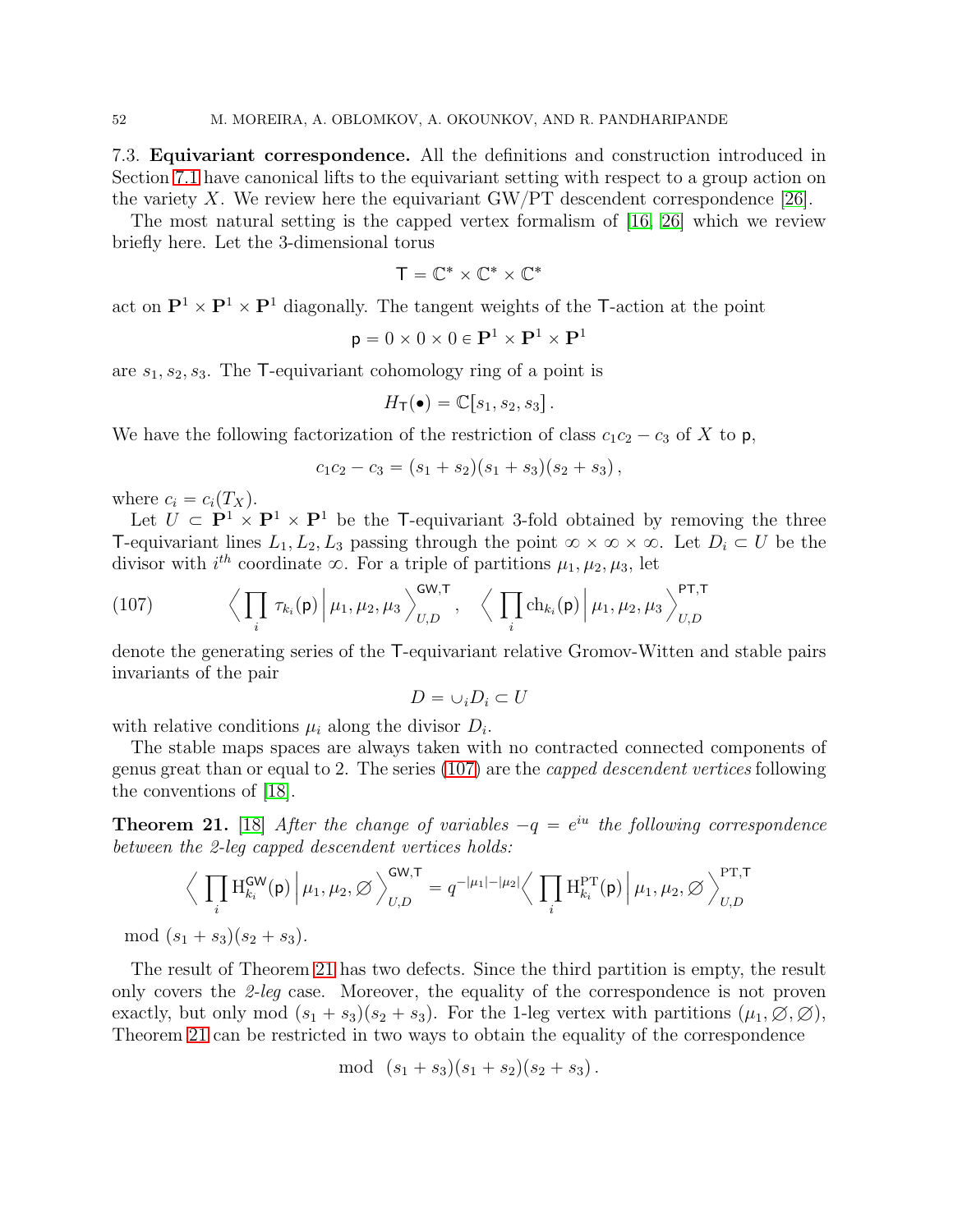7.3. **Equivariant correspondence.** All the definitions and construction introduced in Section 7.1 have canonical lifts to the equivariant setting with respect to a group action on the variety $X$. We review here the equivariant GW/PT descendent correspondence [26].

The most natural setting is the capped vertex formalism of [16, 26] which we review briefly here. Let the 3-dimensional torus

$$\mathsf{T} = \mathbb{C}^* \times \mathbb{C}^* \times \mathbb{C}^*$$

act on $\mathbf{P}^1 \times \mathbf{P}^1 \times \mathbf{P}^1$ diagonally. The tangent weights of the $\mathsf{T}$-action at the point

$$\mathsf{p} = 0 \times 0 \times 0 \in \mathbf{P}^1 \times \mathbf{P}^1 \times \mathbf{P}^1$$

are $s_1, s_2, s_3$. The $\mathsf{T}$-equivariant cohomology ring of a point is

$$H_{\mathsf{T}}(\bullet) = \mathbb{C}[s_1, s_2, s_3] .$$

We have the following factorization of the restriction of class $c_1c_2 - c_3$ of $X$ to $\mathsf{p}$,

$$c_1c_2 - c_3 = (s_1 + s_2)(s_1 + s_3)(s_2 + s_3) ,$$

where $c_i = c_i(T_X)$.

Let $U \subset \mathbf{P}^1 \times \mathbf{P}^1 \times \mathbf{P}^1$ be the $\mathsf{T}$-equivariant 3-fold obtained by removing the three $\mathsf{T}$-equivariant lines $L_1, L_2, L_3$ passing through the point $\infty \times \infty \times \infty$. Let $D_i \subset U$ be the divisor with $i^{th}$ coordinate $\infty$. For a triple of partitions $\mu_1, \mu_2, \mu_3$, let

$$\Big\langle \prod_i \tau_{k_i}(\mathsf{p}) \Big| \mu_1, \mu_2, \mu_3 \Big\rangle^{\mathsf{GW},\mathsf{T}}_{U,D} , \quad \Big\langle \prod_i \mathrm{ch}_{k_i}(\mathsf{p}) \Big| \mu_1, \mu_2, \mu_3 \Big\rangle^{\mathrm{PT},\mathsf{T}}_{U,D} \tag{107}$$

denote the generating series of the $\mathsf{T}$-equivariant relative Gromov-Witten and stable pairs invariants of the pair

$$D = \cup_i D_i \subset U$$

with relative conditions $\mu_i$ along the divisor $D_i$.

The stable maps spaces are always taken with no contracted connected components of genus great than or equal to 2. The series (107) are the *capped descendent vertices* following the conventions of [18].

**Theorem 21.** [18] *After the change of variables $-q = e^{iu}$ the following correspondence between the 2-leg capped descendent vertices holds:*

$$\Big\langle \prod_i \mathrm{H}^{\mathsf{GW}}_{k_i}(\mathsf{p}) \Big| \mu_1, \mu_2, \varnothing \Big\rangle^{\mathsf{GW},\mathsf{T}}_{U,D} = q^{-|\mu_1|-|\mu_2|} \Big\langle \prod_i \mathrm{H}^{\mathrm{PT}}_{k_i}(\mathsf{p}) \Big| \mu_1, \mu_2, \varnothing \Big\rangle^{\mathrm{PT},\mathsf{T}}_{U,D}$$

mod $(s_1 + s_3)(s_2 + s_3)$.

The result of Theorem 21 has two defects. Since the third partition is empty, the result only covers the *2-leg* case. Moreover, the equality of the correspondence is not proven exactly, but only mod $(s_1 + s_3)(s_2 + s_3)$. For the 1-leg vertex with partitions $(\mu_1, \varnothing, \varnothing)$, Theorem 21 can be restricted in two ways to obtain the equality of the correspondence

$$\text{mod } \ (s_1 + s_3)(s_1 + s_2)(s_2 + s_3) .$$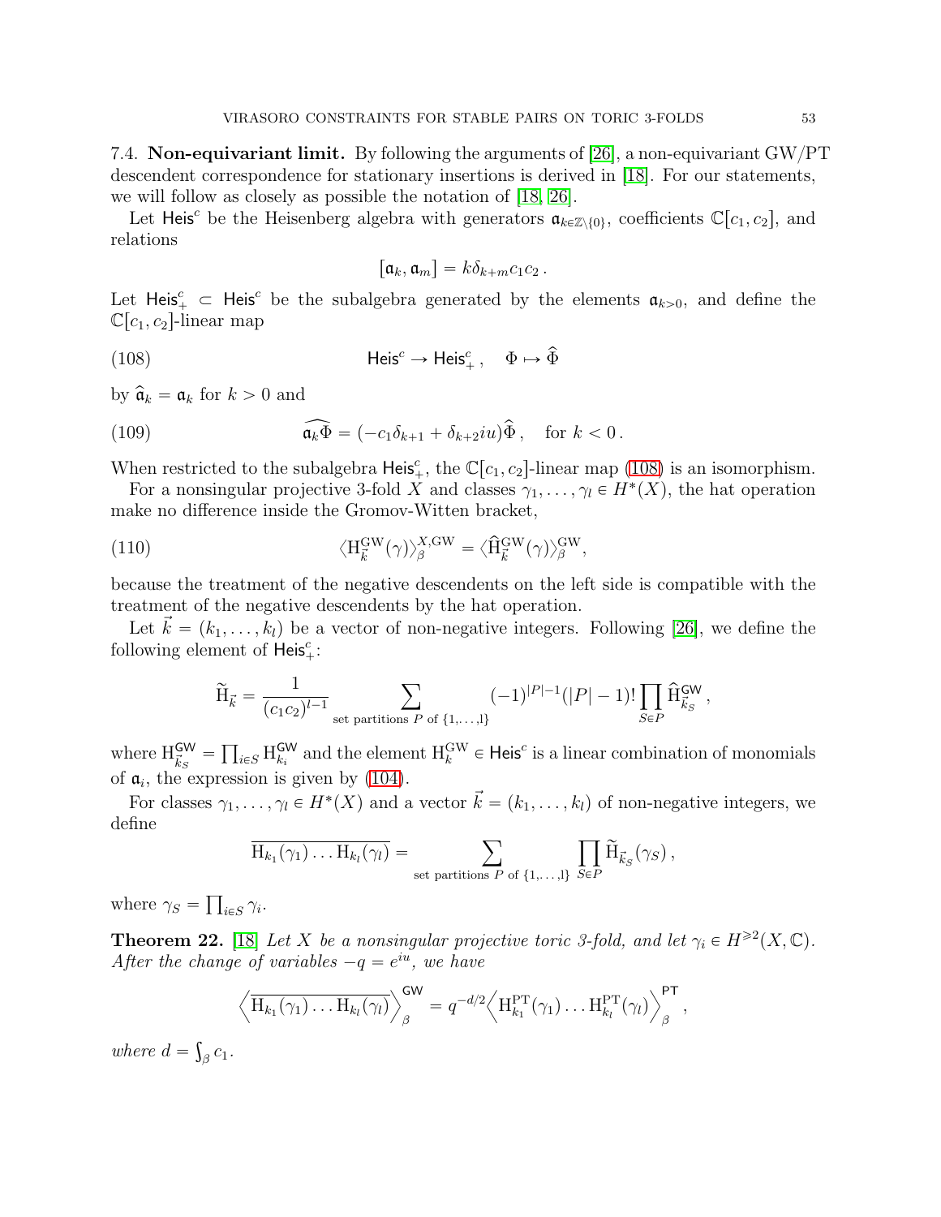### 7.4. **Non-equivariant limit.**

By following the arguments of [26], a non-equivariant GW/PT descendent correspondence for stationary insertions is derived in [18]. For our statements, we will follow as closely as possible the notation of [18, 26].

Let $\mathsf{Heis}^c$ be the Heisenberg algebra with generators $\mathfrak{a}_{k\in\mathbb{Z}\setminus\{0\}}$, coefficients $\mathbb{C}[c_1, c_2]$, and relations

$$[\mathfrak{a}_k, \mathfrak{a}_m] = k\delta_{k+m} c_1 c_2 \,.$$

Let $\mathsf{Heis}^c_+ \subset \mathsf{Heis}^c$ be the subalgebra generated by the elements $\mathfrak{a}_{k>0}$, and define the $\mathbb{C}[c_1, c_2]$-linear map

$$\mathsf{Heis}^c \to \mathsf{Heis}^c_+ \,, \quad \Phi \mapsto \widehat{\Phi} \tag{108}$$

by $\widehat{\mathfrak{a}}_k = \mathfrak{a}_k$ for $k > 0$ and

$$\widehat{\mathfrak{a}_k \Phi} = (-c_1\delta_{k+1} + \delta_{k+2} iu)\widehat{\Phi} \,, \quad \text{for } k < 0 \,. \tag{109}$$

When restricted to the subalgebra $\mathsf{Heis}^c_+$, the $\mathbb{C}[c_1, c_2]$-linear map (108) is an isomorphism.

For a nonsingular projective 3-fold $X$ and classes $\gamma_1, \ldots, \gamma_l \in H^*(X)$, the hat operation make no difference inside the Gromov-Witten bracket,

$$\langle \mathrm{H}^{\mathrm{GW}}_{\vec{k}}(\gamma) \rangle^{X,\mathrm{GW}}_\beta = \langle \widehat{\mathrm{H}}^{\mathrm{GW}}_{\vec{k}}(\gamma) \rangle^{\mathrm{GW}}_\beta, \tag{110}$$

because the treatment of the negative descendents on the left side is compatible with the treatment of the negative descendents by the hat operation.

Let $\vec{k} = (k_1, \ldots, k_l)$ be a vector of non-negative integers. Following [26], we define the following element of $\mathsf{Heis}^c_+$:

$$\widetilde{\mathrm{H}}_{\vec{k}} = \frac{1}{(c_1c_2)^{l-1}} \sum_{\text{set partitions } P \text{ of } \{1,\ldots,l\}} (-1)^{|P|-1}(|P|-1)! \prod_{S\in P} \widehat{\mathrm{H}}^{\mathsf{GW}}_{\vec{k}_S} \,,$$

where $\mathrm{H}^{\mathsf{GW}}_{\vec{k}_S} = \prod_{i\in S} \mathrm{H}^{\mathsf{GW}}_{k_i}$ and the element $\mathrm{H}^{\mathrm{GW}}_k \in \mathsf{Heis}^c$ is a linear combination of monomials of $\mathfrak{a}_i$, the expression is given by (104).

For classes $\gamma_1, \ldots, \gamma_l \in H^*(X)$ and a vector $\vec{k} = (k_1, \ldots, k_l)$ of non-negative integers, we define

$$\overline{\mathrm{H}_{k_1}(\gamma_1)\ldots \mathrm{H}_{k_l}(\gamma_l)} = \sum_{\text{set partitions } P \text{ of } \{1,\ldots,l\}} \prod_{S\in P} \widetilde{\mathrm{H}}_{\vec{k}_S}(\gamma_S) \,,$$

where $\gamma_S = \prod_{i\in S} \gamma_i$.

**Theorem 22.** [18] *Let $X$ be a nonsingular projective toric 3-fold, and let $\gamma_i \in H^{\geq 2}(X, \mathbb{C})$. After the change of variables $-q = e^{iu}$, we have*

$$\Big\langle \overline{\mathrm{H}_{k_1}(\gamma_1)\ldots \mathrm{H}_{k_l}(\gamma_l)} \Big\rangle^{\mathsf{GW}}_\beta = q^{-d/2} \Big\langle \mathrm{H}^{\mathrm{PT}}_{k_1}(\gamma_1)\ldots \mathrm{H}^{\mathrm{PT}}_{k_l}(\gamma_l) \Big\rangle^{\mathsf{PT}}_\beta \,,$$

*where $d = \int_\beta c_1$.*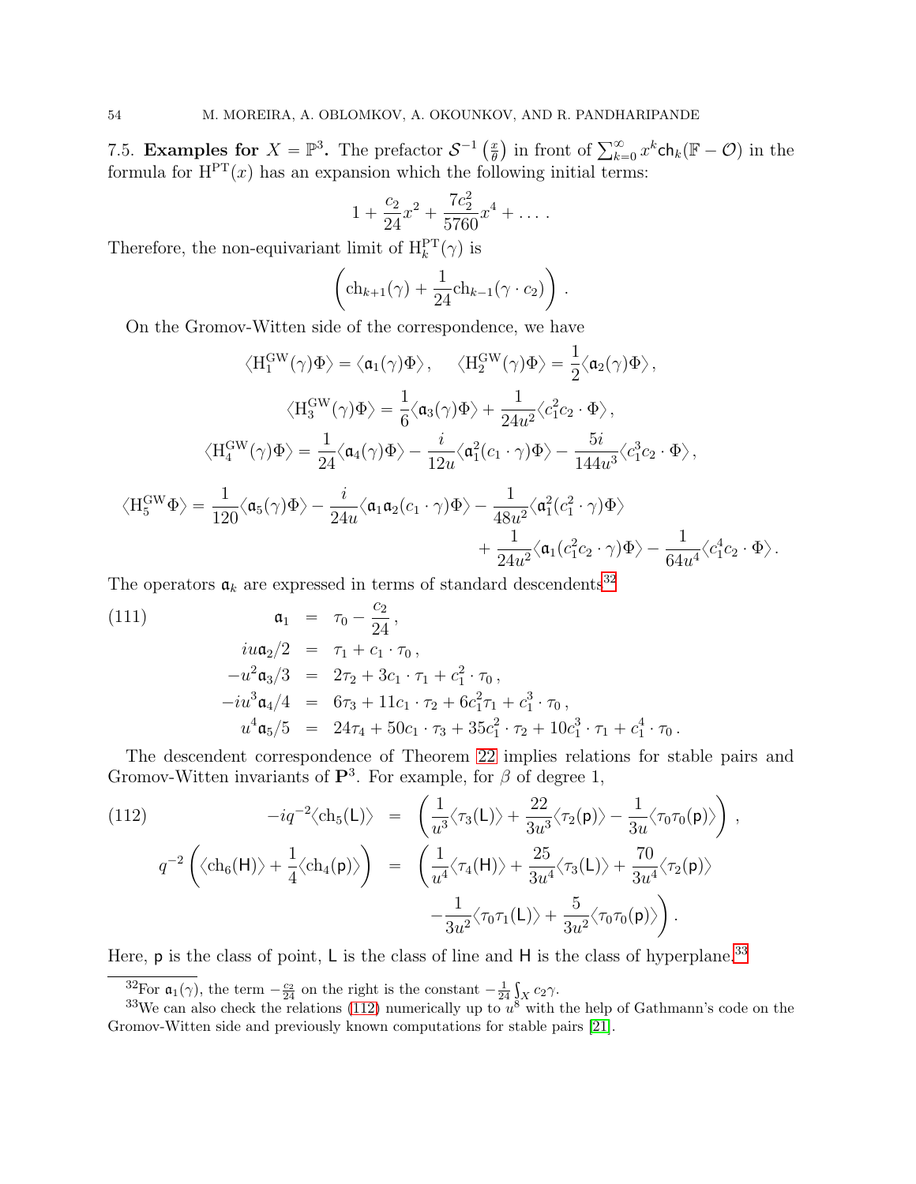7.5. **Examples for $X = \mathbb{P}^3$.** The prefactor $\mathcal{S}^{-1}\left(\frac{x}{\theta}\right)$ in front of $\sum_{k=0}^{\infty} x^k \mathsf{ch}_k(\mathbb{F} - \mathcal{O})$ in the formula for $\mathrm{H}^{\mathrm{PT}}(x)$ has an expansion which the following initial terms:

$$1 + \frac{c_2}{24}x^2 + \frac{7c_2^2}{5760}x^4 + \dots .$$

Therefore, the non-equivariant limit of $\mathrm{H}_k^{\mathrm{PT}}(\gamma)$ is

$$\left(\mathrm{ch}_{k+1}(\gamma) + \frac{1}{24}\mathrm{ch}_{k-1}(\gamma \cdot c_2)\right).$$

On the Gromov-Witten side of the correspondence, we have

$$\left\langle \mathrm{H}_1^{\mathrm{GW}}(\gamma)\Phi \right\rangle = \left\langle \mathfrak{a}_1(\gamma)\Phi \right\rangle, \quad \left\langle \mathrm{H}_2^{\mathrm{GW}}(\gamma)\Phi \right\rangle = \frac{1}{2}\left\langle \mathfrak{a}_2(\gamma)\Phi \right\rangle,$$

$$\left\langle \mathrm{H}_3^{\mathrm{GW}}(\gamma)\Phi \right\rangle = \frac{1}{6}\left\langle \mathfrak{a}_3(\gamma)\Phi \right\rangle + \frac{1}{24u^2}\left\langle c_1^2 c_2 \cdot \Phi \right\rangle,$$

$$\left\langle \mathrm{H}_4^{\mathrm{GW}}(\gamma)\Phi \right\rangle = \frac{1}{24}\left\langle \mathfrak{a}_4(\gamma)\Phi \right\rangle - \frac{i}{12u}\left\langle \mathfrak{a}_1^2(c_1 \cdot \gamma)\Phi \right\rangle - \frac{5i}{144u^3}\left\langle c_1^3 c_2 \cdot \Phi \right\rangle,$$

$$\begin{aligned}\left\langle \mathrm{H}_5^{\mathrm{GW}}\Phi \right\rangle = \frac{1}{120}\left\langle \mathfrak{a}_5(\gamma)\Phi \right\rangle - \frac{i}{24u}\left\langle \mathfrak{a}_1\mathfrak{a}_2(c_1 \cdot \gamma)\Phi \right\rangle - \frac{1}{48u^2}\left\langle \mathfrak{a}_1^2(c_1^2 \cdot \gamma)\Phi \right\rangle \\ + \frac{1}{24u^2}\left\langle \mathfrak{a}_1(c_1^2 c_2 \cdot \gamma)\Phi \right\rangle - \frac{1}{64u^4}\left\langle c_1^4 c_2 \cdot \Phi \right\rangle.\end{aligned}$$

The operators $\mathfrak{a}_k$ are expressed in terms of standard descendents[32]

$$\begin{aligned}
\mathfrak{a}_1 &= \tau_0 - \frac{c_2}{24}, \\
iu\mathfrak{a}_2/2 &= \tau_1 + c_1 \cdot \tau_0, \\
-u^2\mathfrak{a}_3/3 &= 2\tau_2 + 3c_1 \cdot \tau_1 + c_1^2 \cdot \tau_0, \\
-iu^3\mathfrak{a}_4/4 &= 6\tau_3 + 11c_1 \cdot \tau_2 + 6c_1^2\tau_1 + c_1^3 \cdot \tau_0, \\
u^4\mathfrak{a}_5/5 &= 24\tau_4 + 50c_1 \cdot \tau_3 + 35c_1^2 \cdot \tau_2 + 10c_1^3 \cdot \tau_1 + c_1^4 \cdot \tau_0.
\end{aligned} \tag{111}$$

The descendent correspondence of Theorem 22 implies relations for stable pairs and Gromov-Witten invariants of $\mathbf{P}^3$. For example, for $\beta$ of degree 1,

$$\begin{aligned}
-iq^{-2}\langle \mathrm{ch}_5(\mathsf{L})\rangle &= \left(\frac{1}{u^3}\langle \tau_3(\mathsf{L})\rangle + \frac{22}{3u^3}\langle \tau_2(\mathsf{p})\rangle - \frac{1}{3u}\langle \tau_0\tau_0(\mathsf{p})\rangle\right), \\
q^{-2}\left(\langle \mathrm{ch}_6(\mathsf{H})\rangle + \frac{1}{4}\langle \mathrm{ch}_4(\mathsf{p})\rangle\right) &= \left(\frac{1}{u^4}\langle \tau_4(\mathsf{H})\rangle + \frac{25}{3u^4}\langle \tau_3(\mathsf{L})\rangle + \frac{70}{3u^4}\langle \tau_2(\mathsf{p})\rangle\right. \\
&\quad \left. -\frac{1}{3u^2}\langle \tau_0\tau_1(\mathsf{L})\rangle + \frac{5}{3u^2}\langle \tau_0\tau_0(\mathsf{p})\rangle\right).
\end{aligned} \tag{112}$$

Here, $\mathsf{p}$ is the class of point, $\mathsf{L}$ is the class of line and $\mathsf{H}$ is the class of hyperplane.[33]

---

[32] For $\mathfrak{a}_1(\gamma)$, the term $-\frac{c_2}{24}$ on the right is the constant $-\frac{1}{24}\int_X c_2\gamma$.

[33] We can also check the relations (112) numerically up to $u^8$ with the help of Gathmann's code on the Gromov-Witten side and previously known computations for stable pairs [21].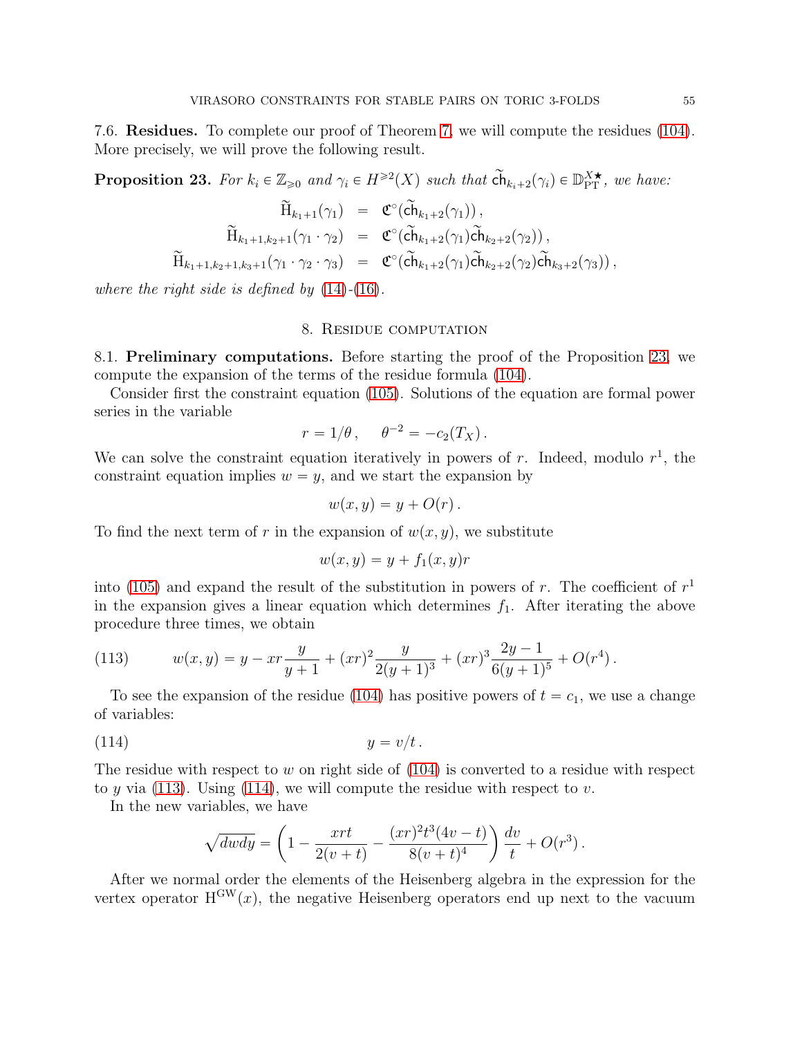7.6. **Residues.** To complete our proof of Theorem 7, we will compute the residues (104). More precisely, we will prove the following result.

**Proposition 23.** *For $k_i \in \mathbb{Z}_{\geqslant 0}$ and $\gamma_i \in H^{\geqslant 2}(X)$ such that $\widetilde{\mathsf{ch}}_{k_i+2}(\gamma_i) \in \mathbb{D}^{X\bigstar}_{\mathrm{PT}}$, we have:*

$$
\begin{aligned}
\widetilde{\mathrm{H}}_{k_1+1}(\gamma_1) &= \mathfrak{C}^{\circ}(\widetilde{\mathsf{ch}}_{k_1+2}(\gamma_1))\,,\\
\widetilde{\mathrm{H}}_{k_1+1,k_2+1}(\gamma_1\cdot\gamma_2) &= \mathfrak{C}^{\circ}(\widetilde{\mathsf{ch}}_{k_1+2}(\gamma_1)\widetilde{\mathsf{ch}}_{k_2+2}(\gamma_2))\,,\\
\widetilde{\mathrm{H}}_{k_1+1,k_2+1,k_3+1}(\gamma_1\cdot\gamma_2\cdot\gamma_3) &= \mathfrak{C}^{\circ}(\widetilde{\mathsf{ch}}_{k_1+2}(\gamma_1)\widetilde{\mathsf{ch}}_{k_2+2}(\gamma_2)\widetilde{\mathsf{ch}}_{k_3+2}(\gamma_3))\,,
\end{aligned}
$$

*where the right side is defined by (14)-(16).*

## 8. Residue computation

8.1. **Preliminary computations.** Before starting the proof of the Proposition 23, we compute the expansion of the terms of the residue formula (104).

Consider first the constraint equation (105). Solutions of the equation are formal power series in the variable

$$
r = 1/\theta\,, \qquad \theta^{-2} = -c_2(T_X)\,.
$$

We can solve the constraint equation iteratively in powers of $r$. Indeed, modulo $r^1$, the constraint equation implies $w = y$, and we start the expansion by

$$
w(x,y) = y + O(r)\,.
$$

To find the next term of $r$ in the expansion of $w(x,y)$, we substitute

$$
w(x,y) = y + f_1(x,y)r
$$

into (105) and expand the result of the substitution in powers of $r$. The coefficient of $r^1$ in the expansion gives a linear equation which determines $f_1$. After iterating the above procedure three times, we obtain

$$
w(x,y) = y - xr\frac{y}{y+1} + (xr)^2\frac{y}{2(y+1)^3} + (xr)^3\frac{2y-1}{6(y+1)^5} + O(r^4)\,. \tag{113}
$$

To see the expansion of the residue (104) has positive powers of $t = c_1$, we use a change of variables:

$$
y = v/t\,. \tag{114}
$$

The residue with respect to $w$ on right side of (104) is converted to a residue with respect to $y$ via (113). Using (114), we will compute the residue with respect to $v$.

In the new variables, we have

$$
\sqrt{dwdy} = \left(1 - \frac{xrt}{2(v+t)} - \frac{(xr)^2t^3(4v-t)}{8(v+t)^4}\right)\frac{dv}{t} + O(r^3)\,.
$$

After we normal order the elements of the Heisenberg algebra in the expression for the vertex operator $\mathrm{H}^{\mathrm{GW}}(x)$, the negative Heisenberg operators end up next to the vacuum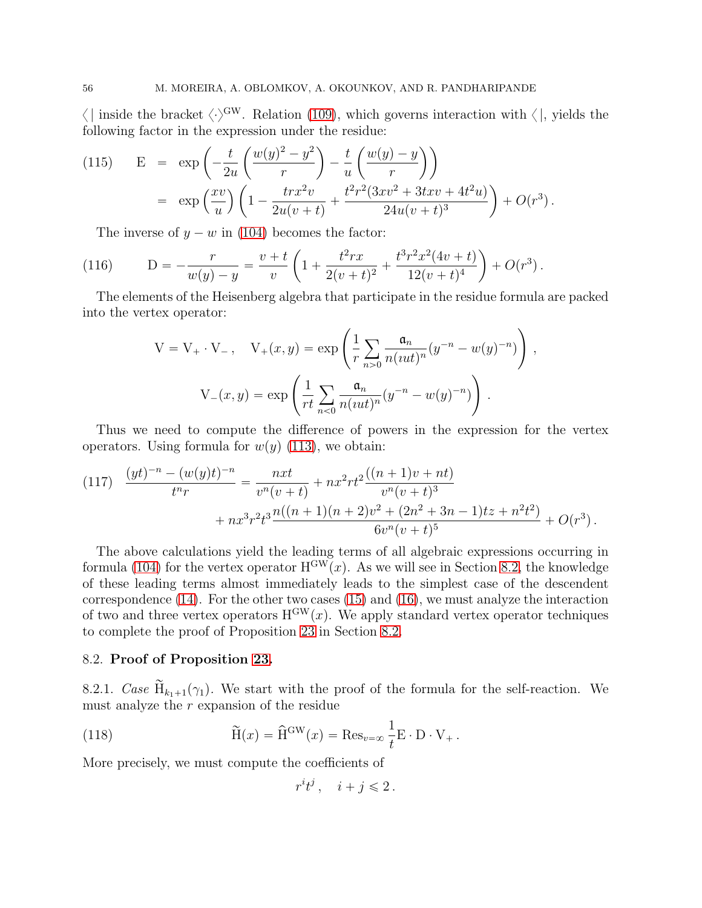$\langle |$ inside the bracket $\langle \cdot \rangle^{\mathrm{GW}}$. Relation (109), which governs interaction with $\langle |$, yields the following factor in the expression under the residue:

$$
\begin{aligned}
\text{(115)} \qquad \mathrm{E} &= \exp\left(-\frac{t}{2u}\left(\frac{w(y)^2-y^2}{r}\right)-\frac{t}{u}\left(\frac{w(y)-y}{r}\right)\right) \\
&= \exp\left(\frac{xv}{u}\right)\left(1-\frac{trx^2v}{2u(v+t)}+\frac{t^2r^2(3xv^2+3txv+4t^2u)}{24u(v+t)^3}\right)+O(r^3)\,.
\end{aligned}
$$

The inverse of $y-w$ in (104) becomes the factor:

$$
\text{(116)} \qquad \mathrm{D} = -\frac{r}{w(y)-y} = \frac{v+t}{v}\left(1+\frac{t^2rx}{2(v+t)^2}+\frac{t^3r^2x^2(4v+t)}{12(v+t)^4}\right)+O(r^3)\,.
$$

The elements of the Heisenberg algebra that participate in the residue formula are packed into the vertex operator:

$$
\mathrm{V} = \mathrm{V}_+\cdot\mathrm{V}_-\,, \quad \mathrm{V}_+(x,y) = \exp\left(\frac{1}{r}\sum_{n>0}\frac{\mathfrak{a}_n}{n(\imath ut)^n}(y^{-n}-w(y)^{-n})\right)\,,
$$

$$
\mathrm{V}_-(x,y) = \exp\left(\frac{1}{rt}\sum_{n<0}\frac{\mathfrak{a}_n}{n(\imath ut)^n}(y^{-n}-w(y)^{-n})\right)\,.
$$

Thus we need to compute the difference of powers in the expression for the vertex operators. Using formula for $w(y)$ (113), we obtain:

$$
\begin{aligned}
\text{(117)} \quad \frac{(yt)^{-n}-(w(y)t)^{-n}}{t^nr} &= \frac{nxt}{v^n(v+t)}+nx^2rt^2\frac{((n+1)v+nt)}{v^n(v+t)^3} \\
&\quad + nx^3r^2t^3\frac{n((n+1)(n+2)v^2+(2n^2+3n-1)tz+n^2t^2)}{6v^n(v+t)^5}+O(r^3)\,.
\end{aligned}
$$

The above calculations yield the leading terms of all algebraic expressions occurring in formula (104) for the vertex operator $\mathrm{H}^{\mathrm{GW}}(x)$. As we will see in Section 8.2, the knowledge of these leading terms almost immediately leads to the simplest case of the descendent correspondence (14). For the other two cases (15) and (16), we must analyze the interaction of two and three vertex operators $\mathrm{H}^{\mathrm{GW}}(x)$. We apply standard vertex operator techniques to complete the proof of Proposition 23 in Section 8.2.

## 8.2. Proof of Proposition 23.

8.2.1. *Case* $\widetilde{\mathrm{H}}_{k_1+1}(\gamma_1)$. We start with the proof of the formula for the self-reaction. We must analyze the $r$ expansion of the residue

$$
\text{(118)} \qquad \widetilde{\mathrm{H}}(x) = \widehat{\mathrm{H}}^{\mathrm{GW}}(x) = \mathrm{Res}_{v=\infty}\,\frac{1}{t}\mathrm{E}\cdot\mathrm{D}\cdot\mathrm{V}_+\,.
$$

More precisely, we must compute the coefficients of

$$
r^it^j\,, \quad i+j\leqslant 2\,.
$$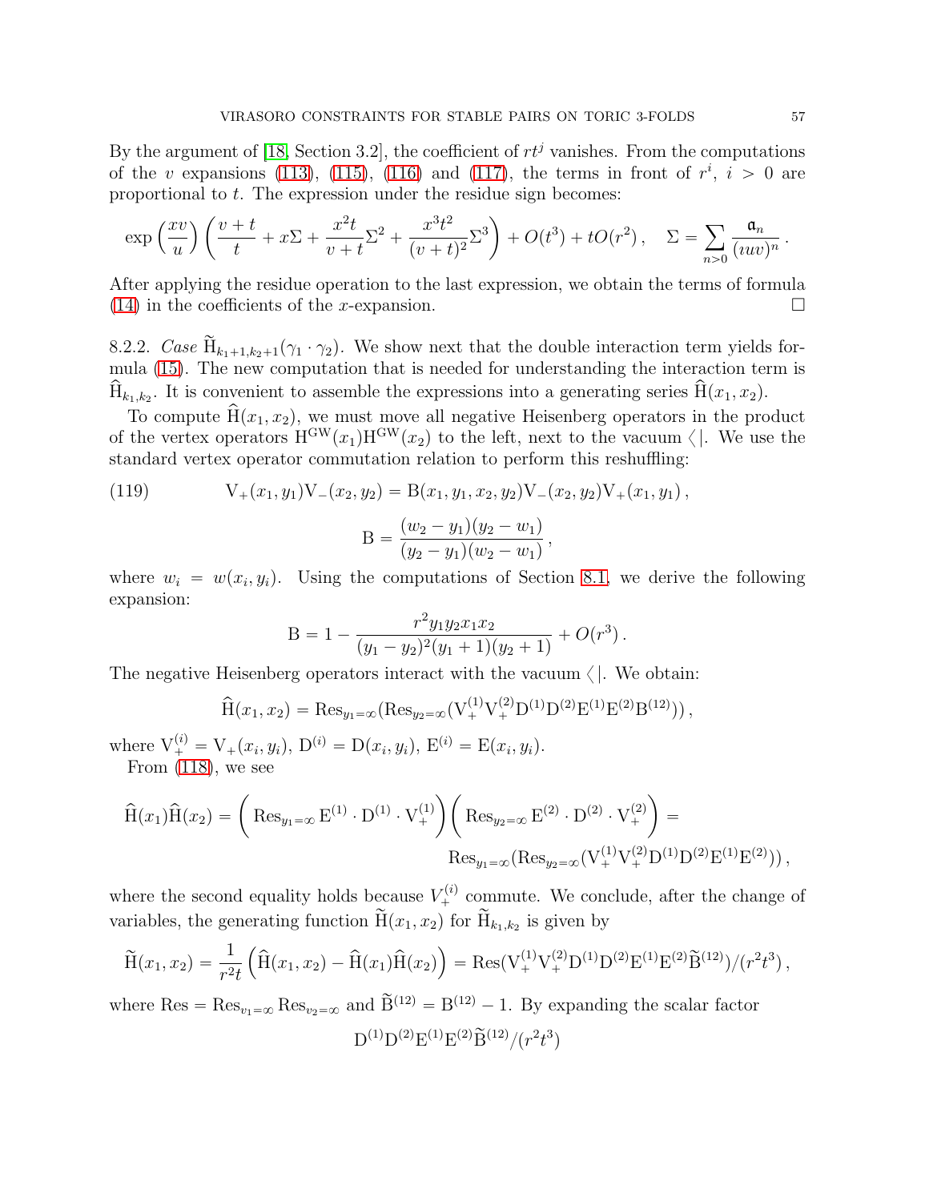By the argument of [18, Section 3.2], the coefficient of $rt^j$ vanishes. From the computations of the $v$ expansions (113), (115), (116) and (117), the terms in front of $r^i$, $i > 0$ are proportional to $t$. The expression under the residue sign becomes:

$$\exp\left(\frac{xv}{u}\right)\left(\frac{v+t}{t} + x\Sigma + \frac{x^2 t}{v+t}\Sigma^2 + \frac{x^3t^2}{(v+t)^2}\Sigma^3\right) + O(t^3) + tO(r^2)\,, \quad \Sigma = \sum_{n>0}\frac{\mathfrak{a}_n}{(\imath uv)^n}\,.$$

After applying the residue operation to the last expression, we obtain the terms of formula (14) in the coefficients of the $x$-expansion. $\square$

8.2.2. *Case* $\widetilde{\mathrm{H}}_{k_1+1,k_2+1}(\gamma_1\cdot\gamma_2)$. We show next that the double interaction term yields formula (15). The new computation that is needed for understanding the interaction term is $\widehat{\mathrm{H}}_{k_1,k_2}$. It is convenient to assemble the expressions into a generating series $\widehat{\mathrm{H}}(x_1,x_2)$.

To compute $\widehat{\mathrm{H}}(x_1,x_2)$, we must move all negative Heisenberg operators in the product of the vertex operators $\mathrm{H}^{\mathrm{GW}}(x_1)\mathrm{H}^{\mathrm{GW}}(x_2)$ to the left, next to the vacuum $\langle\,|$. We use the standard vertex operator commutation relation to perform this reshuffling:

$$\mathrm{V}_+(x_1,y_1)\mathrm{V}_-(x_2,y_2) = \mathrm{B}(x_1,y_1,x_2,y_2)\mathrm{V}_-(x_2,y_2)\mathrm{V}_+(x_1,y_1)\,, \tag{119}$$

$$\mathrm{B} = \frac{(w_2-y_1)(y_2-w_1)}{(y_2-y_1)(w_2-w_1)}\,,$$

where $w_i = w(x_i,y_i)$. Using the computations of Section 8.1, we derive the following expansion:

$$\mathrm{B} = 1 - \frac{r^2y_1y_2x_1x_2}{(y_1-y_2)^2(y_1+1)(y_2+1)} + O(r^3)\,.$$

The negative Heisenberg operators interact with the vacuum $\langle\,|$. We obtain:

$$\widehat{\mathrm{H}}(x_1,x_2) = \mathrm{Res}_{y_1=\infty}(\mathrm{Res}_{y_2=\infty}(\mathrm{V}_+^{(1)}\mathrm{V}_+^{(2)}\mathrm{D}^{(1)}\mathrm{D}^{(2)}\mathrm{E}^{(1)}\mathrm{E}^{(2)}\mathrm{B}^{(12)}))\,,$$

where $\mathrm{V}_+^{(i)} = \mathrm{V}_+(x_i,y_i)$, $\mathrm{D}^{(i)} = \mathrm{D}(x_i,y_i)$, $\mathrm{E}^{(i)} = \mathrm{E}(x_i,y_i)$.

From (118), we see

$$\widehat{\mathrm{H}}(x_1)\widehat{\mathrm{H}}(x_2) = \left(\mathrm{Res}_{y_1=\infty}\mathrm{E}^{(1)}\cdot\mathrm{D}^{(1)}\cdot\mathrm{V}_+^{(1)}\right)\left(\mathrm{Res}_{y_2=\infty}\mathrm{E}^{(2)}\cdot\mathrm{D}^{(2)}\cdot\mathrm{V}_+^{(2)}\right) = \mathrm{Res}_{y_1=\infty}(\mathrm{Res}_{y_2=\infty}(\mathrm{V}_+^{(1)}\mathrm{V}_+^{(2)}\mathrm{D}^{(1)}\mathrm{D}^{(2)}\mathrm{E}^{(1)}\mathrm{E}^{(2)}))\,,$$

where the second equality holds because $V_+^{(i)}$ commute. We conclude, after the change of variables, the generating function $\widetilde{\mathrm{H}}(x_1,x_2)$ for $\widetilde{\mathrm{H}}_{k_1,k_2}$ is given by

$$\widetilde{\mathrm{H}}(x_1,x_2) = \frac{1}{r^2t}\left(\widehat{\mathrm{H}}(x_1,x_2) - \widehat{\mathrm{H}}(x_1)\widehat{\mathrm{H}}(x_2)\right) = \mathrm{Res}(\mathrm{V}_+^{(1)}\mathrm{V}_+^{(2)}\mathrm{D}^{(1)}\mathrm{D}^{(2)}\mathrm{E}^{(1)}\mathrm{E}^{(2)}\widetilde{\mathrm{B}}^{(12)})/(r^2t^3)\,,$$

where $\mathrm{Res} = \mathrm{Res}_{v_1=\infty}\mathrm{Res}_{v_2=\infty}$ and $\widetilde{\mathrm{B}}^{(12)} = \mathrm{B}^{(12)} - 1$. By expanding the scalar factor

$$\mathrm{D}^{(1)}\mathrm{D}^{(2)}\mathrm{E}^{(1)}\mathrm{E}^{(2)}\widetilde{\mathrm{B}}^{(12)}/(r^2t^3)$$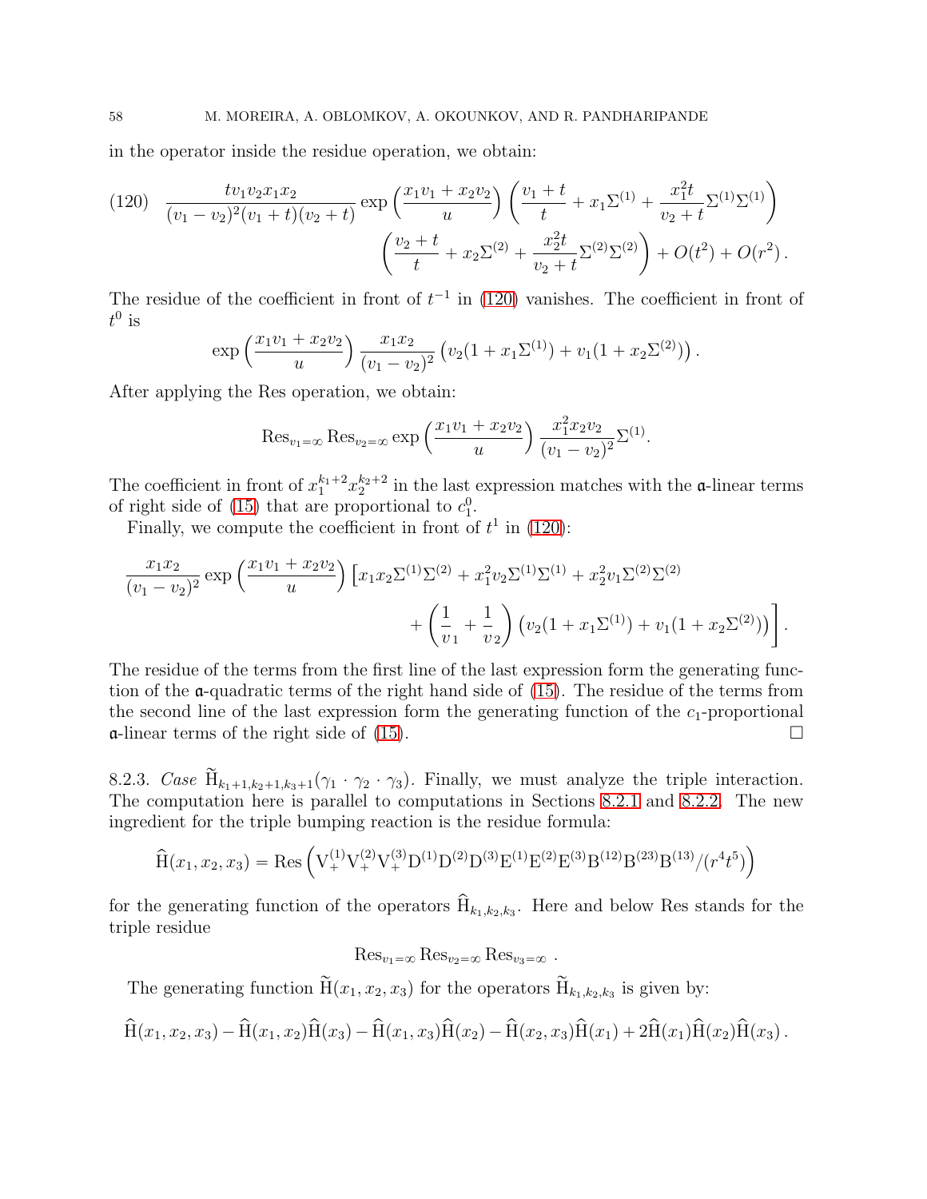in the operator inside the residue operation, we obtain:

$$
(120)\quad \frac{tv_1v_2x_1x_2}{(v_1-v_2)^2(v_1+t)(v_2+t)}\exp\left(\frac{x_1v_1+x_2v_2}{u}\right)\left(\frac{v_1+t}{t}+x_1\Sigma^{(1)}+\frac{x_1^2t}{v_2+t}\Sigma^{(1)}\Sigma^{(1)}\right)
$$

$$
\left(\frac{v_2+t}{t}+x_2\Sigma^{(2)}+\frac{x_2^2t}{v_2+t}\Sigma^{(2)}\Sigma^{(2)}\right)+O(t^2)+O(r^2)\,.
$$

The residue of the coefficient in front of $t^{-1}$ in (120) vanishes. The coefficient in front of $t^0$ is

$$
\exp\left(\frac{x_1v_1+x_2v_2}{u}\right)\frac{x_1x_2}{(v_1-v_2)^2}\left(v_2(1+x_1\Sigma^{(1)})+v_1(1+x_2\Sigma^{(2)})\right).
$$

After applying the Res operation, we obtain:

$$
\operatorname{Res}_{v_1=\infty}\operatorname{Res}_{v_2=\infty}\exp\left(\frac{x_1v_1+x_2v_2}{u}\right)\frac{x_1^2x_2v_2}{(v_1-v_2)^2}\Sigma^{(1)}.
$$

The coefficient in front of $x_1^{k_1+2}x_2^{k_2+2}$ in the last expression matches with the $\mathfrak{a}$-linear terms of right side of (15) that are proportional to $c_1^0$.

Finally, we compute the coefficient in front of $t^1$ in (120):

$$
\frac{x_1x_2}{(v_1-v_2)^2}\exp\left(\frac{x_1v_1+x_2v_2}{u}\right)\Big[x_1x_2\Sigma^{(1)}\Sigma^{(2)}+x_1^2v_2\Sigma^{(1)}\Sigma^{(1)}+x_2^2v_1\Sigma^{(2)}\Sigma^{(2)}
$$

$$
+\left(\frac{1}{v_1}+\frac{1}{v_2}\right)\left(v_2(1+x_1\Sigma^{(1)})+v_1(1+x_2\Sigma^{(2)})\right)\Big].
$$

The residue of the terms from the first line of the last expression form the generating function of the $\mathfrak{a}$-quadratic terms of the right hand side of (15). The residue of the terms from the second line of the last expression form the generating function of the $c_1$-proportional $\mathfrak{a}$-linear terms of the right side of (15). $\square$

8.2.3. *Case* $\widetilde{\mathrm{H}}_{k_1+1,k_2+1,k_3+1}(\gamma_1\cdot\gamma_2\cdot\gamma_3)$. Finally, we must analyze the triple interaction. The computation here is parallel to computations in Sections 8.2.1 and 8.2.2. The new ingredient for the triple bumping reaction is the residue formula:

$$
\widehat{\mathrm{H}}(x_1,x_2,x_3)=\operatorname{Res}\left(\mathrm{V}_+^{(1)}\mathrm{V}_+^{(2)}\mathrm{V}_+^{(3)}\mathrm{D}^{(1)}\mathrm{D}^{(2)}\mathrm{D}^{(3)}\mathrm{E}^{(1)}\mathrm{E}^{(2)}\mathrm{E}^{(3)}\mathrm{B}^{(12)}\mathrm{B}^{(23)}\mathrm{B}^{(13)}/(r^4t^5)\right)
$$

for the generating function of the operators $\widehat{\mathrm{H}}_{k_1,k_2,k_3}$. Here and below Res stands for the triple residue

$$
\operatorname{Res}_{v_1=\infty}\operatorname{Res}_{v_2=\infty}\operatorname{Res}_{v_3=\infty}\ .
$$

The generating function $\widetilde{\mathrm{H}}(x_1,x_2,x_3)$ for the operators $\widetilde{\mathrm{H}}_{k_1,k_2,k_3}$ is given by:

$$
\widehat{\mathrm{H}}(x_1,x_2,x_3)-\widehat{\mathrm{H}}(x_1,x_2)\widehat{\mathrm{H}}(x_3)-\widehat{\mathrm{H}}(x_1,x_3)\widehat{\mathrm{H}}(x_2)-\widehat{\mathrm{H}}(x_2,x_3)\widehat{\mathrm{H}}(x_1)+2\widehat{\mathrm{H}}(x_1)\widehat{\mathrm{H}}(x_2)\widehat{\mathrm{H}}(x_3)\,.
$$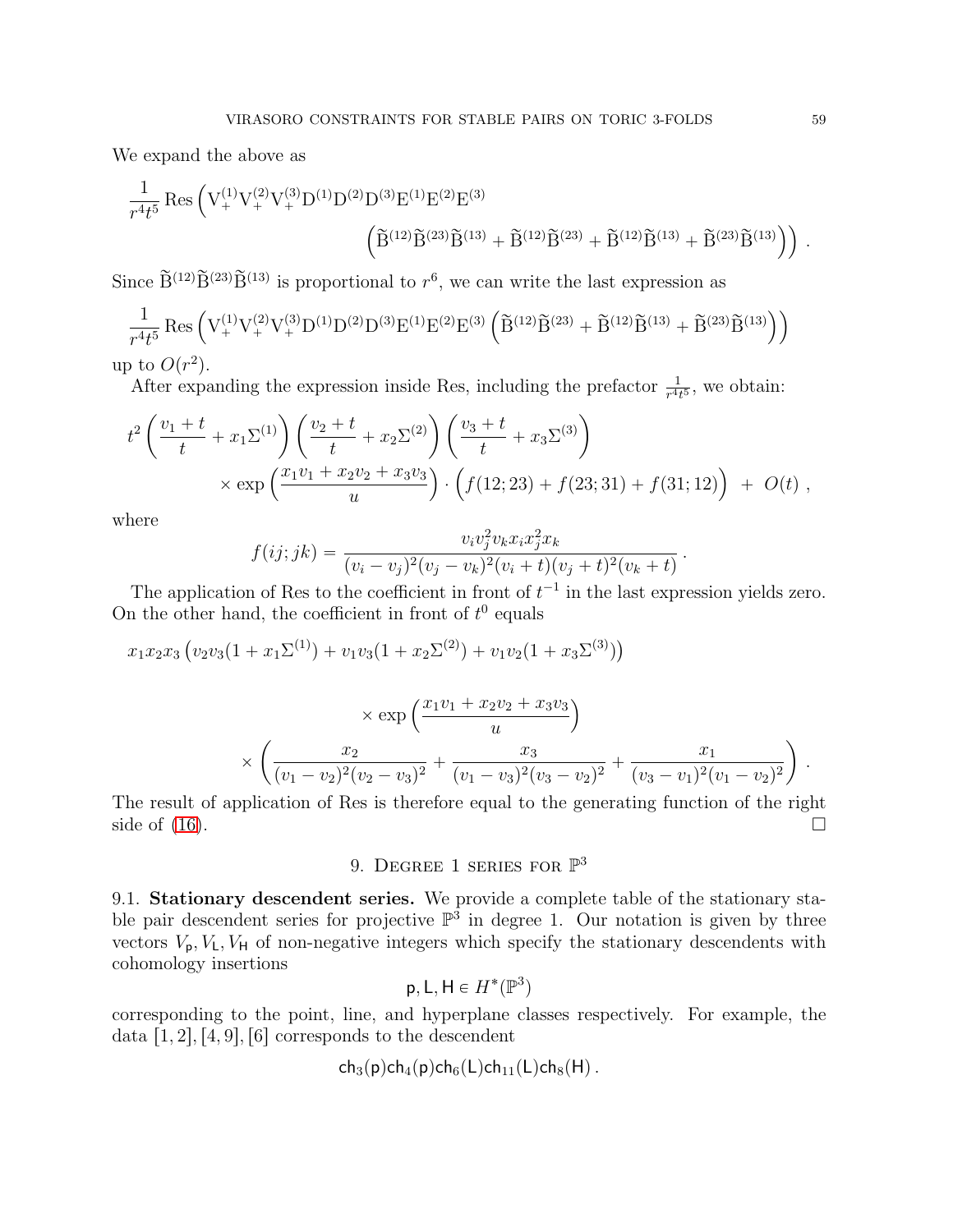We expand the above as

$$
\frac{1}{r^4 t^5} \operatorname{Res}\Big( \mathrm{V}_+^{(1)} \mathrm{V}_+^{(2)} \mathrm{V}_+^{(3)} \mathrm{D}^{(1)} \mathrm{D}^{(2)} \mathrm{D}^{(3)} \mathrm{E}^{(1)} \mathrm{E}^{(2)} \mathrm{E}^{(3)} \\
\Big( \widetilde{\mathrm{B}}^{(12)} \widetilde{\mathrm{B}}^{(23)} \widetilde{\mathrm{B}}^{(13)} + \widetilde{\mathrm{B}}^{(12)} \widetilde{\mathrm{B}}^{(23)} + \widetilde{\mathrm{B}}^{(12)} \widetilde{\mathrm{B}}^{(13)} + \widetilde{\mathrm{B}}^{(23)} \widetilde{\mathrm{B}}^{(13)} \Big) \Big) \,.
$$

Since $\widetilde{\mathrm{B}}^{(12)} \widetilde{\mathrm{B}}^{(23)} \widetilde{\mathrm{B}}^{(13)}$ is proportional to $r^6$, we can write the last expression as

$$
\frac{1}{r^4 t^5} \operatorname{Res}\Big( \mathrm{V}_+^{(1)} \mathrm{V}_+^{(2)} \mathrm{V}_+^{(3)} \mathrm{D}^{(1)} \mathrm{D}^{(2)} \mathrm{D}^{(3)} \mathrm{E}^{(1)} \mathrm{E}^{(2)} \mathrm{E}^{(3)} \Big( \widetilde{\mathrm{B}}^{(12)} \widetilde{\mathrm{B}}^{(23)} + \widetilde{\mathrm{B}}^{(12)} \widetilde{\mathrm{B}}^{(13)} + \widetilde{\mathrm{B}}^{(23)} \widetilde{\mathrm{B}}^{(13)} \Big) \Big)
$$

up to $O(r^2)$.

After expanding the expression inside Res, including the prefactor $\frac{1}{r^4 t^5}$, we obtain:

$$
t^2 \left( \frac{v_1 + t}{t} + x_1 \Sigma^{(1)} \right) \left( \frac{v_2 + t}{t} + x_2 \Sigma^{(2)} \right) \left( \frac{v_3 + t}{t} + x_3 \Sigma^{(3)} \right) \\
\times \exp\left( \frac{x_1 v_1 + x_2 v_2 + x_3 v_3}{u} \right) \cdot \Big( f(12;23) + f(23;31) + f(31;12) \Big) \; + \; O(t) \,,
$$

where

$$
f(ij;jk) = \frac{v_i v_j^2 v_k x_i x_j^2 x_k}{(v_i - v_j)^2 (v_j - v_k)^2 (v_i + t)(v_j + t)^2 (v_k + t)} \,.
$$

The application of Res to the coefficient in front of $t^{-1}$ in the last expression yields zero. On the other hand, the coefficient in front of $t^0$ equals

$$
x_1 x_2 x_3 \left( v_2 v_3 (1 + x_1 \Sigma^{(1)}) + v_1 v_3 (1 + x_2 \Sigma^{(2)}) + v_1 v_2 (1 + x_3 \Sigma^{(3)}) \right) \\
\times \exp\left( \frac{x_1 v_1 + x_2 v_2 + x_3 v_3}{u} \right) \\
\times \left( \frac{x_2}{(v_1 - v_2)^2 (v_2 - v_3)^2} + \frac{x_3}{(v_1 - v_3)^2 (v_3 - v_2)^2} + \frac{x_1}{(v_3 - v_1)^2 (v_1 - v_2)^2} \right) .
$$

The result of application of Res is therefore equal to the generating function of the right side of (16). □

## 9. Degree 1 series for $\mathbb{P}^3$

**9.1. Stationary descendent series.** We provide a complete table of the stationary stable pair descendent series for projective $\mathbb{P}^3$ in degree 1. Our notation is given by three vectors $V_{\mathsf{p}}, V_{\mathsf{L}}, V_{\mathsf{H}}$ of non-negative integers which specify the stationary descendents with cohomology insertions

$$
\mathsf{p}, \mathsf{L}, \mathsf{H} \in H^*(\mathbb{P}^3)
$$

corresponding to the point, line, and hyperplane classes respectively. For example, the data [1, 2], [4, 9], [6] corresponds to the descendent

$$
\mathrm{ch}_3(\mathsf{p}) \mathrm{ch}_4(\mathsf{p}) \mathrm{ch}_6(\mathsf{L}) \mathrm{ch}_{11}(\mathsf{L}) \mathrm{ch}_8(\mathsf{H}) \,.
$$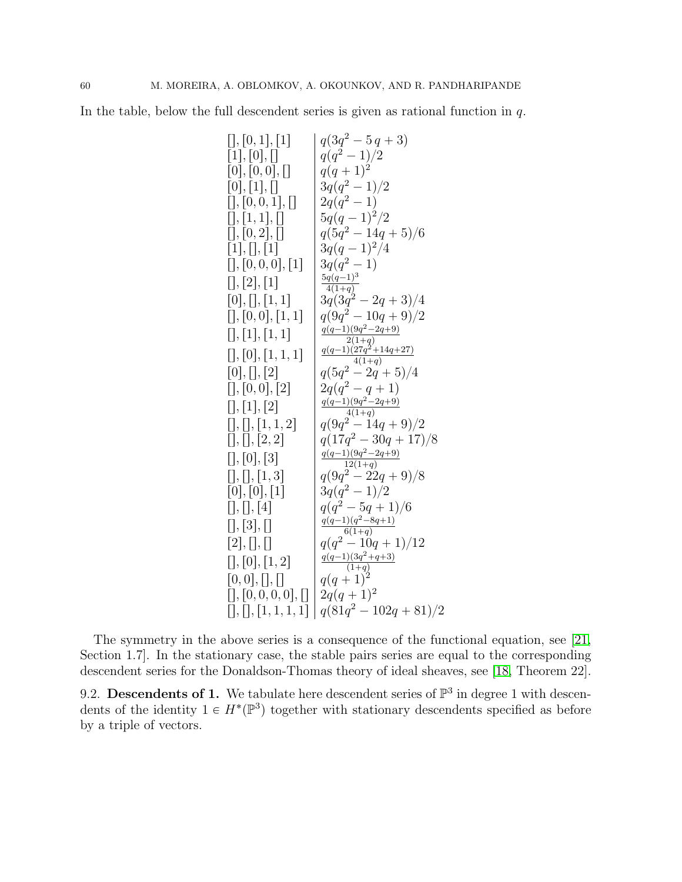In the table, below the full descendent series is given as rational function in $q$.

| | |
|---|---|
| [], [0, 1], [1] | $q(3q^2 - 5\,q + 3)$ |
| [1], [0], [] | $q(q^2 - 1)/2$ |
| [0], [0, 0], [] | $q(q + 1)^2$ |
| [0], [1], [] | $3q(q^2 - 1)/2$ |
| [], [0, 0, 1], [] | $2q(q^2 - 1)$ |
| [], [1, 1], [] | $5q(q - 1)^2/2$ |
| [], [0, 2], [] | $q(5q^2 - 14q + 5)/6$ |
| [1], [], [1] | $3q(q - 1)^2/4$ |
| [], [0, 0, 0], [1] | $3q(q^2 - 1)$ |
| [], [2], [1] | $\frac{5q(q-1)^3}{4(1+q)}$ |
| [0], [], [1, 1] | $3q(3q^2 - 2q + 3)/4$ |
| [], [0, 0], [1, 1] | $q(9q^2 - 10q + 9)/2$ |
| [], [1], [1, 1] | $\frac{q(q-1)(9q^2-2q+9)}{2(1+q)}$ |
| [], [0], [1, 1, 1] | $\frac{q(q-1)(27q^2+14q+27)}{4(1+q)}$ |
| [0], [], [2] | $q(5q^2 - 2q + 5)/4$ |
| [], [0, 0], [2] | $2q(q^2 - q + 1)$ |
| [], [1], [2] | $\frac{q(q-1)(9q^2-2q+9)}{4(1+q)}$ |
| [], [], [1, 1, 2] | $q(9q^2 - 14q + 9)/2$ |
| [], [], [2, 2] | $q(17q^2 - 30q + 17)/8$ |
| [], [0], [3] | $\frac{q(q-1)(9q^2-2q+9)}{12(1+q)}$ |
| [], [], [1, 3] | $q(9q^2 - 22q + 9)/8$ |
| [0], [0], [1] | $3q(q^2 - 1)/2$ |
| [], [], [4] | $q(q^2 - 5q + 1)/6$ |
| [], [3], [] | $\frac{q(q-1)(q^2-8q+1)}{6(1+q)}$ |
| [2], [], [] | $q(q^2 - 10q + 1)/12$ |
| [], [0], [1, 2] | $\frac{q(q-1)(3q^2+q+3)}{(1+q)}$ |
| [0, 0], [], [] | $q(q + 1)^2$ |
| [], [0, 0, 0, 0], [] | $2q(q + 1)^2$ |
| [], [], [1, 1, 1, 1] | $q(81q^2 - 102q + 81)/2$ |

The symmetry in the above series is a consequence of the functional equation, see [21, Section 1.7]. In the stationary case, the stable pairs series are equal to the corresponding descendent series for the Donaldson-Thomas theory of ideal sheaves, see [18, Theorem 22].

9.2. **Descendents of 1.** We tabulate here descendent series of $\mathbb{P}^3$ in degree 1 with descendents of the identity $1 \in H^*(\mathbb{P}^3)$ together with stationary descendents specified as before by a triple of vectors.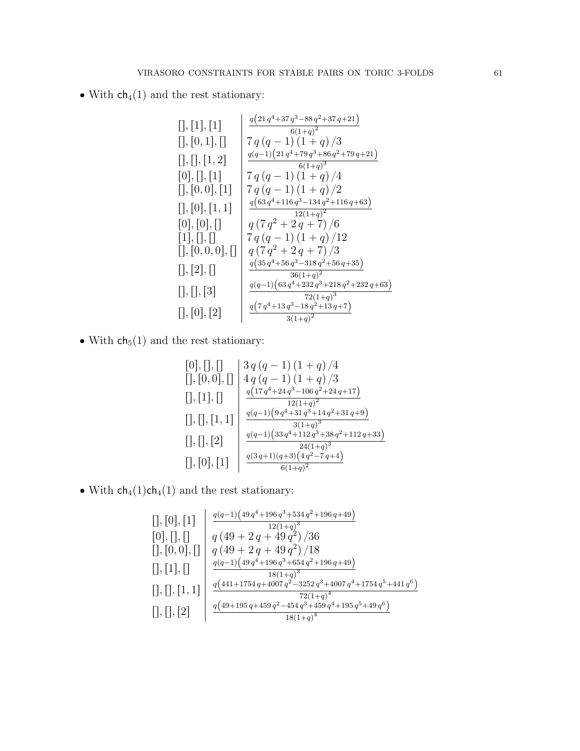- With $\mathsf{ch}_4(1)$ and the rest stationary:

| | |
|---|---|
| [], [1], [1] | $\frac{q\left(21\,q^4+37\,q^3-88\,q^2+37\,q+21\right)}{6(1+q)^2}$ |
| [], [0, 1], [] | $7\,q\,(q-1)\,(1+q)\,/3$ |
| [], [], [1, 2] | $\frac{q(q-1)\left(21\,q^4+79\,q^3+86\,q^2+79\,q+21\right)}{6(1+q)^3}$ |
| [0], [], [1] | $7\,q\,(q-1)\,(1+q)\,/4$ |
| [], [0, 0], [1] | $7\,q\,(q-1)\,(1+q)\,/2$ |
| [], [0], [1, 1] | $\frac{q\left(63\,q^4+116\,q^3-134\,q^2+116\,q+63\right)}{12(1+q)^2}$ |
| [0], [0], [] | $q\,(7\,q^2+2\,q+7)\,/6$ |
| [1], [], [] | $7\,q\,(q-1)\,(1+q)\,/12$ |
| [], [0, 0, 0], [] | $q\,(7\,q^2+2\,q+7)\,/3$ |
| [], [2], [] | $\frac{q\left(35\,q^4+56\,q^3-318\,q^2+56\,q+35\right)}{36(1+q)^2}$ |
| [], [], [3] | $\frac{q(q-1)\left(63\,q^4+232\,q^3+218\,q^2+232\,q+63\right)}{72(1+q)^3}$ |
| [], [0], [2] | $\frac{q\left(7\,q^4+13\,q^3-18\,q^2+13\,q+7\right)}{3(1+q)^2}$ |

- With $\mathsf{ch}_5(1)$ and the rest stationary:

| | |
|---|---|
| [0], [], [] | $3\,q\,(q-1)\,(1+q)\,/4$ |
| [], [0, 0], [] | $4\,q\,(q-1)\,(1+q)\,/3$ |
| [], [1], [] | $\frac{q\left(17\,q^4+24\,q^3-106\,q^2+24\,q+17\right)}{12(1+q)^2}$ |
| [], [], [1, 1] | $\frac{q(q-1)\left(9\,q^4+31\,q^3+14\,q^2+31\,q+9\right)}{3(1+q)^3}$ |
| [], [], [2] | $\frac{q(q-1)\left(33\,q^4+112\,q^3+38\,q^2+112\,q+33\right)}{24(1+q)^3}$ |
| [], [0], [1] | $\frac{q(3\,q+1)(q+3)\left(4\,q^2-7\,q+4\right)}{6(1+q)^2}$ |

- With $\mathsf{ch}_4(1)\mathsf{ch}_4(1)$ and the rest stationary:

| | |
|---|---|
| [], [0], [1] | $\frac{q(q-1)\left(49\,q^4+196\,q^3+534\,q^2+196\,q+49\right)}{12(1+q)^3}$ |
| [0], [], [] | $q\,(49+2\,q+49\,q^2)\,/36$ |
| [], [0, 0], [] | $q\,(49+2\,q+49\,q^2)\,/18$ |
| [], [1], [] | $\frac{q(q-1)\left(49\,q^4+196\,q^3+654\,q^2+196\,q+49\right)}{18(1+q)^3}$ |
| [], [], [1, 1] | $\frac{q\left(441+1754\,q+4007\,q^2-3252\,q^3+4007\,q^4+1754\,q^5+441\,q^6\right)}{72(1+q)^4}$ |
| [], [], [2] | $\frac{q\left(49+195\,q+459\,q^2-454\,q^3+459\,q^4+195\,q^5+49\,q^6\right)}{18(1+q)^4}$ |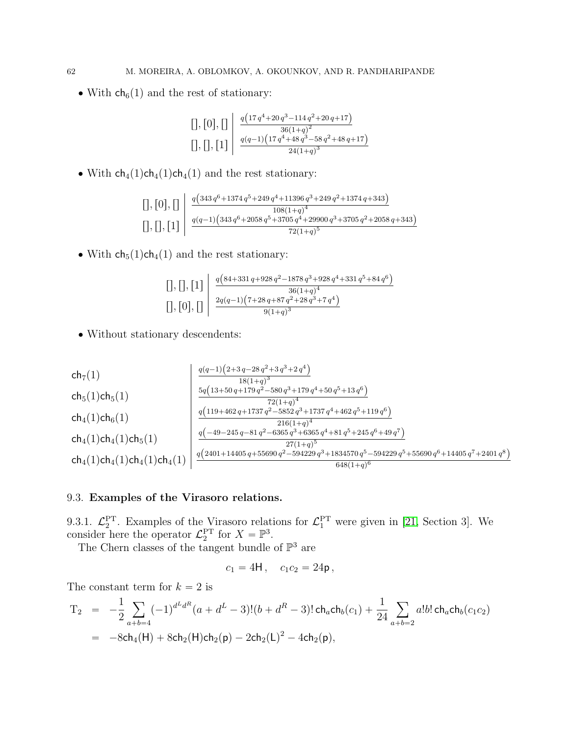- With $\mathsf{ch}_6(1)$ and the rest of stationary:

| | |
|---|---|
| $[], [0], []$ | $\frac{q\left(17\,q^4+20\,q^3-114\,q^2+20\,q+17\right)}{36(1+q)^2}$ |
| $[], [], [1]$ | $\frac{q(q-1)\left(17\,q^4+48\,q^3-58\,q^2+48\,q+17\right)}{24(1+q)^3}$ |

- With $\mathsf{ch}_4(1)\mathsf{ch}_4(1)\mathsf{ch}_4(1)$ and the rest stationary:

| | |
|---|---|
| $[], [0], []$ | $\frac{q\left(343\,q^6+1374\,q^5+249\,q^4+11396\,q^3+249\,q^2+1374\,q+343\right)}{108(1+q)^4}$ |
| $[], [], [1]$ | $\frac{q(q-1)\left(343\,q^6+2058\,q^5+3705\,q^4+29900\,q^3+3705\,q^2+2058\,q+343\right)}{72(1+q)^5}$ |

- With $\mathsf{ch}_5(1)\mathsf{ch}_4(1)$ and the rest stationary:

| | |
|---|---|
| $[], [], [1]$ | $\frac{q\left(84+331\,q+928\,q^2-1878\,q^3+928\,q^4+331\,q^5+84\,q^6\right)}{36(1+q)^4}$ |
| $[], [0], []$ | $\frac{2q(q-1)\left(7+28\,q+87\,q^2+28\,q^3+7\,q^4\right)}{9(1+q)^3}$ |

- Without stationary descendents:

| | |
|---|---|
| $\mathsf{ch}_7(1)$ | $\frac{q(q-1)\left(2+3\,q-28\,q^2+3\,q^3+2\,q^4\right)}{18(1+q)^3}$ |
| $\mathsf{ch}_5(1)\mathsf{ch}_5(1)$ | $\frac{5q\left(13+50\,q+179\,q^2-580\,q^3+179\,q^4+50\,q^5+13\,q^6\right)}{72(1+q)^4}$ |
| $\mathsf{ch}_4(1)\mathsf{ch}_6(1)$ | $\frac{q\left(119+462\,q+1737\,q^2-5852\,q^3+1737\,q^4+462\,q^5+119\,q^6\right)}{216(1+q)^4}$ |
| $\mathsf{ch}_4(1)\mathsf{ch}_4(1)\mathsf{ch}_5(1)$ | $\frac{q\left(-49-245\,q-81\,q^2-6365\,q^3+6365\,q^4+81\,q^5+245\,q^6+49\,q^7\right)}{27(1+q)^5}$ |
| $\mathsf{ch}_4(1)\mathsf{ch}_4(1)\mathsf{ch}_4(1)\mathsf{ch}_4(1)$ | $\frac{q\left(2401+14405\,q+55690\,q^2-594229\,q^3+1834570\,q^5-594229\,q^5+55690\,q^6+14405\,q^7+2401\,q^8\right)}{648(1+q)^6}$ |

### 9.3. Examples of the Virasoro relations.

9.3.1. $\mathcal{L}_2^{\mathrm{PT}}$. Examples of the Virasoro relations for $\mathcal{L}_1^{\mathrm{PT}}$ were given in [21, Section 3]. We consider here the operator $\mathcal{L}_2^{\mathrm{PT}}$ for $X = \mathbb{P}^3$.

The Chern classes of the tangent bundle of $\mathbb{P}^3$ are

$$c_1 = 4\mathsf{H}\,, \quad c_1c_2 = 24\mathsf{p}\,,$$

The constant term for $k = 2$ is

$$\begin{aligned}
\mathrm{T}_2 &= -\frac{1}{2}\sum_{a+b=4}(-1)^{d^Ld^R}(a+d^L-3)!(b+d^R-3)!\,\mathsf{ch}_a\mathsf{ch}_b(c_1) + \frac{1}{24}\sum_{a+b=2}a!b!\,\mathsf{ch}_a\mathsf{ch}_b(c_1c_2)\\
&= -8\mathsf{ch}_4(\mathsf{H}) + 8\mathsf{ch}_2(\mathsf{H})\mathsf{ch}_2(\mathsf{p}) - 2\mathsf{ch}_2(\mathsf{L})^2 - 4\mathsf{ch}_2(\mathsf{p}),
\end{aligned}$$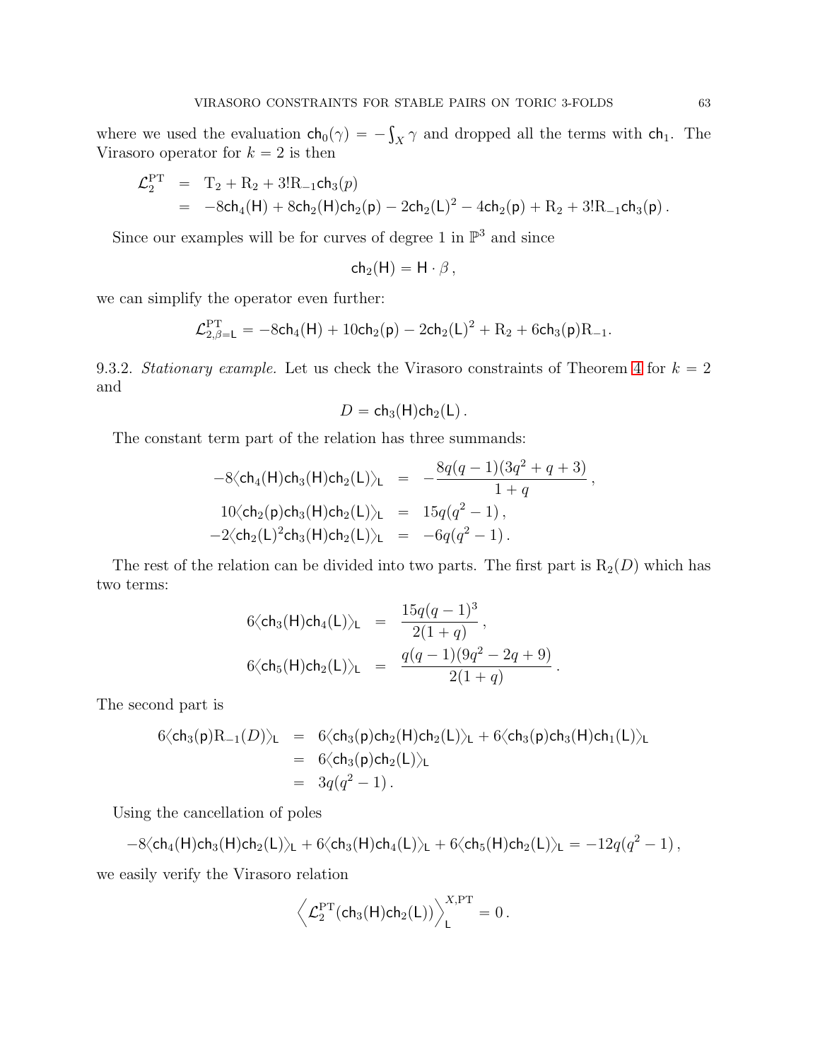where we used the evaluation $\mathsf{ch}_0(\gamma) = -\int_X \gamma$ and dropped all the terms with $\mathsf{ch}_1$. The Virasoro operator for $k=2$ is then

$$
\begin{aligned}
\mathcal{L}_2^{\mathrm{PT}} &= \mathrm{T}_2 + \mathrm{R}_2 + 3!\mathrm{R}_{-1}\mathsf{ch}_3(p)\\
&= -8\mathsf{ch}_4(\mathsf{H}) + 8\mathsf{ch}_2(\mathsf{H})\mathsf{ch}_2(\mathsf{p}) - 2\mathsf{ch}_2(\mathsf{L})^2 - 4\mathsf{ch}_2(\mathsf{p}) + \mathrm{R}_2 + 3!\mathrm{R}_{-1}\mathsf{ch}_3(\mathsf{p})\,.
\end{aligned}
$$

Since our examples will be for curves of degree 1 in $\mathbb{P}^3$ and since

$$
\mathsf{ch}_2(\mathsf{H}) = \mathsf{H}\cdot\beta\,,
$$

we can simplify the operator even further:

$$
\mathcal{L}_{2,\beta=\mathsf{L}}^{\mathrm{PT}} = -8\mathsf{ch}_4(\mathsf{H}) + 10\mathsf{ch}_2(\mathsf{p}) - 2\mathsf{ch}_2(\mathsf{L})^2 + \mathrm{R}_2 + 6\mathsf{ch}_3(\mathsf{p})\mathrm{R}_{-1}.
$$

9.3.2. *Stationary example.* Let us check the Virasoro constraints of Theorem 4 for $k=2$ and

$$
D = \mathsf{ch}_3(\mathsf{H})\mathsf{ch}_2(\mathsf{L})\,.
$$

The constant term part of the relation has three summands:

$$
\begin{aligned}
-8\langle \mathsf{ch}_4(\mathsf{H})\mathsf{ch}_3(\mathsf{H})\mathsf{ch}_2(\mathsf{L})\rangle_{\mathsf{L}} &= -\frac{8q(q-1)(3q^2+q+3)}{1+q}\,,\\
10\langle \mathsf{ch}_2(\mathsf{p})\mathsf{ch}_3(\mathsf{H})\mathsf{ch}_2(\mathsf{L})\rangle_{\mathsf{L}} &= 15q(q^2-1)\,,\\
-2\langle \mathsf{ch}_2(\mathsf{L})^2\mathsf{ch}_3(\mathsf{H})\mathsf{ch}_2(\mathsf{L})\rangle_{\mathsf{L}} &= -6q(q^2-1)\,.
\end{aligned}
$$

The rest of the relation can be divided into two parts. The first part is $\mathrm{R}_2(D)$ which has two terms:

$$
\begin{aligned}
6\langle \mathsf{ch}_3(\mathsf{H})\mathsf{ch}_4(\mathsf{L})\rangle_{\mathsf{L}} &= \frac{15q(q-1)^3}{2(1+q)}\,,\\
6\langle \mathsf{ch}_5(\mathsf{H})\mathsf{ch}_2(\mathsf{L})\rangle_{\mathsf{L}} &= \frac{q(q-1)(9q^2-2q+9)}{2(1+q)}\,.
\end{aligned}
$$

The second part is

$$
\begin{aligned}
6\langle \mathsf{ch}_3(\mathsf{p})\mathrm{R}_{-1}(D)\rangle_{\mathsf{L}} &= 6\langle \mathsf{ch}_3(\mathsf{p})\mathsf{ch}_2(\mathsf{H})\mathsf{ch}_2(\mathsf{L})\rangle_{\mathsf{L}} + 6\langle \mathsf{ch}_3(\mathsf{p})\mathsf{ch}_3(\mathsf{H})\mathsf{ch}_1(\mathsf{L})\rangle_{\mathsf{L}}\\
&= 6\langle \mathsf{ch}_3(\mathsf{p})\mathsf{ch}_2(\mathsf{L})\rangle_{\mathsf{L}}\\
&= 3q(q^2-1)\,.
\end{aligned}
$$

Using the cancellation of poles

$$
-8\langle \mathsf{ch}_4(\mathsf{H})\mathsf{ch}_3(\mathsf{H})\mathsf{ch}_2(\mathsf{L})\rangle_{\mathsf{L}} + 6\langle \mathsf{ch}_3(\mathsf{H})\mathsf{ch}_4(\mathsf{L})\rangle_{\mathsf{L}} + 6\langle \mathsf{ch}_5(\mathsf{H})\mathsf{ch}_2(\mathsf{L})\rangle_{\mathsf{L}} = -12q(q^2-1)\,,
$$

we easily verify the Virasoro relation

$$
\Big\langle \mathcal{L}_2^{\mathrm{PT}}(\mathsf{ch}_3(\mathsf{H})\mathsf{ch}_2(\mathsf{L}))\Big\rangle_{\mathsf{L}}^{X,\mathrm{PT}} = 0\,.
$$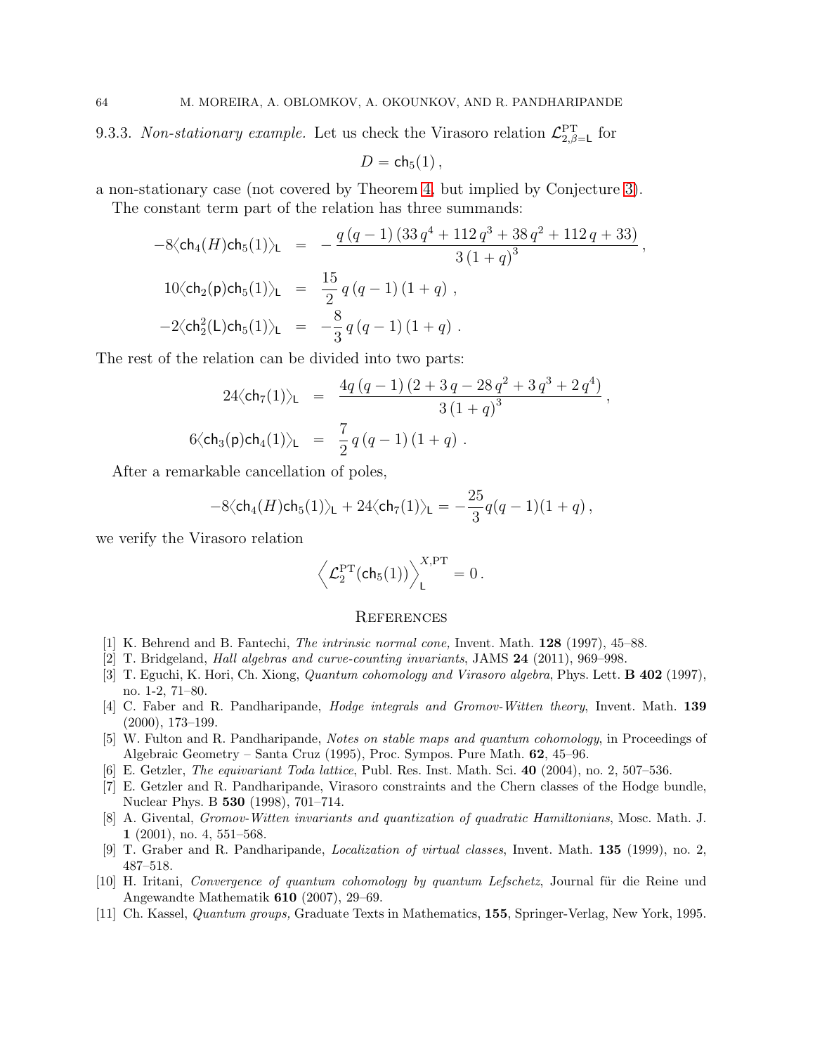9.3.3. *Non-stationary example.* Let us check the Virasoro relation $\mathcal{L}^{\mathrm{PT}}_{2,\beta=\mathsf{L}}$ for

$$D = \mathsf{ch}_5(1)\,,$$

a non-stationary case (not covered by Theorem 4, but implied by Conjecture 3).

The constant term part of the relation has three summands:

$$\begin{aligned}
-8\langle \mathsf{ch}_4(H)\mathsf{ch}_5(1)\rangle_{\mathsf{L}} &= -\frac{q\,(q-1)\,(33\,q^4+112\,q^3+38\,q^2+112\,q+33)}{3\,(1+q)^3}\,,\\
10\langle \mathsf{ch}_2(\mathsf{p})\mathsf{ch}_5(1)\rangle_{\mathsf{L}} &= \frac{15}{2}\,q\,(q-1)\,(1+q)\ ,\\
-2\langle \mathsf{ch}_2^2(\mathsf{L})\mathsf{ch}_5(1)\rangle_{\mathsf{L}} &= -\frac{8}{3}\,q\,(q-1)\,(1+q)\ .
\end{aligned}$$

The rest of the relation can be divided into two parts:

$$\begin{aligned}
24\langle \mathsf{ch}_7(1)\rangle_{\mathsf{L}} &= \frac{4q\,(q-1)\,(2+3\,q-28\,q^2+3\,q^3+2\,q^4)}{3\,(1+q)^3}\,,\\
6\langle \mathsf{ch}_3(\mathsf{p})\mathsf{ch}_4(1)\rangle_{\mathsf{L}} &= \frac{7}{2}\,q\,(q-1)\,(1+q)\ .
\end{aligned}$$

After a remarkable cancellation of poles,

$$-8\langle \mathsf{ch}_4(H)\mathsf{ch}_5(1)\rangle_{\mathsf{L}} + 24\langle \mathsf{ch}_7(1)\rangle_{\mathsf{L}} = -\frac{25}{3}q(q-1)(1+q)\,,$$

we verify the Virasoro relation

$$\Big\langle \mathcal{L}^{\mathrm{PT}}_2(\mathsf{ch}_5(1))\Big\rangle^{X,\mathrm{PT}}_{\mathsf{L}} = 0\,.$$

## References

[1] K. Behrend and B. Fantechi, *The intrinsic normal cone,* Invent. Math. **128** (1997), 45–88.

[2] T. Bridgeland, *Hall algebras and curve-counting invariants*, JAMS **24** (2011), 969–998.

[3] T. Eguchi, K. Hori, Ch. Xiong, *Quantum cohomology and Virasoro algebra*, Phys. Lett. **B 402** (1997), no. 1-2, 71–80.

[4] C. Faber and R. Pandharipande, *Hodge integrals and Gromov-Witten theory*, Invent. Math. **139** (2000), 173–199.

[5] W. Fulton and R. Pandharipande, *Notes on stable maps and quantum cohomology*, in Proceedings of Algebraic Geometry – Santa Cruz (1995), Proc. Sympos. Pure Math. **62**, 45–96.

[6] E. Getzler, *The equivariant Toda lattice*, Publ. Res. Inst. Math. Sci. **40** (2004), no. 2, 507–536.

[7] E. Getzler and R. Pandharipande, Virasoro constraints and the Chern classes of the Hodge bundle, Nuclear Phys. B **530** (1998), 701–714.

[8] A. Givental, *Gromov-Witten invariants and quantization of quadratic Hamiltonians*, Mosc. Math. J. **1** (2001), no. 4, 551–568.

[9] T. Graber and R. Pandharipande, *Localization of virtual classes*, Invent. Math. **135** (1999), no. 2, 487–518.

[10] H. Iritani, *Convergence of quantum cohomology by quantum Lefschetz*, Journal für die Reine und Angewandte Mathematik **610** (2007), 29–69.

[11] Ch. Kassel, *Quantum groups,* Graduate Texts in Mathematics, **155**, Springer-Verlag, New York, 1995.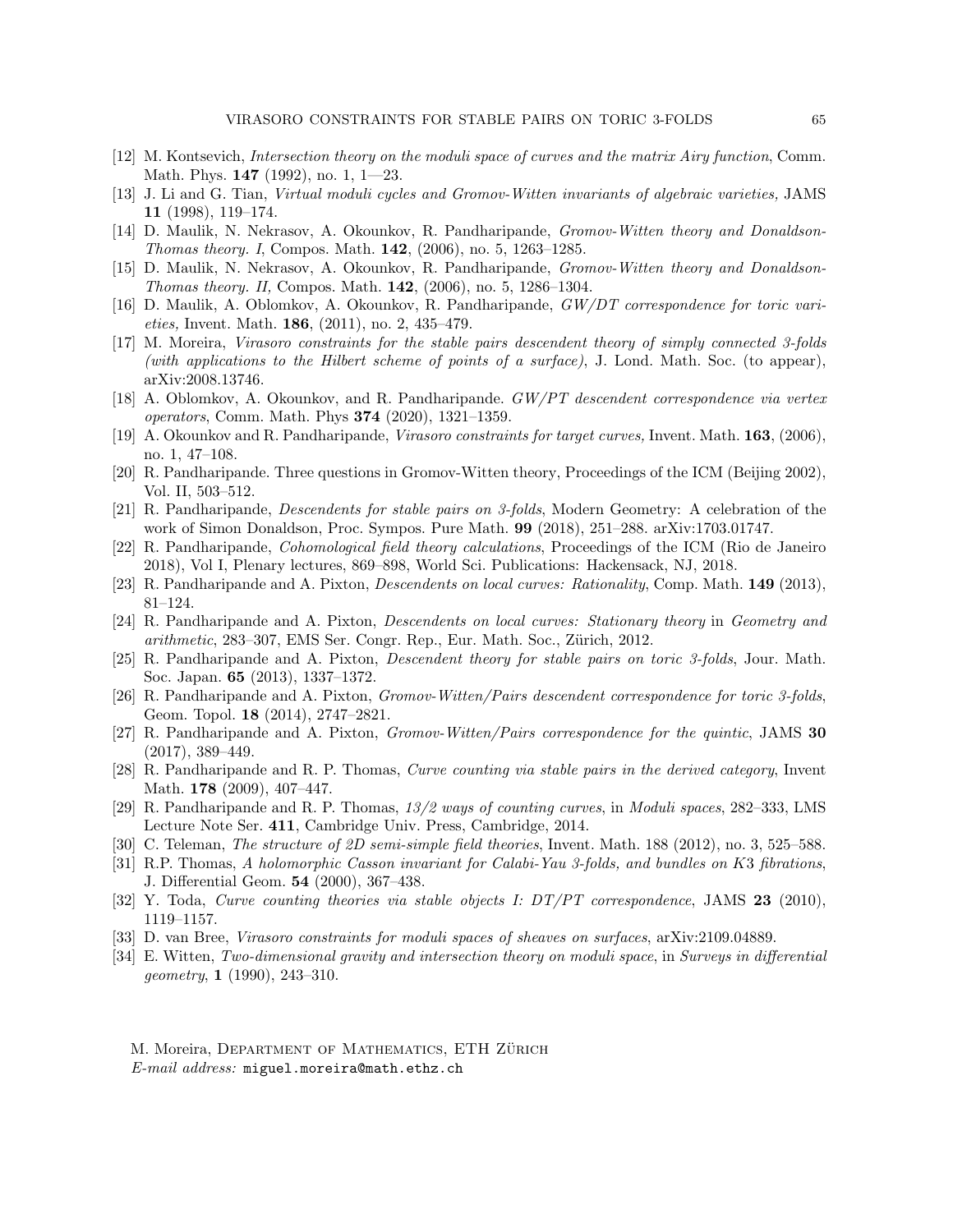[12] M. Kontsevich, *Intersection theory on the moduli space of curves and the matrix Airy function*, Comm. Math. Phys. **147** (1992), no. 1, 1—23.

[13] J. Li and G. Tian, *Virtual moduli cycles and Gromov-Witten invariants of algebraic varieties,* JAMS **11** (1998), 119–174.

[14] D. Maulik, N. Nekrasov, A. Okounkov, R. Pandharipande, *Gromov-Witten theory and Donaldson-Thomas theory. I*, Compos. Math. **142**, (2006), no. 5, 1263–1285.

[15] D. Maulik, N. Nekrasov, A. Okounkov, R. Pandharipande, *Gromov-Witten theory and Donaldson-Thomas theory. II,* Compos. Math. **142**, (2006), no. 5, 1286–1304.

[16] D. Maulik, A. Oblomkov, A. Okounkov, R. Pandharipande, *GW/DT correspondence for toric varieties,* Invent. Math. **186**, (2011), no. 2, 435–479.

[17] M. Moreira, *Virasoro constraints for the stable pairs descendent theory of simply connected 3-folds (with applications to the Hilbert scheme of points of a surface)*, J. Lond. Math. Soc. (to appear), arXiv:2008.13746.

[18] A. Oblomkov, A. Okounkov, and R. Pandharipande. *GW/PT descendent correspondence via vertex operators*, Comm. Math. Phys **374** (2020), 1321–1359.

[19] A. Okounkov and R. Pandharipande, *Virasoro constraints for target curves,* Invent. Math. **163**, (2006), no. 1, 47–108.

[20] R. Pandharipande. Three questions in Gromov-Witten theory, Proceedings of the ICM (Beijing 2002), Vol. II, 503–512.

[21] R. Pandharipande, *Descendents for stable pairs on 3-folds*, Modern Geometry: A celebration of the work of Simon Donaldson, Proc. Sympos. Pure Math. **99** (2018), 251–288. arXiv:1703.01747.

[22] R. Pandharipande, *Cohomological field theory calculations*, Proceedings of the ICM (Rio de Janeiro 2018), Vol I, Plenary lectures, 869–898, World Sci. Publications: Hackensack, NJ, 2018.

[23] R. Pandharipande and A. Pixton, *Descendents on local curves: Rationality*, Comp. Math. **149** (2013), 81–124.

[24] R. Pandharipande and A. Pixton, *Descendents on local curves: Stationary theory* in *Geometry and arithmetic*, 283–307, EMS Ser. Congr. Rep., Eur. Math. Soc., Zürich, 2012.

[25] R. Pandharipande and A. Pixton, *Descendent theory for stable pairs on toric 3-folds*, Jour. Math. Soc. Japan. **65** (2013), 1337–1372.

[26] R. Pandharipande and A. Pixton, *Gromov-Witten/Pairs descendent correspondence for toric 3-folds*, Geom. Topol. **18** (2014), 2747–2821.

[27] R. Pandharipande and A. Pixton, *Gromov-Witten/Pairs correspondence for the quintic*, JAMS **30** (2017), 389–449.

[28] R. Pandharipande and R. P. Thomas, *Curve counting via stable pairs in the derived category*, Invent Math. **178** (2009), 407–447.

[29] R. Pandharipande and R. P. Thomas, *13/2 ways of counting curves*, in *Moduli spaces*, 282–333, LMS Lecture Note Ser. **411**, Cambridge Univ. Press, Cambridge, 2014.

[30] C. Teleman, *The structure of 2D semi-simple field theories*, Invent. Math. 188 (2012), no. 3, 525–588.

[31] R.P. Thomas, *A holomorphic Casson invariant for Calabi-Yau 3-folds, and bundles on K3 fibrations*, J. Differential Geom. **54** (2000), 367–438.

[32] Y. Toda, *Curve counting theories via stable objects I: DT/PT correspondence*, JAMS **23** (2010), 1119–1157.

[33] D. van Bree, *Virasoro constraints for moduli spaces of sheaves on surfaces*, arXiv:2109.04889.

[34] E. Witten, *Two-dimensional gravity and intersection theory on moduli space*, in *Surveys in differential geometry*, **1** (1990), 243–310.

M. Moreira, Department of Mathematics, ETH Zürich
*E-mail address:* miguel.moreira@math.ethz.ch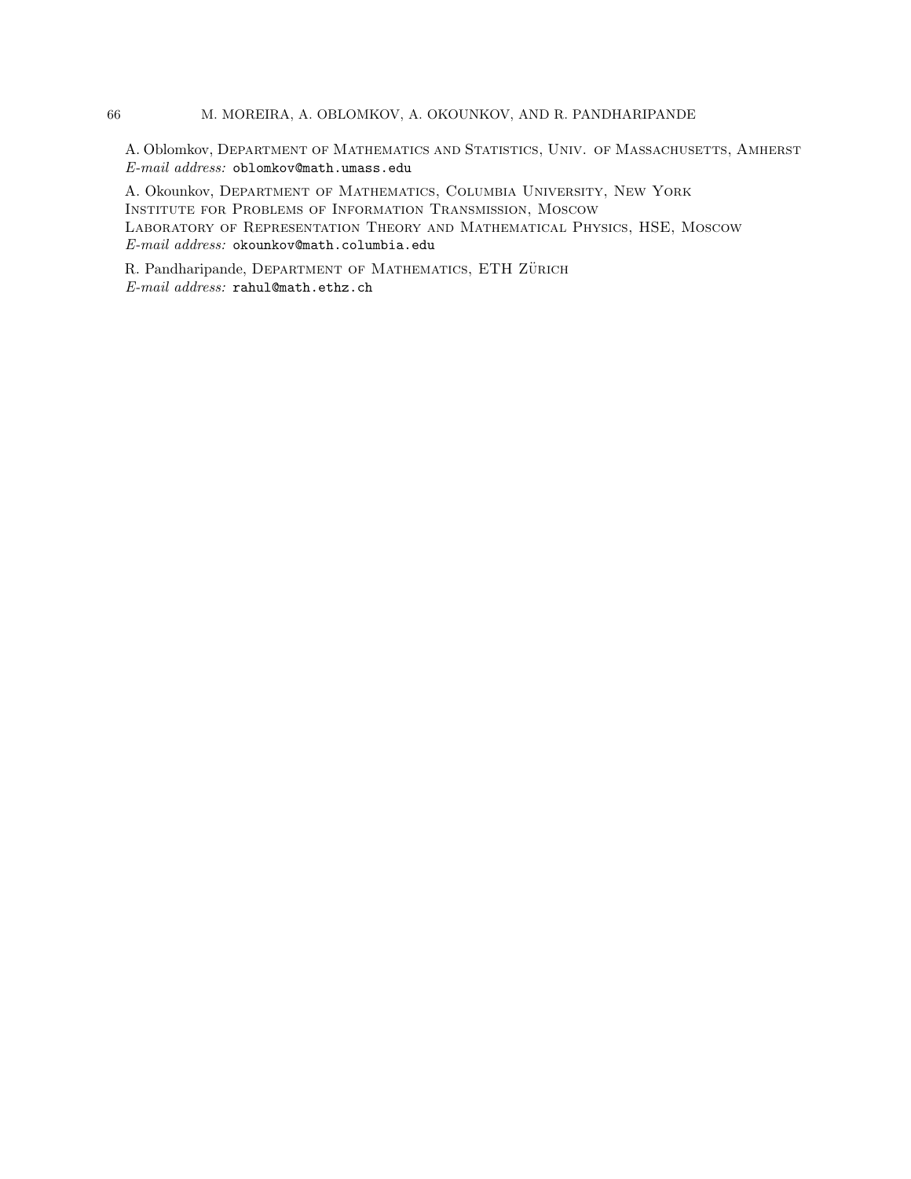A. Oblomkov, Department of Mathematics and Statistics, Univ. of Massachusetts, Amherst
*E-mail address:* oblomkov@math.umass.edu

A. Okounkov, Department of Mathematics, Columbia University, New York
Institute for Problems of Information Transmission, Moscow
Laboratory of Representation Theory and Mathematical Physics, HSE, Moscow
*E-mail address:* okounkov@math.columbia.edu

R. Pandharipande, Department of Mathematics, ETH Zürich
*E-mail address:* rahul@math.ethz.ch